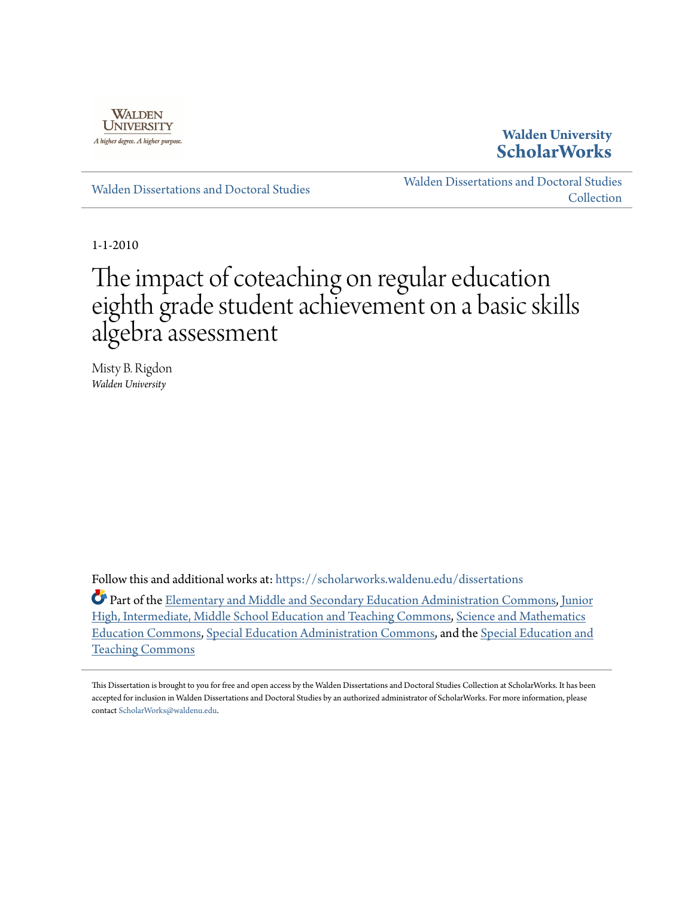Walden University

Walden University ScholarWorks

Walden Dissertations and Doctoral Studies

Walden Dissertations and Doctoral Studies Collection

1-1-2010

# The impact of coteaching on regular education eighth grade student achievement on a basic skills algebra assessment

Misty B. Rigdon
*Walden University*

Follow this and additional works at: https://scholarworks.waldenu.edu/dissertations

Part of the Elementary and Middle and Secondary Education Administration Commons, Junior High, Intermediate, Middle School Education and Teaching Commons, Science and Mathematics Education Commons, Special Education Administration Commons, and the Special Education and Teaching Commons

This Dissertation is brought to you for free and open access by the Walden Dissertations and Doctoral Studies Collection at ScholarWorks. It has been accepted for inclusion in Walden Dissertations and Doctoral Studies by an authorized administrator of ScholarWorks. For more information, please contact ScholarWorks@waldenu.edu.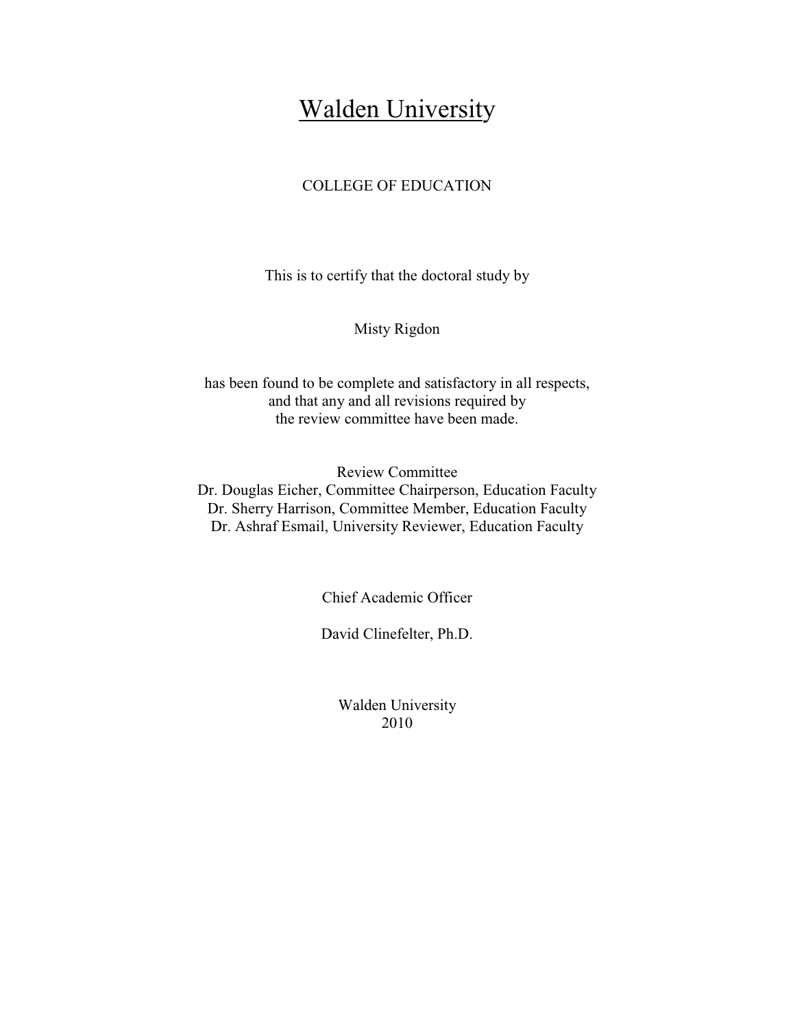# Walden University

COLLEGE OF EDUCATION

This is to certify that the doctoral study by

Misty Rigdon

has been found to be complete and satisfactory in all respects,
and that any and all revisions required by
the review committee have been made.

Review Committee
Dr. Douglas Eicher, Committee Chairperson, Education Faculty
Dr. Sherry Harrison, Committee Member, Education Faculty
Dr. Ashraf Esmail, University Reviewer, Education Faculty

Chief Academic Officer

David Clinefelter, Ph.D.

Walden University
2010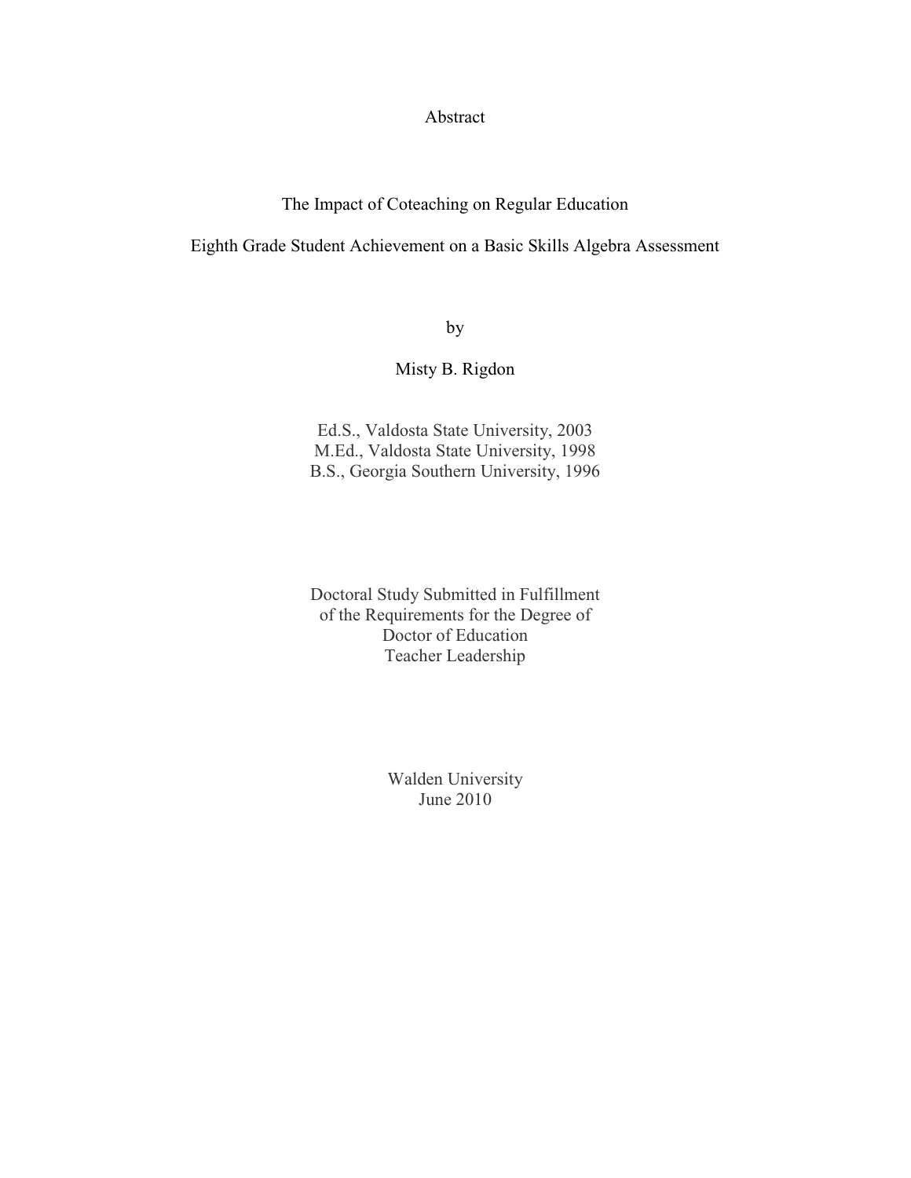# Abstract

## The Impact of Coteaching on Regular Education Eighth Grade Student Achievement on a Basic Skills Algebra Assessment

by

Misty B. Rigdon

Ed.S., Valdosta State University, 2003
M.Ed., Valdosta State University, 1998
B.S., Georgia Southern University, 1996

Doctoral Study Submitted in Fulfillment
of the Requirements for the Degree of
Doctor of Education
Teacher Leadership

Walden University
June 2010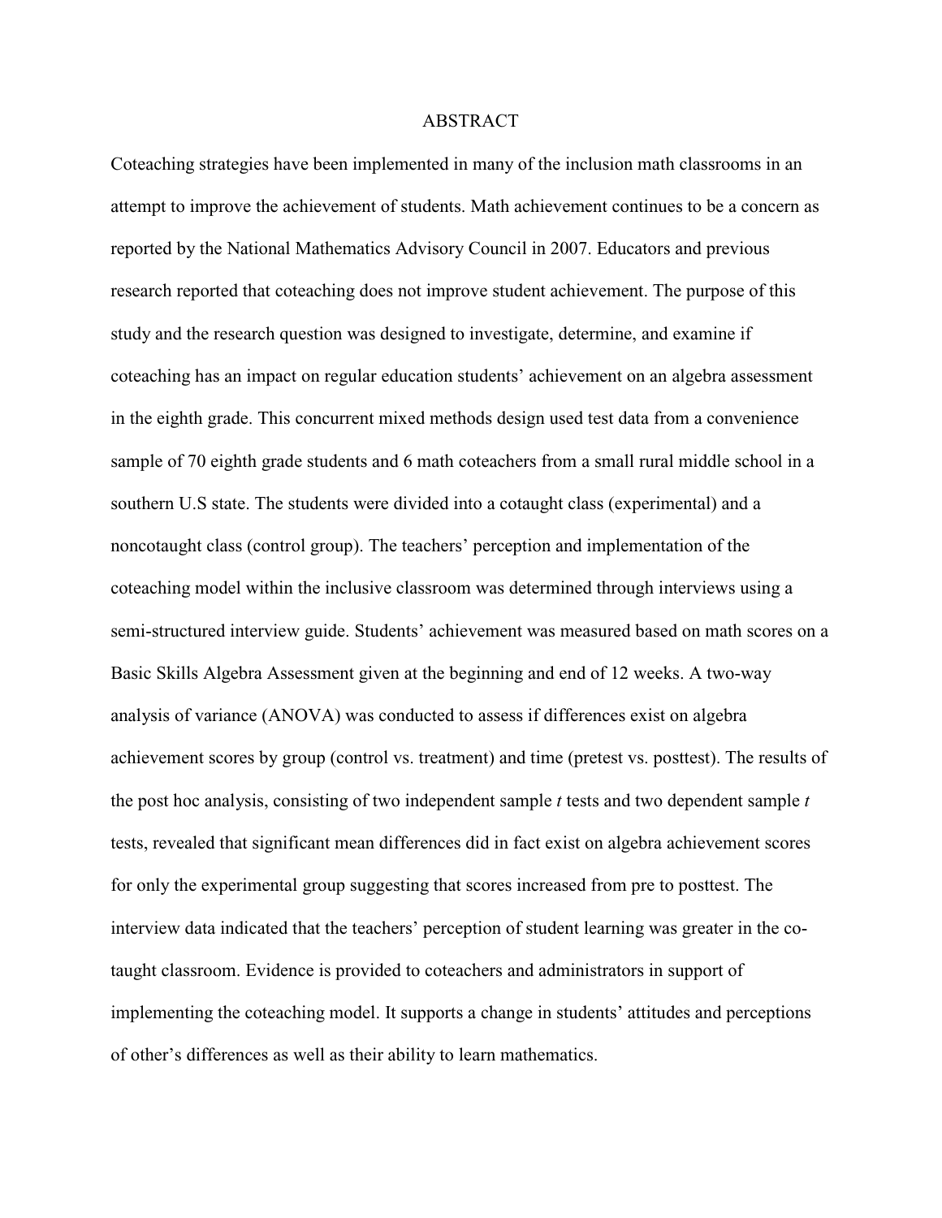# ABSTRACT

Coteaching strategies have been implemented in many of the inclusion math classrooms in an attempt to improve the achievement of students. Math achievement continues to be a concern as reported by the National Mathematics Advisory Council in 2007. Educators and previous research reported that coteaching does not improve student achievement. The purpose of this study and the research question was designed to investigate, determine, and examine if coteaching has an impact on regular education students' achievement on an algebra assessment in the eighth grade. This concurrent mixed methods design used test data from a convenience sample of 70 eighth grade students and 6 math coteachers from a small rural middle school in a southern U.S state. The students were divided into a cotaught class (experimental) and a noncotaught class (control group). The teachers' perception and implementation of the coteaching model within the inclusive classroom was determined through interviews using a semi-structured interview guide. Students' achievement was measured based on math scores on a Basic Skills Algebra Assessment given at the beginning and end of 12 weeks. A two-way analysis of variance (ANOVA) was conducted to assess if differences exist on algebra achievement scores by group (control vs. treatment) and time (pretest vs. posttest). The results of the post hoc analysis, consisting of two independent sample *t* tests and two dependent sample *t* tests, revealed that significant mean differences did in fact exist on algebra achievement scores for only the experimental group suggesting that scores increased from pre to posttest. The interview data indicated that the teachers' perception of student learning was greater in the co-taught classroom. Evidence is provided to coteachers and administrators in support of implementing the coteaching model. It supports a change in students' attitudes and perceptions of other's differences as well as their ability to learn mathematics.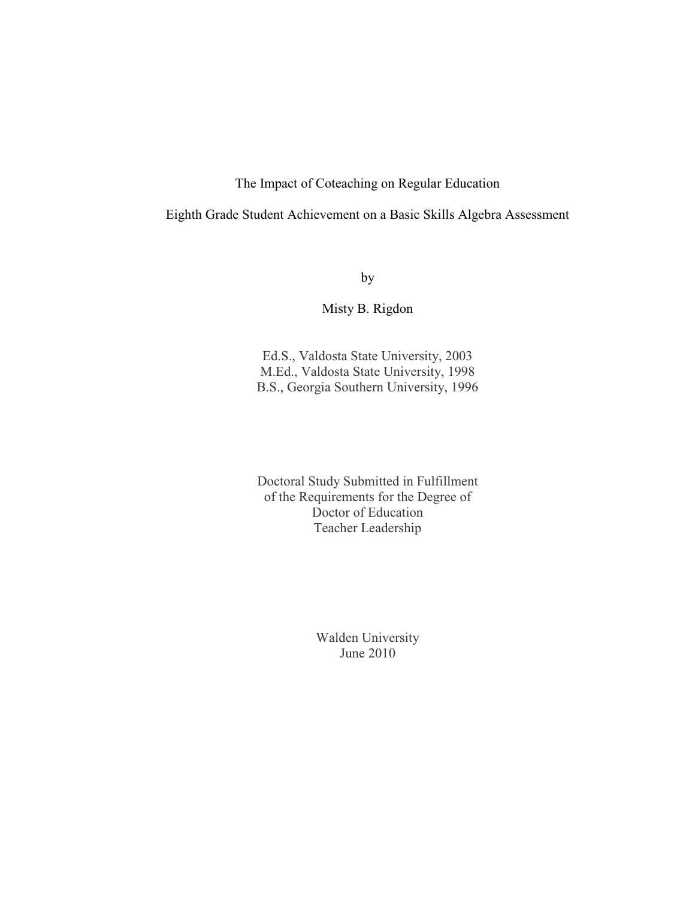The Impact of Coteaching on Regular Education

Eighth Grade Student Achievement on a Basic Skills Algebra Assessment

by

Misty B. Rigdon

Ed.S., Valdosta State University, 2003
M.Ed., Valdosta State University, 1998
B.S., Georgia Southern University, 1996

Doctoral Study Submitted in Fulfillment
of the Requirements for the Degree of
Doctor of Education
Teacher Leadership

Walden University
June 2010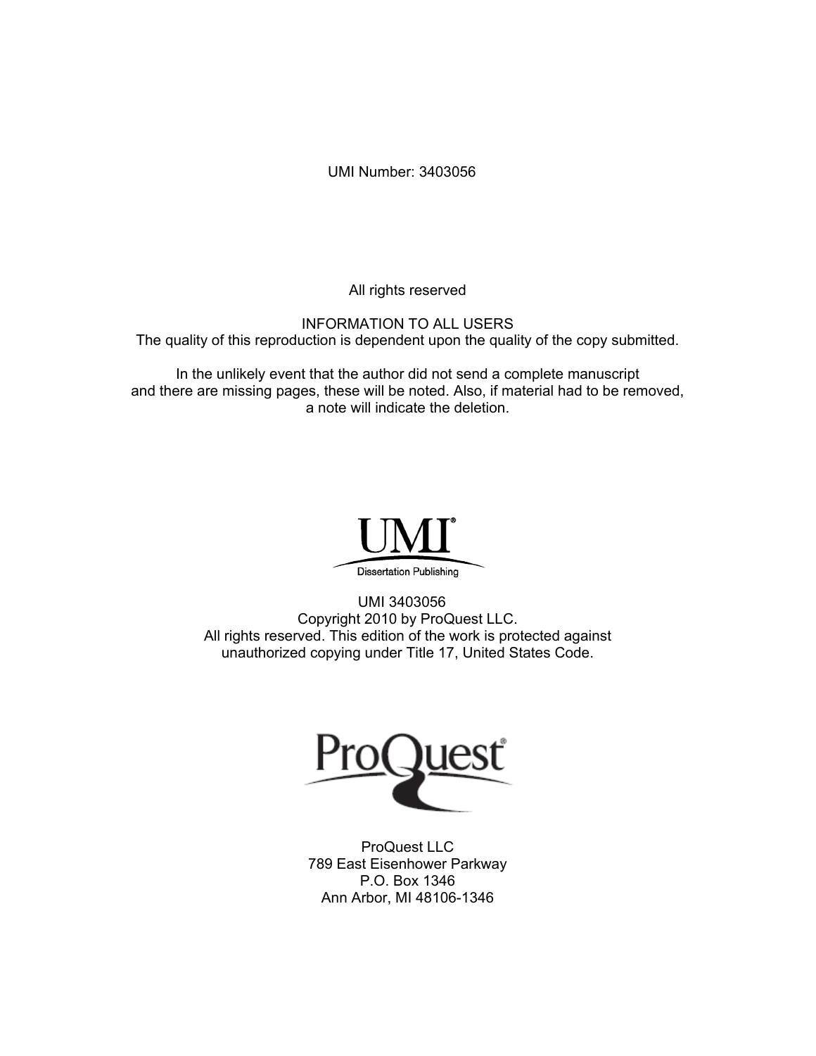UMI Number: 3403056

All rights reserved

INFORMATION TO ALL USERS
The quality of this reproduction is dependent upon the quality of the copy submitted.

In the unlikely event that the author did not send a complete manuscript
and there are missing pages, these will be noted. Also, if material had to be removed,
a note will indicate the deletion.

UMI®
Dissertation Publishing

UMI 3403056
Copyright 2010 by ProQuest LLC.
All rights reserved. This edition of the work is protected against
unauthorized copying under Title 17, United States Code.

ProQuest®

ProQuest LLC
789 East Eisenhower Parkway
P.O. Box 1346
Ann Arbor, MI 48106-1346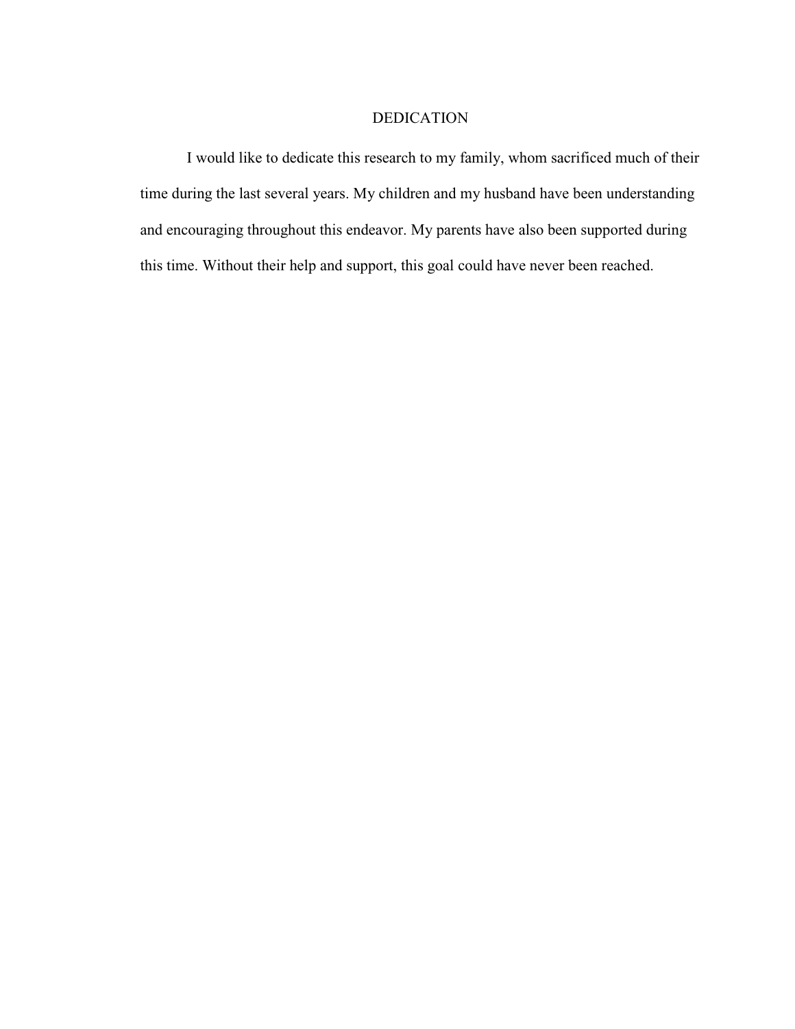# DEDICATION

I would like to dedicate this research to my family, whom sacrificed much of their time during the last several years. My children and my husband have been understanding and encouraging throughout this endeavor. My parents have also been supported during this time. Without their help and support, this goal could have never been reached.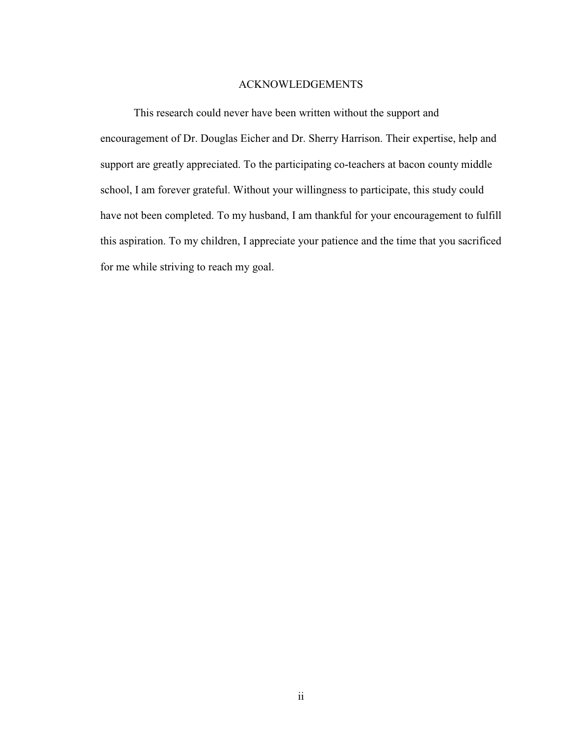## ACKNOWLEDGEMENTS

This research could never have been written without the support and encouragement of Dr. Douglas Eicher and Dr. Sherry Harrison. Their expertise, help and support are greatly appreciated. To the participating co-teachers at bacon county middle school, I am forever grateful. Without your willingness to participate, this study could have not been completed. To my husband, I am thankful for your encouragement to fulfill this aspiration. To my children, I appreciate your patience and the time that you sacrificed for me while striving to reach my goal.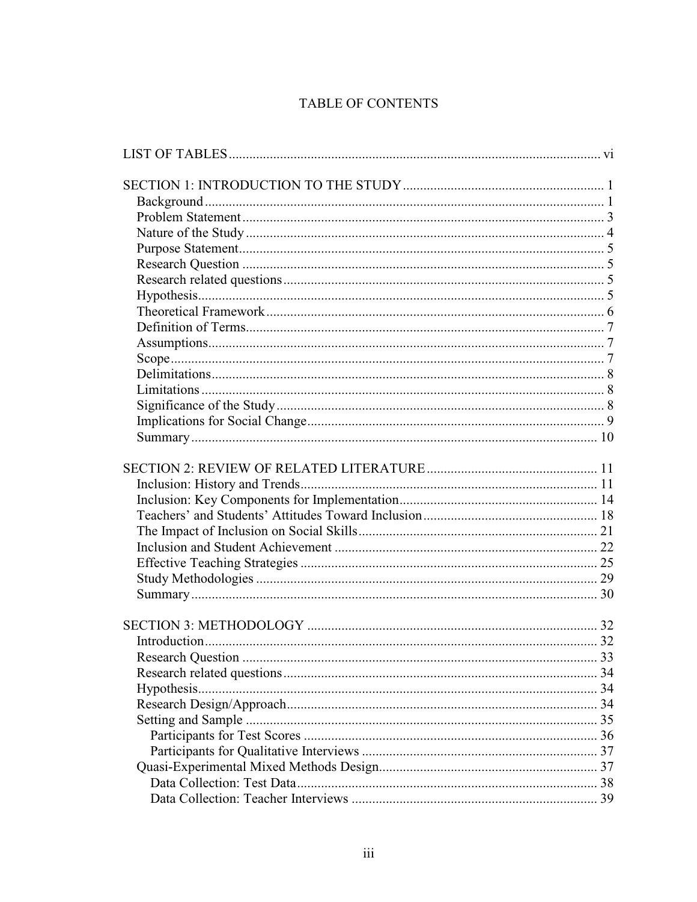# TABLE OF CONTENTS

LIST OF TABLES ........................................................ vi

SECTION 1: INTRODUCTION TO THE STUDY ........................................................ 1
- Background ........................................................ 1
- Problem Statement ........................................................ 3
- Nature of the Study ........................................................ 4
- Purpose Statement ........................................................ 5
- Research Question ........................................................ 5
- Research related questions ........................................................ 5
- Hypothesis ........................................................ 5
- Theoretical Framework ........................................................ 6
- Definition of Terms ........................................................ 7
- Assumptions ........................................................ 7
- Scope ........................................................ 7
- Delimitations ........................................................ 8
- Limitations ........................................................ 8
- Significance of the Study ........................................................ 8
- Implications for Social Change ........................................................ 9
- Summary ........................................................ 10

SECTION 2: REVIEW OF RELATED LITERATURE ........................................................ 11
- Inclusion: History and Trends ........................................................ 11
- Inclusion: Key Components for Implementation ........................................................ 14
- Teachers' and Students' Attitudes Toward Inclusion ........................................................ 18
- The Impact of Inclusion on Social Skills ........................................................ 21
- Inclusion and Student Achievement ........................................................ 22
- Effective Teaching Strategies ........................................................ 25
- Study Methodologies ........................................................ 29
- Summary ........................................................ 30

SECTION 3: METHODOLOGY ........................................................ 32
- Introduction ........................................................ 32
- Research Question ........................................................ 33
- Research related questions ........................................................ 34
- Hypothesis ........................................................ 34
- Research Design/Approach ........................................................ 34
- Setting and Sample ........................................................ 35
  - Participants for Test Scores ........................................................ 36
  - Participants for Qualitative Interviews ........................................................ 37
- Quasi-Experimental Mixed Methods Design ........................................................ 37
  - Data Collection: Test Data ........................................................ 38
  - Data Collection: Teacher Interviews ........................................................ 39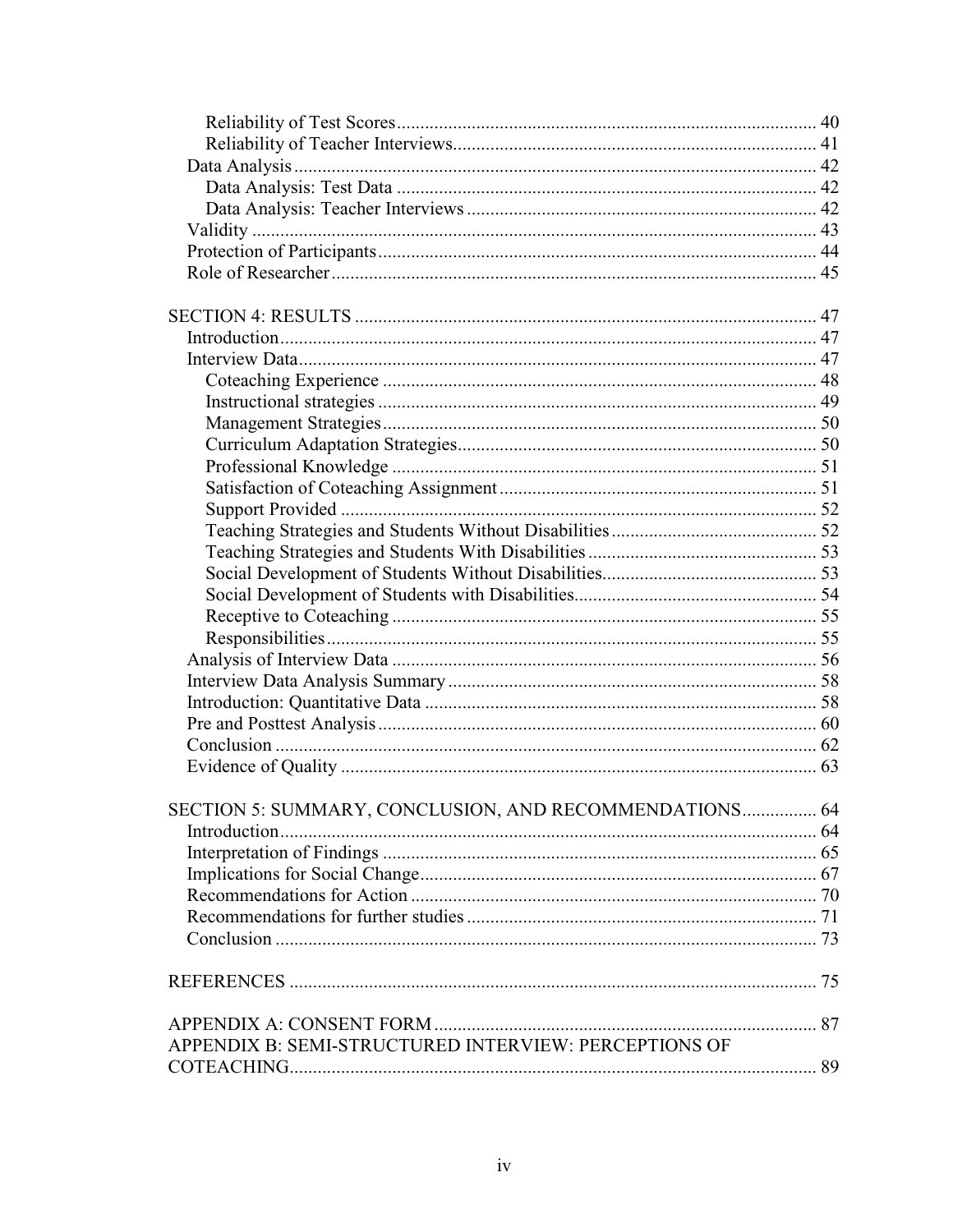Reliability of Test Scores ........ 40
Reliability of Teacher Interviews ........ 41
Data Analysis ........ 42
Data Analysis: Test Data ........ 42
Data Analysis: Teacher Interviews ........ 42
Validity ........ 43
Protection of Participants ........ 44
Role of Researcher ........ 45

SECTION 4: RESULTS ........ 47
Introduction ........ 47
Interview Data ........ 47
Coteaching Experience ........ 48
Instructional strategies ........ 49
Management Strategies ........ 50
Curriculum Adaptation Strategies ........ 50
Professional Knowledge ........ 51
Satisfaction of Coteaching Assignment ........ 51
Support Provided ........ 52
Teaching Strategies and Students Without Disabilities ........ 52
Teaching Strategies and Students With Disabilities ........ 53
Social Development of Students Without Disabilities ........ 53
Social Development of Students with Disabilities ........ 54
Receptive to Coteaching ........ 55
Responsibilities ........ 55
Analysis of Interview Data ........ 56
Interview Data Analysis Summary ........ 58
Introduction: Quantitative Data ........ 58
Pre and Posttest Analysis ........ 60
Conclusion ........ 62
Evidence of Quality ........ 63

SECTION 5: SUMMARY, CONCLUSION, AND RECOMMENDATIONS ........ 64
Introduction ........ 64
Interpretation of Findings ........ 65
Implications for Social Change ........ 67
Recommendations for Action ........ 70
Recommendations for further studies ........ 71
Conclusion ........ 73

REFERENCES ........ 75

APPENDIX A: CONSENT FORM ........ 87
APPENDIX B: SEMI-STRUCTURED INTERVIEW: PERCEPTIONS OF COTEACHING ........ 89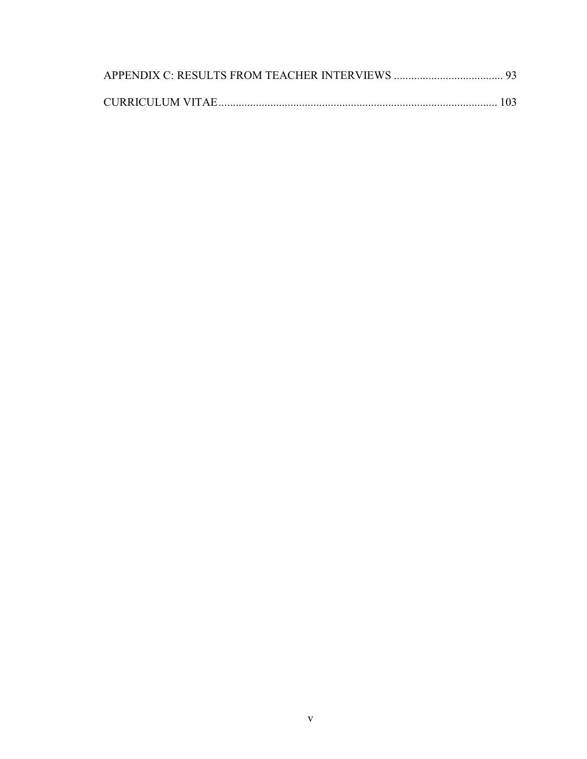APPENDIX C: RESULTS FROM TEACHER INTERVIEWS ...................................... 93

CURRICULUM VITAE................................................................................................ 103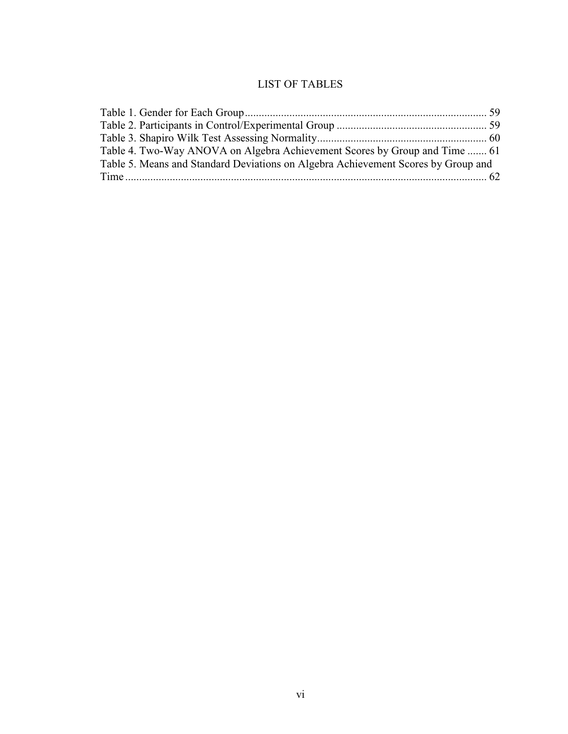# LIST OF TABLES

Table 1. Gender for Each Group ........................................................................................ 59
Table 2. Participants in Control/Experimental Group ...................................................... 59
Table 3. Shapiro Wilk Test Assessing Normality............................................................. 60
Table 4. Two-Way ANOVA on Algebra Achievement Scores by Group and Time ....... 61
Table 5. Means and Standard Deviations on Algebra Achievement Scores by Group and Time ................................................................................................................................ 62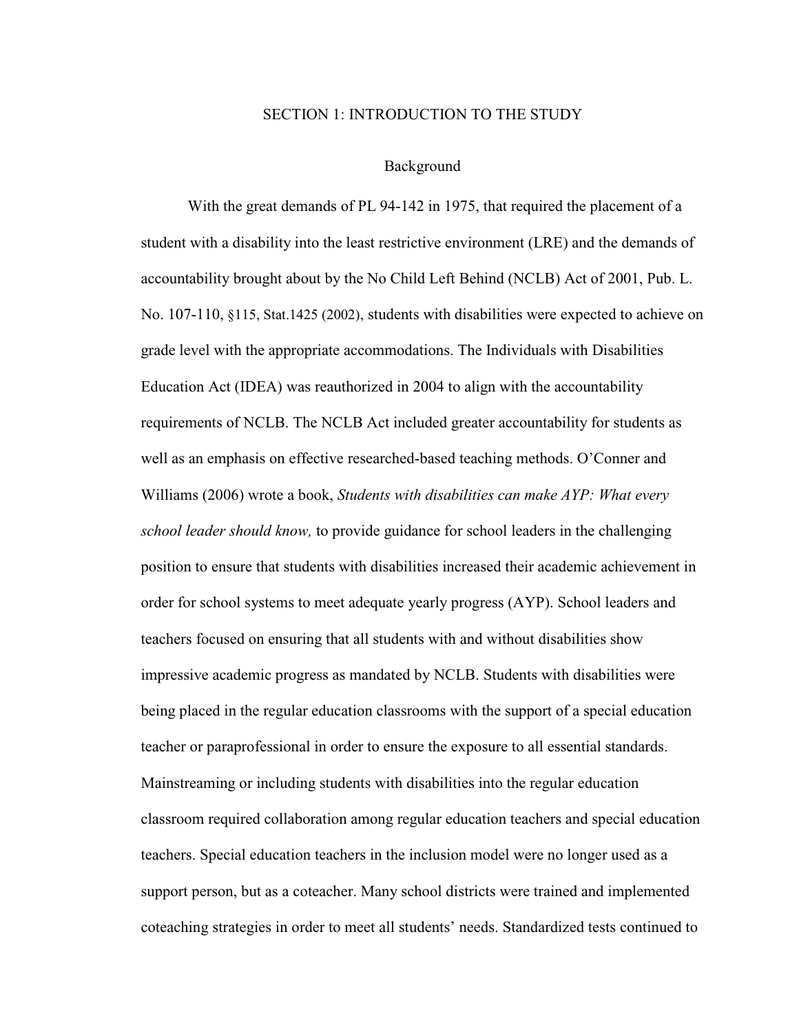# SECTION 1: INTRODUCTION TO THE STUDY

## Background

With the great demands of PL 94-142 in 1975, that required the placement of a student with a disability into the least restrictive environment (LRE) and the demands of accountability brought about by the No Child Left Behind (NCLB) Act of 2001, Pub. L. No. 107-110, §115, Stat.1425 (2002), students with disabilities were expected to achieve on grade level with the appropriate accommodations. The Individuals with Disabilities Education Act (IDEA) was reauthorized in 2004 to align with the accountability requirements of NCLB. The NCLB Act included greater accountability for students as well as an emphasis on effective researched-based teaching methods. O'Conner and Williams (2006) wrote a book, *Students with disabilities can make AYP: What every school leader should know,* to provide guidance for school leaders in the challenging position to ensure that students with disabilities increased their academic achievement in order for school systems to meet adequate yearly progress (AYP). School leaders and teachers focused on ensuring that all students with and without disabilities show impressive academic progress as mandated by NCLB. Students with disabilities were being placed in the regular education classrooms with the support of a special education teacher or paraprofessional in order to ensure the exposure to all essential standards. Mainstreaming or including students with disabilities into the regular education classroom required collaboration among regular education teachers and special education teachers. Special education teachers in the inclusion model were no longer used as a support person, but as a coteacher. Many school districts were trained and implemented coteaching strategies in order to meet all students' needs. Standardized tests continued to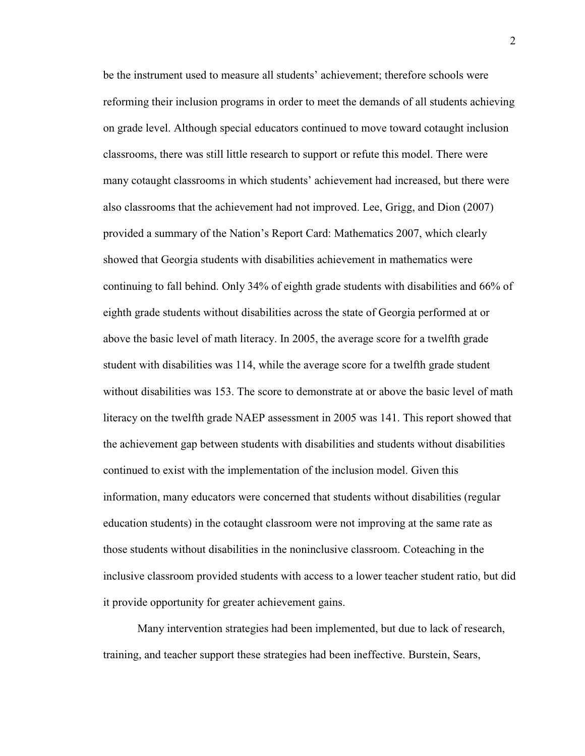be the instrument used to measure all students' achievement; therefore schools were reforming their inclusion programs in order to meet the demands of all students achieving on grade level. Although special educators continued to move toward cotaught inclusion classrooms, there was still little research to support or refute this model. There were many cotaught classrooms in which students' achievement had increased, but there were also classrooms that the achievement had not improved. Lee, Grigg, and Dion (2007) provided a summary of the Nation's Report Card: Mathematics 2007, which clearly showed that Georgia students with disabilities achievement in mathematics were continuing to fall behind. Only 34% of eighth grade students with disabilities and 66% of eighth grade students without disabilities across the state of Georgia performed at or above the basic level of math literacy. In 2005, the average score for a twelfth grade student with disabilities was 114, while the average score for a twelfth grade student without disabilities was 153. The score to demonstrate at or above the basic level of math literacy on the twelfth grade NAEP assessment in 2005 was 141. This report showed that the achievement gap between students with disabilities and students without disabilities continued to exist with the implementation of the inclusion model. Given this information, many educators were concerned that students without disabilities (regular education students) in the cotaught classroom were not improving at the same rate as those students without disabilities in the noninclusive classroom. Coteaching in the inclusive classroom provided students with access to a lower teacher student ratio, but did it provide opportunity for greater achievement gains.

Many intervention strategies had been implemented, but due to lack of research, training, and teacher support these strategies had been ineffective. Burstein, Sears,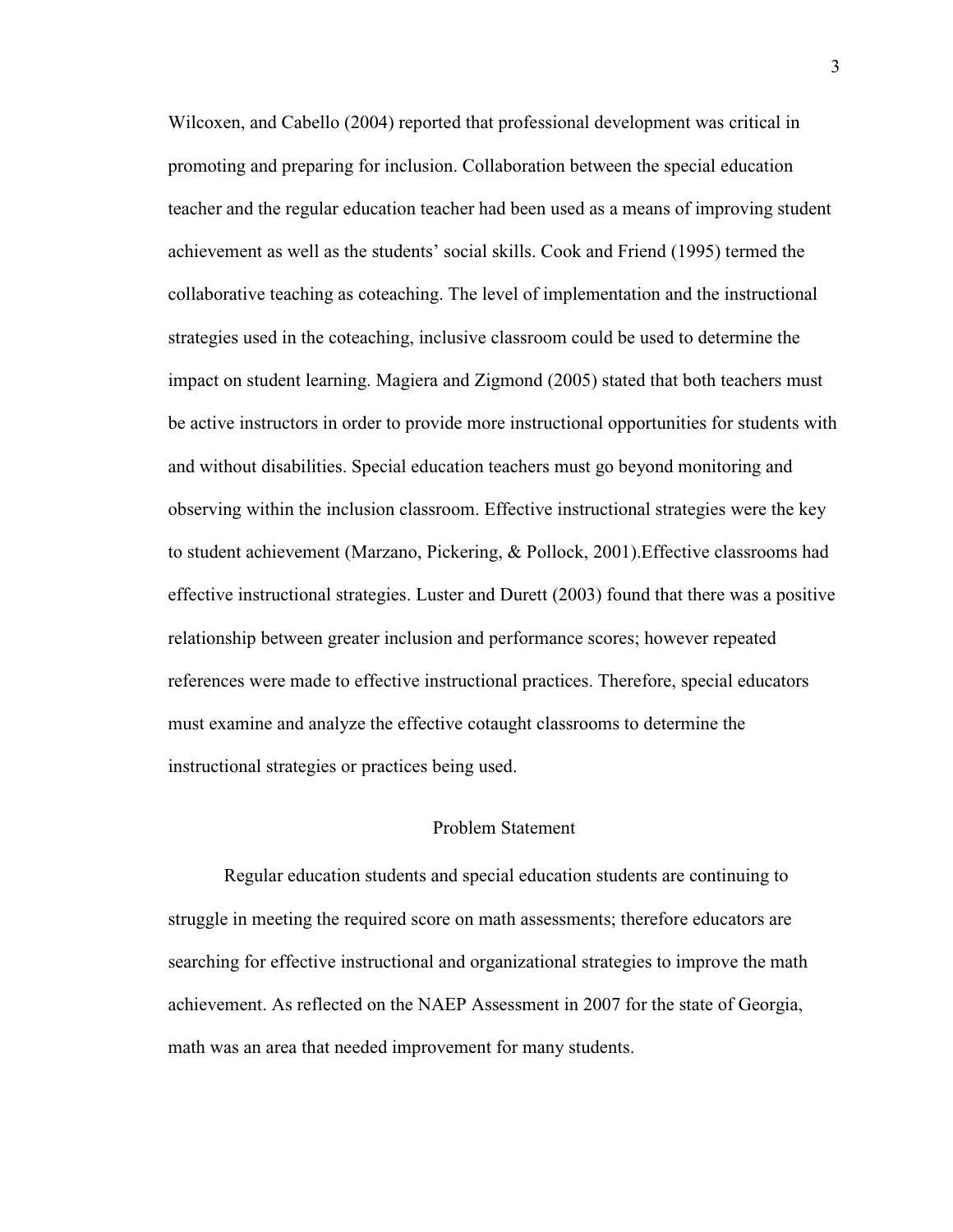Wilcoxen, and Cabello (2004) reported that professional development was critical in promoting and preparing for inclusion. Collaboration between the special education teacher and the regular education teacher had been used as a means of improving student achievement as well as the students' social skills. Cook and Friend (1995) termed the collaborative teaching as coteaching. The level of implementation and the instructional strategies used in the coteaching, inclusive classroom could be used to determine the impact on student learning. Magiera and Zigmond (2005) stated that both teachers must be active instructors in order to provide more instructional opportunities for students with and without disabilities. Special education teachers must go beyond monitoring and observing within the inclusion classroom. Effective instructional strategies were the key to student achievement (Marzano, Pickering, & Pollock, 2001).Effective classrooms had effective instructional strategies. Luster and Durett (2003) found that there was a positive relationship between greater inclusion and performance scores; however repeated references were made to effective instructional practices. Therefore, special educators must examine and analyze the effective cotaught classrooms to determine the instructional strategies or practices being used.

## Problem Statement

Regular education students and special education students are continuing to struggle in meeting the required score on math assessments; therefore educators are searching for effective instructional and organizational strategies to improve the math achievement. As reflected on the NAEP Assessment in 2007 for the state of Georgia, math was an area that needed improvement for many students.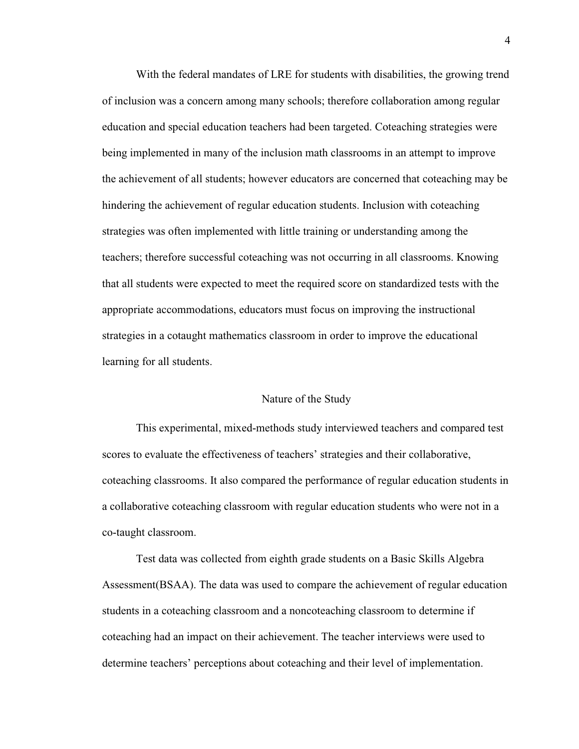With the federal mandates of LRE for students with disabilities, the growing trend of inclusion was a concern among many schools; therefore collaboration among regular education and special education teachers had been targeted. Coteaching strategies were being implemented in many of the inclusion math classrooms in an attempt to improve the achievement of all students; however educators are concerned that coteaching may be hindering the achievement of regular education students. Inclusion with coteaching strategies was often implemented with little training or understanding among the teachers; therefore successful coteaching was not occurring in all classrooms. Knowing that all students were expected to meet the required score on standardized tests with the appropriate accommodations, educators must focus on improving the instructional strategies in a cotaught mathematics classroom in order to improve the educational learning for all students.

## Nature of the Study

This experimental, mixed-methods study interviewed teachers and compared test scores to evaluate the effectiveness of teachers' strategies and their collaborative, coteaching classrooms. It also compared the performance of regular education students in a collaborative coteaching classroom with regular education students who were not in a co-taught classroom.

Test data was collected from eighth grade students on a Basic Skills Algebra Assessment(BSAA). The data was used to compare the achievement of regular education students in a coteaching classroom and a noncoteaching classroom to determine if coteaching had an impact on their achievement. The teacher interviews were used to determine teachers' perceptions about coteaching and their level of implementation.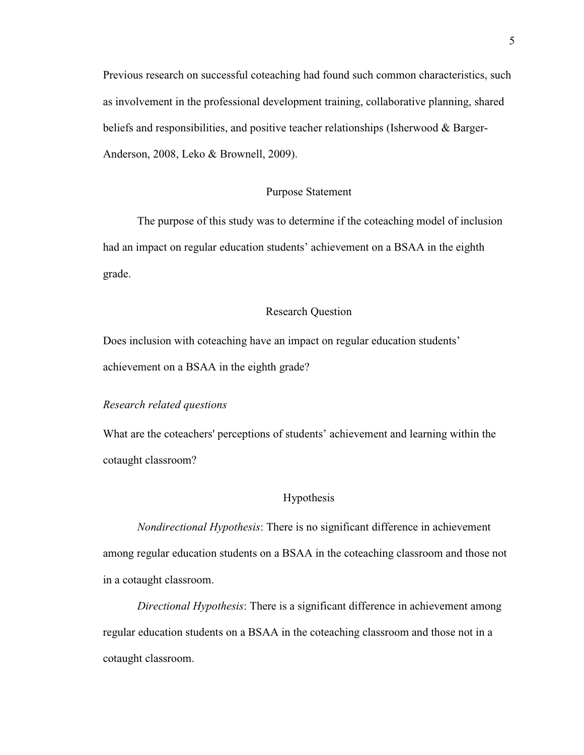Previous research on successful coteaching had found such common characteristics, such as involvement in the professional development training, collaborative planning, shared beliefs and responsibilities, and positive teacher relationships (Isherwood & Barger-Anderson, 2008, Leko & Brownell, 2009).

## Purpose Statement

The purpose of this study was to determine if the coteaching model of inclusion had an impact on regular education students' achievement on a BSAA in the eighth grade.

## Research Question

Does inclusion with coteaching have an impact on regular education students' achievement on a BSAA in the eighth grade?

*Research related questions*

What are the coteachers' perceptions of students' achievement and learning within the cotaught classroom?

## Hypothesis

*Nondirectional Hypothesis*: There is no significant difference in achievement among regular education students on a BSAA in the coteaching classroom and those not in a cotaught classroom.

*Directional Hypothesis*: There is a significant difference in achievement among regular education students on a BSAA in the coteaching classroom and those not in a cotaught classroom.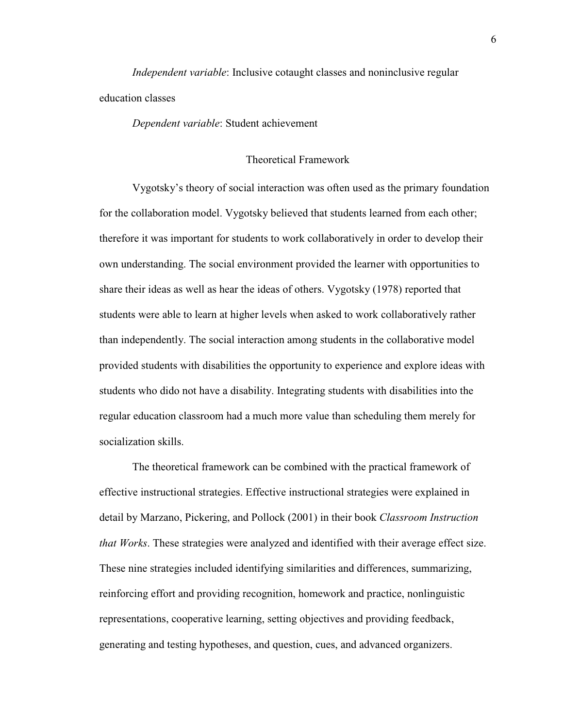*Independent variable*: Inclusive cotaught classes and noninclusive regular education classes

*Dependent variable*: Student achievement

## Theoretical Framework

Vygotsky's theory of social interaction was often used as the primary foundation for the collaboration model. Vygotsky believed that students learned from each other; therefore it was important for students to work collaboratively in order to develop their own understanding. The social environment provided the learner with opportunities to share their ideas as well as hear the ideas of others. Vygotsky (1978) reported that students were able to learn at higher levels when asked to work collaboratively rather than independently. The social interaction among students in the collaborative model provided students with disabilities the opportunity to experience and explore ideas with students who dido not have a disability. Integrating students with disabilities into the regular education classroom had a much more value than scheduling them merely for socialization skills.

The theoretical framework can be combined with the practical framework of effective instructional strategies. Effective instructional strategies were explained in detail by Marzano, Pickering, and Pollock (2001) in their book *Classroom Instruction that Works*. These strategies were analyzed and identified with their average effect size. These nine strategies included identifying similarities and differences, summarizing, reinforcing effort and providing recognition, homework and practice, nonlinguistic representations, cooperative learning, setting objectives and providing feedback, generating and testing hypotheses, and question, cues, and advanced organizers.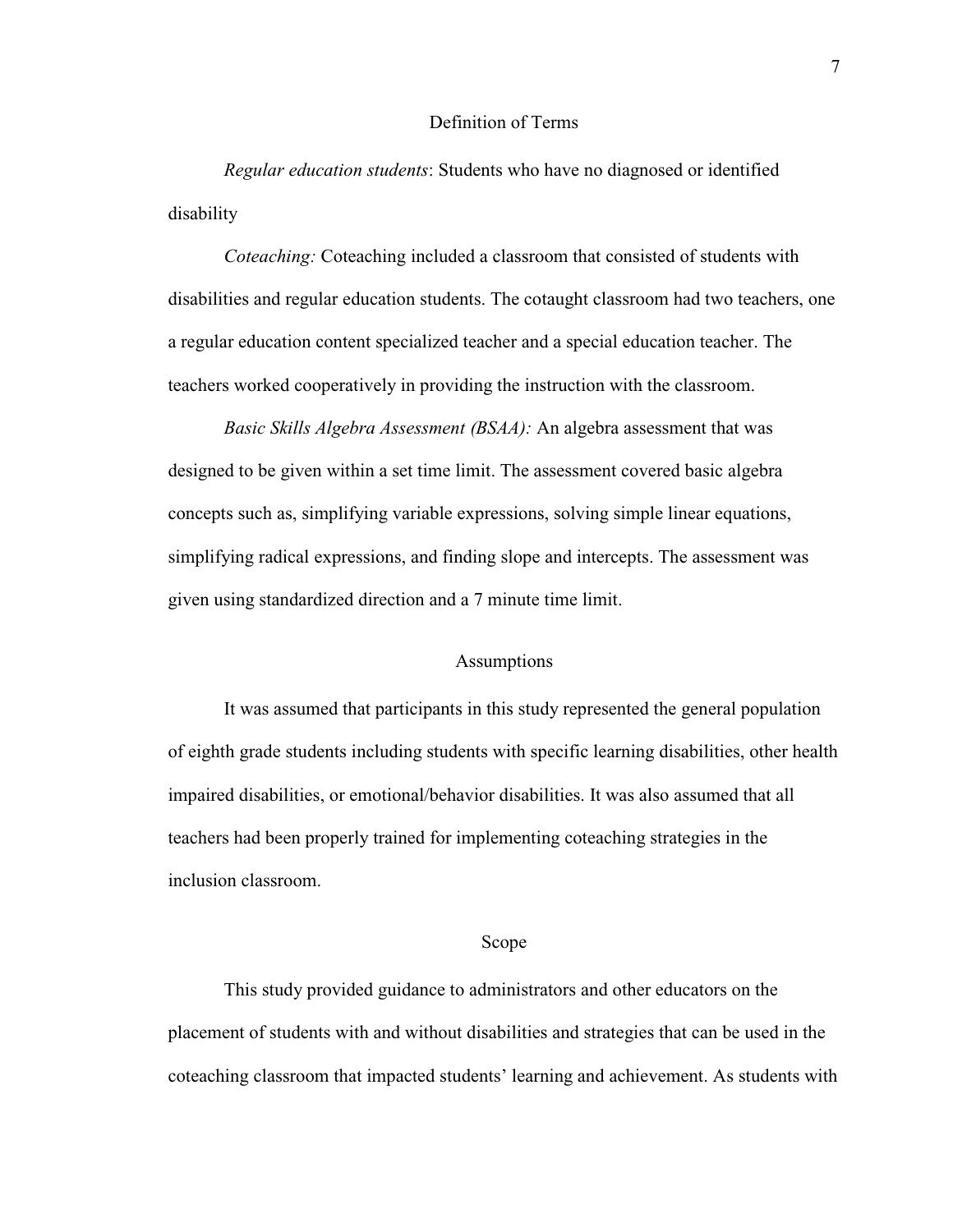## Definition of Terms

*Regular education students*: Students who have no diagnosed or identified disability

*Coteaching:* Coteaching included a classroom that consisted of students with disabilities and regular education students. The cotaught classroom had two teachers, one a regular education content specialized teacher and a special education teacher. The teachers worked cooperatively in providing the instruction with the classroom.

*Basic Skills Algebra Assessment (BSAA):* An algebra assessment that was designed to be given within a set time limit. The assessment covered basic algebra concepts such as, simplifying variable expressions, solving simple linear equations, simplifying radical expressions, and finding slope and intercepts. The assessment was given using standardized direction and a 7 minute time limit.

## Assumptions

It was assumed that participants in this study represented the general population of eighth grade students including students with specific learning disabilities, other health impaired disabilities, or emotional/behavior disabilities. It was also assumed that all teachers had been properly trained for implementing coteaching strategies in the inclusion classroom.

## Scope

This study provided guidance to administrators and other educators on the placement of students with and without disabilities and strategies that can be used in the coteaching classroom that impacted students' learning and achievement. As students with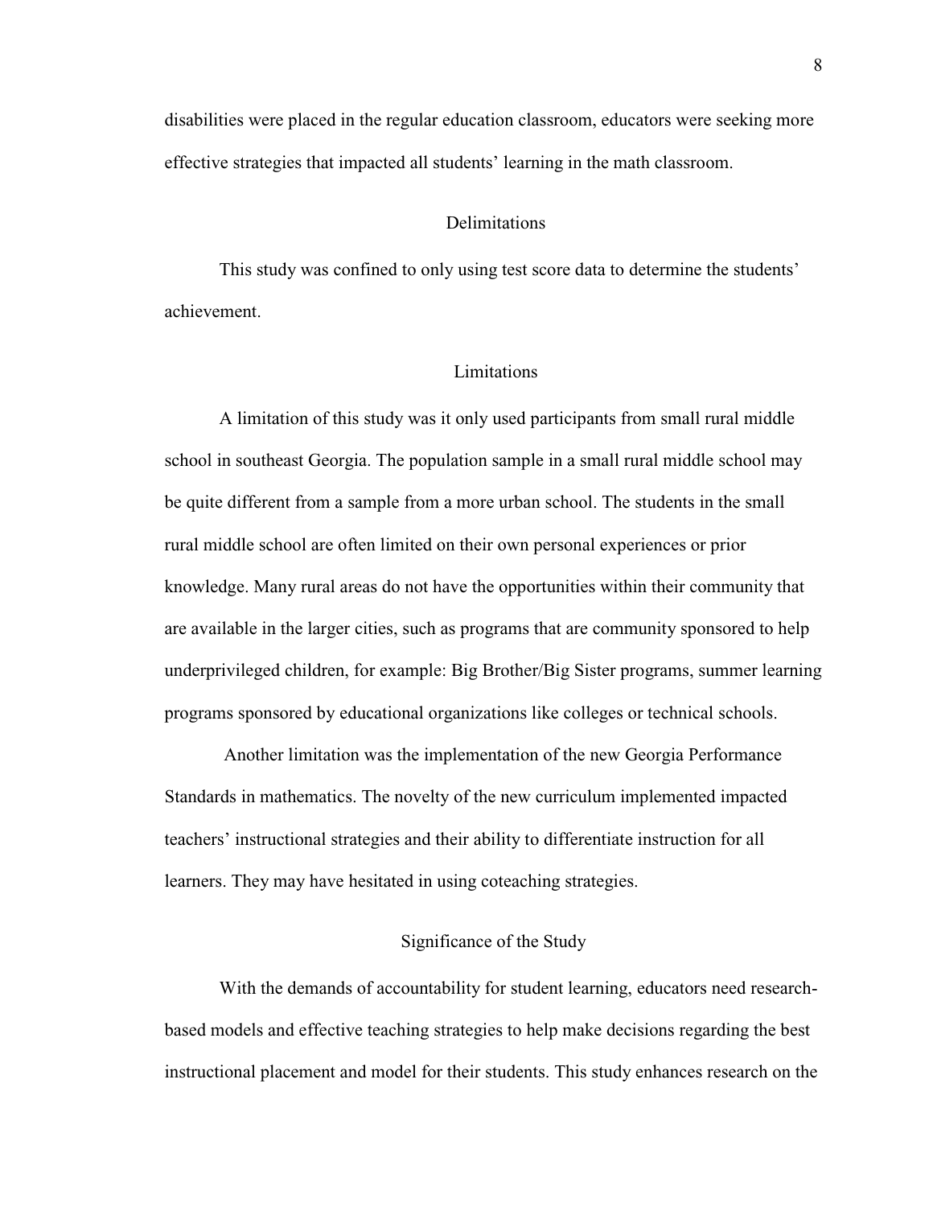disabilities were placed in the regular education classroom, educators were seeking more effective strategies that impacted all students' learning in the math classroom.

## Delimitations

This study was confined to only using test score data to determine the students' achievement.

## Limitations

A limitation of this study was it only used participants from small rural middle school in southeast Georgia. The population sample in a small rural middle school may be quite different from a sample from a more urban school. The students in the small rural middle school are often limited on their own personal experiences or prior knowledge. Many rural areas do not have the opportunities within their community that are available in the larger cities, such as programs that are community sponsored to help underprivileged children, for example: Big Brother/Big Sister programs, summer learning programs sponsored by educational organizations like colleges or technical schools.

Another limitation was the implementation of the new Georgia Performance Standards in mathematics. The novelty of the new curriculum implemented impacted teachers' instructional strategies and their ability to differentiate instruction for all learners. They may have hesitated in using coteaching strategies.

## Significance of the Study

With the demands of accountability for student learning, educators need research-based models and effective teaching strategies to help make decisions regarding the best instructional placement and model for their students. This study enhances research on the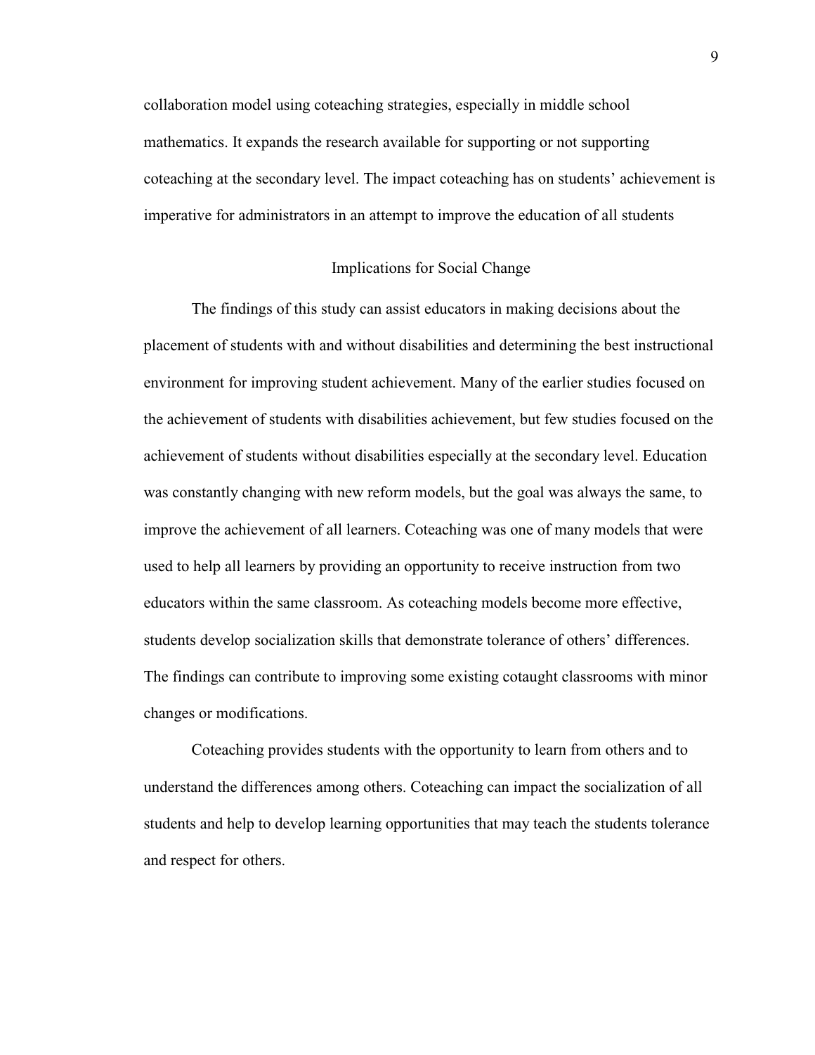collaboration model using coteaching strategies, especially in middle school mathematics. It expands the research available for supporting or not supporting coteaching at the secondary level. The impact coteaching has on students' achievement is imperative for administrators in an attempt to improve the education of all students

## Implications for Social Change

The findings of this study can assist educators in making decisions about the placement of students with and without disabilities and determining the best instructional environment for improving student achievement. Many of the earlier studies focused on the achievement of students with disabilities achievement, but few studies focused on the achievement of students without disabilities especially at the secondary level. Education was constantly changing with new reform models, but the goal was always the same, to improve the achievement of all learners. Coteaching was one of many models that were used to help all learners by providing an opportunity to receive instruction from two educators within the same classroom. As coteaching models become more effective, students develop socialization skills that demonstrate tolerance of others' differences. The findings can contribute to improving some existing cotaught classrooms with minor changes or modifications.

Coteaching provides students with the opportunity to learn from others and to understand the differences among others. Coteaching can impact the socialization of all students and help to develop learning opportunities that may teach the students tolerance and respect for others.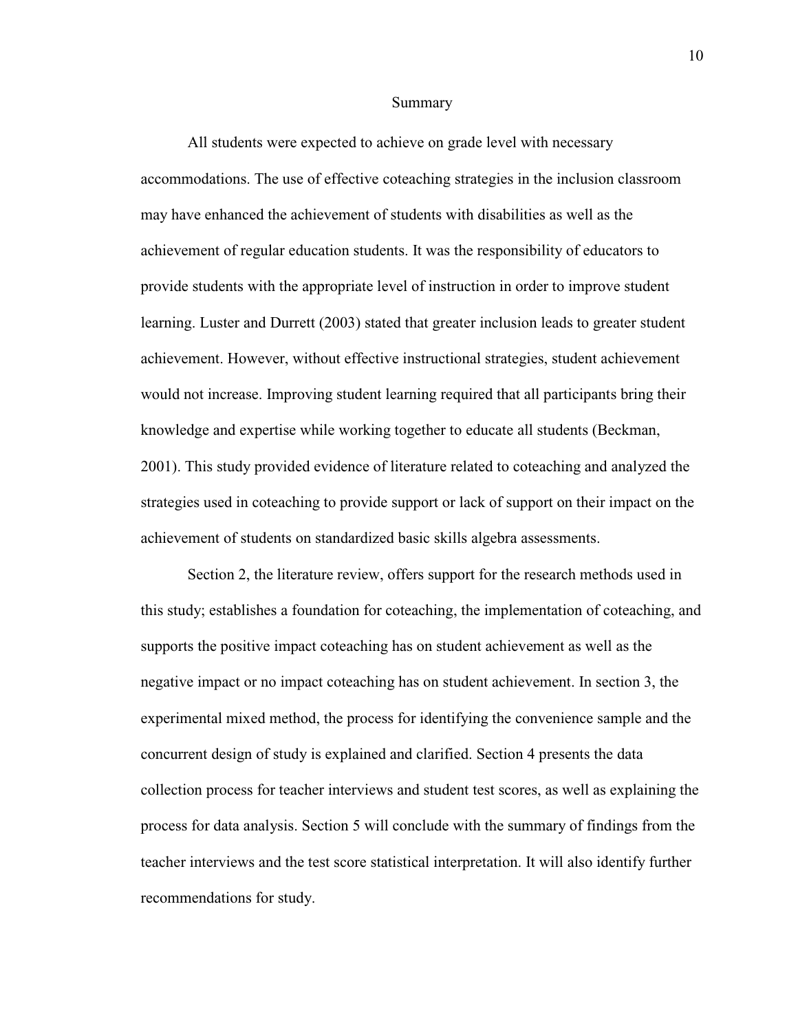## Summary

All students were expected to achieve on grade level with necessary accommodations. The use of effective coteaching strategies in the inclusion classroom may have enhanced the achievement of students with disabilities as well as the achievement of regular education students. It was the responsibility of educators to provide students with the appropriate level of instruction in order to improve student learning. Luster and Durrett (2003) stated that greater inclusion leads to greater student achievement. However, without effective instructional strategies, student achievement would not increase. Improving student learning required that all participants bring their knowledge and expertise while working together to educate all students (Beckman, 2001). This study provided evidence of literature related to coteaching and analyzed the strategies used in coteaching to provide support or lack of support on their impact on the achievement of students on standardized basic skills algebra assessments.

Section 2, the literature review, offers support for the research methods used in this study; establishes a foundation for coteaching, the implementation of coteaching, and supports the positive impact coteaching has on student achievement as well as the negative impact or no impact coteaching has on student achievement. In section 3, the experimental mixed method, the process for identifying the convenience sample and the concurrent design of study is explained and clarified. Section 4 presents the data collection process for teacher interviews and student test scores, as well as explaining the process for data analysis. Section 5 will conclude with the summary of findings from the teacher interviews and the test score statistical interpretation. It will also identify further recommendations for study.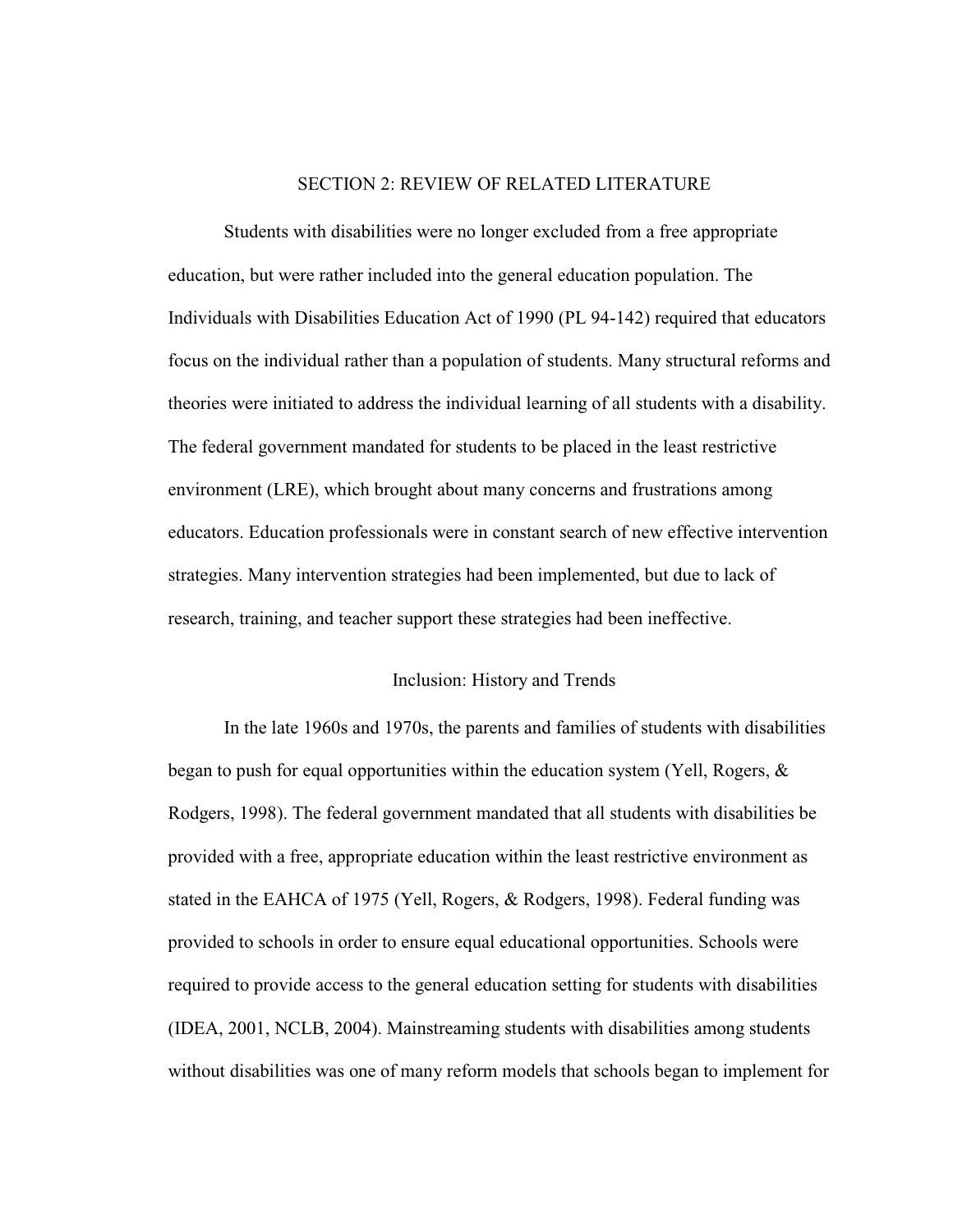## SECTION 2: REVIEW OF RELATED LITERATURE

Students with disabilities were no longer excluded from a free appropriate education, but were rather included into the general education population. The Individuals with Disabilities Education Act of 1990 (PL 94-142) required that educators focus on the individual rather than a population of students. Many structural reforms and theories were initiated to address the individual learning of all students with a disability. The federal government mandated for students to be placed in the least restrictive environment (LRE), which brought about many concerns and frustrations among educators. Education professionals were in constant search of new effective intervention strategies. Many intervention strategies had been implemented, but due to lack of research, training, and teacher support these strategies had been ineffective.

### Inclusion: History and Trends

In the late 1960s and 1970s, the parents and families of students with disabilities began to push for equal opportunities within the education system (Yell, Rogers, & Rodgers, 1998). The federal government mandated that all students with disabilities be provided with a free, appropriate education within the least restrictive environment as stated in the EAHCA of 1975 (Yell, Rogers, & Rodgers, 1998). Federal funding was provided to schools in order to ensure equal educational opportunities. Schools were required to provide access to the general education setting for students with disabilities (IDEA, 2001, NCLB, 2004). Mainstreaming students with disabilities among students without disabilities was one of many reform models that schools began to implement for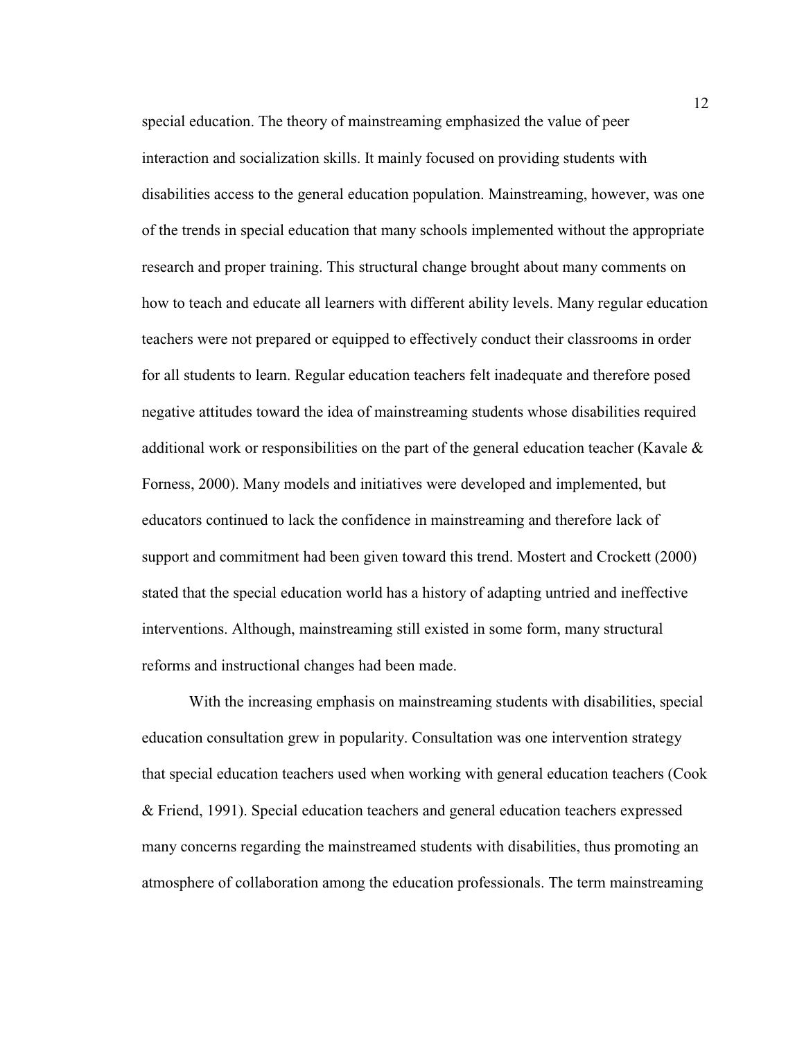special education. The theory of mainstreaming emphasized the value of peer interaction and socialization skills. It mainly focused on providing students with disabilities access to the general education population. Mainstreaming, however, was one of the trends in special education that many schools implemented without the appropriate research and proper training. This structural change brought about many comments on how to teach and educate all learners with different ability levels. Many regular education teachers were not prepared or equipped to effectively conduct their classrooms in order for all students to learn. Regular education teachers felt inadequate and therefore posed negative attitudes toward the idea of mainstreaming students whose disabilities required additional work or responsibilities on the part of the general education teacher (Kavale & Forness, 2000). Many models and initiatives were developed and implemented, but educators continued to lack the confidence in mainstreaming and therefore lack of support and commitment had been given toward this trend. Mostert and Crockett (2000) stated that the special education world has a history of adapting untried and ineffective interventions. Although, mainstreaming still existed in some form, many structural reforms and instructional changes had been made.

With the increasing emphasis on mainstreaming students with disabilities, special education consultation grew in popularity. Consultation was one intervention strategy that special education teachers used when working with general education teachers (Cook & Friend, 1991). Special education teachers and general education teachers expressed many concerns regarding the mainstreamed students with disabilities, thus promoting an atmosphere of collaboration among the education professionals. The term mainstreaming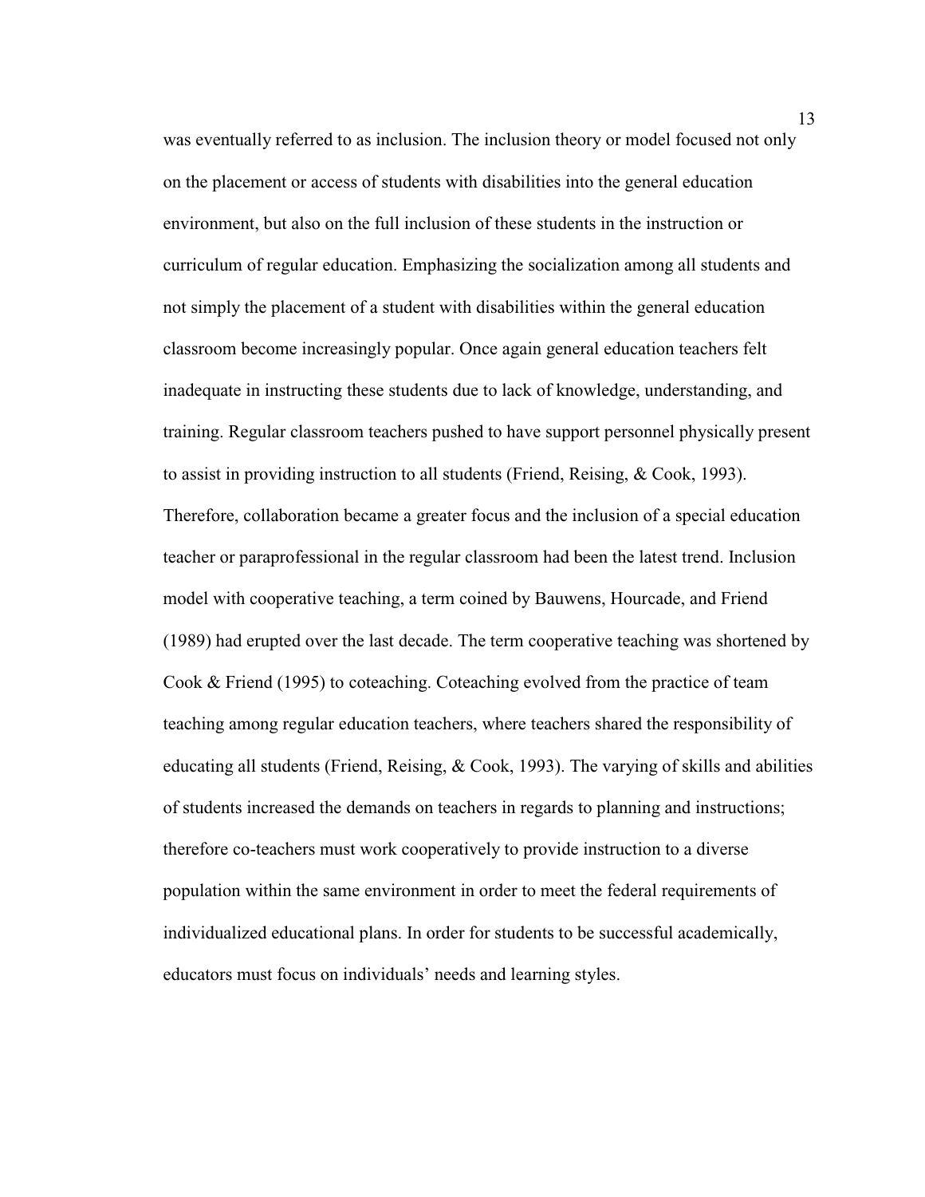was eventually referred to as inclusion. The inclusion theory or model focused not only on the placement or access of students with disabilities into the general education environment, but also on the full inclusion of these students in the instruction or curriculum of regular education. Emphasizing the socialization among all students and not simply the placement of a student with disabilities within the general education classroom become increasingly popular. Once again general education teachers felt inadequate in instructing these students due to lack of knowledge, understanding, and training. Regular classroom teachers pushed to have support personnel physically present to assist in providing instruction to all students (Friend, Reising, & Cook, 1993). Therefore, collaboration became a greater focus and the inclusion of a special education teacher or paraprofessional in the regular classroom had been the latest trend. Inclusion model with cooperative teaching, a term coined by Bauwens, Hourcade, and Friend (1989) had erupted over the last decade. The term cooperative teaching was shortened by Cook & Friend (1995) to coteaching. Coteaching evolved from the practice of team teaching among regular education teachers, where teachers shared the responsibility of educating all students (Friend, Reising, & Cook, 1993). The varying of skills and abilities of students increased the demands on teachers in regards to planning and instructions; therefore co-teachers must work cooperatively to provide instruction to a diverse population within the same environment in order to meet the federal requirements of individualized educational plans. In order for students to be successful academically, educators must focus on individuals' needs and learning styles.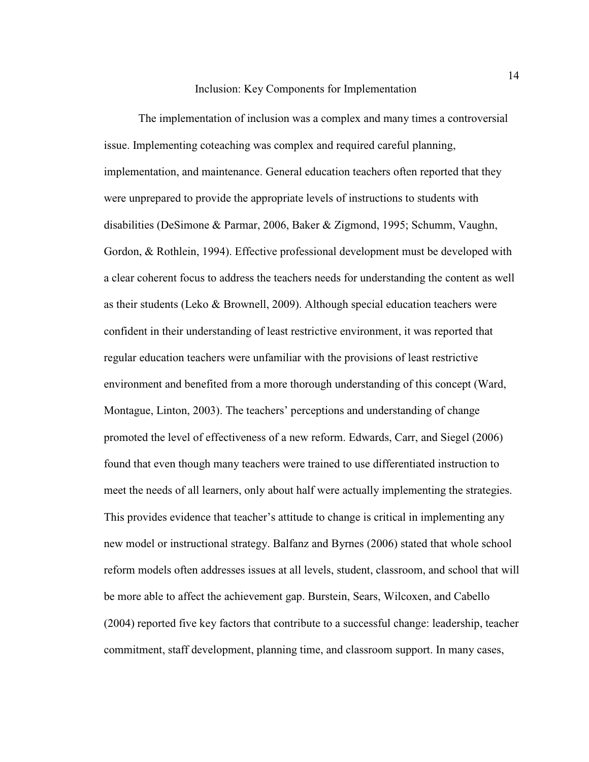## Inclusion: Key Components for Implementation

The implementation of inclusion was a complex and many times a controversial issue. Implementing coteaching was complex and required careful planning, implementation, and maintenance. General education teachers often reported that they were unprepared to provide the appropriate levels of instructions to students with disabilities (DeSimone & Parmar, 2006, Baker & Zigmond, 1995; Schumm, Vaughn, Gordon, & Rothlein, 1994). Effective professional development must be developed with a clear coherent focus to address the teachers needs for understanding the content as well as their students (Leko & Brownell, 2009). Although special education teachers were confident in their understanding of least restrictive environment, it was reported that regular education teachers were unfamiliar with the provisions of least restrictive environment and benefited from a more thorough understanding of this concept (Ward, Montague, Linton, 2003). The teachers' perceptions and understanding of change promoted the level of effectiveness of a new reform. Edwards, Carr, and Siegel (2006) found that even though many teachers were trained to use differentiated instruction to meet the needs of all learners, only about half were actually implementing the strategies. This provides evidence that teacher's attitude to change is critical in implementing any new model or instructional strategy. Balfanz and Byrnes (2006) stated that whole school reform models often addresses issues at all levels, student, classroom, and school that will be more able to affect the achievement gap. Burstein, Sears, Wilcoxen, and Cabello (2004) reported five key factors that contribute to a successful change: leadership, teacher commitment, staff development, planning time, and classroom support. In many cases,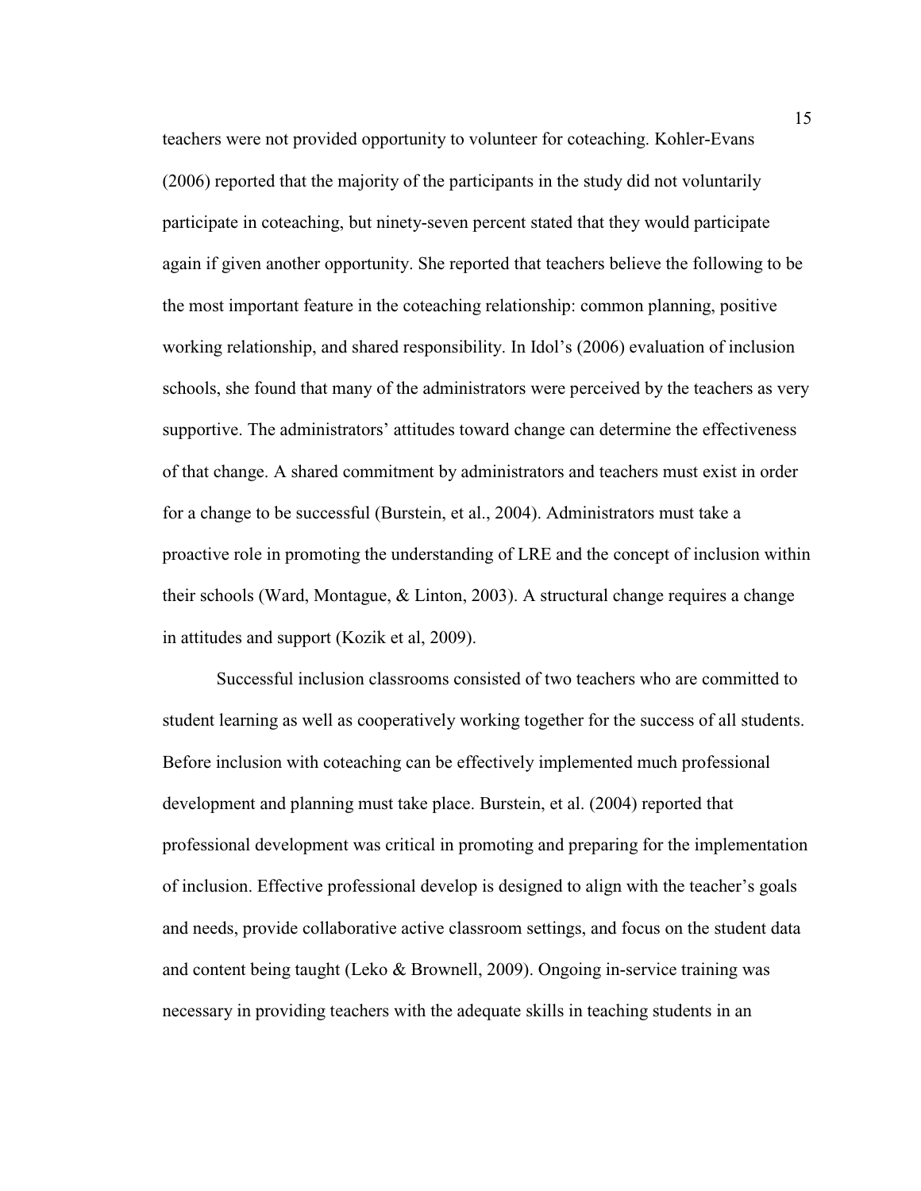teachers were not provided opportunity to volunteer for coteaching. Kohler-Evans (2006) reported that the majority of the participants in the study did not voluntarily participate in coteaching, but ninety-seven percent stated that they would participate again if given another opportunity. She reported that teachers believe the following to be the most important feature in the coteaching relationship: common planning, positive working relationship, and shared responsibility. In Idol's (2006) evaluation of inclusion schools, she found that many of the administrators were perceived by the teachers as very supportive. The administrators' attitudes toward change can determine the effectiveness of that change. A shared commitment by administrators and teachers must exist in order for a change to be successful (Burstein, et al., 2004). Administrators must take a proactive role in promoting the understanding of LRE and the concept of inclusion within their schools (Ward, Montague, & Linton, 2003). A structural change requires a change in attitudes and support (Kozik et al, 2009).

Successful inclusion classrooms consisted of two teachers who are committed to student learning as well as cooperatively working together for the success of all students. Before inclusion with coteaching can be effectively implemented much professional development and planning must take place. Burstein, et al. (2004) reported that professional development was critical in promoting and preparing for the implementation of inclusion. Effective professional develop is designed to align with the teacher's goals and needs, provide collaborative active classroom settings, and focus on the student data and content being taught (Leko & Brownell, 2009). Ongoing in-service training was necessary in providing teachers with the adequate skills in teaching students in an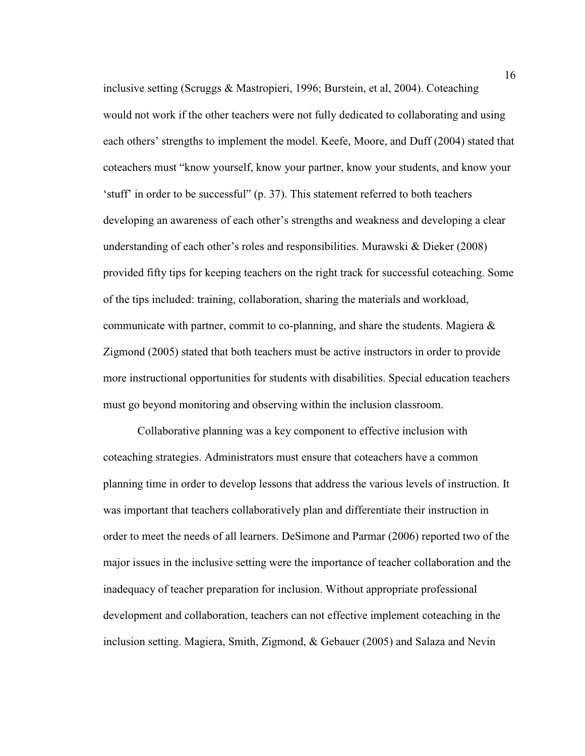inclusive setting (Scruggs & Mastropieri, 1996; Burstein, et al, 2004). Coteaching would not work if the other teachers were not fully dedicated to collaborating and using each others' strengths to implement the model. Keefe, Moore, and Duff (2004) stated that coteachers must "know yourself, know your partner, know your students, and know your 'stuff' in order to be successful" (p. 37). This statement referred to both teachers developing an awareness of each other's strengths and weakness and developing a clear understanding of each other's roles and responsibilities. Murawski & Dieker (2008) provided fifty tips for keeping teachers on the right track for successful coteaching. Some of the tips included: training, collaboration, sharing the materials and workload, communicate with partner, commit to co-planning, and share the students. Magiera & Zigmond (2005) stated that both teachers must be active instructors in order to provide more instructional opportunities for students with disabilities. Special education teachers must go beyond monitoring and observing within the inclusion classroom.

Collaborative planning was a key component to effective inclusion with coteaching strategies. Administrators must ensure that coteachers have a common planning time in order to develop lessons that address the various levels of instruction. It was important that teachers collaboratively plan and differentiate their instruction in order to meet the needs of all learners. DeSimone and Parmar (2006) reported two of the major issues in the inclusive setting were the importance of teacher collaboration and the inadequacy of teacher preparation for inclusion. Without appropriate professional development and collaboration, teachers can not effective implement coteaching in the inclusion setting. Magiera, Smith, Zigmond, & Gebauer (2005) and Salaza and Nevin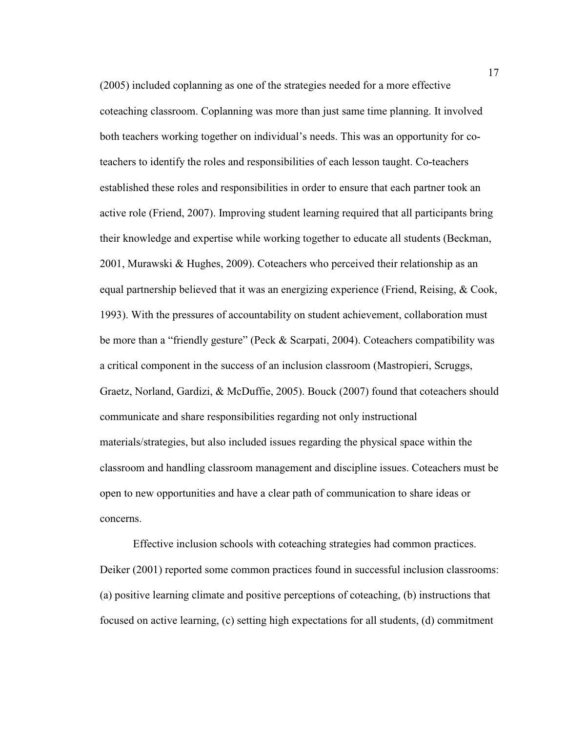(2005) included coplanning as one of the strategies needed for a more effective coteaching classroom. Coplanning was more than just same time planning. It involved both teachers working together on individual's needs. This was an opportunity for co-teachers to identify the roles and responsibilities of each lesson taught. Co-teachers established these roles and responsibilities in order to ensure that each partner took an active role (Friend, 2007). Improving student learning required that all participants bring their knowledge and expertise while working together to educate all students (Beckman, 2001, Murawski & Hughes, 2009). Coteachers who perceived their relationship as an equal partnership believed that it was an energizing experience (Friend, Reising, & Cook, 1993). With the pressures of accountability on student achievement, collaboration must be more than a "friendly gesture" (Peck & Scarpati, 2004). Coteachers compatibility was a critical component in the success of an inclusion classroom (Mastropieri, Scruggs, Graetz, Norland, Gardizi, & McDuffie, 2005). Bouck (2007) found that coteachers should communicate and share responsibilities regarding not only instructional materials/strategies, but also included issues regarding the physical space within the classroom and handling classroom management and discipline issues. Coteachers must be open to new opportunities and have a clear path of communication to share ideas or concerns.

Effective inclusion schools with coteaching strategies had common practices. Deiker (2001) reported some common practices found in successful inclusion classrooms: (a) positive learning climate and positive perceptions of coteaching, (b) instructions that focused on active learning, (c) setting high expectations for all students, (d) commitment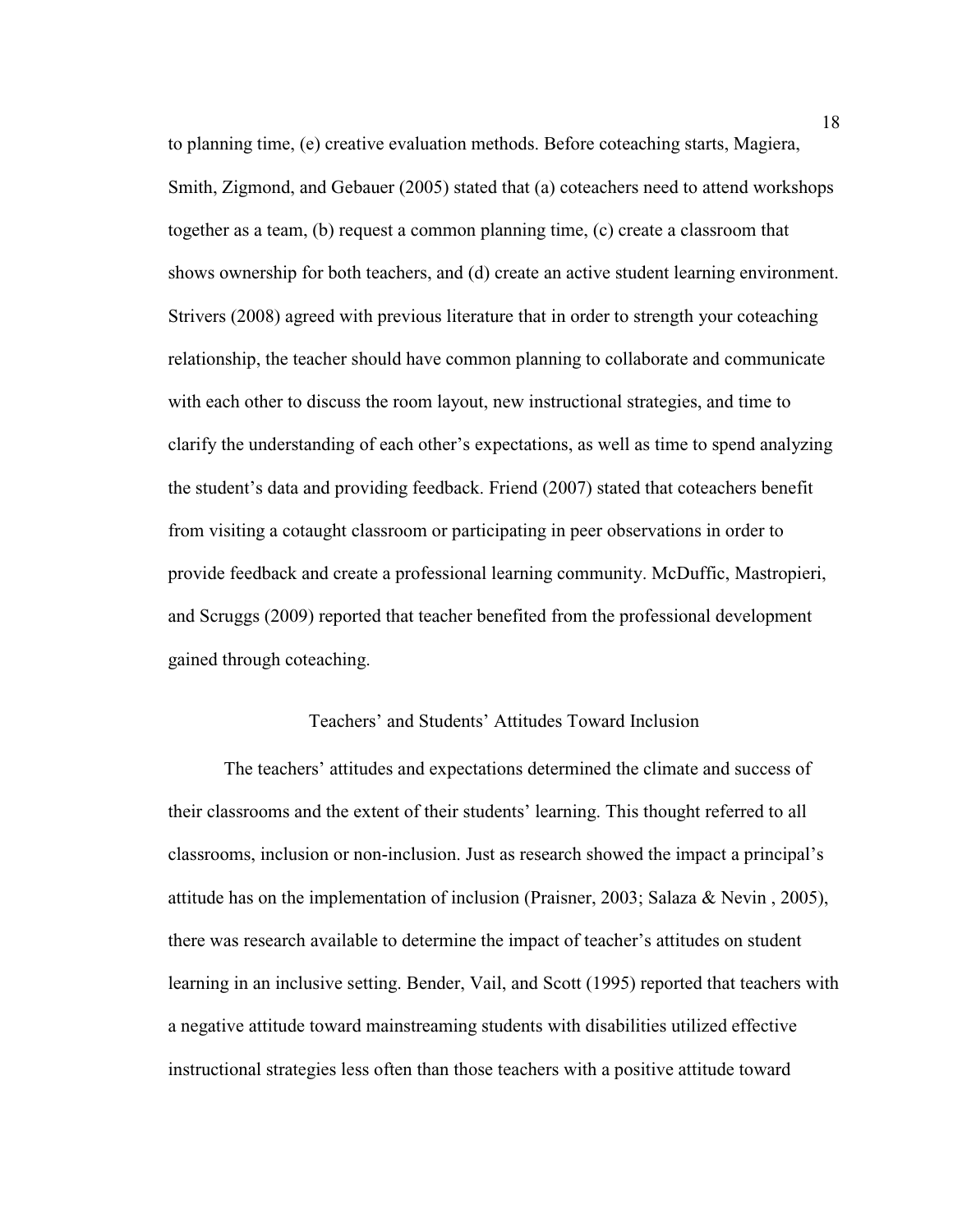to planning time, (e) creative evaluation methods. Before coteaching starts, Magiera, Smith, Zigmond, and Gebauer (2005) stated that (a) coteachers need to attend workshops together as a team, (b) request a common planning time, (c) create a classroom that shows ownership for both teachers, and (d) create an active student learning environment. Strivers (2008) agreed with previous literature that in order to strength your coteaching relationship, the teacher should have common planning to collaborate and communicate with each other to discuss the room layout, new instructional strategies, and time to clarify the understanding of each other's expectations, as well as time to spend analyzing the student's data and providing feedback. Friend (2007) stated that coteachers benefit from visiting a cotaught classroom or participating in peer observations in order to provide feedback and create a professional learning community. McDuffic, Mastropieri, and Scruggs (2009) reported that teacher benefited from the professional development gained through coteaching.

## Teachers' and Students' Attitudes Toward Inclusion

The teachers' attitudes and expectations determined the climate and success of their classrooms and the extent of their students' learning. This thought referred to all classrooms, inclusion or non-inclusion. Just as research showed the impact a principal's attitude has on the implementation of inclusion (Praisner, 2003; Salaza & Nevin , 2005), there was research available to determine the impact of teacher's attitudes on student learning in an inclusive setting. Bender, Vail, and Scott (1995) reported that teachers with a negative attitude toward mainstreaming students with disabilities utilized effective instructional strategies less often than those teachers with a positive attitude toward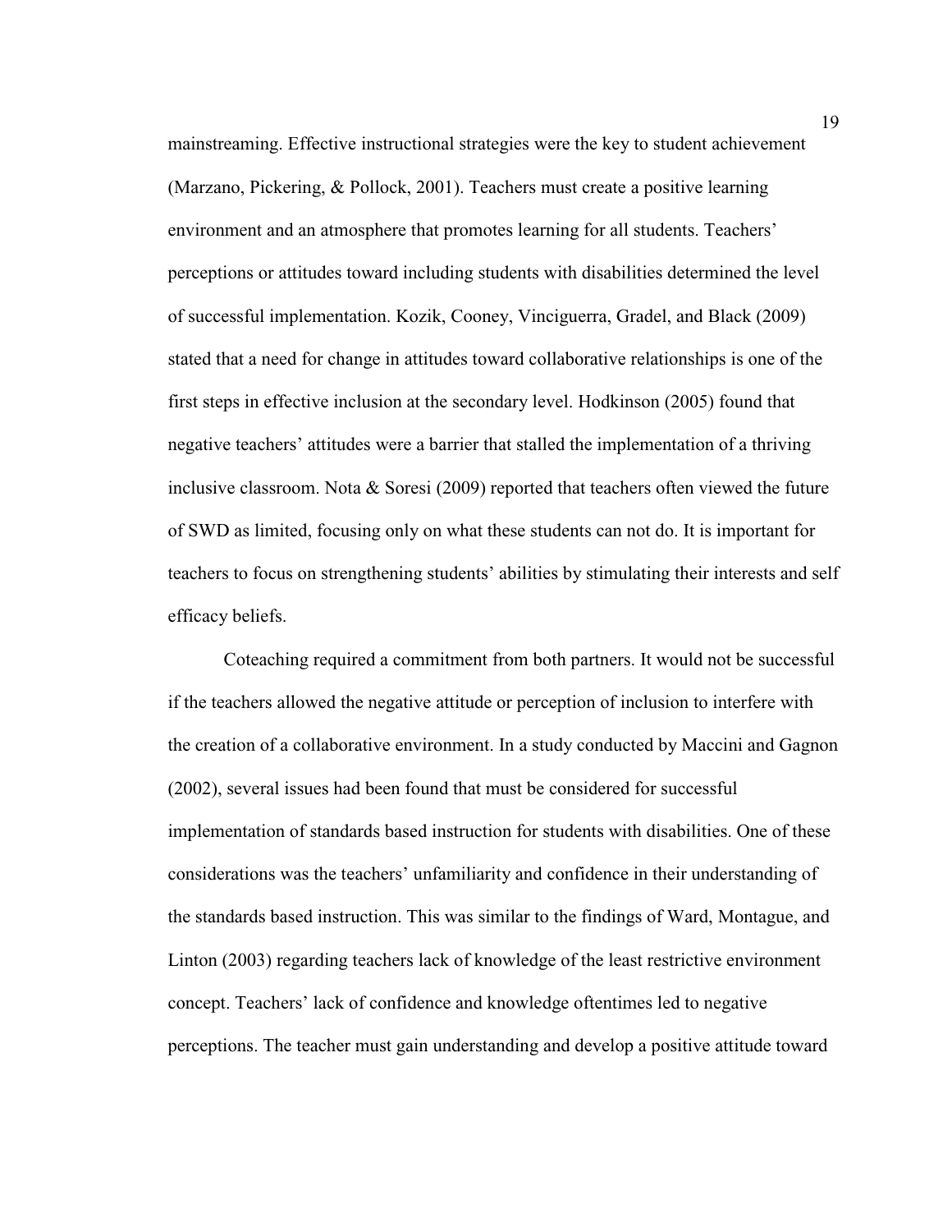mainstreaming. Effective instructional strategies were the key to student achievement (Marzano, Pickering, & Pollock, 2001). Teachers must create a positive learning environment and an atmosphere that promotes learning for all students. Teachers' perceptions or attitudes toward including students with disabilities determined the level of successful implementation. Kozik, Cooney, Vinciguerra, Gradel, and Black (2009) stated that a need for change in attitudes toward collaborative relationships is one of the first steps in effective inclusion at the secondary level. Hodkinson (2005) found that negative teachers' attitudes were a barrier that stalled the implementation of a thriving inclusive classroom. Nota & Soresi (2009) reported that teachers often viewed the future of SWD as limited, focusing only on what these students can not do. It is important for teachers to focus on strengthening students' abilities by stimulating their interests and self efficacy beliefs.

Coteaching required a commitment from both partners. It would not be successful if the teachers allowed the negative attitude or perception of inclusion to interfere with the creation of a collaborative environment. In a study conducted by Maccini and Gagnon (2002), several issues had been found that must be considered for successful implementation of standards based instruction for students with disabilities. One of these considerations was the teachers' unfamiliarity and confidence in their understanding of the standards based instruction. This was similar to the findings of Ward, Montague, and Linton (2003) regarding teachers lack of knowledge of the least restrictive environment concept. Teachers' lack of confidence and knowledge oftentimes led to negative perceptions. The teacher must gain understanding and develop a positive attitude toward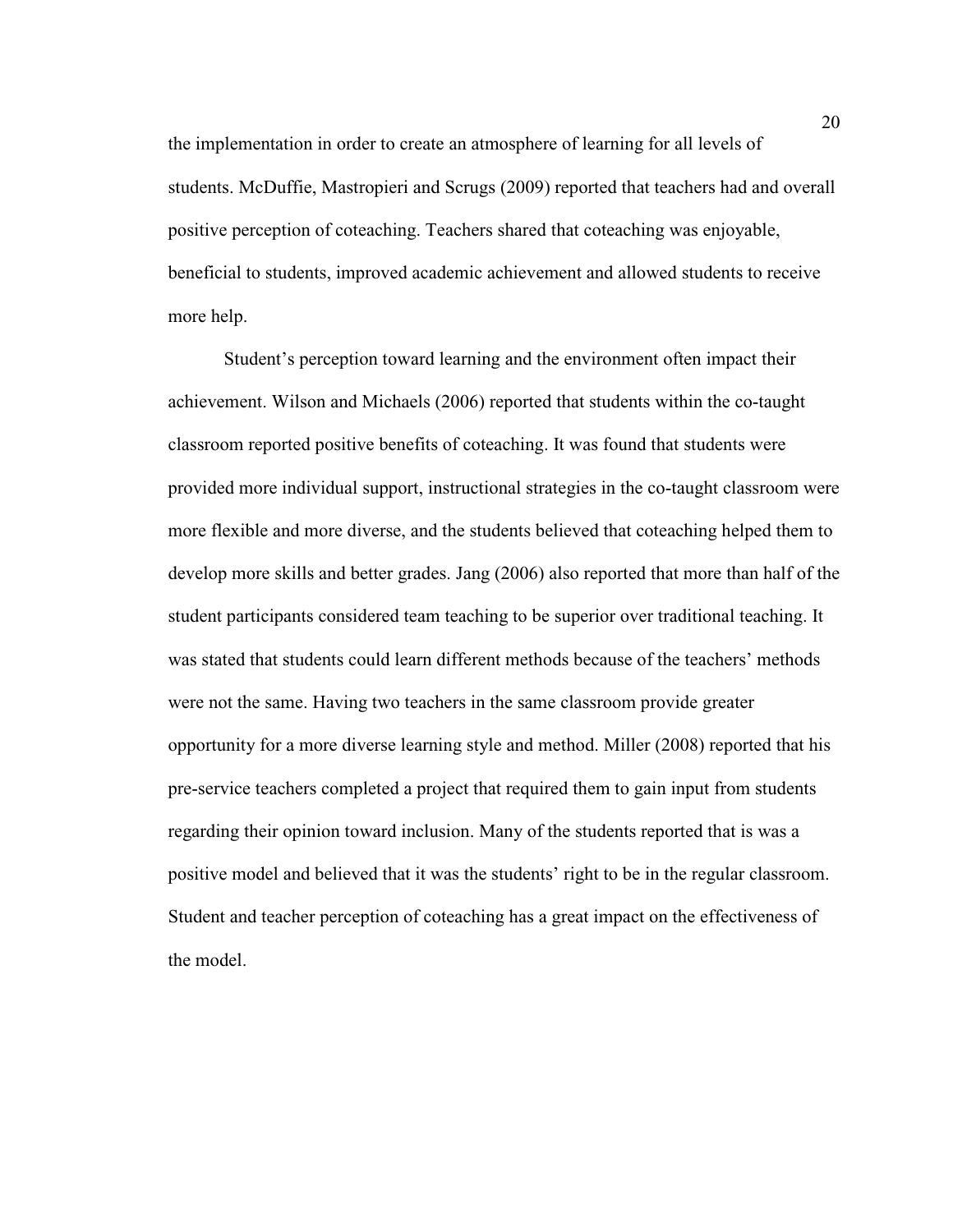the implementation in order to create an atmosphere of learning for all levels of students. McDuffie, Mastropieri and Scrugs (2009) reported that teachers had and overall positive perception of coteaching. Teachers shared that coteaching was enjoyable, beneficial to students, improved academic achievement and allowed students to receive more help.

Student's perception toward learning and the environment often impact their achievement. Wilson and Michaels (2006) reported that students within the co-taught classroom reported positive benefits of coteaching. It was found that students were provided more individual support, instructional strategies in the co-taught classroom were more flexible and more diverse, and the students believed that coteaching helped them to develop more skills and better grades. Jang (2006) also reported that more than half of the student participants considered team teaching to be superior over traditional teaching. It was stated that students could learn different methods because of the teachers' methods were not the same. Having two teachers in the same classroom provide greater opportunity for a more diverse learning style and method. Miller (2008) reported that his pre-service teachers completed a project that required them to gain input from students regarding their opinion toward inclusion. Many of the students reported that is was a positive model and believed that it was the students' right to be in the regular classroom. Student and teacher perception of coteaching has a great impact on the effectiveness of the model.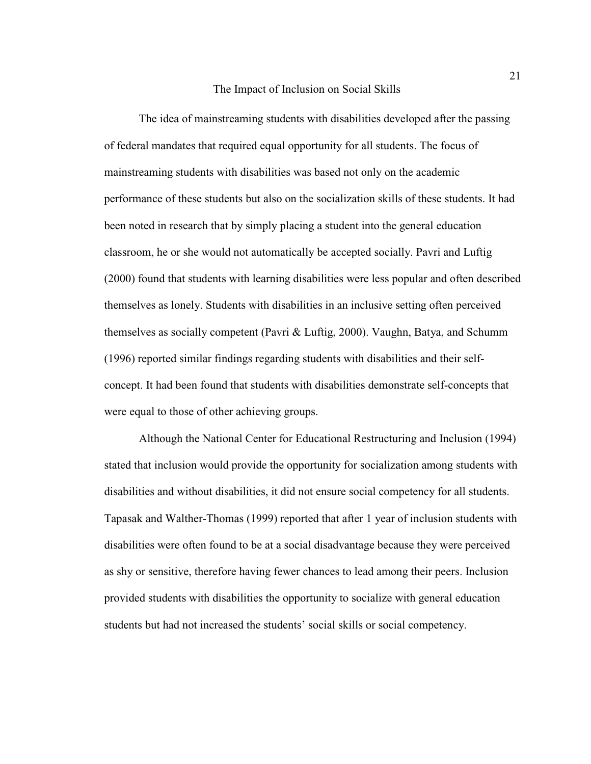## The Impact of Inclusion on Social Skills

The idea of mainstreaming students with disabilities developed after the passing of federal mandates that required equal opportunity for all students. The focus of mainstreaming students with disabilities was based not only on the academic performance of these students but also on the socialization skills of these students. It had been noted in research that by simply placing a student into the general education classroom, he or she would not automatically be accepted socially. Pavri and Luftig (2000) found that students with learning disabilities were less popular and often described themselves as lonely. Students with disabilities in an inclusive setting often perceived themselves as socially competent (Pavri & Luftig, 2000). Vaughn, Batya, and Schumm (1996) reported similar findings regarding students with disabilities and their self-concept. It had been found that students with disabilities demonstrate self-concepts that were equal to those of other achieving groups.

Although the National Center for Educational Restructuring and Inclusion (1994) stated that inclusion would provide the opportunity for socialization among students with disabilities and without disabilities, it did not ensure social competency for all students. Tapasak and Walther-Thomas (1999) reported that after 1 year of inclusion students with disabilities were often found to be at a social disadvantage because they were perceived as shy or sensitive, therefore having fewer chances to lead among their peers. Inclusion provided students with disabilities the opportunity to socialize with general education students but had not increased the students' social skills or social competency.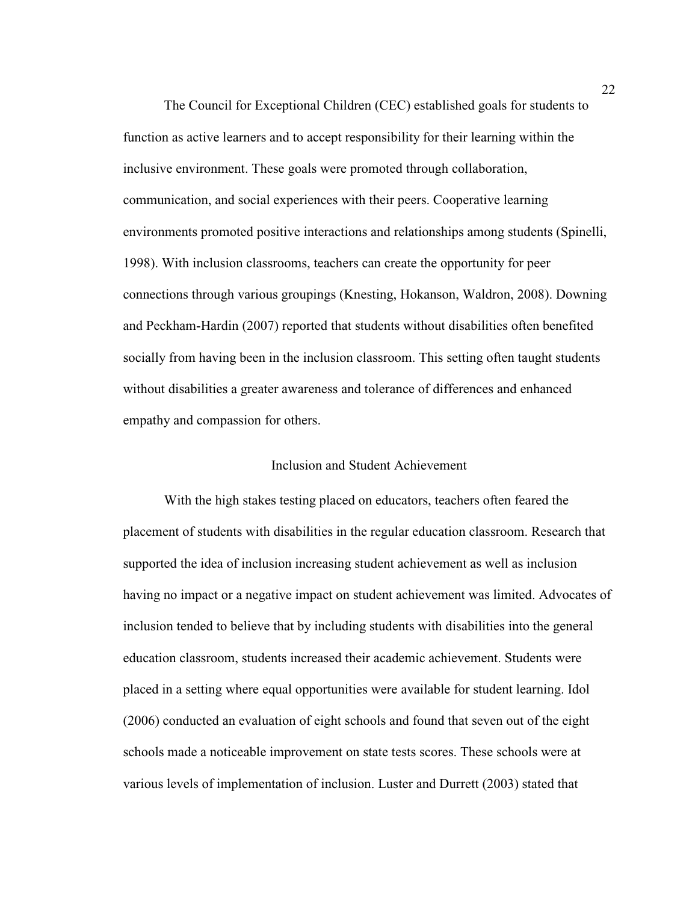The Council for Exceptional Children (CEC) established goals for students to function as active learners and to accept responsibility for their learning within the inclusive environment. These goals were promoted through collaboration, communication, and social experiences with their peers. Cooperative learning environments promoted positive interactions and relationships among students (Spinelli, 1998). With inclusion classrooms, teachers can create the opportunity for peer connections through various groupings (Knesting, Hokanson, Waldron, 2008). Downing and Peckham-Hardin (2007) reported that students without disabilities often benefited socially from having been in the inclusion classroom. This setting often taught students without disabilities a greater awareness and tolerance of differences and enhanced empathy and compassion for others.

## Inclusion and Student Achievement

With the high stakes testing placed on educators, teachers often feared the placement of students with disabilities in the regular education classroom. Research that supported the idea of inclusion increasing student achievement as well as inclusion having no impact or a negative impact on student achievement was limited. Advocates of inclusion tended to believe that by including students with disabilities into the general education classroom, students increased their academic achievement. Students were placed in a setting where equal opportunities were available for student learning. Idol (2006) conducted an evaluation of eight schools and found that seven out of the eight schools made a noticeable improvement on state tests scores. These schools were at various levels of implementation of inclusion. Luster and Durrett (2003) stated that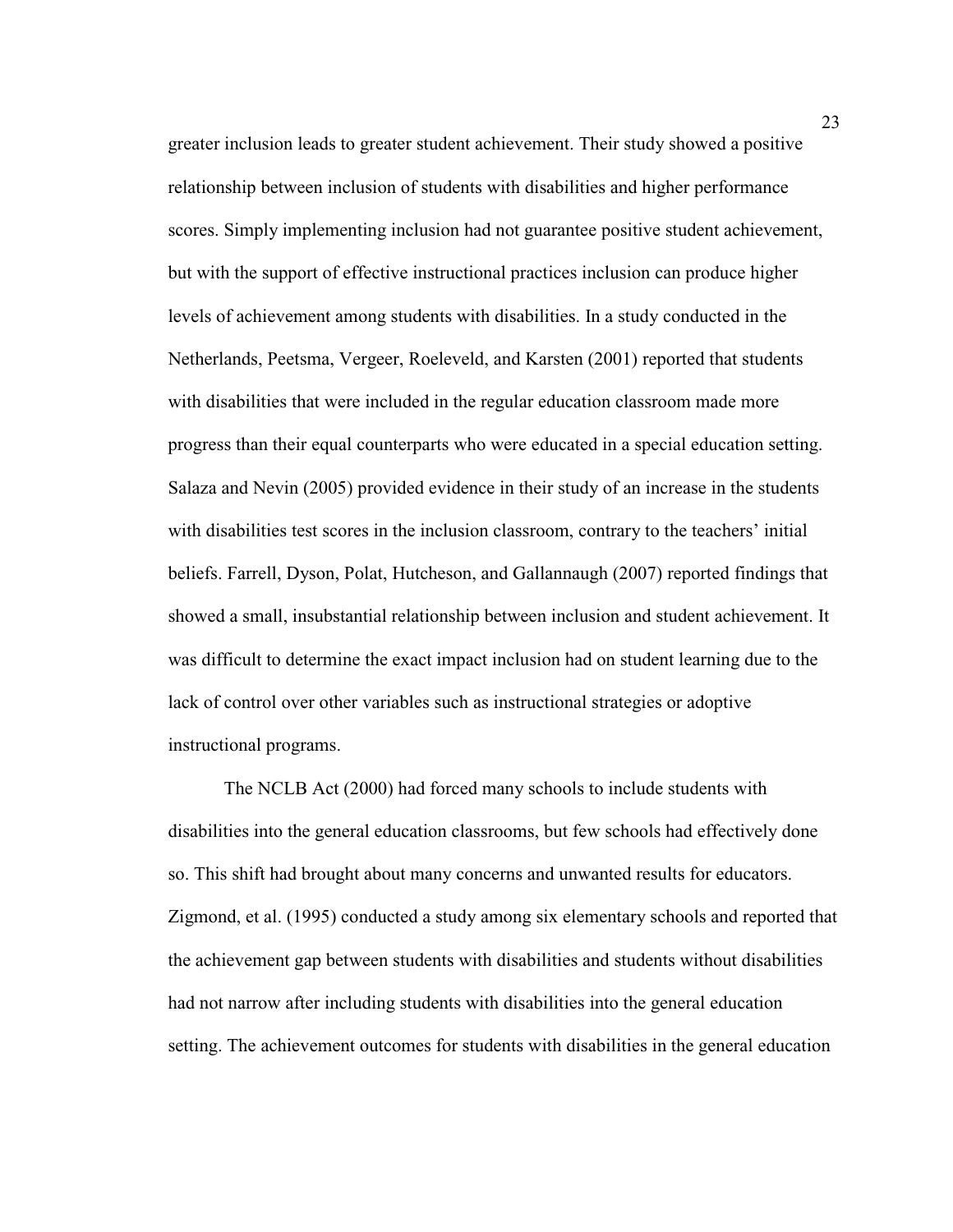greater inclusion leads to greater student achievement. Their study showed a positive relationship between inclusion of students with disabilities and higher performance scores. Simply implementing inclusion had not guarantee positive student achievement, but with the support of effective instructional practices inclusion can produce higher levels of achievement among students with disabilities. In a study conducted in the Netherlands, Peetsma, Vergeer, Roeleveld, and Karsten (2001) reported that students with disabilities that were included in the regular education classroom made more progress than their equal counterparts who were educated in a special education setting. Salaza and Nevin (2005) provided evidence in their study of an increase in the students with disabilities test scores in the inclusion classroom, contrary to the teachers' initial beliefs. Farrell, Dyson, Polat, Hutcheson, and Gallannaugh (2007) reported findings that showed a small, insubstantial relationship between inclusion and student achievement. It was difficult to determine the exact impact inclusion had on student learning due to the lack of control over other variables such as instructional strategies or adoptive instructional programs.

The NCLB Act (2000) had forced many schools to include students with disabilities into the general education classrooms, but few schools had effectively done so. This shift had brought about many concerns and unwanted results for educators. Zigmond, et al. (1995) conducted a study among six elementary schools and reported that the achievement gap between students with disabilities and students without disabilities had not narrow after including students with disabilities into the general education setting. The achievement outcomes for students with disabilities in the general education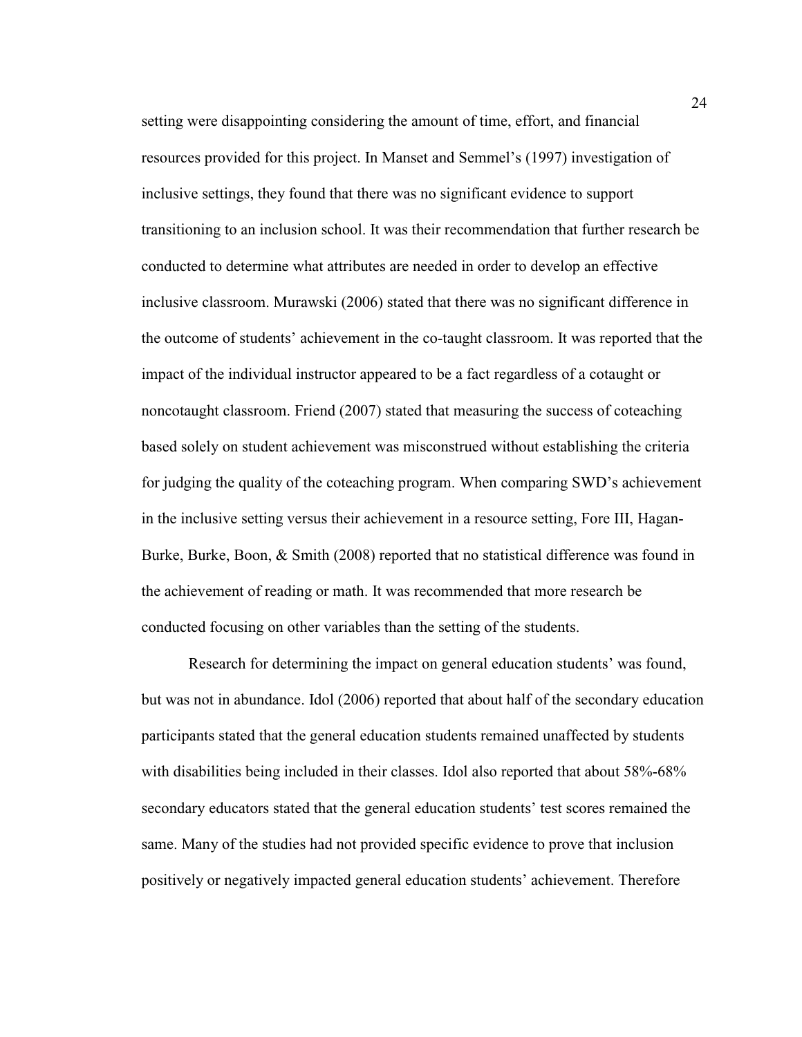setting were disappointing considering the amount of time, effort, and financial resources provided for this project. In Manset and Semmel's (1997) investigation of inclusive settings, they found that there was no significant evidence to support transitioning to an inclusion school. It was their recommendation that further research be conducted to determine what attributes are needed in order to develop an effective inclusive classroom. Murawski (2006) stated that there was no significant difference in the outcome of students' achievement in the co-taught classroom. It was reported that the impact of the individual instructor appeared to be a fact regardless of a cotaught or noncotaught classroom. Friend (2007) stated that measuring the success of coteaching based solely on student achievement was misconstrued without establishing the criteria for judging the quality of the coteaching program. When comparing SWD's achievement in the inclusive setting versus their achievement in a resource setting, Fore III, Hagan-Burke, Burke, Boon, & Smith (2008) reported that no statistical difference was found in the achievement of reading or math. It was recommended that more research be conducted focusing on other variables than the setting of the students.

Research for determining the impact on general education students' was found, but was not in abundance. Idol (2006) reported that about half of the secondary education participants stated that the general education students remained unaffected by students with disabilities being included in their classes. Idol also reported that about 58%-68% secondary educators stated that the general education students' test scores remained the same. Many of the studies had not provided specific evidence to prove that inclusion positively or negatively impacted general education students' achievement. Therefore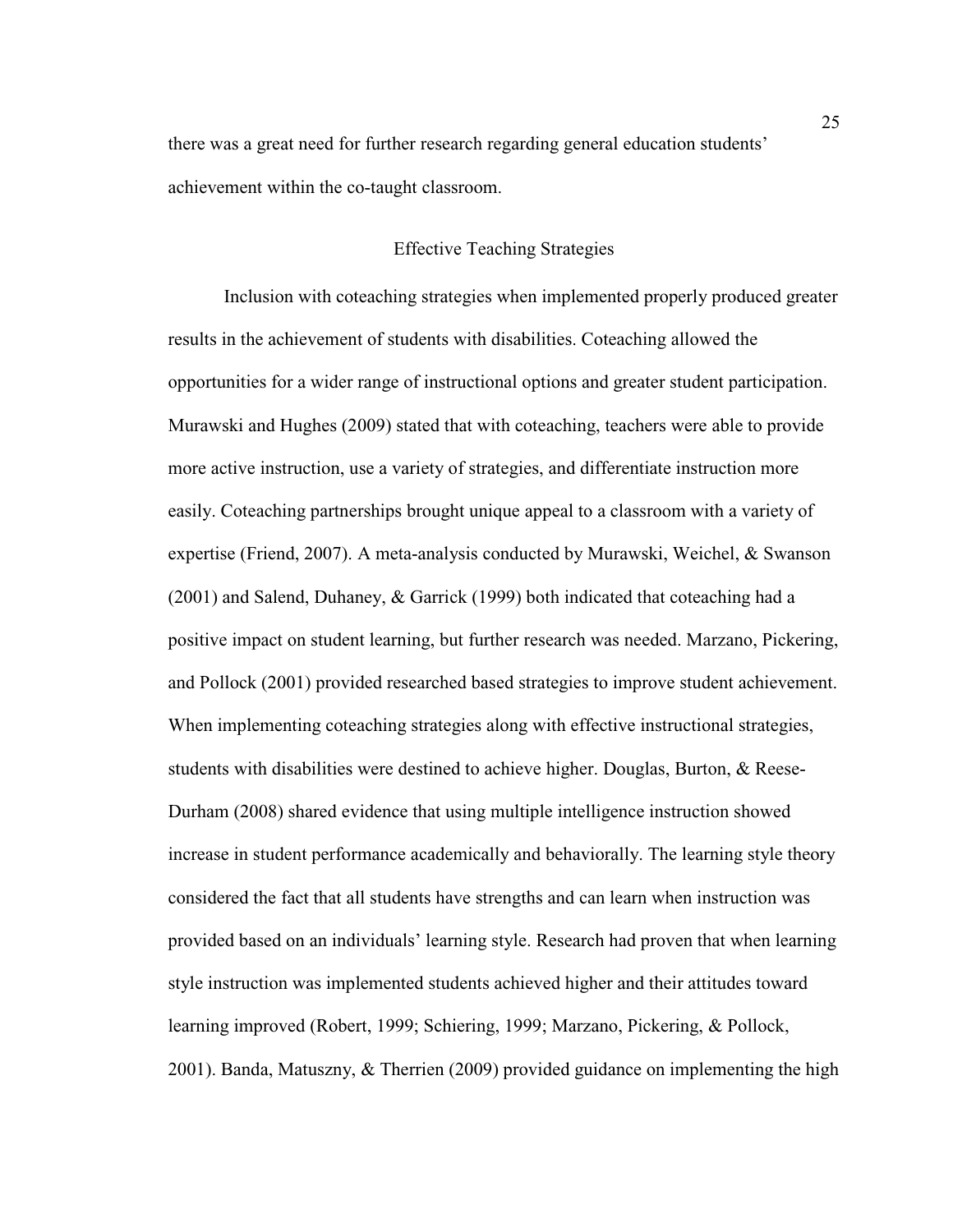there was a great need for further research regarding general education students' achievement within the co-taught classroom.

## Effective Teaching Strategies

Inclusion with coteaching strategies when implemented properly produced greater results in the achievement of students with disabilities. Coteaching allowed the opportunities for a wider range of instructional options and greater student participation. Murawski and Hughes (2009) stated that with coteaching, teachers were able to provide more active instruction, use a variety of strategies, and differentiate instruction more easily. Coteaching partnerships brought unique appeal to a classroom with a variety of expertise (Friend, 2007). A meta-analysis conducted by Murawski, Weichel, & Swanson (2001) and Salend, Duhaney, & Garrick (1999) both indicated that coteaching had a positive impact on student learning, but further research was needed. Marzano, Pickering, and Pollock (2001) provided researched based strategies to improve student achievement. When implementing coteaching strategies along with effective instructional strategies, students with disabilities were destined to achieve higher. Douglas, Burton, & Reese-Durham (2008) shared evidence that using multiple intelligence instruction showed increase in student performance academically and behaviorally. The learning style theory considered the fact that all students have strengths and can learn when instruction was provided based on an individuals' learning style. Research had proven that when learning style instruction was implemented students achieved higher and their attitudes toward learning improved (Robert, 1999; Schiering, 1999; Marzano, Pickering, & Pollock, 2001). Banda, Matuszny, & Therrien (2009) provided guidance on implementing the high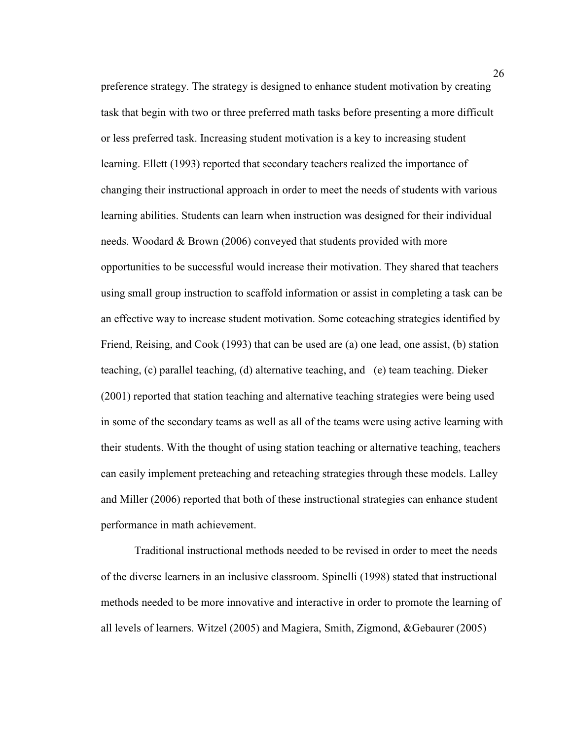preference strategy. The strategy is designed to enhance student motivation by creating task that begin with two or three preferred math tasks before presenting a more difficult or less preferred task. Increasing student motivation is a key to increasing student learning. Ellett (1993) reported that secondary teachers realized the importance of changing their instructional approach in order to meet the needs of students with various learning abilities. Students can learn when instruction was designed for their individual needs. Woodard & Brown (2006) conveyed that students provided with more opportunities to be successful would increase their motivation. They shared that teachers using small group instruction to scaffold information or assist in completing a task can be an effective way to increase student motivation. Some coteaching strategies identified by Friend, Reising, and Cook (1993) that can be used are (a) one lead, one assist, (b) station teaching, (c) parallel teaching, (d) alternative teaching, and (e) team teaching. Dieker (2001) reported that station teaching and alternative teaching strategies were being used in some of the secondary teams as well as all of the teams were using active learning with their students. With the thought of using station teaching or alternative teaching, teachers can easily implement preteaching and reteaching strategies through these models. Lalley and Miller (2006) reported that both of these instructional strategies can enhance student performance in math achievement.

Traditional instructional methods needed to be revised in order to meet the needs of the diverse learners in an inclusive classroom. Spinelli (1998) stated that instructional methods needed to be more innovative and interactive in order to promote the learning of all levels of learners. Witzel (2005) and Magiera, Smith, Zigmond, &Gebaurer (2005)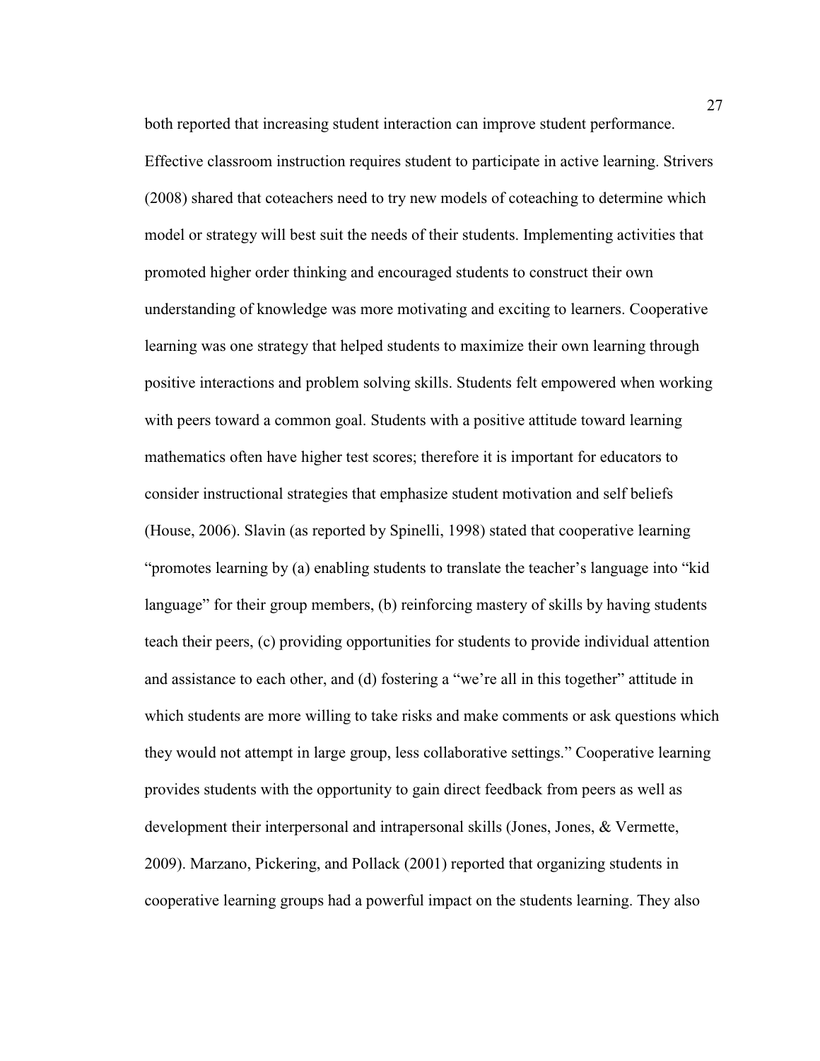both reported that increasing student interaction can improve student performance. Effective classroom instruction requires student to participate in active learning. Strivers (2008) shared that coteachers need to try new models of coteaching to determine which model or strategy will best suit the needs of their students. Implementing activities that promoted higher order thinking and encouraged students to construct their own understanding of knowledge was more motivating and exciting to learners. Cooperative learning was one strategy that helped students to maximize their own learning through positive interactions and problem solving skills. Students felt empowered when working with peers toward a common goal. Students with a positive attitude toward learning mathematics often have higher test scores; therefore it is important for educators to consider instructional strategies that emphasize student motivation and self beliefs (House, 2006). Slavin (as reported by Spinelli, 1998) stated that cooperative learning "promotes learning by (a) enabling students to translate the teacher's language into "kid language" for their group members, (b) reinforcing mastery of skills by having students teach their peers, (c) providing opportunities for students to provide individual attention and assistance to each other, and (d) fostering a "we're all in this together" attitude in which students are more willing to take risks and make comments or ask questions which they would not attempt in large group, less collaborative settings." Cooperative learning provides students with the opportunity to gain direct feedback from peers as well as development their interpersonal and intrapersonal skills (Jones, Jones, & Vermette, 2009). Marzano, Pickering, and Pollack (2001) reported that organizing students in cooperative learning groups had a powerful impact on the students learning. They also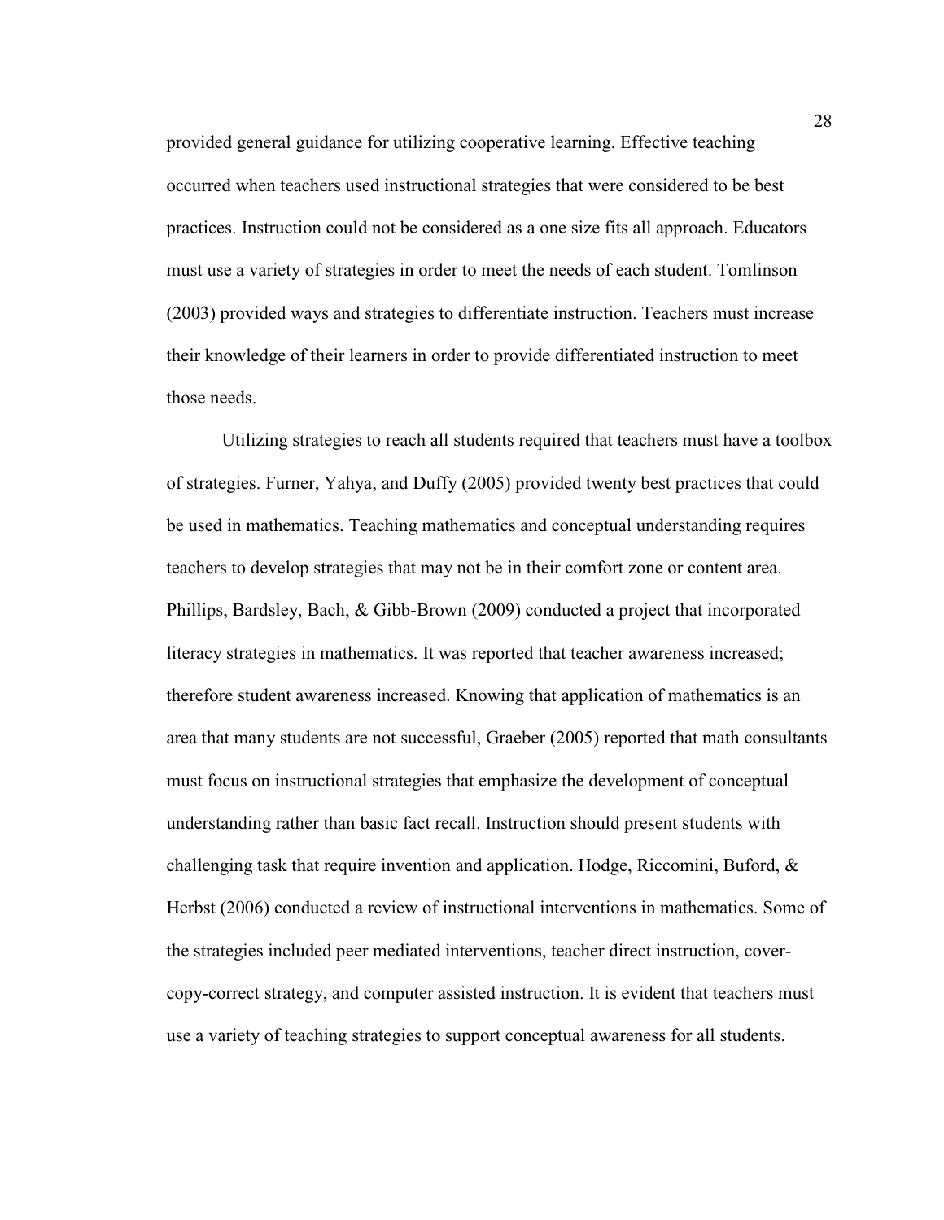provided general guidance for utilizing cooperative learning. Effective teaching occurred when teachers used instructional strategies that were considered to be best practices. Instruction could not be considered as a one size fits all approach. Educators must use a variety of strategies in order to meet the needs of each student. Tomlinson (2003) provided ways and strategies to differentiate instruction. Teachers must increase their knowledge of their learners in order to provide differentiated instruction to meet those needs.

Utilizing strategies to reach all students required that teachers must have a toolbox of strategies. Furner, Yahya, and Duffy (2005) provided twenty best practices that could be used in mathematics. Teaching mathematics and conceptual understanding requires teachers to develop strategies that may not be in their comfort zone or content area. Phillips, Bardsley, Bach, & Gibb-Brown (2009) conducted a project that incorporated literacy strategies in mathematics. It was reported that teacher awareness increased; therefore student awareness increased. Knowing that application of mathematics is an area that many students are not successful, Graeber (2005) reported that math consultants must focus on instructional strategies that emphasize the development of conceptual understanding rather than basic fact recall. Instruction should present students with challenging task that require invention and application. Hodge, Riccomini, Buford, & Herbst (2006) conducted a review of instructional interventions in mathematics. Some of the strategies included peer mediated interventions, teacher direct instruction, cover-copy-correct strategy, and computer assisted instruction. It is evident that teachers must use a variety of teaching strategies to support conceptual awareness for all students.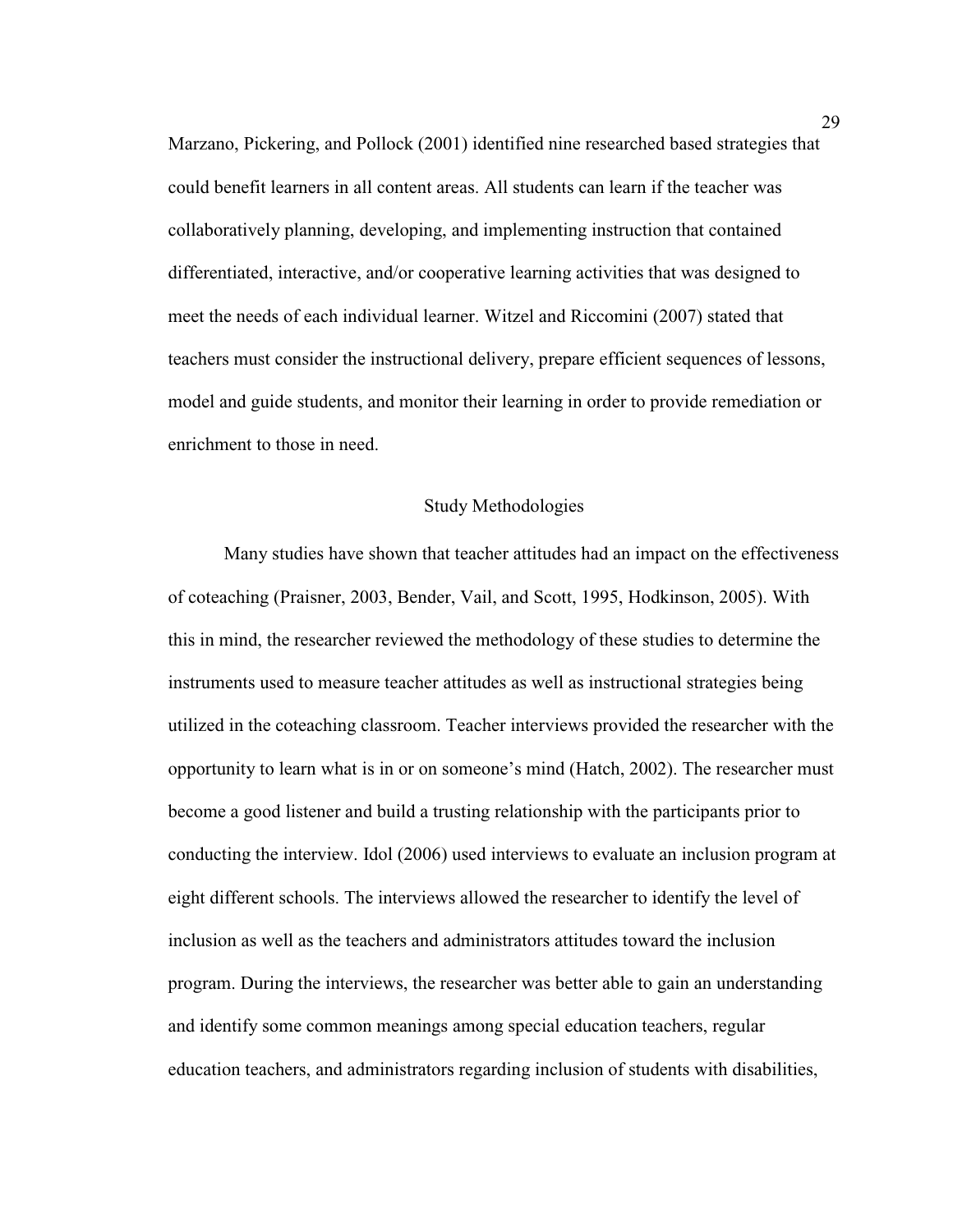Marzano, Pickering, and Pollock (2001) identified nine researched based strategies that could benefit learners in all content areas. All students can learn if the teacher was collaboratively planning, developing, and implementing instruction that contained differentiated, interactive, and/or cooperative learning activities that was designed to meet the needs of each individual learner. Witzel and Riccomini (2007) stated that teachers must consider the instructional delivery, prepare efficient sequences of lessons, model and guide students, and monitor their learning in order to provide remediation or enrichment to those in need.

## Study Methodologies

Many studies have shown that teacher attitudes had an impact on the effectiveness of coteaching (Praisner, 2003, Bender, Vail, and Scott, 1995, Hodkinson, 2005). With this in mind, the researcher reviewed the methodology of these studies to determine the instruments used to measure teacher attitudes as well as instructional strategies being utilized in the coteaching classroom. Teacher interviews provided the researcher with the opportunity to learn what is in or on someone's mind (Hatch, 2002). The researcher must become a good listener and build a trusting relationship with the participants prior to conducting the interview. Idol (2006) used interviews to evaluate an inclusion program at eight different schools. The interviews allowed the researcher to identify the level of inclusion as well as the teachers and administrators attitudes toward the inclusion program. During the interviews, the researcher was better able to gain an understanding and identify some common meanings among special education teachers, regular education teachers, and administrators regarding inclusion of students with disabilities,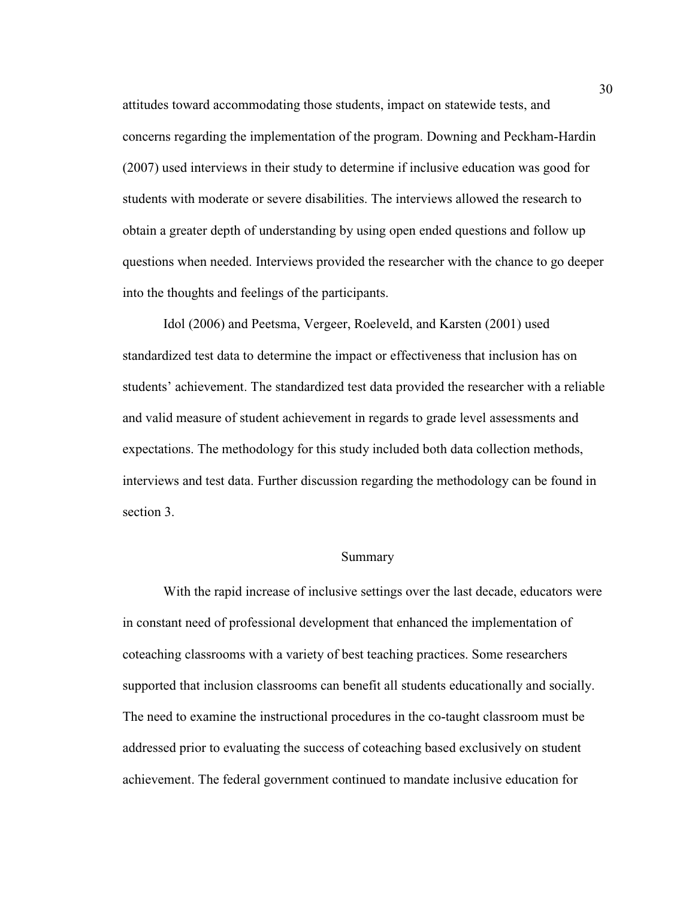attitudes toward accommodating those students, impact on statewide tests, and concerns regarding the implementation of the program. Downing and Peckham-Hardin (2007) used interviews in their study to determine if inclusive education was good for students with moderate or severe disabilities. The interviews allowed the research to obtain a greater depth of understanding by using open ended questions and follow up questions when needed. Interviews provided the researcher with the chance to go deeper into the thoughts and feelings of the participants.

Idol (2006) and Peetsma, Vergeer, Roeleveld, and Karsten (2001) used standardized test data to determine the impact or effectiveness that inclusion has on students' achievement. The standardized test data provided the researcher with a reliable and valid measure of student achievement in regards to grade level assessments and expectations. The methodology for this study included both data collection methods, interviews and test data. Further discussion regarding the methodology can be found in section 3.

## Summary

With the rapid increase of inclusive settings over the last decade, educators were in constant need of professional development that enhanced the implementation of coteaching classrooms with a variety of best teaching practices. Some researchers supported that inclusion classrooms can benefit all students educationally and socially. The need to examine the instructional procedures in the co-taught classroom must be addressed prior to evaluating the success of coteaching based exclusively on student achievement. The federal government continued to mandate inclusive education for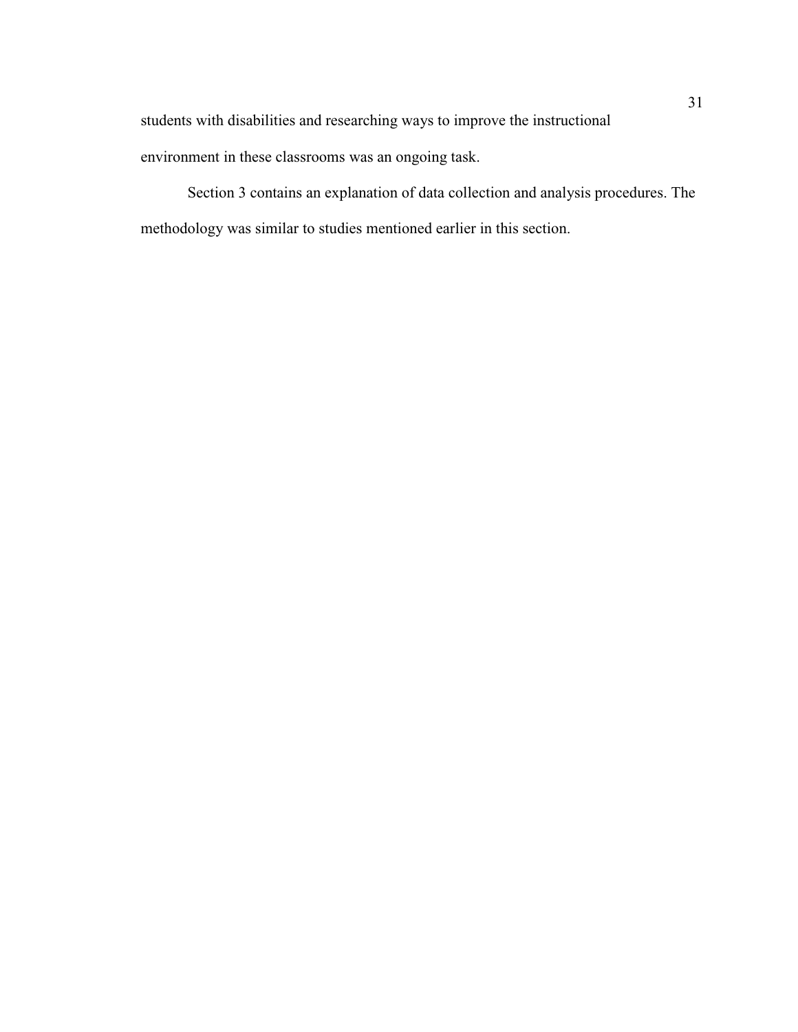students with disabilities and researching ways to improve the instructional environment in these classrooms was an ongoing task.

Section 3 contains an explanation of data collection and analysis procedures. The methodology was similar to studies mentioned earlier in this section.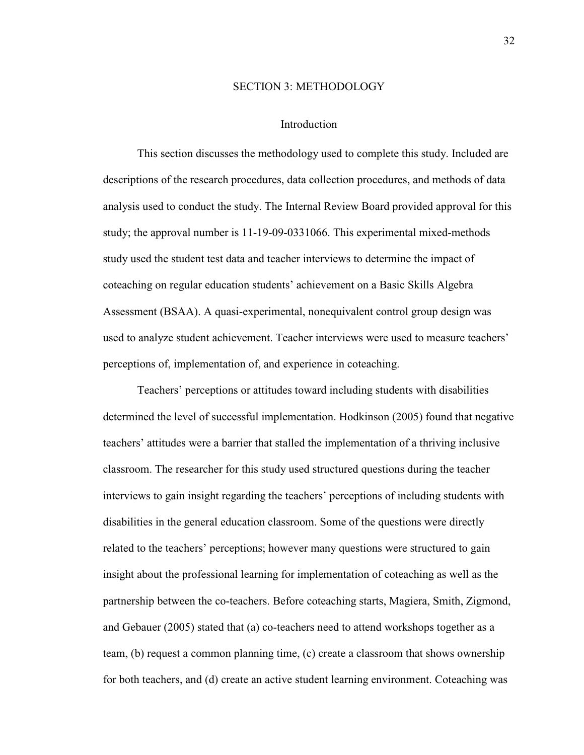# SECTION 3: METHODOLOGY

## Introduction

This section discusses the methodology used to complete this study. Included are descriptions of the research procedures, data collection procedures, and methods of data analysis used to conduct the study. The Internal Review Board provided approval for this study; the approval number is 11-19-09-0331066. This experimental mixed-methods study used the student test data and teacher interviews to determine the impact of coteaching on regular education students' achievement on a Basic Skills Algebra Assessment (BSAA). A quasi-experimental, nonequivalent control group design was used to analyze student achievement. Teacher interviews were used to measure teachers' perceptions of, implementation of, and experience in coteaching.

Teachers' perceptions or attitudes toward including students with disabilities determined the level of successful implementation. Hodkinson (2005) found that negative teachers' attitudes were a barrier that stalled the implementation of a thriving inclusive classroom. The researcher for this study used structured questions during the teacher interviews to gain insight regarding the teachers' perceptions of including students with disabilities in the general education classroom. Some of the questions were directly related to the teachers' perceptions; however many questions were structured to gain insight about the professional learning for implementation of coteaching as well as the partnership between the co-teachers. Before coteaching starts, Magiera, Smith, Zigmond, and Gebauer (2005) stated that (a) co-teachers need to attend workshops together as a team, (b) request a common planning time, (c) create a classroom that shows ownership for both teachers, and (d) create an active student learning environment. Coteaching was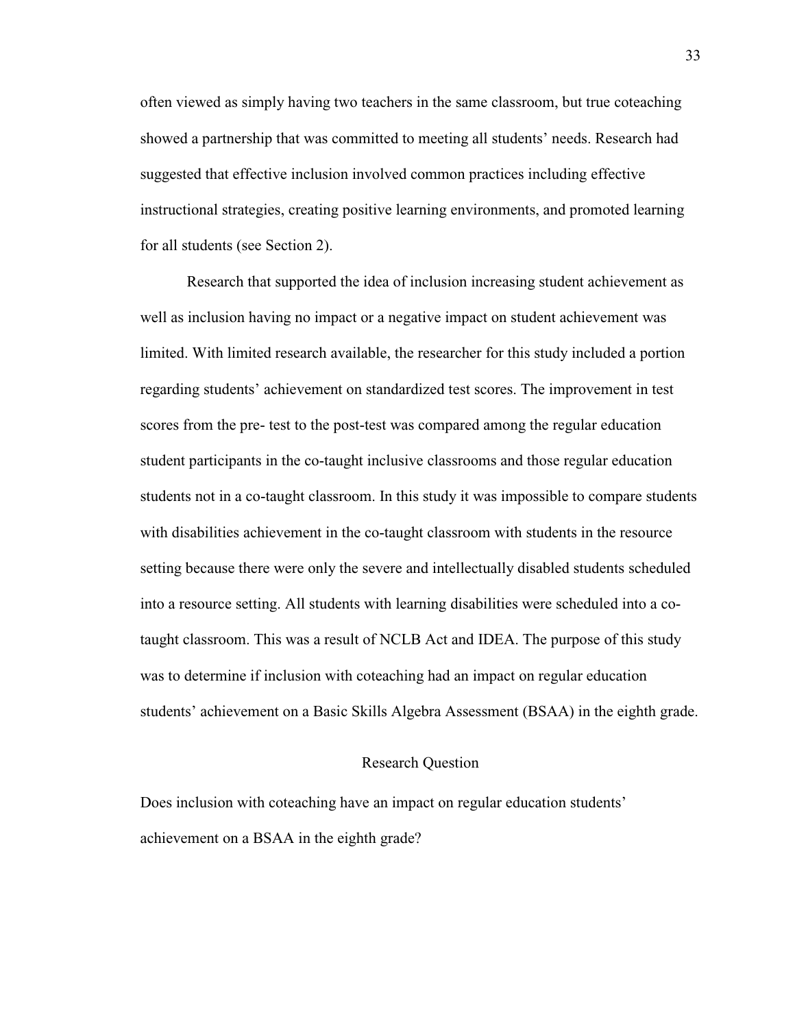often viewed as simply having two teachers in the same classroom, but true coteaching showed a partnership that was committed to meeting all students' needs. Research had suggested that effective inclusion involved common practices including effective instructional strategies, creating positive learning environments, and promoted learning for all students (see Section 2).

Research that supported the idea of inclusion increasing student achievement as well as inclusion having no impact or a negative impact on student achievement was limited. With limited research available, the researcher for this study included a portion regarding students' achievement on standardized test scores. The improvement in test scores from the pre- test to the post-test was compared among the regular education student participants in the co-taught inclusive classrooms and those regular education students not in a co-taught classroom. In this study it was impossible to compare students with disabilities achievement in the co-taught classroom with students in the resource setting because there were only the severe and intellectually disabled students scheduled into a resource setting. All students with learning disabilities were scheduled into a co-taught classroom. This was a result of NCLB Act and IDEA. The purpose of this study was to determine if inclusion with coteaching had an impact on regular education students' achievement on a Basic Skills Algebra Assessment (BSAA) in the eighth grade.

## Research Question

Does inclusion with coteaching have an impact on regular education students' achievement on a BSAA in the eighth grade?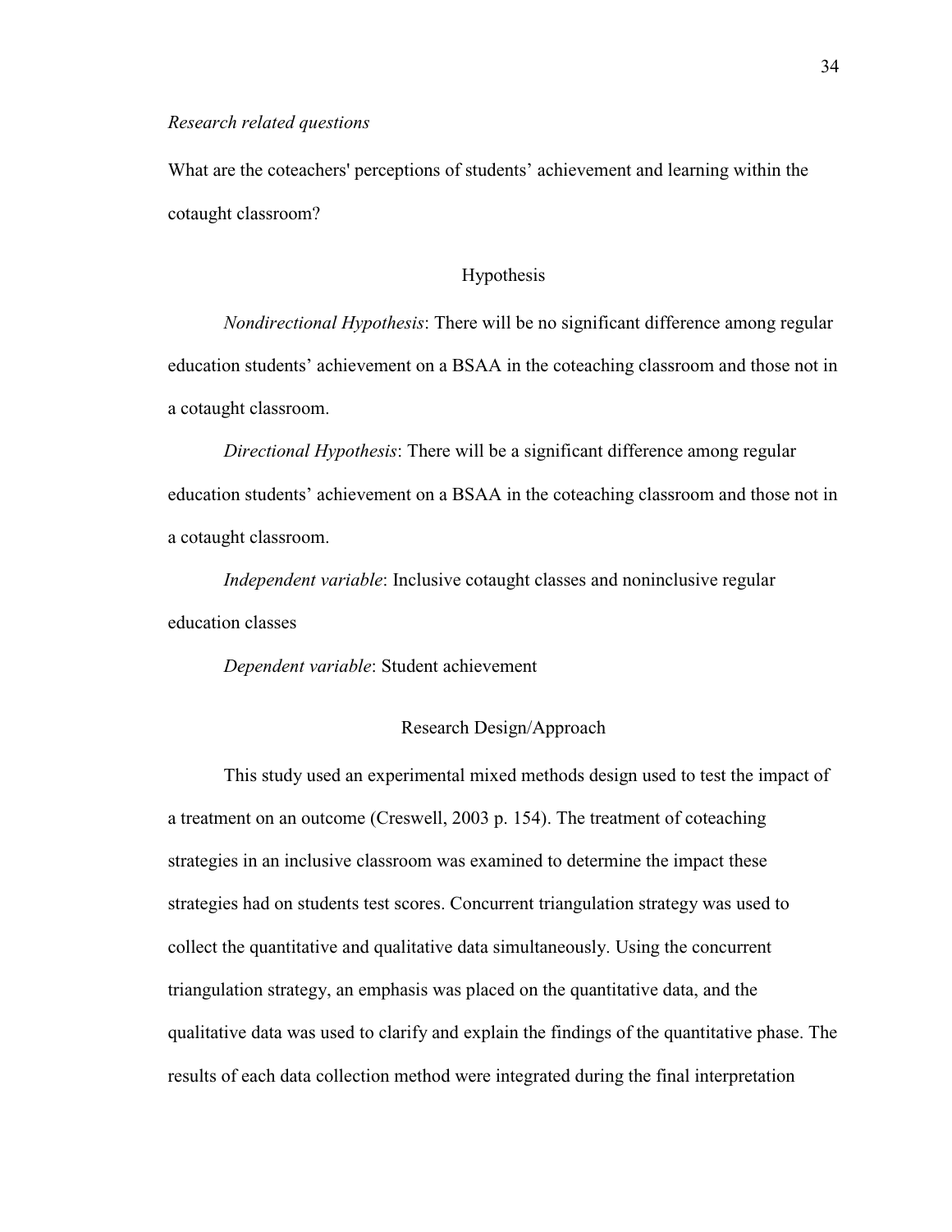*Research related questions*

What are the coteachers' perceptions of students' achievement and learning within the cotaught classroom?

## Hypothesis

*Nondirectional Hypothesis*: There will be no significant difference among regular education students' achievement on a BSAA in the coteaching classroom and those not in a cotaught classroom.

*Directional Hypothesis*: There will be a significant difference among regular education students' achievement on a BSAA in the coteaching classroom and those not in a cotaught classroom.

*Independent variable*: Inclusive cotaught classes and noninclusive regular education classes

*Dependent variable*: Student achievement

## Research Design/Approach

This study used an experimental mixed methods design used to test the impact of a treatment on an outcome (Creswell, 2003 p. 154). The treatment of coteaching strategies in an inclusive classroom was examined to determine the impact these strategies had on students test scores. Concurrent triangulation strategy was used to collect the quantitative and qualitative data simultaneously. Using the concurrent triangulation strategy, an emphasis was placed on the quantitative data, and the qualitative data was used to clarify and explain the findings of the quantitative phase. The results of each data collection method were integrated during the final interpretation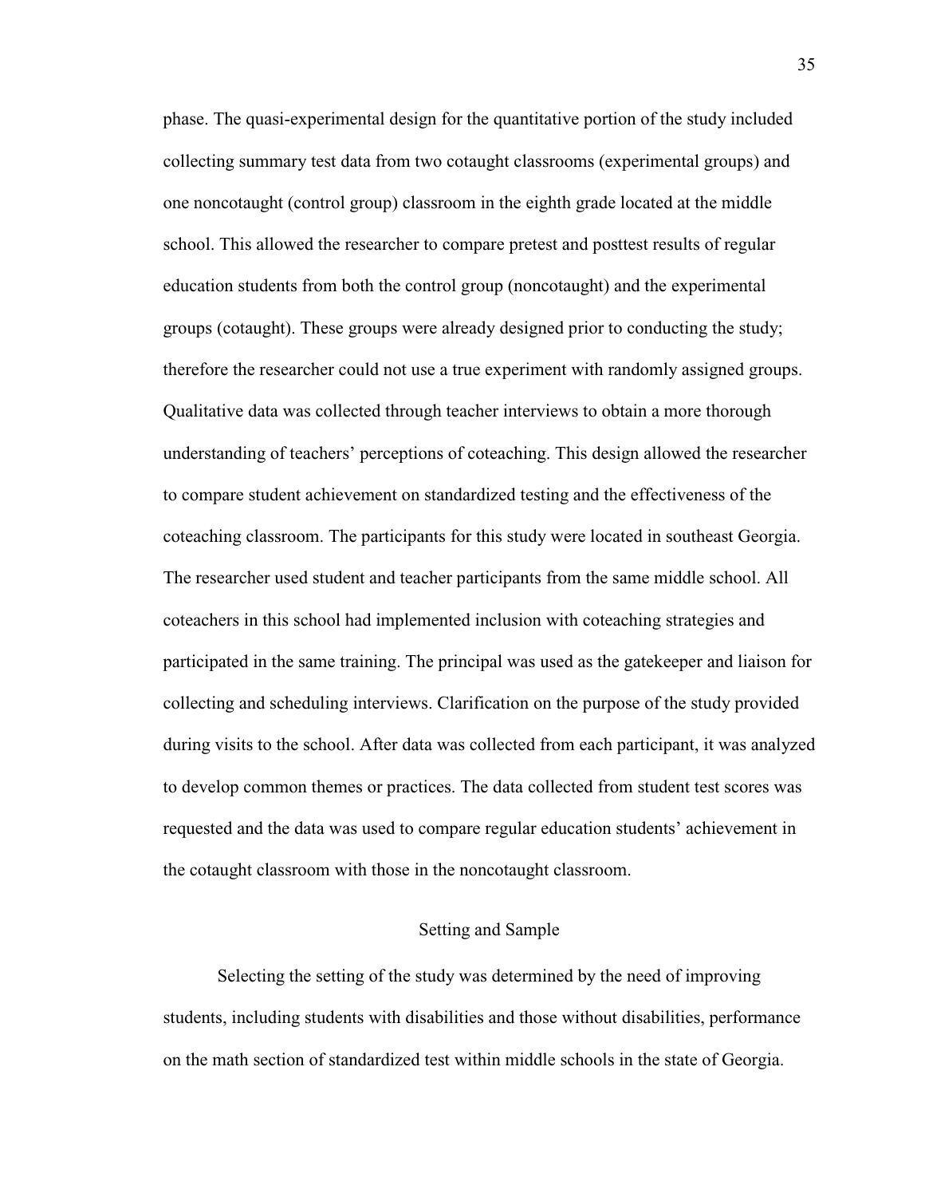phase. The quasi-experimental design for the quantitative portion of the study included collecting summary test data from two cotaught classrooms (experimental groups) and one noncotaught (control group) classroom in the eighth grade located at the middle school. This allowed the researcher to compare pretest and posttest results of regular education students from both the control group (noncotaught) and the experimental groups (cotaught). These groups were already designed prior to conducting the study; therefore the researcher could not use a true experiment with randomly assigned groups. Qualitative data was collected through teacher interviews to obtain a more thorough understanding of teachers' perceptions of coteaching. This design allowed the researcher to compare student achievement on standardized testing and the effectiveness of the coteaching classroom. The participants for this study were located in southeast Georgia. The researcher used student and teacher participants from the same middle school. All coteachers in this school had implemented inclusion with coteaching strategies and participated in the same training. The principal was used as the gatekeeper and liaison for collecting and scheduling interviews. Clarification on the purpose of the study provided during visits to the school. After data was collected from each participant, it was analyzed to develop common themes or practices. The data collected from student test scores was requested and the data was used to compare regular education students' achievement in the cotaught classroom with those in the noncotaught classroom.

## Setting and Sample

Selecting the setting of the study was determined by the need of improving students, including students with disabilities and those without disabilities, performance on the math section of standardized test within middle schools in the state of Georgia.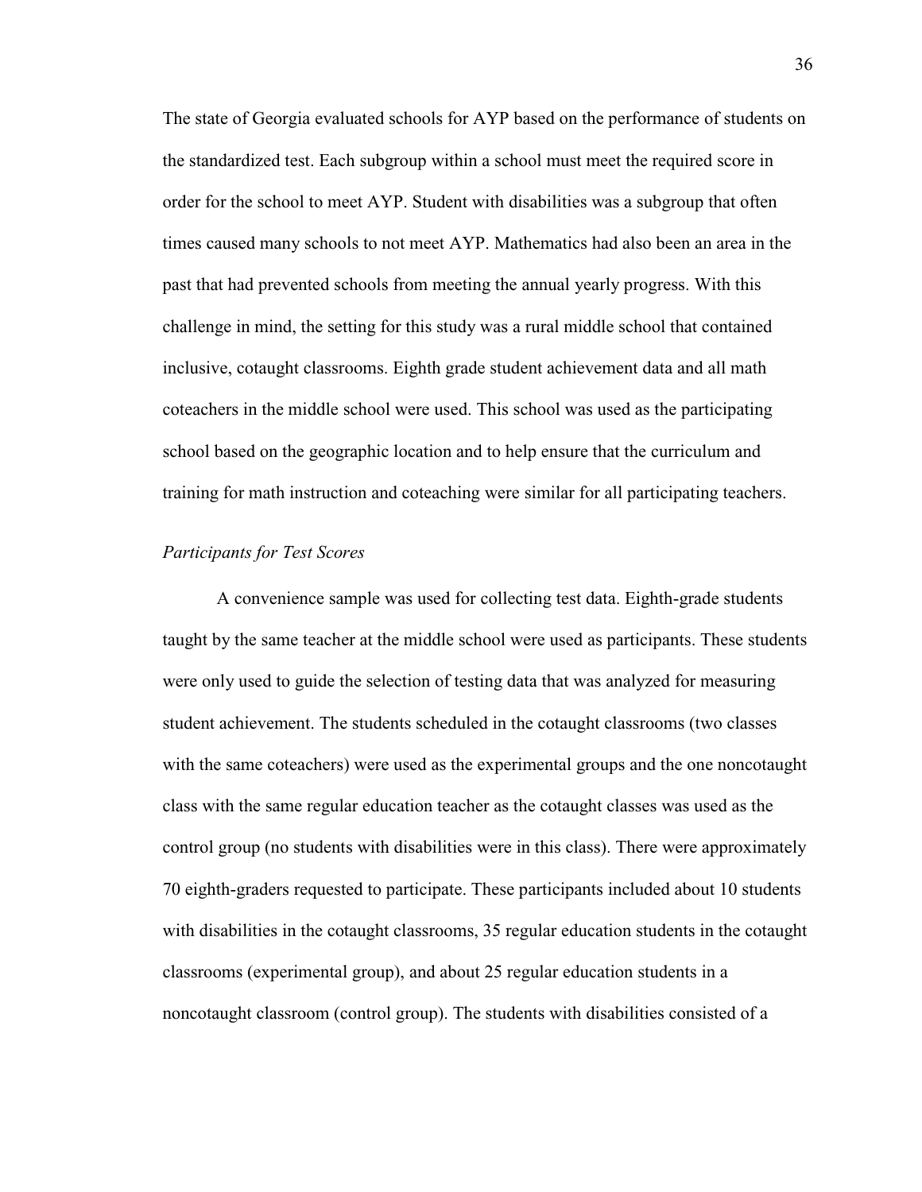The state of Georgia evaluated schools for AYP based on the performance of students on the standardized test. Each subgroup within a school must meet the required score in order for the school to meet AYP. Student with disabilities was a subgroup that often times caused many schools to not meet AYP. Mathematics had also been an area in the past that had prevented schools from meeting the annual yearly progress. With this challenge in mind, the setting for this study was a rural middle school that contained inclusive, cotaught classrooms. Eighth grade student achievement data and all math coteachers in the middle school were used. This school was used as the participating school based on the geographic location and to help ensure that the curriculum and training for math instruction and coteaching were similar for all participating teachers.

*Participants for Test Scores*

A convenience sample was used for collecting test data. Eighth-grade students taught by the same teacher at the middle school were used as participants. These students were only used to guide the selection of testing data that was analyzed for measuring student achievement. The students scheduled in the cotaught classrooms (two classes with the same coteachers) were used as the experimental groups and the one noncotaught class with the same regular education teacher as the cotaught classes was used as the control group (no students with disabilities were in this class). There were approximately 70 eighth-graders requested to participate. These participants included about 10 students with disabilities in the cotaught classrooms, 35 regular education students in the cotaught classrooms (experimental group), and about 25 regular education students in a noncotaught classroom (control group). The students with disabilities consisted of a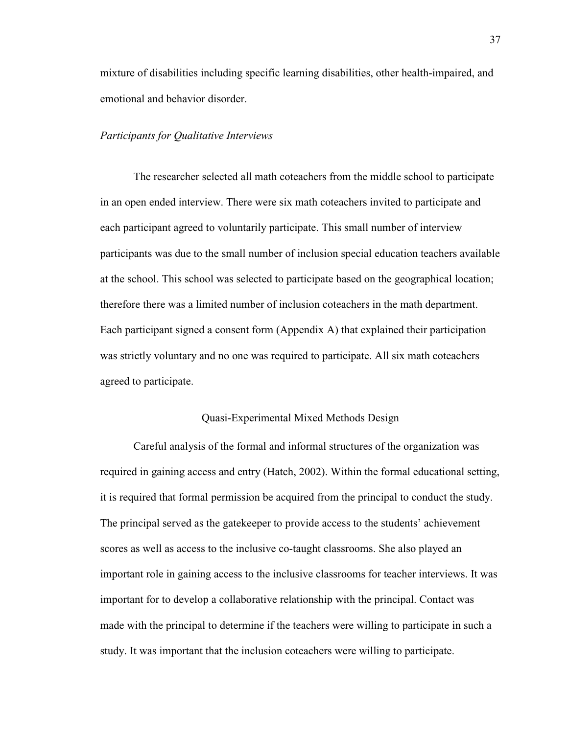mixture of disabilities including specific learning disabilities, other health-impaired, and emotional and behavior disorder.

*Participants for Qualitative Interviews*

The researcher selected all math coteachers from the middle school to participate in an open ended interview. There were six math coteachers invited to participate and each participant agreed to voluntarily participate. This small number of interview participants was due to the small number of inclusion special education teachers available at the school. This school was selected to participate based on the geographical location; therefore there was a limited number of inclusion coteachers in the math department. Each participant signed a consent form (Appendix A) that explained their participation was strictly voluntary and no one was required to participate. All six math coteachers agreed to participate.

## Quasi-Experimental Mixed Methods Design

Careful analysis of the formal and informal structures of the organization was required in gaining access and entry (Hatch, 2002). Within the formal educational setting, it is required that formal permission be acquired from the principal to conduct the study. The principal served as the gatekeeper to provide access to the students' achievement scores as well as access to the inclusive co-taught classrooms. She also played an important role in gaining access to the inclusive classrooms for teacher interviews. It was important for to develop a collaborative relationship with the principal. Contact was made with the principal to determine if the teachers were willing to participate in such a study. It was important that the inclusion coteachers were willing to participate.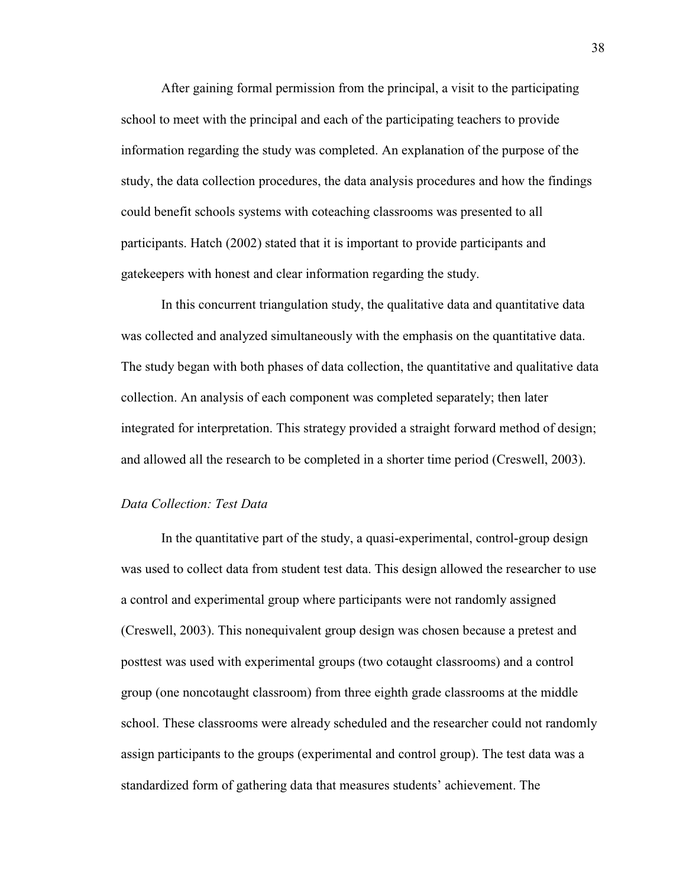After gaining formal permission from the principal, a visit to the participating school to meet with the principal and each of the participating teachers to provide information regarding the study was completed. An explanation of the purpose of the study, the data collection procedures, the data analysis procedures and how the findings could benefit schools systems with coteaching classrooms was presented to all participants. Hatch (2002) stated that it is important to provide participants and gatekeepers with honest and clear information regarding the study.

In this concurrent triangulation study, the qualitative data and quantitative data was collected and analyzed simultaneously with the emphasis on the quantitative data. The study began with both phases of data collection, the quantitative and qualitative data collection. An analysis of each component was completed separately; then later integrated for interpretation. This strategy provided a straight forward method of design; and allowed all the research to be completed in a shorter time period (Creswell, 2003).

*Data Collection: Test Data*

In the quantitative part of the study, a quasi-experimental, control-group design was used to collect data from student test data. This design allowed the researcher to use a control and experimental group where participants were not randomly assigned (Creswell, 2003). This nonequivalent group design was chosen because a pretest and posttest was used with experimental groups (two cotaught classrooms) and a control group (one noncotaught classroom) from three eighth grade classrooms at the middle school. These classrooms were already scheduled and the researcher could not randomly assign participants to the groups (experimental and control group). The test data was a standardized form of gathering data that measures students' achievement. The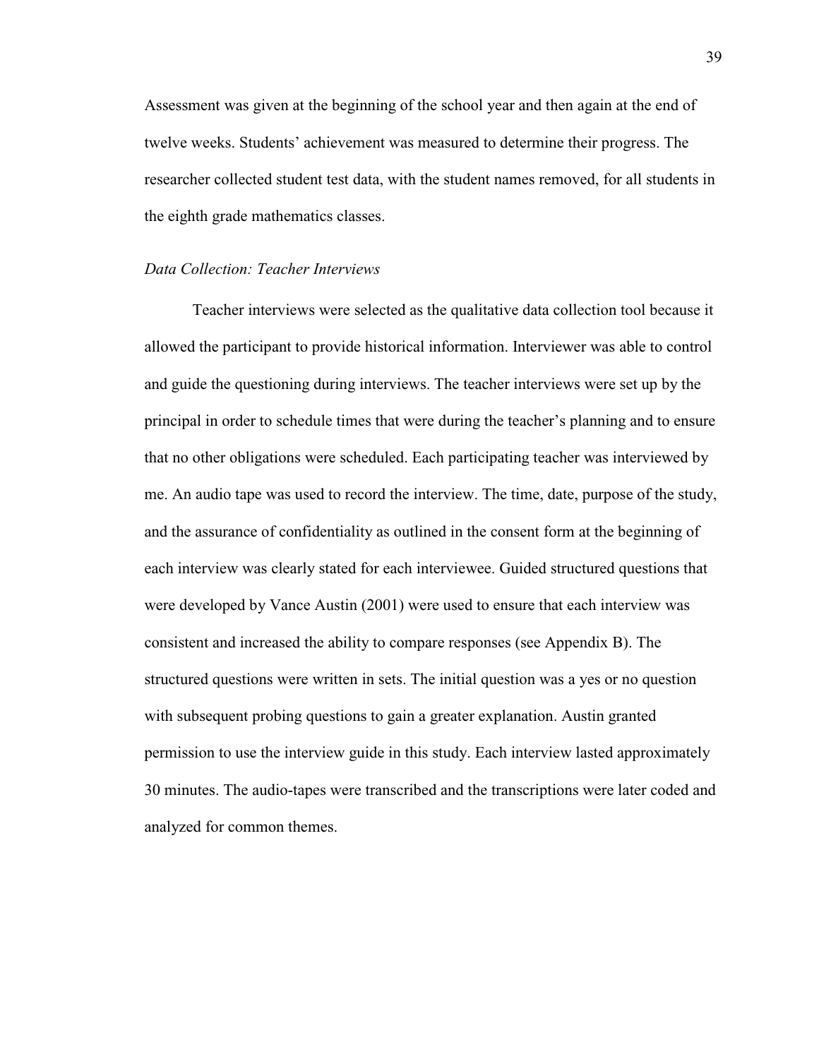Assessment was given at the beginning of the school year and then again at the end of twelve weeks. Students' achievement was measured to determine their progress. The researcher collected student test data, with the student names removed, for all students in the eighth grade mathematics classes.

### *Data Collection: Teacher Interviews*

Teacher interviews were selected as the qualitative data collection tool because it allowed the participant to provide historical information. Interviewer was able to control and guide the questioning during interviews. The teacher interviews were set up by the principal in order to schedule times that were during the teacher's planning and to ensure that no other obligations were scheduled. Each participating teacher was interviewed by me. An audio tape was used to record the interview. The time, date, purpose of the study, and the assurance of confidentiality as outlined in the consent form at the beginning of each interview was clearly stated for each interviewee. Guided structured questions that were developed by Vance Austin (2001) were used to ensure that each interview was consistent and increased the ability to compare responses (see Appendix B). The structured questions were written in sets. The initial question was a yes or no question with subsequent probing questions to gain a greater explanation. Austin granted permission to use the interview guide in this study. Each interview lasted approximately 30 minutes. The audio-tapes were transcribed and the transcriptions were later coded and analyzed for common themes.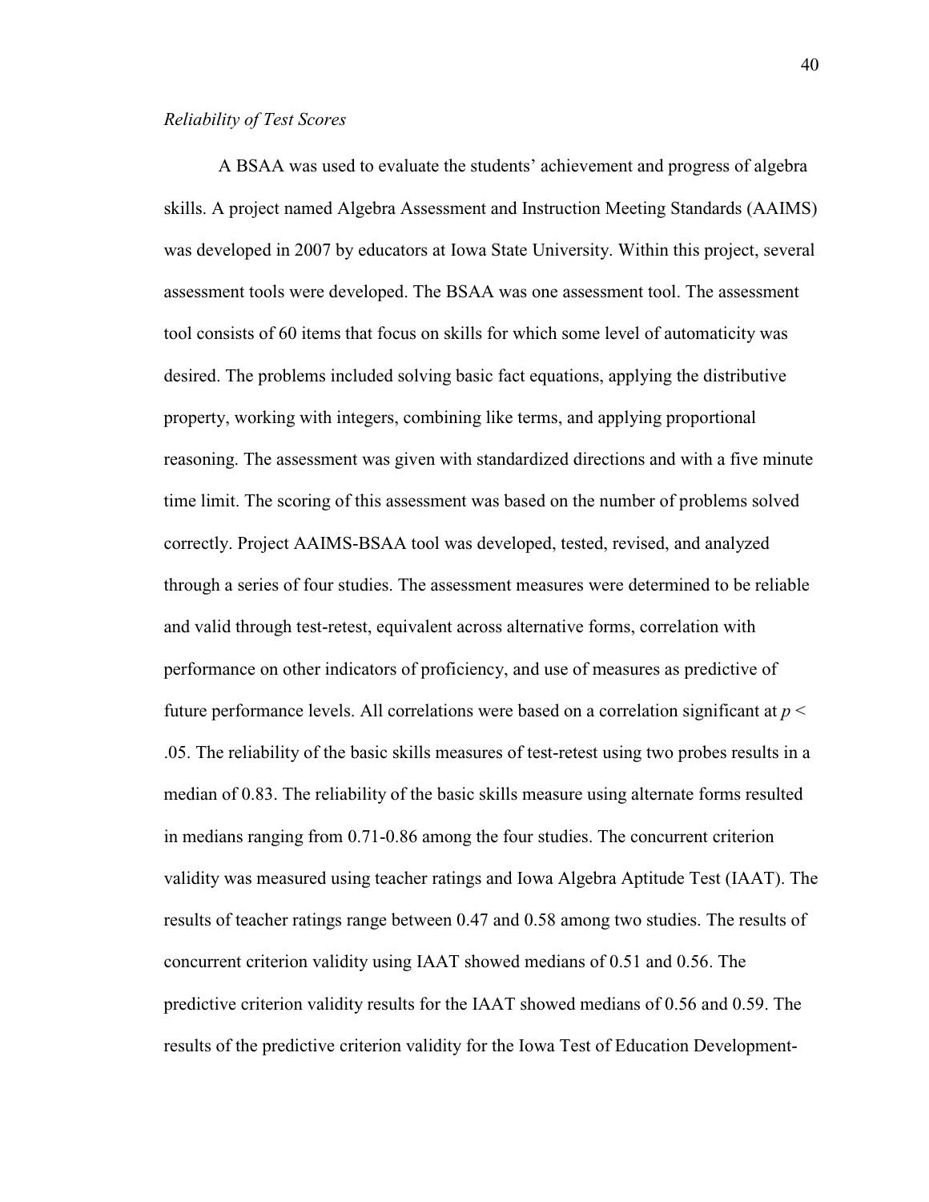*Reliability of Test Scores*

A BSAA was used to evaluate the students' achievement and progress of algebra skills. A project named Algebra Assessment and Instruction Meeting Standards (AAIMS) was developed in 2007 by educators at Iowa State University. Within this project, several assessment tools were developed. The BSAA was one assessment tool. The assessment tool consists of 60 items that focus on skills for which some level of automaticity was desired. The problems included solving basic fact equations, applying the distributive property, working with integers, combining like terms, and applying proportional reasoning. The assessment was given with standardized directions and with a five minute time limit. The scoring of this assessment was based on the number of problems solved correctly. Project AAIMS-BSAA tool was developed, tested, revised, and analyzed through a series of four studies. The assessment measures were determined to be reliable and valid through test-retest, equivalent across alternative forms, correlation with performance on other indicators of proficiency, and use of measures as predictive of future performance levels. All correlations were based on a correlation significant at $p < .05$. The reliability of the basic skills measures of test-retest using two probes results in a median of 0.83. The reliability of the basic skills measure using alternate forms resulted in medians ranging from 0.71-0.86 among the four studies. The concurrent criterion validity was measured using teacher ratings and Iowa Algebra Aptitude Test (IAAT). The results of teacher ratings range between 0.47 and 0.58 among two studies. The results of concurrent criterion validity using IAAT showed medians of 0.51 and 0.56. The predictive criterion validity results for the IAAT showed medians of 0.56 and 0.59. The results of the predictive criterion validity for the Iowa Test of Education Development-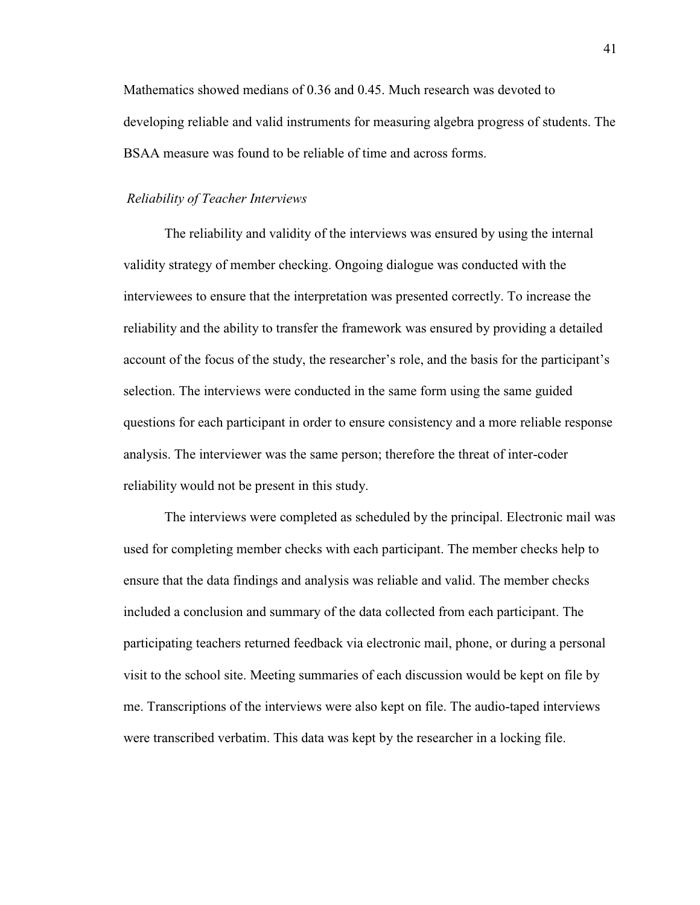Mathematics showed medians of 0.36 and 0.45. Much research was devoted to developing reliable and valid instruments for measuring algebra progress of students. The BSAA measure was found to be reliable of time and across forms.

### *Reliability of Teacher Interviews*

The reliability and validity of the interviews was ensured by using the internal validity strategy of member checking. Ongoing dialogue was conducted with the interviewees to ensure that the interpretation was presented correctly. To increase the reliability and the ability to transfer the framework was ensured by providing a detailed account of the focus of the study, the researcher's role, and the basis for the participant's selection. The interviews were conducted in the same form using the same guided questions for each participant in order to ensure consistency and a more reliable response analysis. The interviewer was the same person; therefore the threat of inter-coder reliability would not be present in this study.

The interviews were completed as scheduled by the principal. Electronic mail was used for completing member checks with each participant. The member checks help to ensure that the data findings and analysis was reliable and valid. The member checks included a conclusion and summary of the data collected from each participant. The participating teachers returned feedback via electronic mail, phone, or during a personal visit to the school site. Meeting summaries of each discussion would be kept on file by me. Transcriptions of the interviews were also kept on file. The audio-taped interviews were transcribed verbatim. This data was kept by the researcher in a locking file.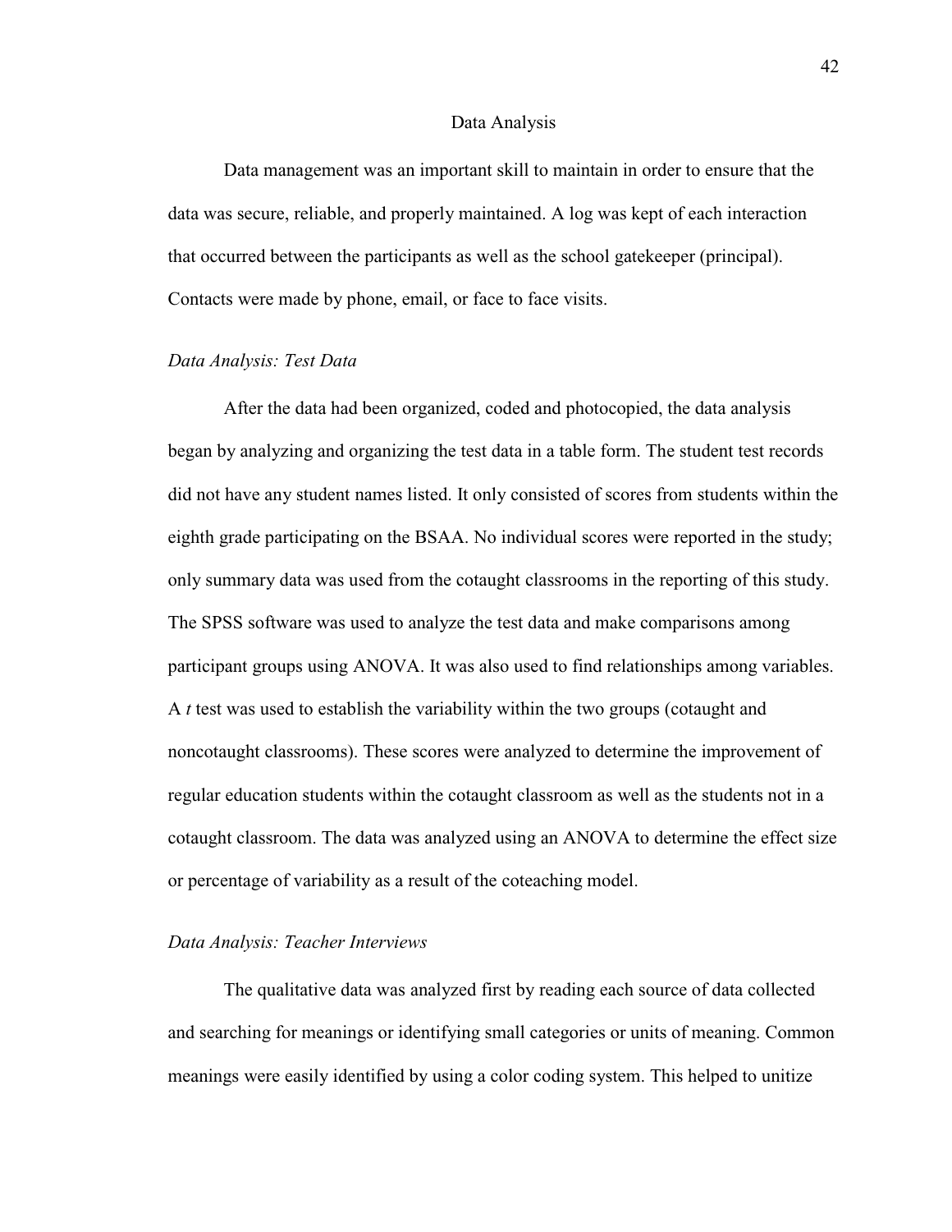## Data Analysis

Data management was an important skill to maintain in order to ensure that the data was secure, reliable, and properly maintained. A log was kept of each interaction that occurred between the participants as well as the school gatekeeper (principal). Contacts were made by phone, email, or face to face visits.

### *Data Analysis: Test Data*

After the data had been organized, coded and photocopied, the data analysis began by analyzing and organizing the test data in a table form. The student test records did not have any student names listed. It only consisted of scores from students within the eighth grade participating on the BSAA. No individual scores were reported in the study; only summary data was used from the cotaught classrooms in the reporting of this study. The SPSS software was used to analyze the test data and make comparisons among participant groups using ANOVA. It was also used to find relationships among variables. A *t* test was used to establish the variability within the two groups (cotaught and noncotaught classrooms). These scores were analyzed to determine the improvement of regular education students within the cotaught classroom as well as the students not in a cotaught classroom. The data was analyzed using an ANOVA to determine the effect size or percentage of variability as a result of the coteaching model.

### *Data Analysis: Teacher Interviews*

The qualitative data was analyzed first by reading each source of data collected and searching for meanings or identifying small categories or units of meaning. Common meanings were easily identified by using a color coding system. This helped to unitize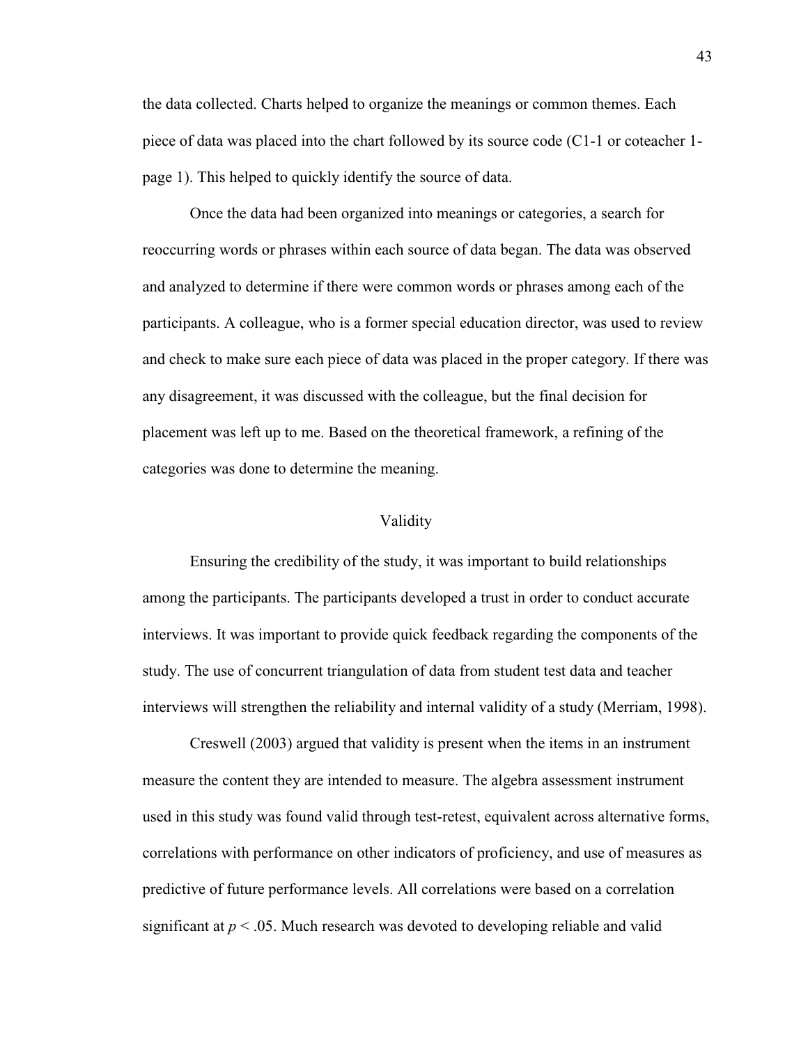the data collected. Charts helped to organize the meanings or common themes. Each piece of data was placed into the chart followed by its source code (C1-1 or coteacher 1-page 1). This helped to quickly identify the source of data.

Once the data had been organized into meanings or categories, a search for reoccurring words or phrases within each source of data began. The data was observed and analyzed to determine if there were common words or phrases among each of the participants. A colleague, who is a former special education director, was used to review and check to make sure each piece of data was placed in the proper category. If there was any disagreement, it was discussed with the colleague, but the final decision for placement was left up to me. Based on the theoretical framework, a refining of the categories was done to determine the meaning.

## Validity

Ensuring the credibility of the study, it was important to build relationships among the participants. The participants developed a trust in order to conduct accurate interviews. It was important to provide quick feedback regarding the components of the study. The use of concurrent triangulation of data from student test data and teacher interviews will strengthen the reliability and internal validity of a study (Merriam, 1998).

Creswell (2003) argued that validity is present when the items in an instrument measure the content they are intended to measure. The algebra assessment instrument used in this study was found valid through test-retest, equivalent across alternative forms, correlations with performance on other indicators of proficiency, and use of measures as predictive of future performance levels. All correlations were based on a correlation significant at $p < .05$. Much research was devoted to developing reliable and valid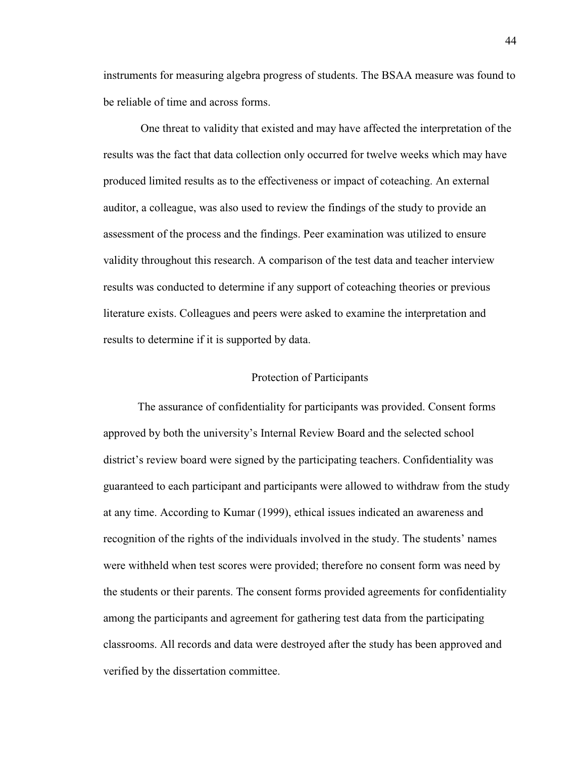instruments for measuring algebra progress of students. The BSAA measure was found to be reliable of time and across forms.

One threat to validity that existed and may have affected the interpretation of the results was the fact that data collection only occurred for twelve weeks which may have produced limited results as to the effectiveness or impact of coteaching. An external auditor, a colleague, was also used to review the findings of the study to provide an assessment of the process and the findings. Peer examination was utilized to ensure validity throughout this research. A comparison of the test data and teacher interview results was conducted to determine if any support of coteaching theories or previous literature exists. Colleagues and peers were asked to examine the interpretation and results to determine if it is supported by data.

## Protection of Participants

The assurance of confidentiality for participants was provided. Consent forms approved by both the university's Internal Review Board and the selected school district's review board were signed by the participating teachers. Confidentiality was guaranteed to each participant and participants were allowed to withdraw from the study at any time. According to Kumar (1999), ethical issues indicated an awareness and recognition of the rights of the individuals involved in the study. The students' names were withheld when test scores were provided; therefore no consent form was need by the students or their parents. The consent forms provided agreements for confidentiality among the participants and agreement for gathering test data from the participating classrooms. All records and data were destroyed after the study has been approved and verified by the dissertation committee.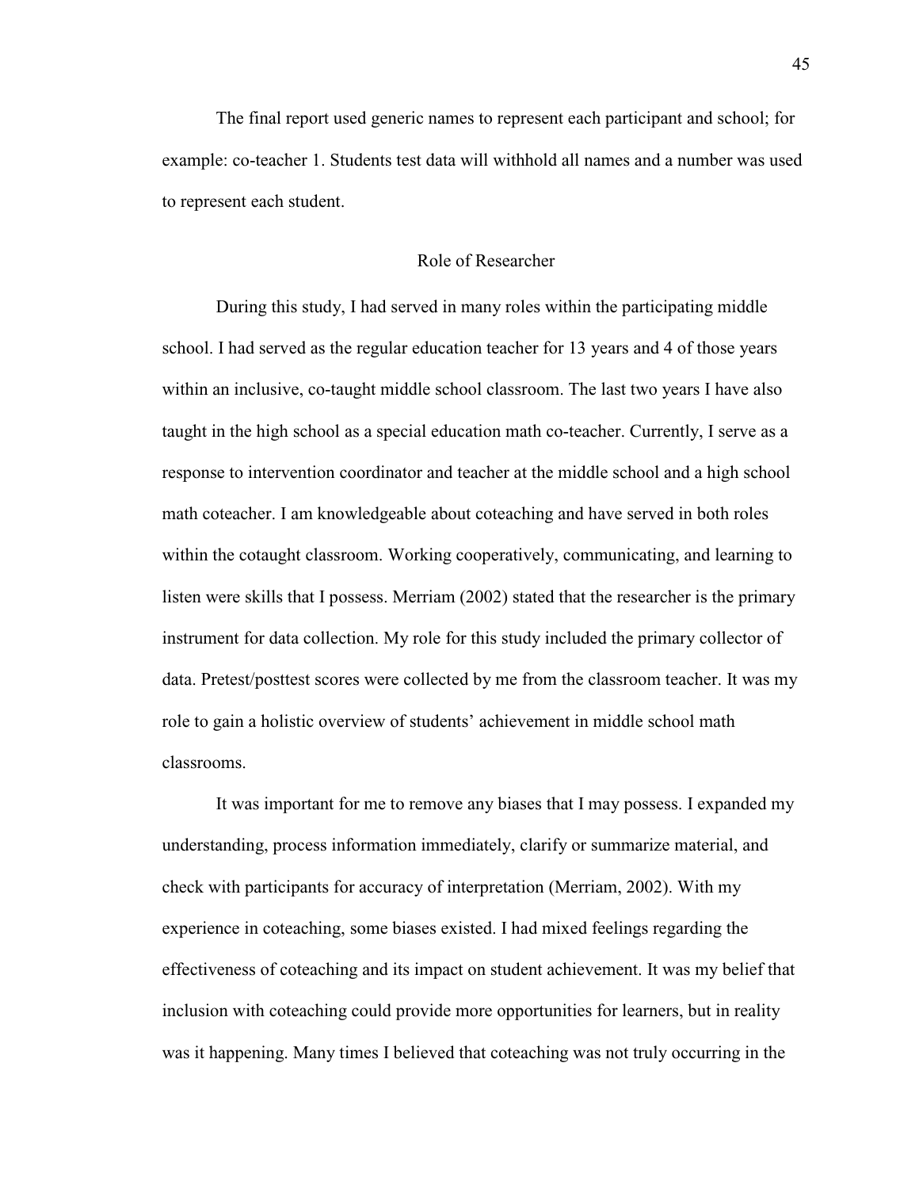The final report used generic names to represent each participant and school; for example: co-teacher 1. Students test data will withhold all names and a number was used to represent each student.

## Role of Researcher

During this study, I had served in many roles within the participating middle school. I had served as the regular education teacher for 13 years and 4 of those years within an inclusive, co-taught middle school classroom. The last two years I have also taught in the high school as a special education math co-teacher. Currently, I serve as a response to intervention coordinator and teacher at the middle school and a high school math coteacher. I am knowledgeable about coteaching and have served in both roles within the cotaught classroom. Working cooperatively, communicating, and learning to listen were skills that I possess. Merriam (2002) stated that the researcher is the primary instrument for data collection. My role for this study included the primary collector of data. Pretest/posttest scores were collected by me from the classroom teacher. It was my role to gain a holistic overview of students' achievement in middle school math classrooms.

It was important for me to remove any biases that I may possess. I expanded my understanding, process information immediately, clarify or summarize material, and check with participants for accuracy of interpretation (Merriam, 2002). With my experience in coteaching, some biases existed. I had mixed feelings regarding the effectiveness of coteaching and its impact on student achievement. It was my belief that inclusion with coteaching could provide more opportunities for learners, but in reality was it happening. Many times I believed that coteaching was not truly occurring in the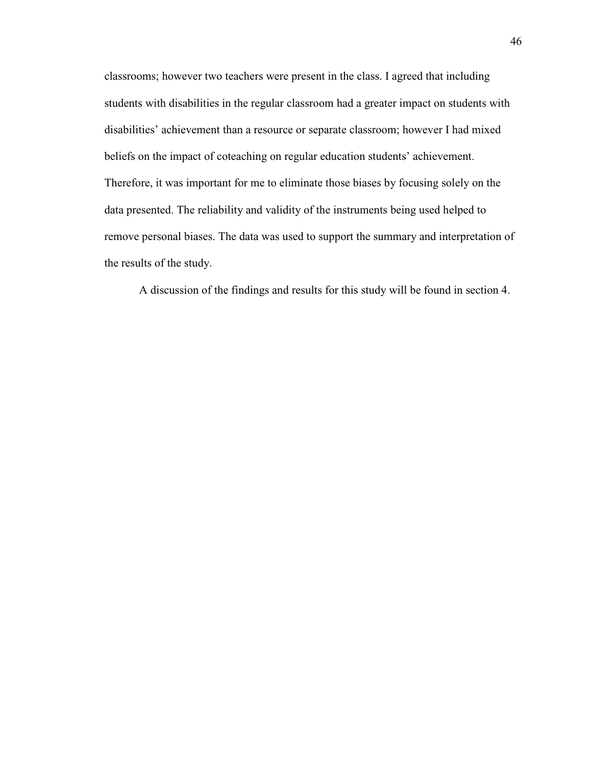classrooms; however two teachers were present in the class. I agreed that including students with disabilities in the regular classroom had a greater impact on students with disabilities' achievement than a resource or separate classroom; however I had mixed beliefs on the impact of coteaching on regular education students' achievement. Therefore, it was important for me to eliminate those biases by focusing solely on the data presented. The reliability and validity of the instruments being used helped to remove personal biases. The data was used to support the summary and interpretation of the results of the study.

A discussion of the findings and results for this study will be found in section 4.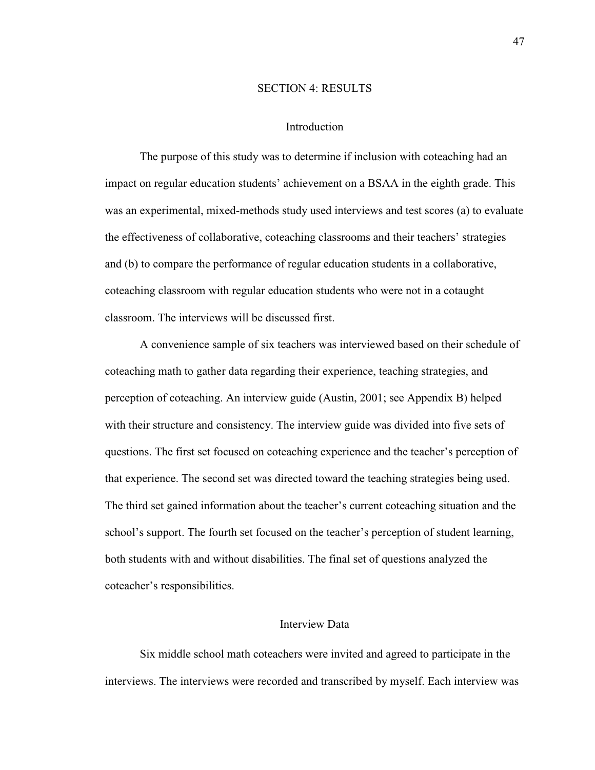# SECTION 4: RESULTS

## Introduction

The purpose of this study was to determine if inclusion with coteaching had an impact on regular education students' achievement on a BSAA in the eighth grade. This was an experimental, mixed-methods study used interviews and test scores (a) to evaluate the effectiveness of collaborative, coteaching classrooms and their teachers' strategies and (b) to compare the performance of regular education students in a collaborative, coteaching classroom with regular education students who were not in a cotaught classroom. The interviews will be discussed first.

A convenience sample of six teachers was interviewed based on their schedule of coteaching math to gather data regarding their experience, teaching strategies, and perception of coteaching. An interview guide (Austin, 2001; see Appendix B) helped with their structure and consistency. The interview guide was divided into five sets of questions. The first set focused on coteaching experience and the teacher's perception of that experience. The second set was directed toward the teaching strategies being used. The third set gained information about the teacher's current coteaching situation and the school's support. The fourth set focused on the teacher's perception of student learning, both students with and without disabilities. The final set of questions analyzed the coteacher's responsibilities.

## Interview Data

Six middle school math coteachers were invited and agreed to participate in the interviews. The interviews were recorded and transcribed by myself. Each interview was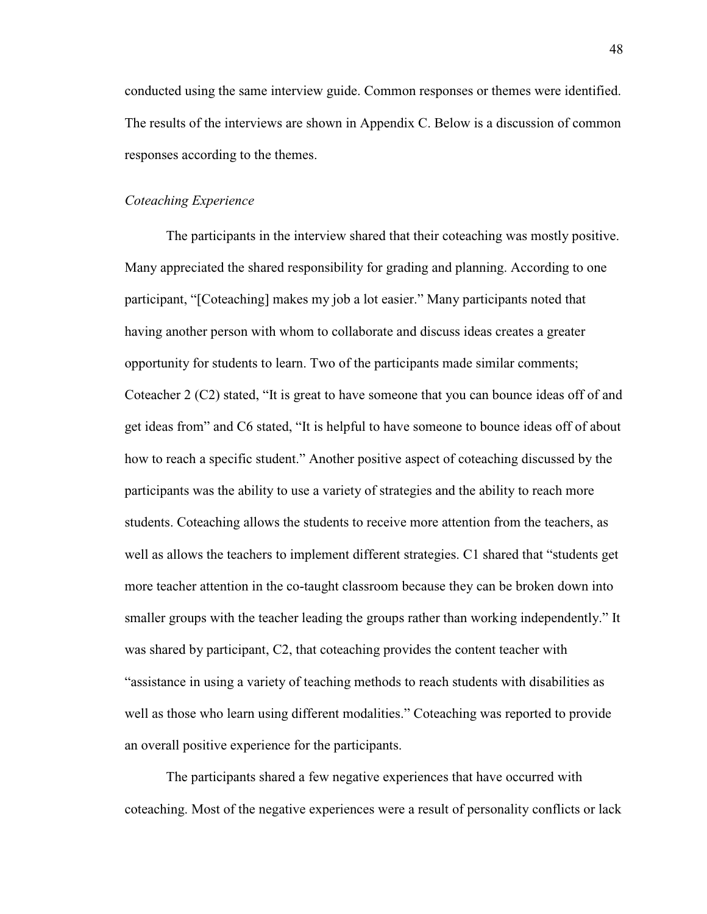conducted using the same interview guide. Common responses or themes were identified. The results of the interviews are shown in Appendix C. Below is a discussion of common responses according to the themes.

### *Coteaching Experience*

The participants in the interview shared that their coteaching was mostly positive. Many appreciated the shared responsibility for grading and planning. According to one participant, "[Coteaching] makes my job a lot easier." Many participants noted that having another person with whom to collaborate and discuss ideas creates a greater opportunity for students to learn. Two of the participants made similar comments; Coteacher 2 (C2) stated, "It is great to have someone that you can bounce ideas off of and get ideas from" and C6 stated, "It is helpful to have someone to bounce ideas off of about how to reach a specific student." Another positive aspect of coteaching discussed by the participants was the ability to use a variety of strategies and the ability to reach more students. Coteaching allows the students to receive more attention from the teachers, as well as allows the teachers to implement different strategies. C1 shared that "students get more teacher attention in the co-taught classroom because they can be broken down into smaller groups with the teacher leading the groups rather than working independently." It was shared by participant, C2, that coteaching provides the content teacher with "assistance in using a variety of teaching methods to reach students with disabilities as well as those who learn using different modalities." Coteaching was reported to provide an overall positive experience for the participants.

The participants shared a few negative experiences that have occurred with coteaching. Most of the negative experiences were a result of personality conflicts or lack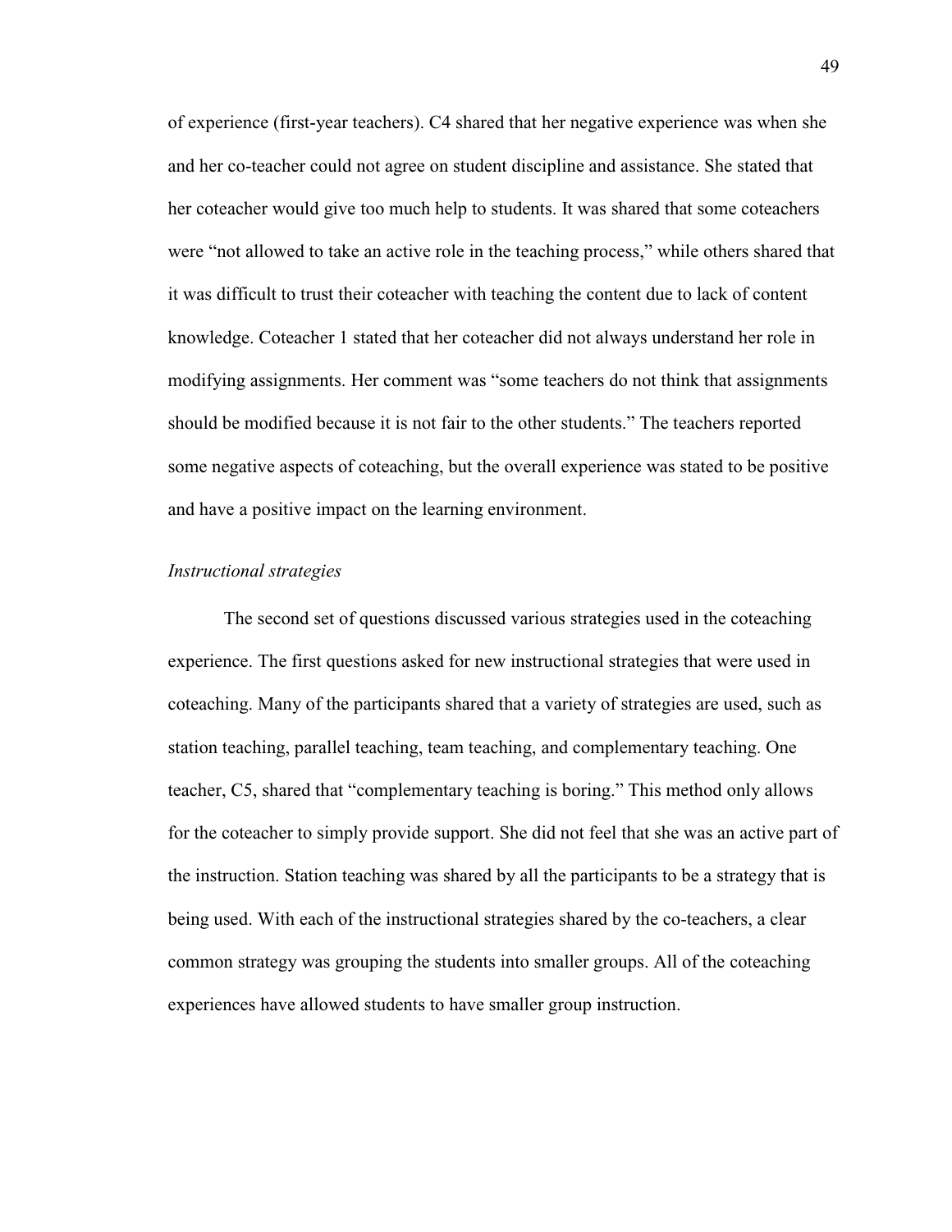of experience (first-year teachers). C4 shared that her negative experience was when she and her co-teacher could not agree on student discipline and assistance. She stated that her coteacher would give too much help to students. It was shared that some coteachers were "not allowed to take an active role in the teaching process," while others shared that it was difficult to trust their coteacher with teaching the content due to lack of content knowledge. Coteacher 1 stated that her coteacher did not always understand her role in modifying assignments. Her comment was "some teachers do not think that assignments should be modified because it is not fair to the other students." The teachers reported some negative aspects of coteaching, but the overall experience was stated to be positive and have a positive impact on the learning environment.

*Instructional strategies*

The second set of questions discussed various strategies used in the coteaching experience. The first questions asked for new instructional strategies that were used in coteaching. Many of the participants shared that a variety of strategies are used, such as station teaching, parallel teaching, team teaching, and complementary teaching. One teacher, C5, shared that "complementary teaching is boring." This method only allows for the coteacher to simply provide support. She did not feel that she was an active part of the instruction. Station teaching was shared by all the participants to be a strategy that is being used. With each of the instructional strategies shared by the co-teachers, a clear common strategy was grouping the students into smaller groups. All of the coteaching experiences have allowed students to have smaller group instruction.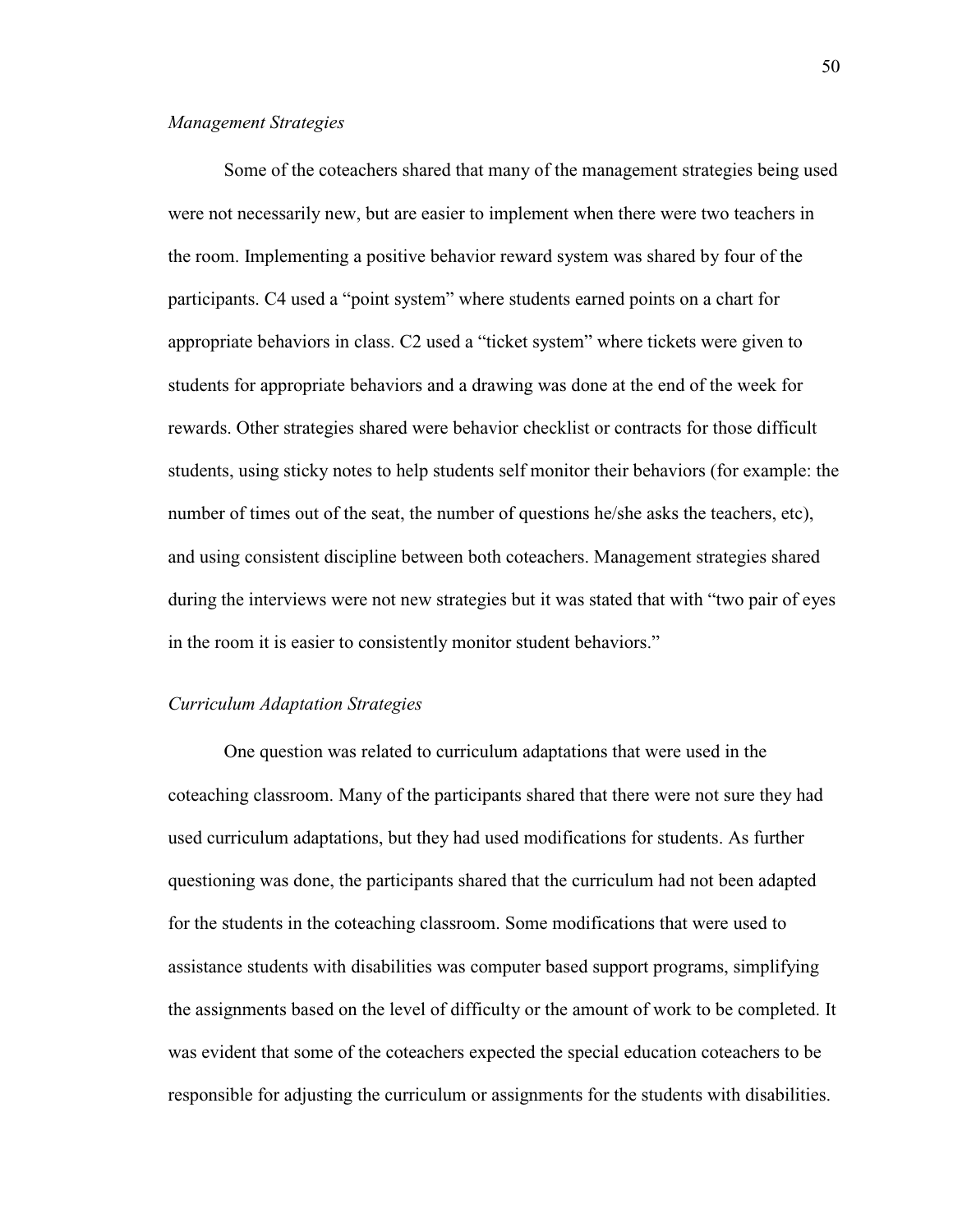*Management Strategies*

Some of the coteachers shared that many of the management strategies being used were not necessarily new, but are easier to implement when there were two teachers in the room. Implementing a positive behavior reward system was shared by four of the participants. C4 used a "point system" where students earned points on a chart for appropriate behaviors in class. C2 used a "ticket system" where tickets were given to students for appropriate behaviors and a drawing was done at the end of the week for rewards. Other strategies shared were behavior checklist or contracts for those difficult students, using sticky notes to help students self monitor their behaviors (for example: the number of times out of the seat, the number of questions he/she asks the teachers, etc), and using consistent discipline between both coteachers. Management strategies shared during the interviews were not new strategies but it was stated that with "two pair of eyes in the room it is easier to consistently monitor student behaviors."

*Curriculum Adaptation Strategies*

One question was related to curriculum adaptations that were used in the coteaching classroom. Many of the participants shared that there were not sure they had used curriculum adaptations, but they had used modifications for students. As further questioning was done, the participants shared that the curriculum had not been adapted for the students in the coteaching classroom. Some modifications that were used to assistance students with disabilities was computer based support programs, simplifying the assignments based on the level of difficulty or the amount of work to be completed. It was evident that some of the coteachers expected the special education coteachers to be responsible for adjusting the curriculum or assignments for the students with disabilities.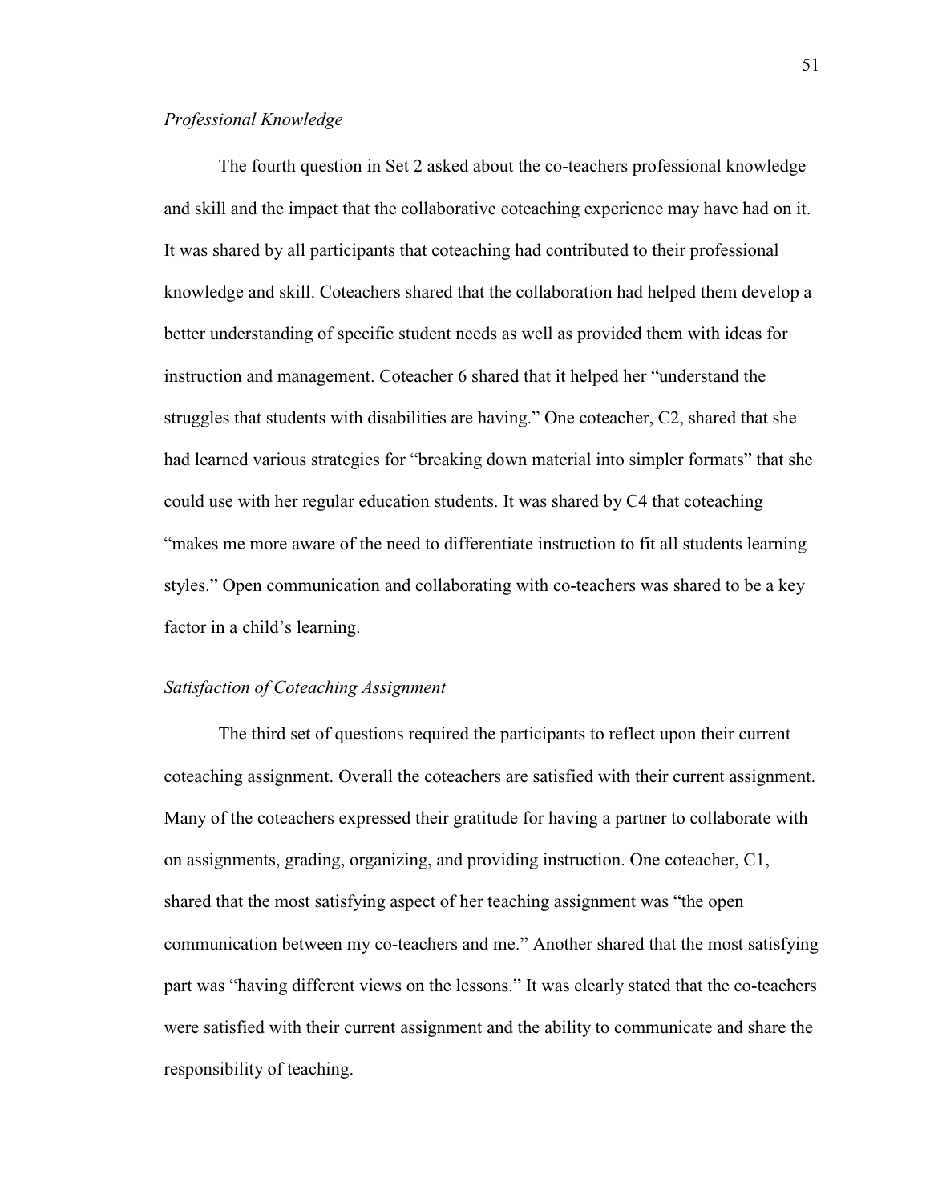*Professional Knowledge*

The fourth question in Set 2 asked about the co-teachers professional knowledge and skill and the impact that the collaborative coteaching experience may have had on it. It was shared by all participants that coteaching had contributed to their professional knowledge and skill. Coteachers shared that the collaboration had helped them develop a better understanding of specific student needs as well as provided them with ideas for instruction and management. Coteacher 6 shared that it helped her "understand the struggles that students with disabilities are having." One coteacher, C2, shared that she had learned various strategies for "breaking down material into simpler formats" that she could use with her regular education students. It was shared by C4 that coteaching "makes me more aware of the need to differentiate instruction to fit all students learning styles." Open communication and collaborating with co-teachers was shared to be a key factor in a child's learning.

*Satisfaction of Coteaching Assignment*

The third set of questions required the participants to reflect upon their current coteaching assignment. Overall the coteachers are satisfied with their current assignment. Many of the coteachers expressed their gratitude for having a partner to collaborate with on assignments, grading, organizing, and providing instruction. One coteacher, C1, shared that the most satisfying aspect of her teaching assignment was "the open communication between my co-teachers and me." Another shared that the most satisfying part was "having different views on the lessons." It was clearly stated that the co-teachers were satisfied with their current assignment and the ability to communicate and share the responsibility of teaching.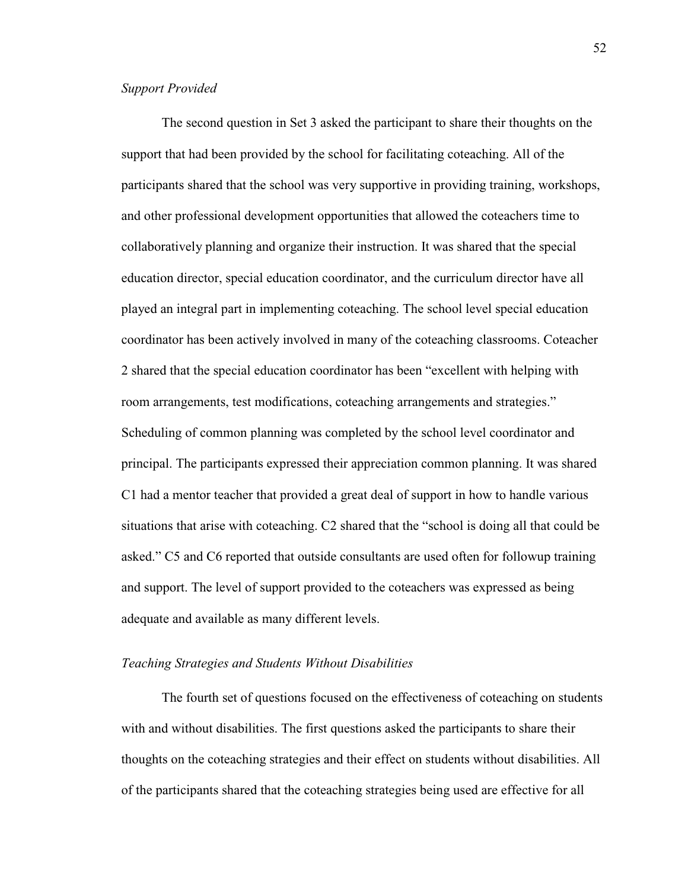*Support Provided*

The second question in Set 3 asked the participant to share their thoughts on the support that had been provided by the school for facilitating coteaching. All of the participants shared that the school was very supportive in providing training, workshops, and other professional development opportunities that allowed the coteachers time to collaboratively planning and organize their instruction. It was shared that the special education director, special education coordinator, and the curriculum director have all played an integral part in implementing coteaching. The school level special education coordinator has been actively involved in many of the coteaching classrooms. Coteacher 2 shared that the special education coordinator has been "excellent with helping with room arrangements, test modifications, coteaching arrangements and strategies." Scheduling of common planning was completed by the school level coordinator and principal. The participants expressed their appreciation common planning. It was shared C1 had a mentor teacher that provided a great deal of support in how to handle various situations that arise with coteaching. C2 shared that the "school is doing all that could be asked." C5 and C6 reported that outside consultants are used often for followup training and support. The level of support provided to the coteachers was expressed as being adequate and available as many different levels.

*Teaching Strategies and Students Without Disabilities*

The fourth set of questions focused on the effectiveness of coteaching on students with and without disabilities. The first questions asked the participants to share their thoughts on the coteaching strategies and their effect on students without disabilities. All of the participants shared that the coteaching strategies being used are effective for all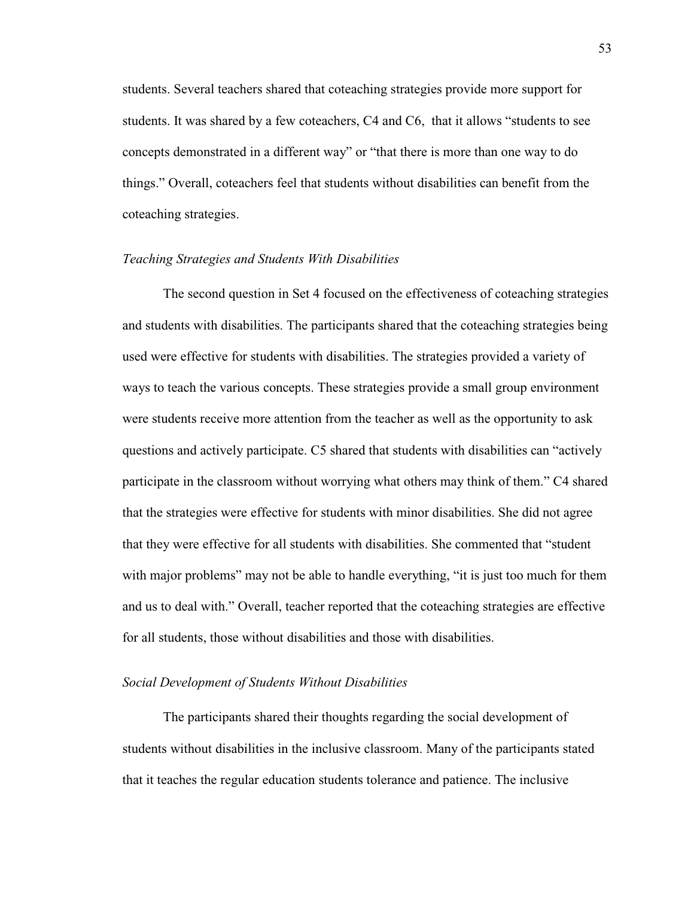students. Several teachers shared that coteaching strategies provide more support for students. It was shared by a few coteachers, C4 and C6, that it allows "students to see concepts demonstrated in a different way" or "that there is more than one way to do things." Overall, coteachers feel that students without disabilities can benefit from the coteaching strategies.

### *Teaching Strategies and Students With Disabilities*

The second question in Set 4 focused on the effectiveness of coteaching strategies and students with disabilities. The participants shared that the coteaching strategies being used were effective for students with disabilities. The strategies provided a variety of ways to teach the various concepts. These strategies provide a small group environment were students receive more attention from the teacher as well as the opportunity to ask questions and actively participate. C5 shared that students with disabilities can "actively participate in the classroom without worrying what others may think of them." C4 shared that the strategies were effective for students with minor disabilities. She did not agree that they were effective for all students with disabilities. She commented that "student with major problems" may not be able to handle everything, "it is just too much for them and us to deal with." Overall, teacher reported that the coteaching strategies are effective for all students, those without disabilities and those with disabilities.

### *Social Development of Students Without Disabilities*

The participants shared their thoughts regarding the social development of students without disabilities in the inclusive classroom. Many of the participants stated that it teaches the regular education students tolerance and patience. The inclusive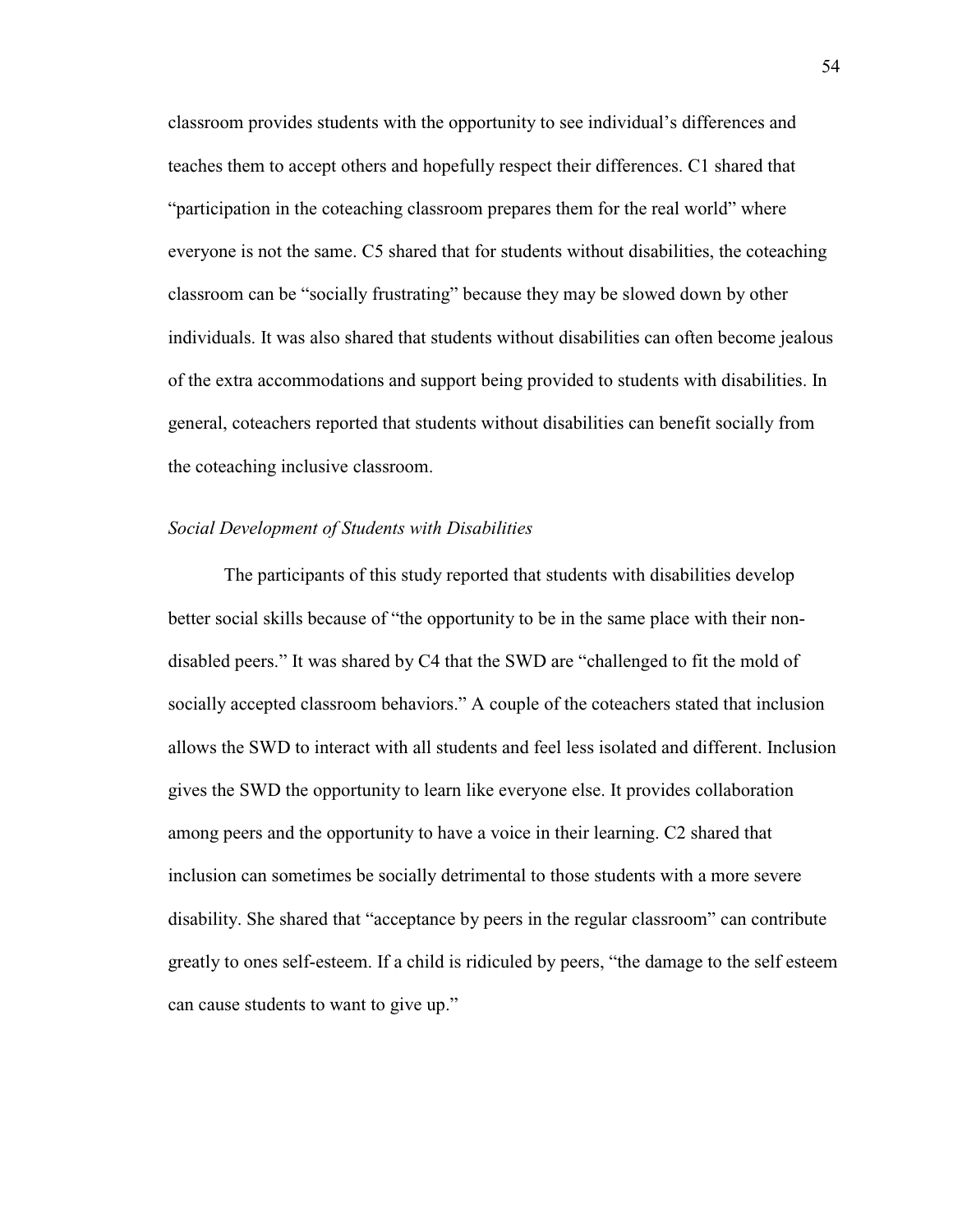classroom provides students with the opportunity to see individual's differences and teaches them to accept others and hopefully respect their differences. C1 shared that "participation in the coteaching classroom prepares them for the real world" where everyone is not the same. C5 shared that for students without disabilities, the coteaching classroom can be "socially frustrating" because they may be slowed down by other individuals. It was also shared that students without disabilities can often become jealous of the extra accommodations and support being provided to students with disabilities. In general, coteachers reported that students without disabilities can benefit socially from the coteaching inclusive classroom.

*Social Development of Students with Disabilities*

The participants of this study reported that students with disabilities develop better social skills because of "the opportunity to be in the same place with their non-disabled peers." It was shared by C4 that the SWD are "challenged to fit the mold of socially accepted classroom behaviors." A couple of the coteachers stated that inclusion allows the SWD to interact with all students and feel less isolated and different. Inclusion gives the SWD the opportunity to learn like everyone else. It provides collaboration among peers and the opportunity to have a voice in their learning. C2 shared that inclusion can sometimes be socially detrimental to those students with a more severe disability. She shared that "acceptance by peers in the regular classroom" can contribute greatly to ones self-esteem. If a child is ridiculed by peers, "the damage to the self esteem can cause students to want to give up."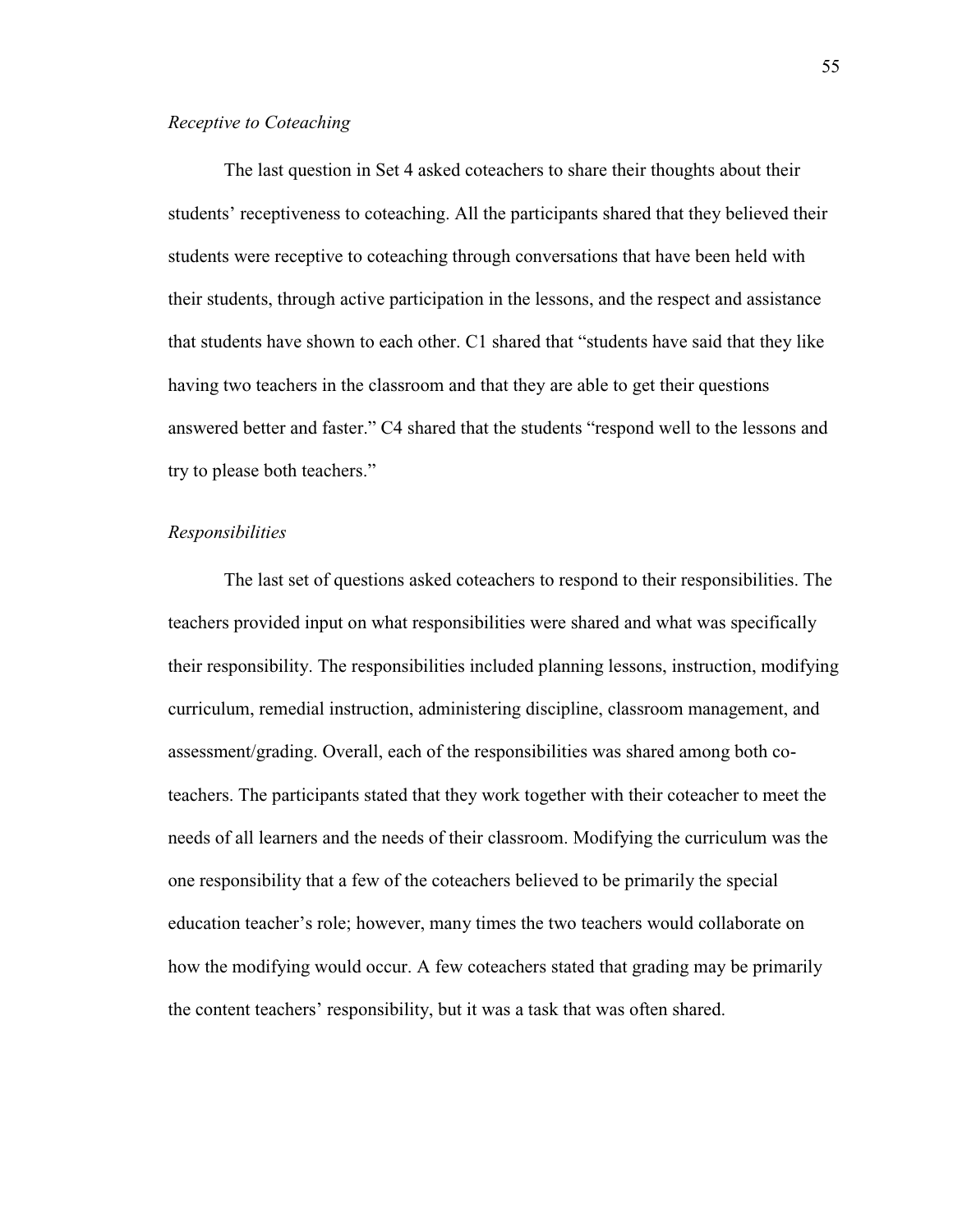*Receptive to Coteaching*

The last question in Set 4 asked coteachers to share their thoughts about their students' receptiveness to coteaching. All the participants shared that they believed their students were receptive to coteaching through conversations that have been held with their students, through active participation in the lessons, and the respect and assistance that students have shown to each other. C1 shared that "students have said that they like having two teachers in the classroom and that they are able to get their questions answered better and faster." C4 shared that the students "respond well to the lessons and try to please both teachers."

*Responsibilities*

The last set of questions asked coteachers to respond to their responsibilities. The teachers provided input on what responsibilities were shared and what was specifically their responsibility. The responsibilities included planning lessons, instruction, modifying curriculum, remedial instruction, administering discipline, classroom management, and assessment/grading. Overall, each of the responsibilities was shared among both co-teachers. The participants stated that they work together with their coteacher to meet the needs of all learners and the needs of their classroom. Modifying the curriculum was the one responsibility that a few of the coteachers believed to be primarily the special education teacher's role; however, many times the two teachers would collaborate on how the modifying would occur. A few coteachers stated that grading may be primarily the content teachers' responsibility, but it was a task that was often shared.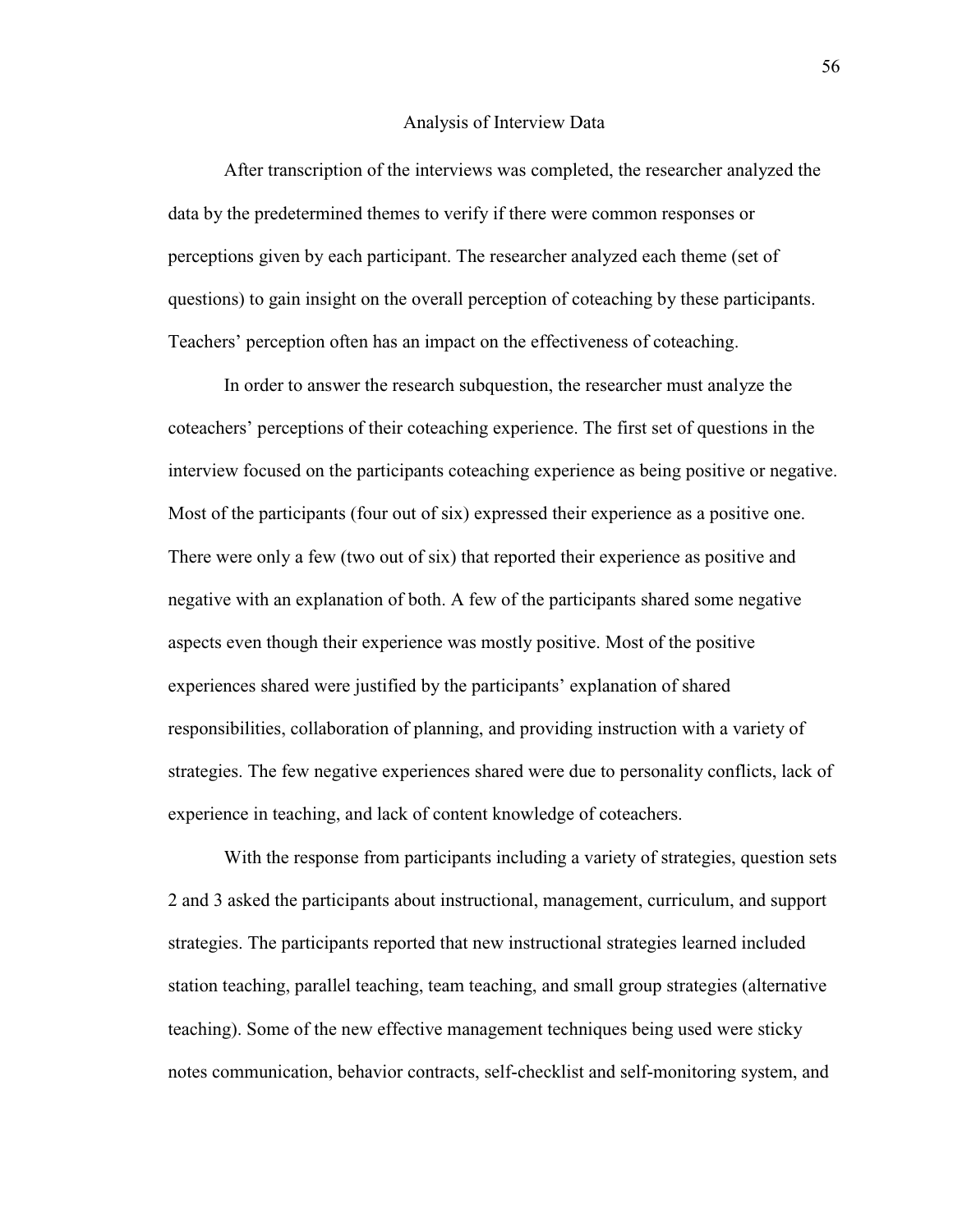## Analysis of Interview Data

After transcription of the interviews was completed, the researcher analyzed the data by the predetermined themes to verify if there were common responses or perceptions given by each participant. The researcher analyzed each theme (set of questions) to gain insight on the overall perception of coteaching by these participants. Teachers' perception often has an impact on the effectiveness of coteaching.

In order to answer the research subquestion, the researcher must analyze the coteachers' perceptions of their coteaching experience. The first set of questions in the interview focused on the participants coteaching experience as being positive or negative. Most of the participants (four out of six) expressed their experience as a positive one. There were only a few (two out of six) that reported their experience as positive and negative with an explanation of both. A few of the participants shared some negative aspects even though their experience was mostly positive. Most of the positive experiences shared were justified by the participants' explanation of shared responsibilities, collaboration of planning, and providing instruction with a variety of strategies. The few negative experiences shared were due to personality conflicts, lack of experience in teaching, and lack of content knowledge of coteachers.

With the response from participants including a variety of strategies, question sets 2 and 3 asked the participants about instructional, management, curriculum, and support strategies. The participants reported that new instructional strategies learned included station teaching, parallel teaching, team teaching, and small group strategies (alternative teaching). Some of the new effective management techniques being used were sticky notes communication, behavior contracts, self-checklist and self-monitoring system, and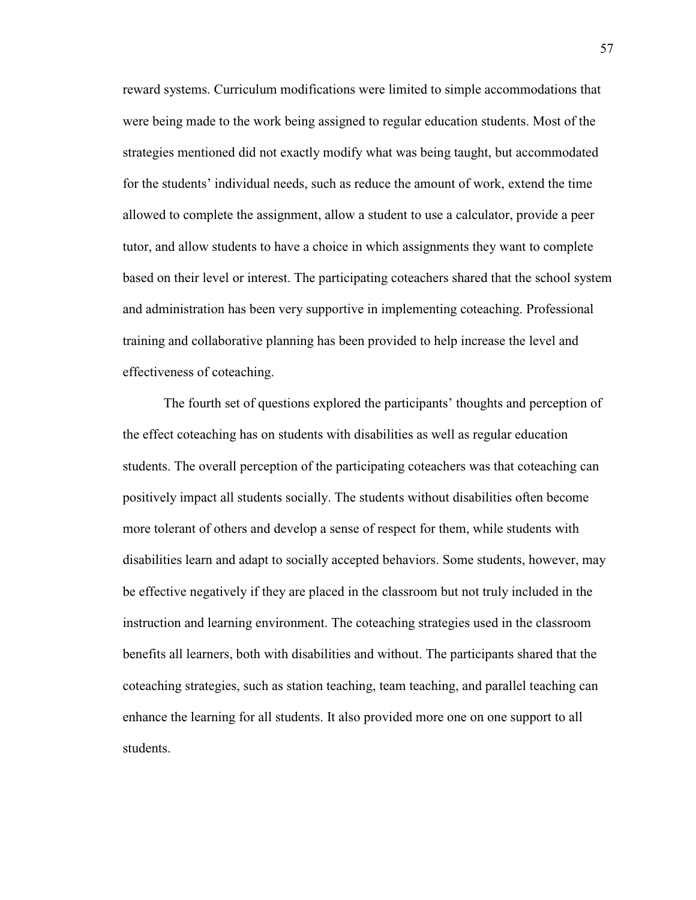reward systems. Curriculum modifications were limited to simple accommodations that were being made to the work being assigned to regular education students. Most of the strategies mentioned did not exactly modify what was being taught, but accommodated for the students' individual needs, such as reduce the amount of work, extend the time allowed to complete the assignment, allow a student to use a calculator, provide a peer tutor, and allow students to have a choice in which assignments they want to complete based on their level or interest. The participating coteachers shared that the school system and administration has been very supportive in implementing coteaching. Professional training and collaborative planning has been provided to help increase the level and effectiveness of coteaching.

The fourth set of questions explored the participants' thoughts and perception of the effect coteaching has on students with disabilities as well as regular education students. The overall perception of the participating coteachers was that coteaching can positively impact all students socially. The students without disabilities often become more tolerant of others and develop a sense of respect for them, while students with disabilities learn and adapt to socially accepted behaviors. Some students, however, may be effective negatively if they are placed in the classroom but not truly included in the instruction and learning environment. The coteaching strategies used in the classroom benefits all learners, both with disabilities and without. The participants shared that the coteaching strategies, such as station teaching, team teaching, and parallel teaching can enhance the learning for all students. It also provided more one on one support to all students.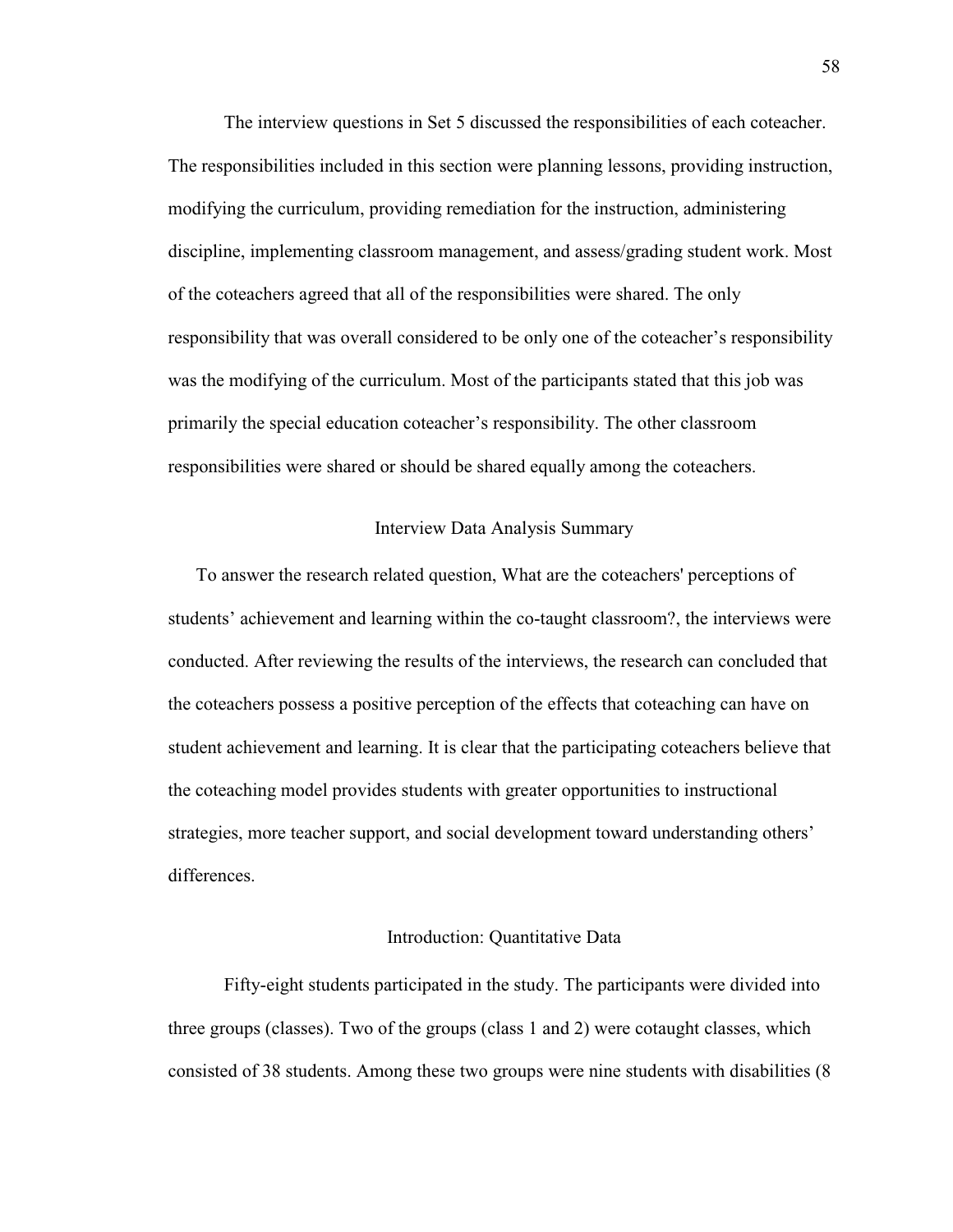The interview questions in Set 5 discussed the responsibilities of each coteacher. The responsibilities included in this section were planning lessons, providing instruction, modifying the curriculum, providing remediation for the instruction, administering discipline, implementing classroom management, and assess/grading student work. Most of the coteachers agreed that all of the responsibilities were shared. The only responsibility that was overall considered to be only one of the coteacher's responsibility was the modifying of the curriculum. Most of the participants stated that this job was primarily the special education coteacher's responsibility. The other classroom responsibilities were shared or should be shared equally among the coteachers.

## Interview Data Analysis Summary

To answer the research related question, What are the coteachers' perceptions of students' achievement and learning within the co-taught classroom?, the interviews were conducted. After reviewing the results of the interviews, the research can concluded that the coteachers possess a positive perception of the effects that coteaching can have on student achievement and learning. It is clear that the participating coteachers believe that the coteaching model provides students with greater opportunities to instructional strategies, more teacher support, and social development toward understanding others' differences.

## Introduction: Quantitative Data

Fifty-eight students participated in the study. The participants were divided into three groups (classes). Two of the groups (class 1 and 2) were cotaught classes, which consisted of 38 students. Among these two groups were nine students with disabilities (8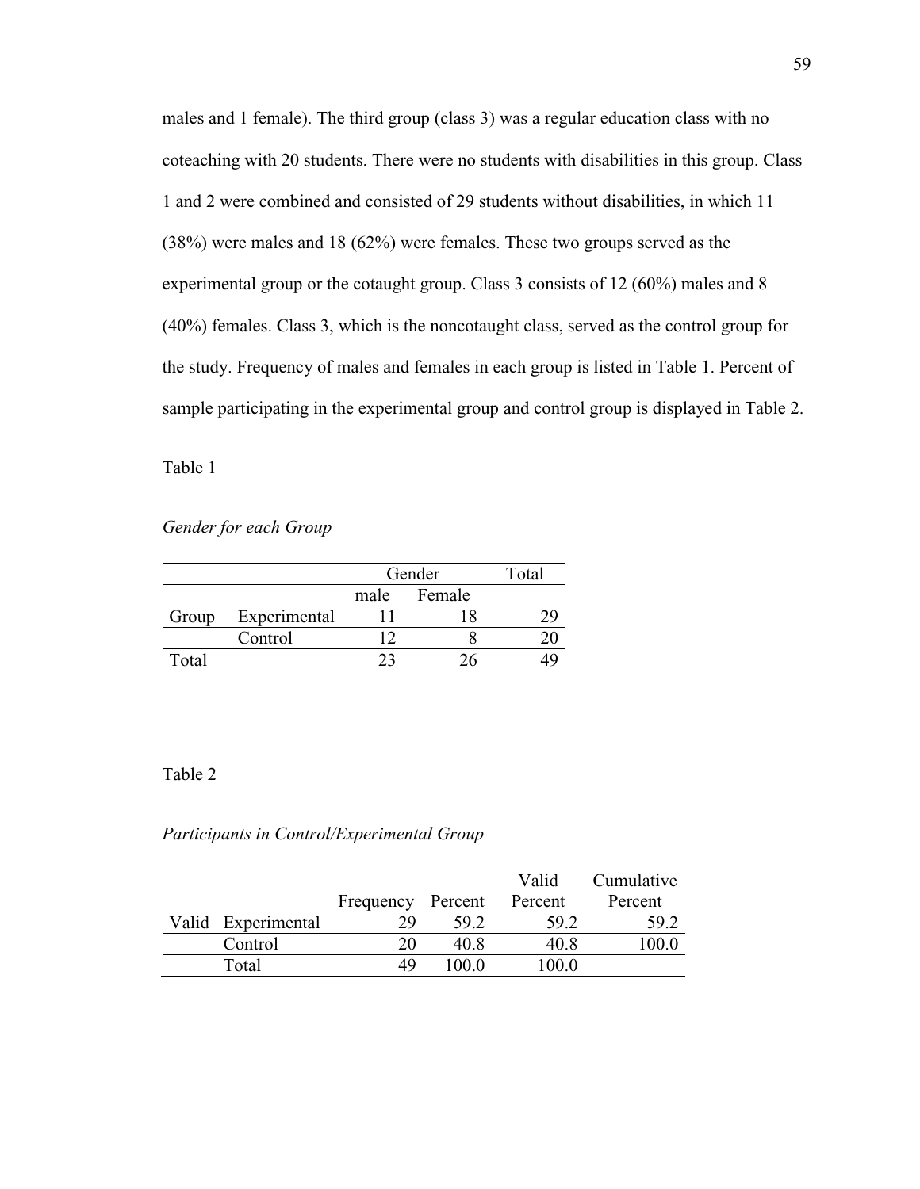males and 1 female). The third group (class 3) was a regular education class with no coteaching with 20 students. There were no students with disabilities in this group. Class 1 and 2 were combined and consisted of 29 students without disabilities, in which 11 (38%) were males and 18 (62%) were females. These two groups served as the experimental group or the cotaught group. Class 3 consists of 12 (60%) males and 8 (40%) females. Class 3, which is the noncotaught class, served as the control group for the study. Frequency of males and females in each group is listed in Table 1. Percent of sample participating in the experimental group and control group is displayed in Table 2.

Table 1

*Gender for each Group*

| | | Gender | | Total |
|---|---|---|---|---|
| | | male | Female | |
| Group | Experimental | 11 | 18 | 29 |
| | Control | 12 | 8 | 20 |
| Total | | 23 | 26 | 49 |

Table 2

*Participants in Control/Experimental Group*

| | | Frequency | Percent | Valid Percent | Cumulative Percent |
|---|---|---|---|---|---|
| Valid | Experimental | 29 | 59.2 | 59.2 | 59.2 |
| | Control | 20 | 40.8 | 40.8 | 100.0 |
| | Total | 49 | 100.0 | 100.0 | |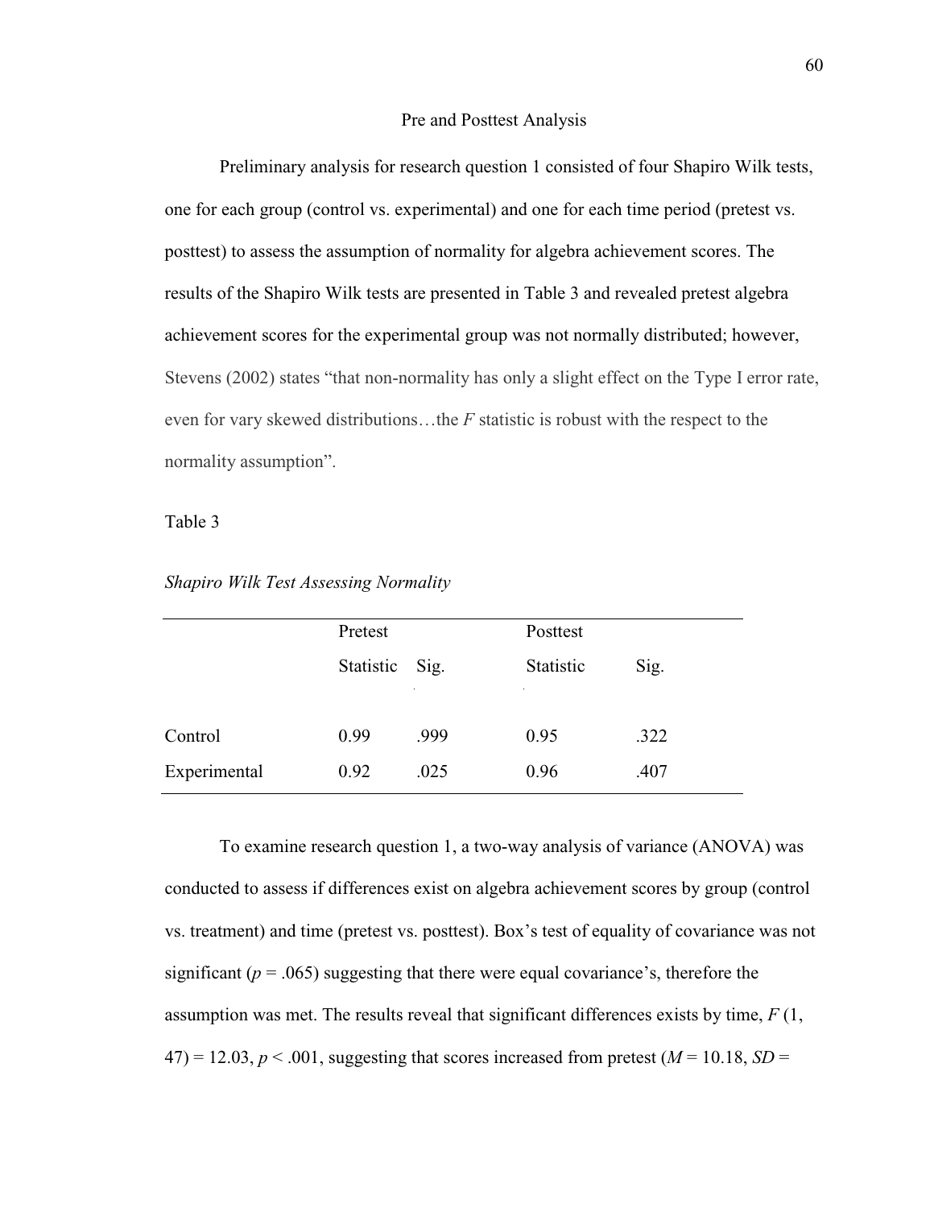## Pre and Posttest Analysis

Preliminary analysis for research question 1 consisted of four Shapiro Wilk tests, one for each group (control vs. experimental) and one for each time period (pretest vs. posttest) to assess the assumption of normality for algebra achievement scores. The results of the Shapiro Wilk tests are presented in Table 3 and revealed pretest algebra achievement scores for the experimental group was not normally distributed; however, Stevens (2002) states "that non-normality has only a slight effect on the Type I error rate, even for vary skewed distributions…the *F* statistic is robust with the respect to the normality assumption".

Table 3

*Shapiro Wilk Test Assessing Normality*

| | Pretest | | Posttest | |
|---|---|---|---|---|
| | Statistic | Sig. | Statistic | Sig. |
| Control | 0.99 | .999 | 0.95 | .322 |
| Experimental | 0.92 | .025 | 0.96 | .407 |

To examine research question 1, a two-way analysis of variance (ANOVA) was conducted to assess if differences exist on algebra achievement scores by group (control vs. treatment) and time (pretest vs. posttest). Box's test of equality of covariance was not significant ($p$ = .065) suggesting that there were equal covariance's, therefore the assumption was met. The results reveal that significant differences exists by time, $F$ (1, 47) = 12.03, $p$ < .001, suggesting that scores increased from pretest ($M$ = 10.18, $SD$ =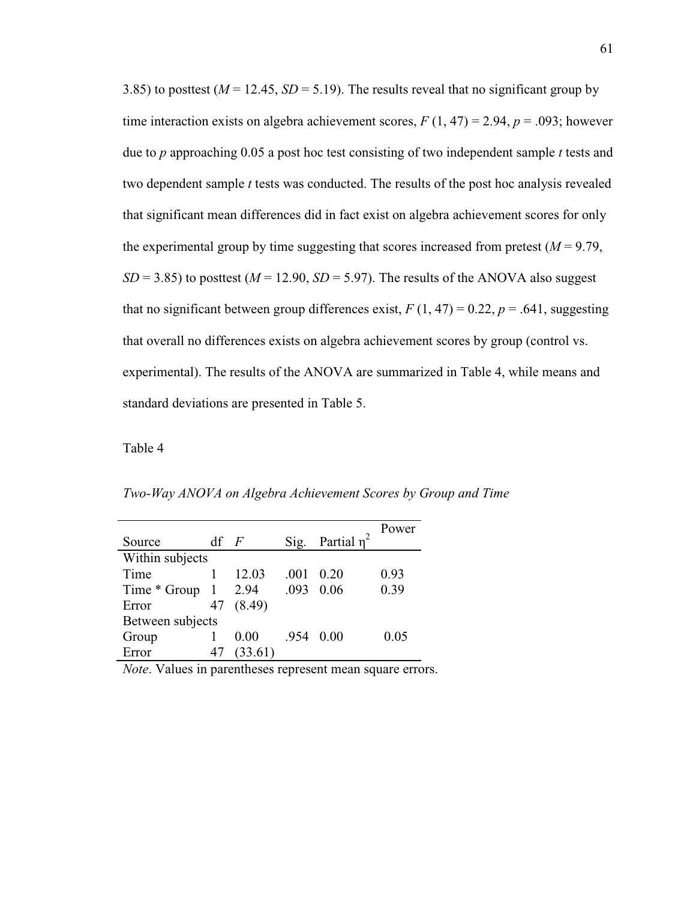3.85) to posttest (*M* = 12.45, *SD* = 5.19). The results reveal that no significant group by time interaction exists on algebra achievement scores, *F* (1, 47) = 2.94, *p* = .093; however due to *p* approaching 0.05 a post hoc test consisting of two independent sample *t* tests and two dependent sample *t* tests was conducted. The results of the post hoc analysis revealed that significant mean differences did in fact exist on algebra achievement scores for only the experimental group by time suggesting that scores increased from pretest (*M* = 9.79, *SD* = 3.85) to posttest (*M* = 12.90, *SD* = 5.97). The results of the ANOVA also suggest that no significant between group differences exist, *F* (1, 47) = 0.22, *p* = .641, suggesting that overall no differences exists on algebra achievement scores by group (control vs. experimental). The results of the ANOVA are summarized in Table 4, while means and standard deviations are presented in Table 5.

Table 4

*Two-Way ANOVA on Algebra Achievement Scores by Group and Time*

| Source | df | *F* | Sig. | Partial $\eta^2$ | Power |
|---|---|---|---|---|---|
| Within subjects | | | | | |
| Time | 1 | 12.03 | .001 | 0.20 | 0.93 |
| Time * Group | 1 | 2.94 | .093 | 0.06 | 0.39 |
| Error | 47 | (8.49) | | | |
| Between subjects | | | | | |
| Group | 1 | 0.00 | .954 | 0.00 | 0.05 |
| Error | 47 | (33.61) | | | |

*Note*. Values in parentheses represent mean square errors.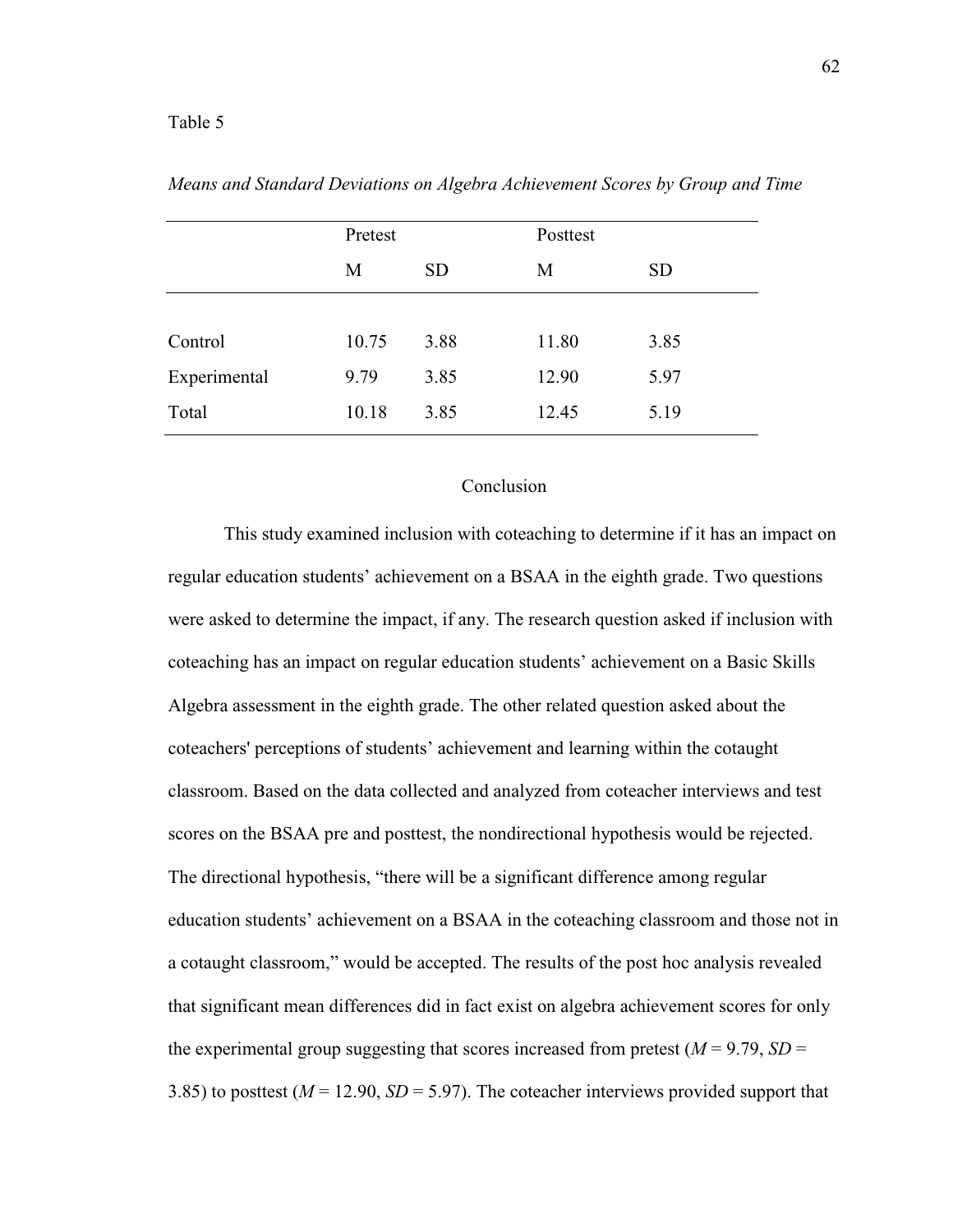Table 5

*Means and Standard Deviations on Algebra Achievement Scores by Group and Time*

| | Pretest | | Posttest | |
|---|---|---|---|---|
| | M | SD | M | SD |
| Control | 10.75 | 3.88 | 11.80 | 3.85 |
| Experimental | 9.79 | 3.85 | 12.90 | 5.97 |
| Total | 10.18 | 3.85 | 12.45 | 5.19 |

## Conclusion

This study examined inclusion with coteaching to determine if it has an impact on regular education students' achievement on a BSAA in the eighth grade. Two questions were asked to determine the impact, if any. The research question asked if inclusion with coteaching has an impact on regular education students' achievement on a Basic Skills Algebra assessment in the eighth grade. The other related question asked about the coteachers' perceptions of students' achievement and learning within the cotaught classroom. Based on the data collected and analyzed from coteacher interviews and test scores on the BSAA pre and posttest, the nondirectional hypothesis would be rejected. The directional hypothesis, "there will be a significant difference among regular education students' achievement on a BSAA in the coteaching classroom and those not in a cotaught classroom," would be accepted. The results of the post hoc analysis revealed that significant mean differences did in fact exist on algebra achievement scores for only the experimental group suggesting that scores increased from pretest ($M$ = 9.79, $SD$ = 3.85) to posttest ($M$ = 12.90, $SD$ = 5.97). The coteacher interviews provided support that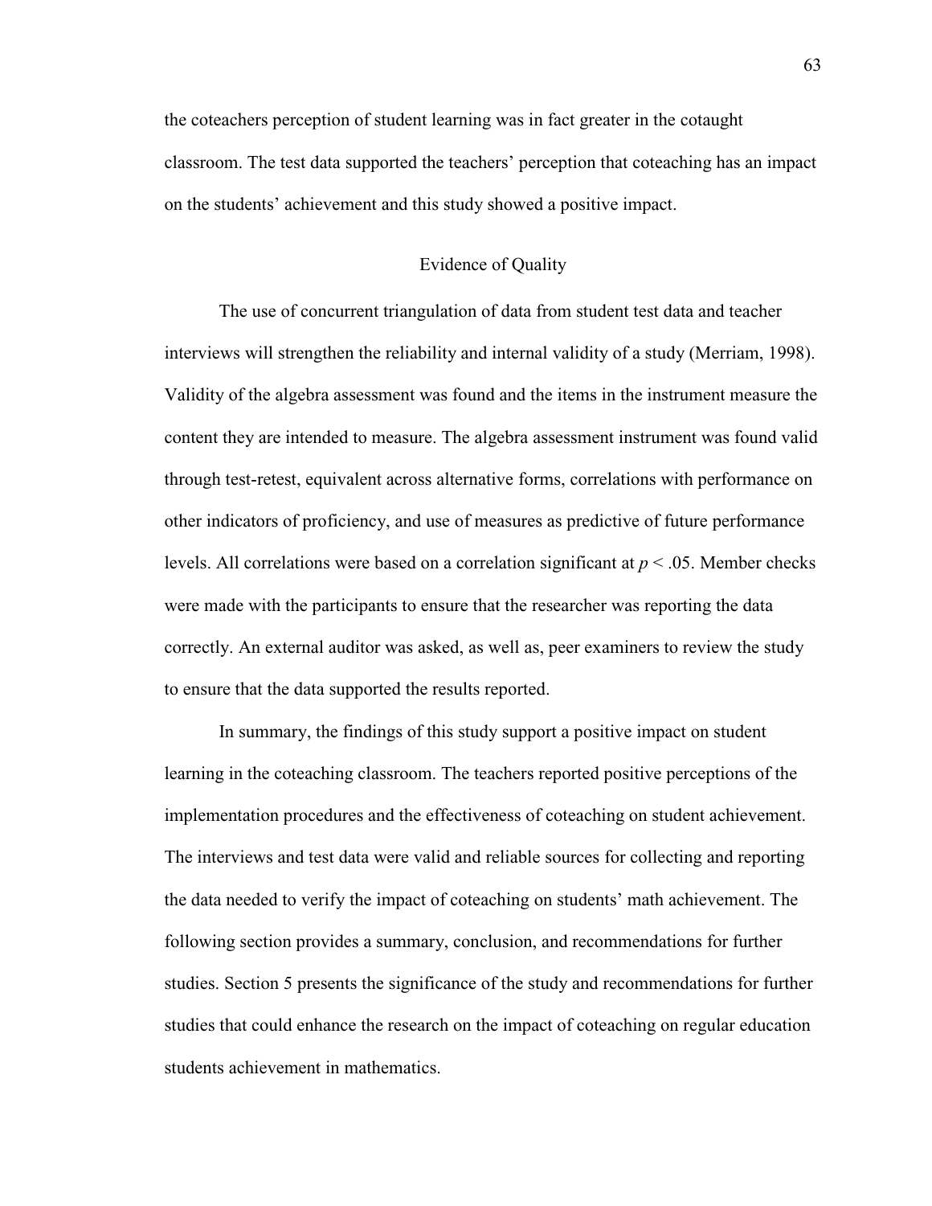the coteachers perception of student learning was in fact greater in the cotaught classroom. The test data supported the teachers' perception that coteaching has an impact on the students' achievement and this study showed a positive impact.

## Evidence of Quality

The use of concurrent triangulation of data from student test data and teacher interviews will strengthen the reliability and internal validity of a study (Merriam, 1998). Validity of the algebra assessment was found and the items in the instrument measure the content they are intended to measure. The algebra assessment instrument was found valid through test-retest, equivalent across alternative forms, correlations with performance on other indicators of proficiency, and use of measures as predictive of future performance levels. All correlations were based on a correlation significant at $p < .05$. Member checks were made with the participants to ensure that the researcher was reporting the data correctly. An external auditor was asked, as well as, peer examiners to review the study to ensure that the data supported the results reported.

In summary, the findings of this study support a positive impact on student learning in the coteaching classroom. The teachers reported positive perceptions of the implementation procedures and the effectiveness of coteaching on student achievement. The interviews and test data were valid and reliable sources for collecting and reporting the data needed to verify the impact of coteaching on students' math achievement. The following section provides a summary, conclusion, and recommendations for further studies. Section 5 presents the significance of the study and recommendations for further studies that could enhance the research on the impact of coteaching on regular education students achievement in mathematics.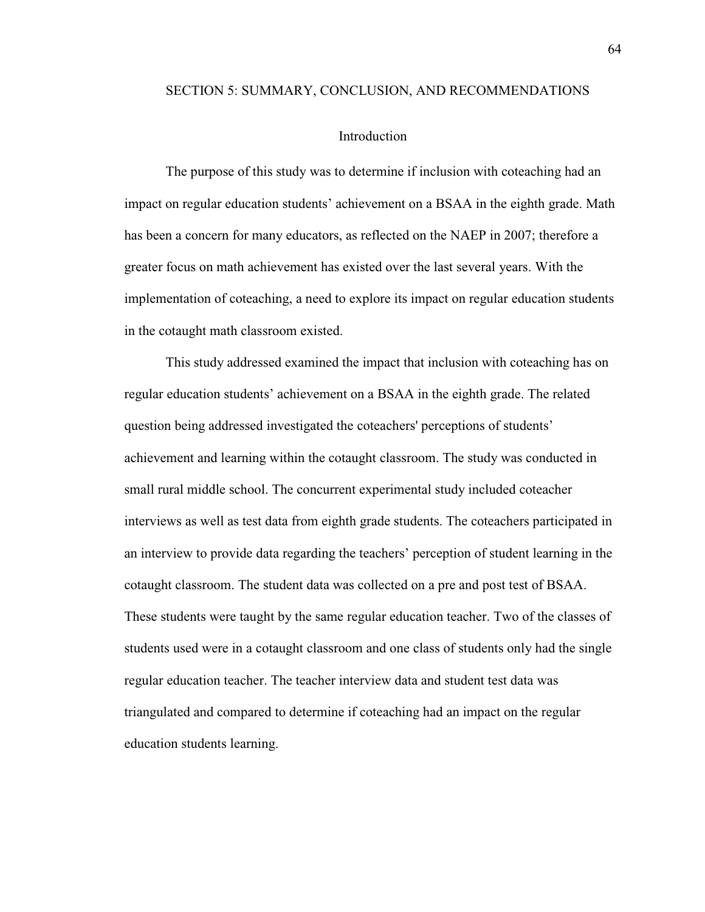# SECTION 5: SUMMARY, CONCLUSION, AND RECOMMENDATIONS

## Introduction

The purpose of this study was to determine if inclusion with coteaching had an impact on regular education students' achievement on a BSAA in the eighth grade. Math has been a concern for many educators, as reflected on the NAEP in 2007; therefore a greater focus on math achievement has existed over the last several years. With the implementation of coteaching, a need to explore its impact on regular education students in the cotaught math classroom existed.

This study addressed examined the impact that inclusion with coteaching has on regular education students' achievement on a BSAA in the eighth grade. The related question being addressed investigated the coteachers' perceptions of students' achievement and learning within the cotaught classroom. The study was conducted in small rural middle school. The concurrent experimental study included coteacher interviews as well as test data from eighth grade students. The coteachers participated in an interview to provide data regarding the teachers' perception of student learning in the cotaught classroom. The student data was collected on a pre and post test of BSAA. These students were taught by the same regular education teacher. Two of the classes of students used were in a cotaught classroom and one class of students only had the single regular education teacher. The teacher interview data and student test data was triangulated and compared to determine if coteaching had an impact on the regular education students learning.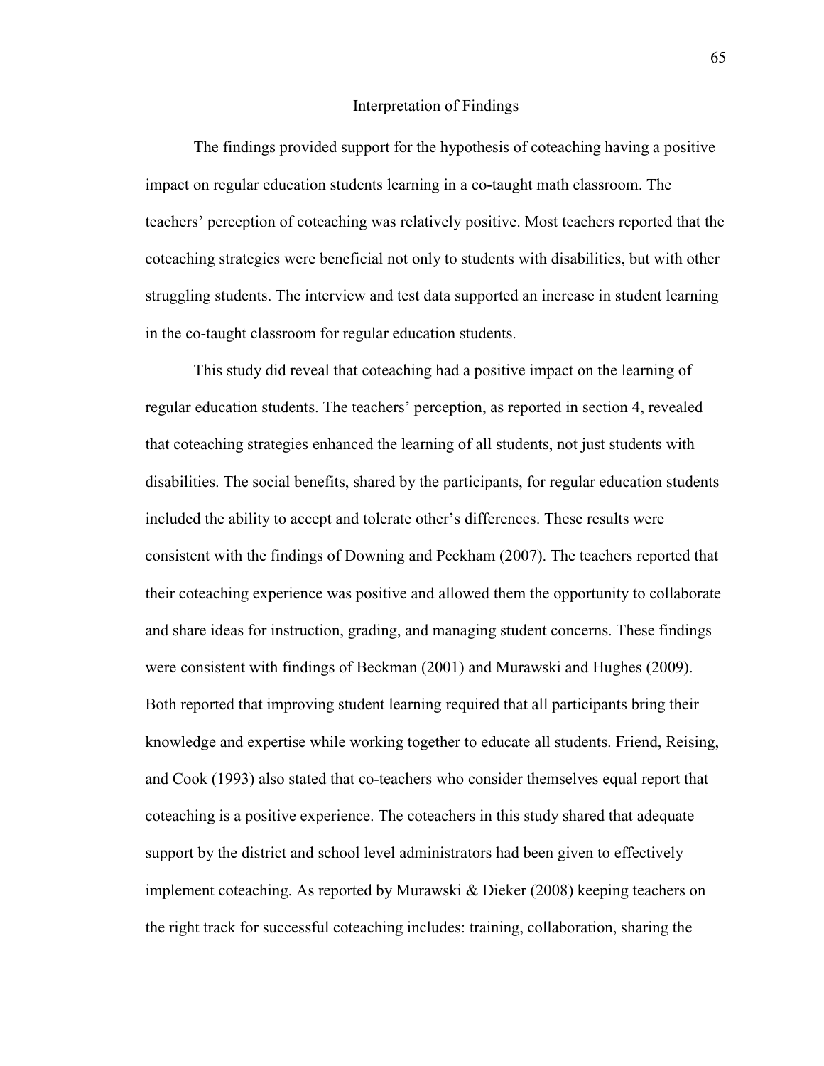## Interpretation of Findings

The findings provided support for the hypothesis of coteaching having a positive impact on regular education students learning in a co-taught math classroom. The teachers' perception of coteaching was relatively positive. Most teachers reported that the coteaching strategies were beneficial not only to students with disabilities, but with other struggling students. The interview and test data supported an increase in student learning in the co-taught classroom for regular education students.

This study did reveal that coteaching had a positive impact on the learning of regular education students. The teachers' perception, as reported in section 4, revealed that coteaching strategies enhanced the learning of all students, not just students with disabilities. The social benefits, shared by the participants, for regular education students included the ability to accept and tolerate other's differences. These results were consistent with the findings of Downing and Peckham (2007). The teachers reported that their coteaching experience was positive and allowed them the opportunity to collaborate and share ideas for instruction, grading, and managing student concerns. These findings were consistent with findings of Beckman (2001) and Murawski and Hughes (2009). Both reported that improving student learning required that all participants bring their knowledge and expertise while working together to educate all students. Friend, Reising, and Cook (1993) also stated that co-teachers who consider themselves equal report that coteaching is a positive experience. The coteachers in this study shared that adequate support by the district and school level administrators had been given to effectively implement coteaching. As reported by Murawski & Dieker (2008) keeping teachers on the right track for successful coteaching includes: training, collaboration, sharing the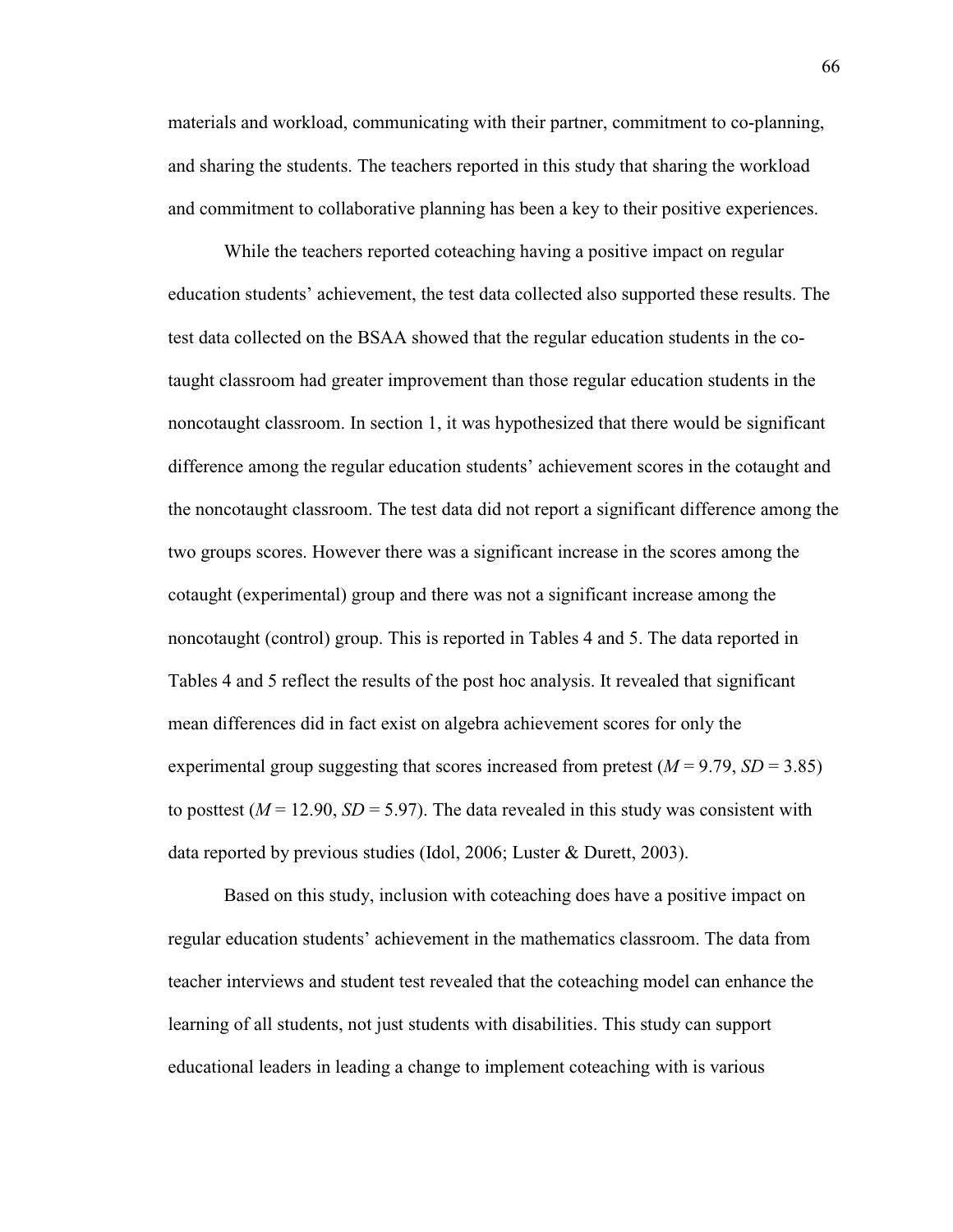materials and workload, communicating with their partner, commitment to co-planning, and sharing the students. The teachers reported in this study that sharing the workload and commitment to collaborative planning has been a key to their positive experiences.

While the teachers reported coteaching having a positive impact on regular education students' achievement, the test data collected also supported these results. The test data collected on the BSAA showed that the regular education students in the co-taught classroom had greater improvement than those regular education students in the noncotaught classroom. In section 1, it was hypothesized that there would be significant difference among the regular education students' achievement scores in the cotaught and the noncotaught classroom. The test data did not report a significant difference among the two groups scores. However there was a significant increase in the scores among the cotaught (experimental) group and there was not a significant increase among the noncotaught (control) group. This is reported in Tables 4 and 5. The data reported in Tables 4 and 5 reflect the results of the post hoc analysis. It revealed that significant mean differences did in fact exist on algebra achievement scores for only the experimental group suggesting that scores increased from pretest ($M = 9.79$, $SD = 3.85$) to posttest ($M = 12.90$, $SD = 5.97$). The data revealed in this study was consistent with data reported by previous studies (Idol, 2006; Luster & Durett, 2003).

Based on this study, inclusion with coteaching does have a positive impact on regular education students' achievement in the mathematics classroom. The data from teacher interviews and student test revealed that the coteaching model can enhance the learning of all students, not just students with disabilities. This study can support educational leaders in leading a change to implement coteaching with is various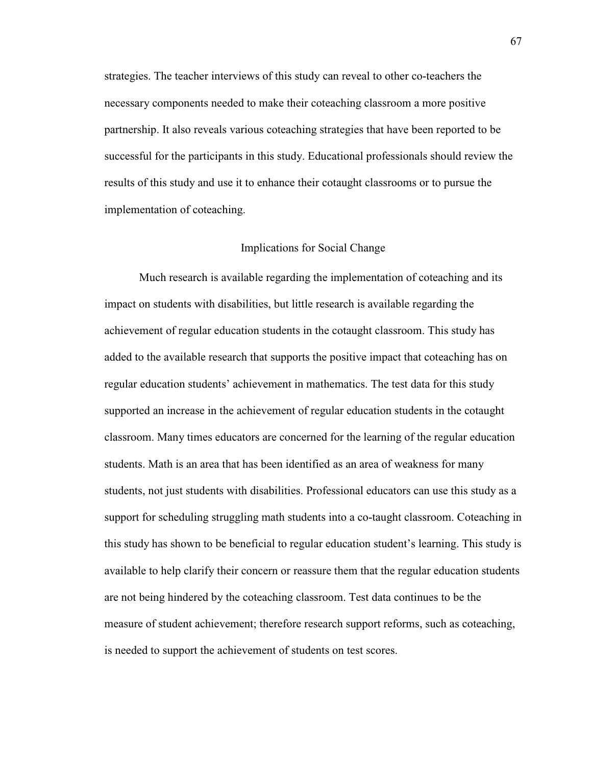strategies. The teacher interviews of this study can reveal to other co-teachers the necessary components needed to make their coteaching classroom a more positive partnership. It also reveals various coteaching strategies that have been reported to be successful for the participants in this study. Educational professionals should review the results of this study and use it to enhance their cotaught classrooms or to pursue the implementation of coteaching.

## Implications for Social Change

Much research is available regarding the implementation of coteaching and its impact on students with disabilities, but little research is available regarding the achievement of regular education students in the cotaught classroom. This study has added to the available research that supports the positive impact that coteaching has on regular education students' achievement in mathematics. The test data for this study supported an increase in the achievement of regular education students in the cotaught classroom. Many times educators are concerned for the learning of the regular education students. Math is an area that has been identified as an area of weakness for many students, not just students with disabilities. Professional educators can use this study as a support for scheduling struggling math students into a co-taught classroom. Coteaching in this study has shown to be beneficial to regular education student's learning. This study is available to help clarify their concern or reassure them that the regular education students are not being hindered by the coteaching classroom. Test data continues to be the measure of student achievement; therefore research support reforms, such as coteaching, is needed to support the achievement of students on test scores.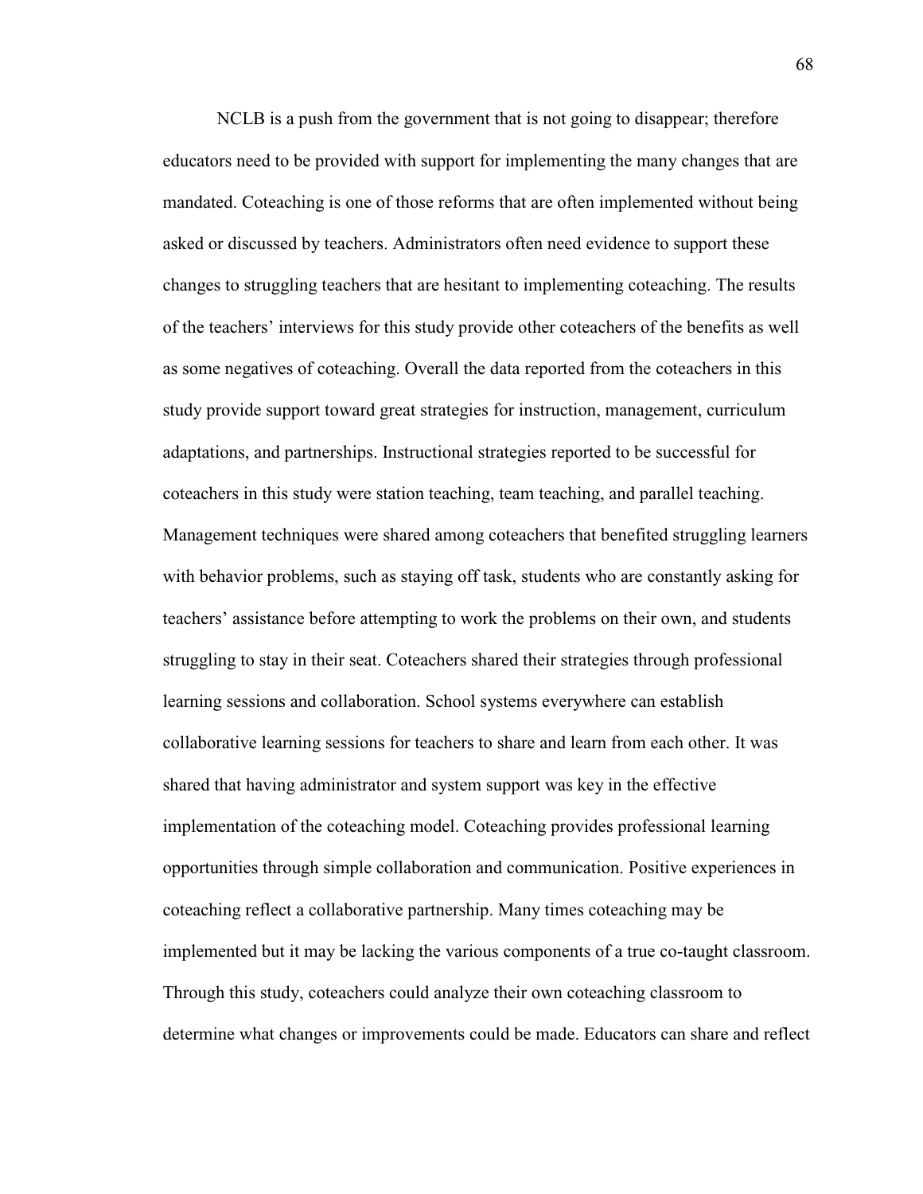NCLB is a push from the government that is not going to disappear; therefore educators need to be provided with support for implementing the many changes that are mandated. Coteaching is one of those reforms that are often implemented without being asked or discussed by teachers. Administrators often need evidence to support these changes to struggling teachers that are hesitant to implementing coteaching. The results of the teachers' interviews for this study provide other coteachers of the benefits as well as some negatives of coteaching. Overall the data reported from the coteachers in this study provide support toward great strategies for instruction, management, curriculum adaptations, and partnerships. Instructional strategies reported to be successful for coteachers in this study were station teaching, team teaching, and parallel teaching. Management techniques were shared among coteachers that benefited struggling learners with behavior problems, such as staying off task, students who are constantly asking for teachers' assistance before attempting to work the problems on their own, and students struggling to stay in their seat. Coteachers shared their strategies through professional learning sessions and collaboration. School systems everywhere can establish collaborative learning sessions for teachers to share and learn from each other. It was shared that having administrator and system support was key in the effective implementation of the coteaching model. Coteaching provides professional learning opportunities through simple collaboration and communication. Positive experiences in coteaching reflect a collaborative partnership. Many times coteaching may be implemented but it may be lacking the various components of a true co-taught classroom. Through this study, coteachers could analyze their own coteaching classroom to determine what changes or improvements could be made. Educators can share and reflect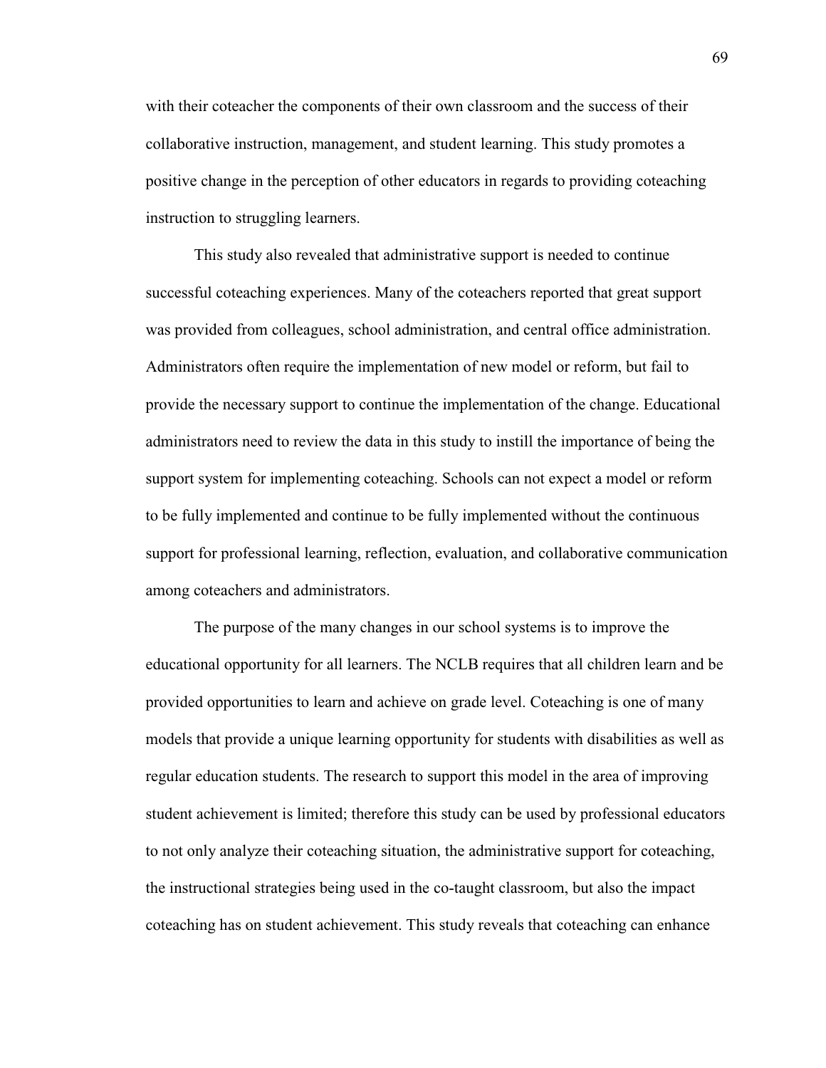with their coteacher the components of their own classroom and the success of their collaborative instruction, management, and student learning. This study promotes a positive change in the perception of other educators in regards to providing coteaching instruction to struggling learners.

This study also revealed that administrative support is needed to continue successful coteaching experiences. Many of the coteachers reported that great support was provided from colleagues, school administration, and central office administration. Administrators often require the implementation of new model or reform, but fail to provide the necessary support to continue the implementation of the change. Educational administrators need to review the data in this study to instill the importance of being the support system for implementing coteaching. Schools can not expect a model or reform to be fully implemented and continue to be fully implemented without the continuous support for professional learning, reflection, evaluation, and collaborative communication among coteachers and administrators.

The purpose of the many changes in our school systems is to improve the educational opportunity for all learners. The NCLB requires that all children learn and be provided opportunities to learn and achieve on grade level. Coteaching is one of many models that provide a unique learning opportunity for students with disabilities as well as regular education students. The research to support this model in the area of improving student achievement is limited; therefore this study can be used by professional educators to not only analyze their coteaching situation, the administrative support for coteaching, the instructional strategies being used in the co-taught classroom, but also the impact coteaching has on student achievement. This study reveals that coteaching can enhance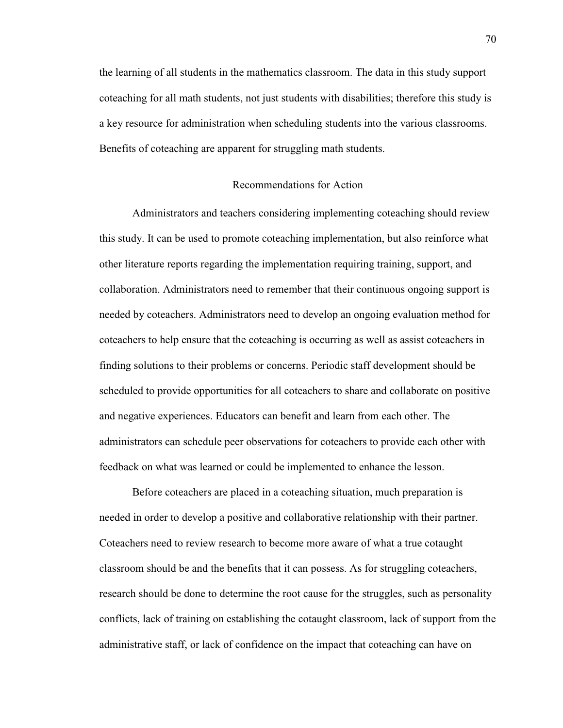the learning of all students in the mathematics classroom. The data in this study support coteaching for all math students, not just students with disabilities; therefore this study is a key resource for administration when scheduling students into the various classrooms. Benefits of coteaching are apparent for struggling math students.

## Recommendations for Action

Administrators and teachers considering implementing coteaching should review this study. It can be used to promote coteaching implementation, but also reinforce what other literature reports regarding the implementation requiring training, support, and collaboration. Administrators need to remember that their continuous ongoing support is needed by coteachers. Administrators need to develop an ongoing evaluation method for coteachers to help ensure that the coteaching is occurring as well as assist coteachers in finding solutions to their problems or concerns. Periodic staff development should be scheduled to provide opportunities for all coteachers to share and collaborate on positive and negative experiences. Educators can benefit and learn from each other. The administrators can schedule peer observations for coteachers to provide each other with feedback on what was learned or could be implemented to enhance the lesson.

Before coteachers are placed in a coteaching situation, much preparation is needed in order to develop a positive and collaborative relationship with their partner. Coteachers need to review research to become more aware of what a true cotaught classroom should be and the benefits that it can possess. As for struggling coteachers, research should be done to determine the root cause for the struggles, such as personality conflicts, lack of training on establishing the cotaught classroom, lack of support from the administrative staff, or lack of confidence on the impact that coteaching can have on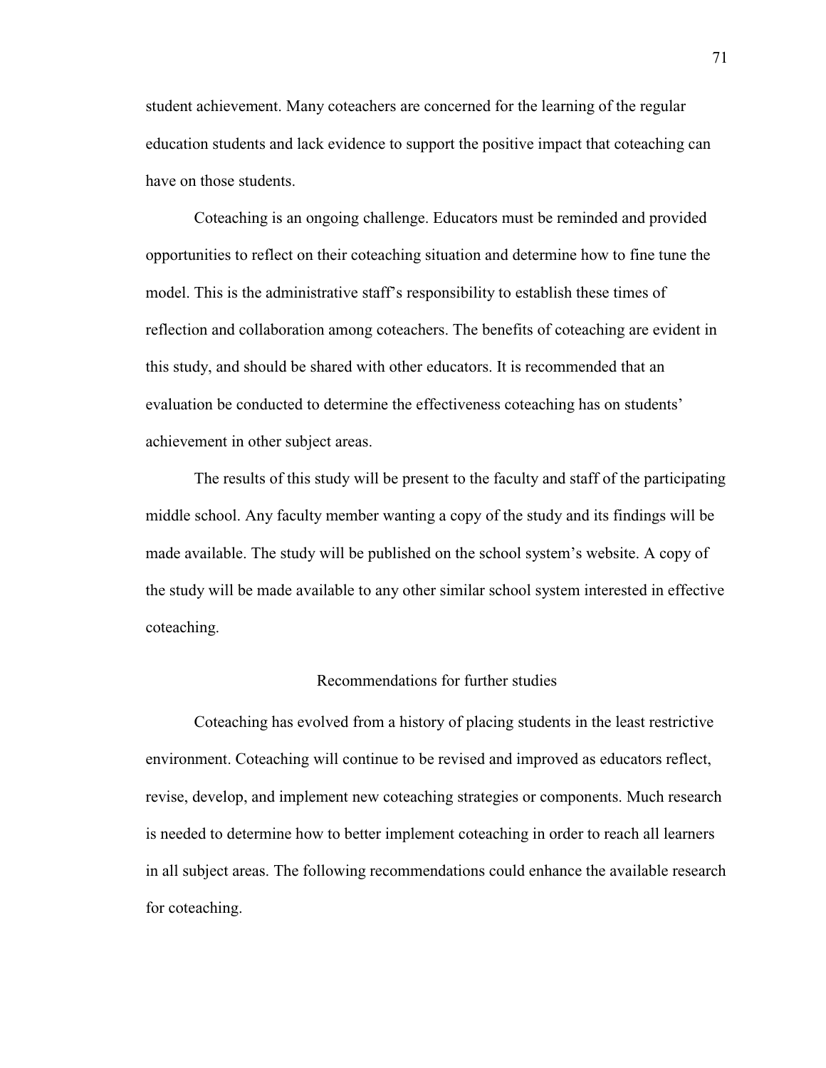student achievement. Many coteachers are concerned for the learning of the regular education students and lack evidence to support the positive impact that coteaching can have on those students.

Coteaching is an ongoing challenge. Educators must be reminded and provided opportunities to reflect on their coteaching situation and determine how to fine tune the model. This is the administrative staff's responsibility to establish these times of reflection and collaboration among coteachers. The benefits of coteaching are evident in this study, and should be shared with other educators. It is recommended that an evaluation be conducted to determine the effectiveness coteaching has on students' achievement in other subject areas.

The results of this study will be present to the faculty and staff of the participating middle school. Any faculty member wanting a copy of the study and its findings will be made available. The study will be published on the school system's website. A copy of the study will be made available to any other similar school system interested in effective coteaching.

## Recommendations for further studies

Coteaching has evolved from a history of placing students in the least restrictive environment. Coteaching will continue to be revised and improved as educators reflect, revise, develop, and implement new coteaching strategies or components. Much research is needed to determine how to better implement coteaching in order to reach all learners in all subject areas. The following recommendations could enhance the available research for coteaching.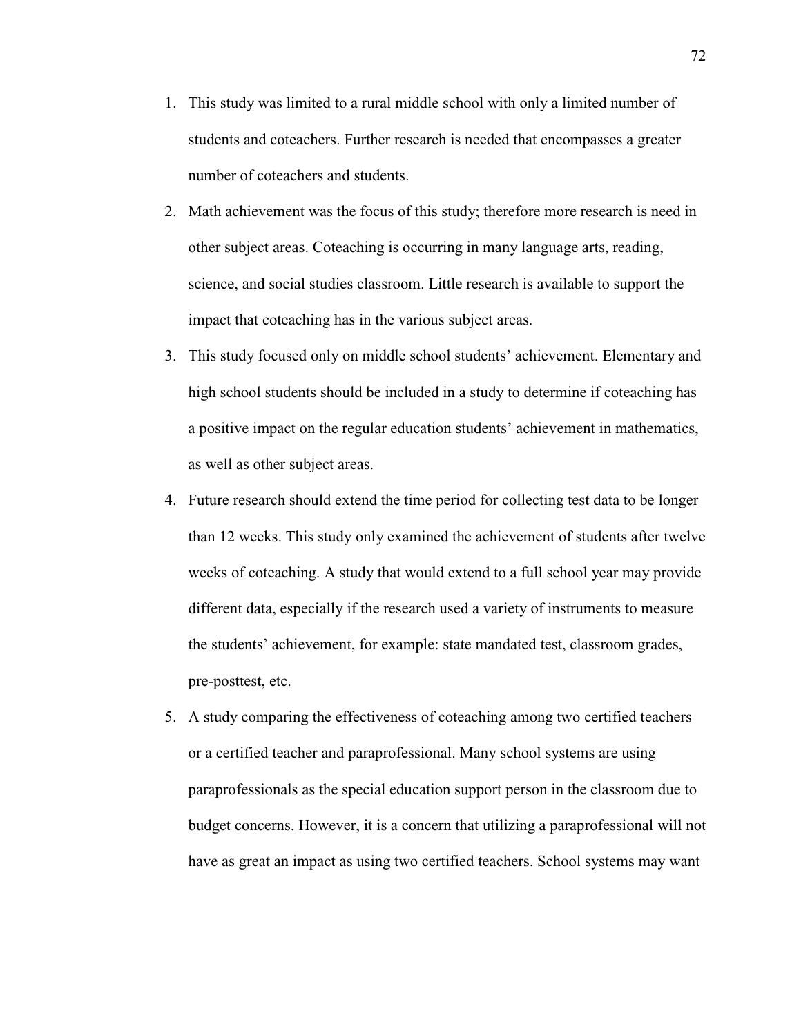1. This study was limited to a rural middle school with only a limited number of students and coteachers. Further research is needed that encompasses a greater number of coteachers and students.
2. Math achievement was the focus of this study; therefore more research is need in other subject areas. Coteaching is occurring in many language arts, reading, science, and social studies classroom. Little research is available to support the impact that coteaching has in the various subject areas.
3. This study focused only on middle school students' achievement. Elementary and high school students should be included in a study to determine if coteaching has a positive impact on the regular education students' achievement in mathematics, as well as other subject areas.
4. Future research should extend the time period for collecting test data to be longer than 12 weeks. This study only examined the achievement of students after twelve weeks of coteaching. A study that would extend to a full school year may provide different data, especially if the research used a variety of instruments to measure the students' achievement, for example: state mandated test, classroom grades, pre-posttest, etc.
5. A study comparing the effectiveness of coteaching among two certified teachers or a certified teacher and paraprofessional. Many school systems are using paraprofessionals as the special education support person in the classroom due to budget concerns. However, it is a concern that utilizing a paraprofessional will not have as great an impact as using two certified teachers. School systems may want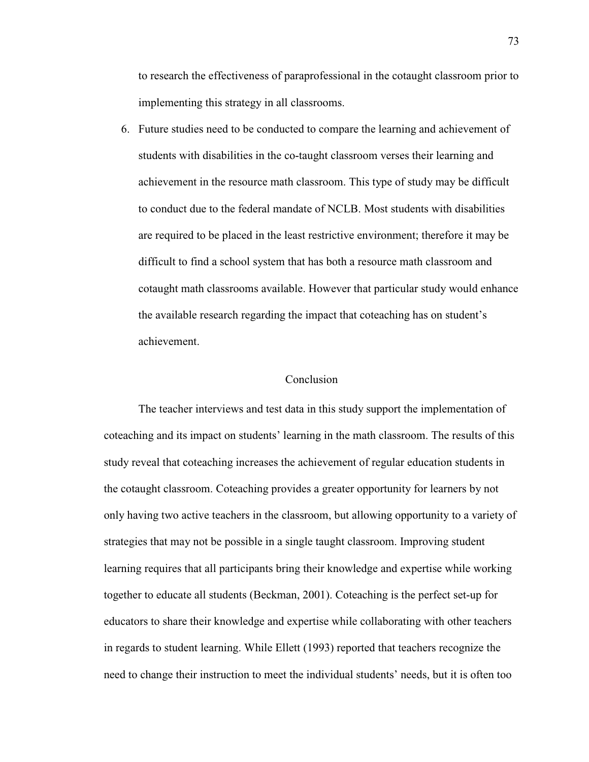to research the effectiveness of paraprofessional in the cotaught classroom prior to implementing this strategy in all classrooms.

6. Future studies need to be conducted to compare the learning and achievement of students with disabilities in the co-taught classroom verses their learning and achievement in the resource math classroom. This type of study may be difficult to conduct due to the federal mandate of NCLB. Most students with disabilities are required to be placed in the least restrictive environment; therefore it may be difficult to find a school system that has both a resource math classroom and cotaught math classrooms available. However that particular study would enhance the available research regarding the impact that coteaching has on student's achievement.

## Conclusion

The teacher interviews and test data in this study support the implementation of coteaching and its impact on students' learning in the math classroom. The results of this study reveal that coteaching increases the achievement of regular education students in the cotaught classroom. Coteaching provides a greater opportunity for learners by not only having two active teachers in the classroom, but allowing opportunity to a variety of strategies that may not be possible in a single taught classroom. Improving student learning requires that all participants bring their knowledge and expertise while working together to educate all students (Beckman, 2001). Coteaching is the perfect set-up for educators to share their knowledge and expertise while collaborating with other teachers in regards to student learning. While Ellett (1993) reported that teachers recognize the need to change their instruction to meet the individual students' needs, but it is often too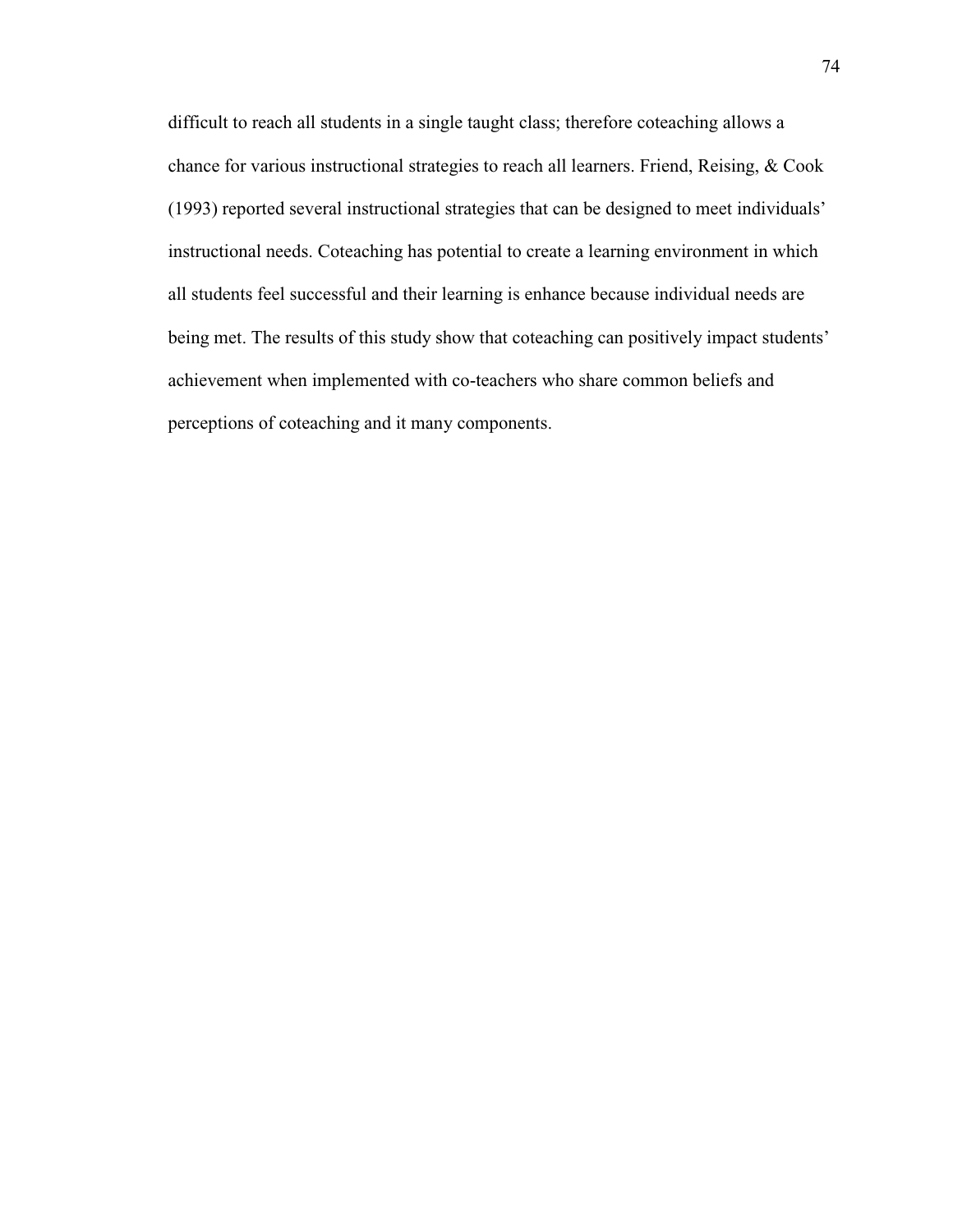difficult to reach all students in a single taught class; therefore coteaching allows a chance for various instructional strategies to reach all learners. Friend, Reising, & Cook (1993) reported several instructional strategies that can be designed to meet individuals' instructional needs. Coteaching has potential to create a learning environment in which all students feel successful and their learning is enhance because individual needs are being met. The results of this study show that coteaching can positively impact students' achievement when implemented with co-teachers who share common beliefs and perceptions of coteaching and it many components.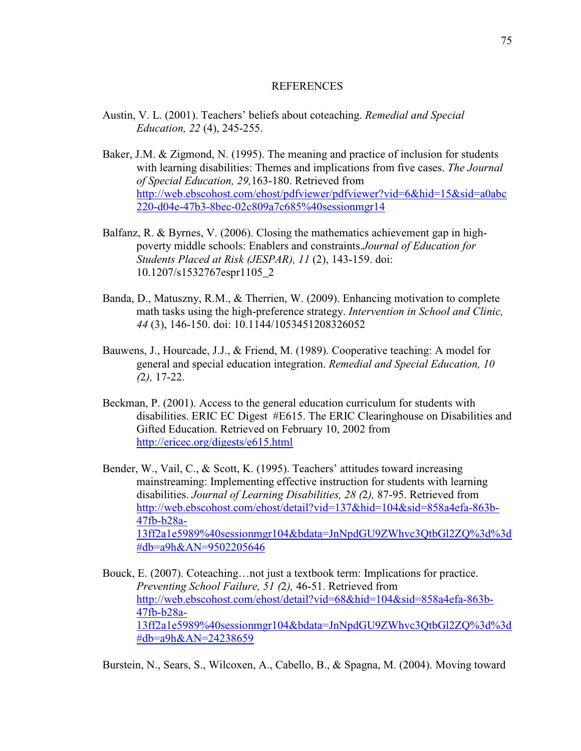# REFERENCES

Austin, V. L. (2001). Teachers' beliefs about coteaching. *Remedial and Special Education, 22* (4), 245-255.

Baker, J.M. & Zigmond, N. (1995). The meaning and practice of inclusion for students with learning disabilities: Themes and implications from five cases. *The Journal of Special Education, 29,*163-180. Retrieved from http://web.ebscohost.com/ehost/pdfviewer/pdfviewer?vid=6&hid=15&sid=a0abc220-d04e-47b3-8bec-02c809a7c685%40sessionmgr14

Balfanz, R. & Byrnes, V. (2006). Closing the mathematics achievement gap in high-poverty middle schools: Enablers and constraints.*Journal of Education for Students Placed at Risk (JESPAR), 11* (2), 143-159. doi: 10.1207/s1532767espr1105_2

Banda, D., Matuszny, R.M., & Therrien, W. (2009). Enhancing motivation to complete math tasks using the high-preference strategy. *Intervention in School and Clinic, 44* (3), 146-150. doi: 10.1144/1053451208326052

Bauwens, J., Hourcade, J.J., & Friend, M. (1989). Cooperative teaching: A model for general and special education integration. *Remedial and Special Education, 10 (2),* 17-22.

Beckman, P. (2001). Access to the general education curriculum for students with disabilities. ERIC EC Digest #E615. The ERIC Clearinghouse on Disabilities and Gifted Education. Retrieved on February 10, 2002 from http://ericec.org/digests/e615.html

Bender, W., Vail, C., & Scott, K. (1995). Teachers' attitudes toward increasing mainstreaming: Implementing effective instruction for students with learning disabilities. *Journal of Learning Disabilities, 28 (2),* 87-95. Retrieved from http://web.ebscohost.com/ehost/detail?vid=137&hid=104&sid=858a4efa-863b-47fb-b28a-13ff2a1e5989%40sessionmgr104&bdata=JnNpdGU9ZWhvc3QtbGl2ZQ%3d%3d#db=a9h&AN=9502205646

Bouck, E. (2007). Coteaching…not just a textbook term: Implications for practice. *Preventing School Failure, 51 (2),* 46-51. Retrieved from http://web.ebscohost.com/ehost/detail?vid=68&hid=104&sid=858a4efa-863b-47fb-b28a-13ff2a1e5989%40sessionmgr104&bdata=JnNpdGU9ZWhvc3QtbGl2ZQ%3d%3d#db=a9h&AN=24238659

Burstein, N., Sears, S., Wilcoxen, A., Cabello, B., & Spagna, M. (2004). Moving toward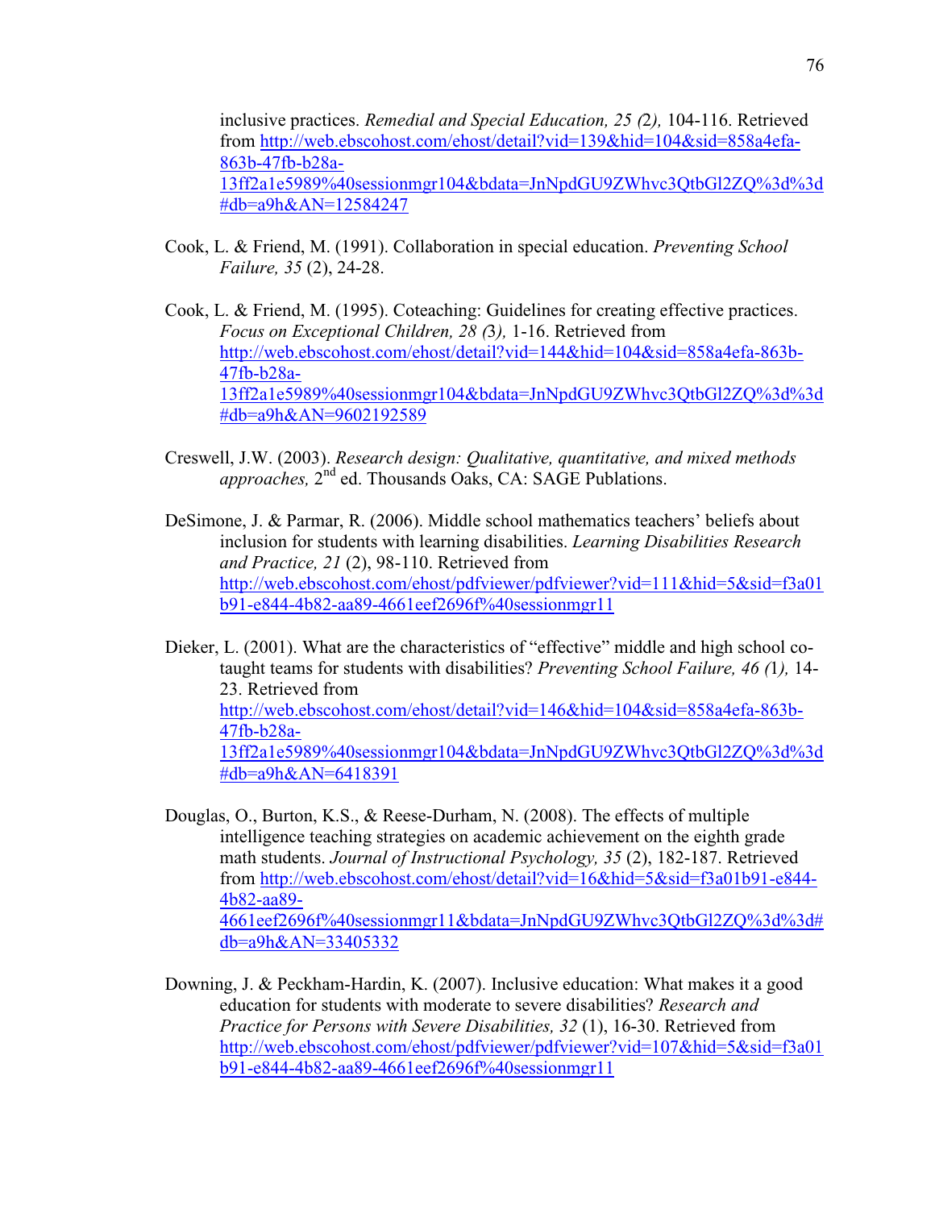inclusive practices. *Remedial and Special Education, 25 (*2*),* 104-116. Retrieved from http://web.ebscohost.com/ehost/detail?vid=139&hid=104&sid=858a4efa-863b-47fb-b28a-13ff2a1e5989%40sessionmgr104&bdata=JnNpdGU9ZWhvc3QtbGl2ZQ%3d%3d#db=a9h&AN=12584247

Cook, L. & Friend, M. (1991). Collaboration in special education. *Preventing School Failure, 35* (2), 24-28.

Cook, L. & Friend, M. (1995). Coteaching: Guidelines for creating effective practices. *Focus on Exceptional Children, 28 (*3*),* 1-16. Retrieved from http://web.ebscohost.com/ehost/detail?vid=144&hid=104&sid=858a4efa-863b-47fb-b28a-13ff2a1e5989%40sessionmgr104&bdata=JnNpdGU9ZWhvc3QtbGl2ZQ%3d%3d#db=a9h&AN=9602192589

Creswell, J.W. (2003). *Research design: Qualitative, quantitative, and mixed methods approaches,* 2nd ed. Thousands Oaks, CA: SAGE Publations.

DeSimone, J. & Parmar, R. (2006). Middle school mathematics teachers' beliefs about inclusion for students with learning disabilities. *Learning Disabilities Research and Practice, 21* (2), 98-110. Retrieved from http://web.ebscohost.com/ehost/pdfviewer/pdfviewer?vid=111&hid=5&sid=f3a01b91-e844-4b82-aa89-4661eef2696f%40sessionmgr11

Dieker, L. (2001). What are the characteristics of "effective" middle and high school co-taught teams for students with disabilities? *Preventing School Failure, 46 (*1*),* 14-23. Retrieved from http://web.ebscohost.com/ehost/detail?vid=146&hid=104&sid=858a4efa-863b-47fb-b28a-13ff2a1e5989%40sessionmgr104&bdata=JnNpdGU9ZWhvc3QtbGl2ZQ%3d%3d#db=a9h&AN=6418391

Douglas, O., Burton, K.S., & Reese-Durham, N. (2008). The effects of multiple intelligence teaching strategies on academic achievement on the eighth grade math students. *Journal of Instructional Psychology, 35* (2), 182-187. Retrieved from http://web.ebscohost.com/ehost/detail?vid=16&hid=5&sid=f3a01b91-e844-4b82-aa89-4661eef2696f%40sessionmgr11&bdata=JnNpdGU9ZWhvc3QtbGl2ZQ%3d%3d#db=a9h&AN=33405332

Downing, J. & Peckham-Hardin, K. (2007). Inclusive education: What makes it a good education for students with moderate to severe disabilities? *Research and Practice for Persons with Severe Disabilities, 32* (1), 16-30. Retrieved from http://web.ebscohost.com/ehost/pdfviewer/pdfviewer?vid=107&hid=5&sid=f3a01b91-e844-4b82-aa89-4661eef2696f%40sessionmgr11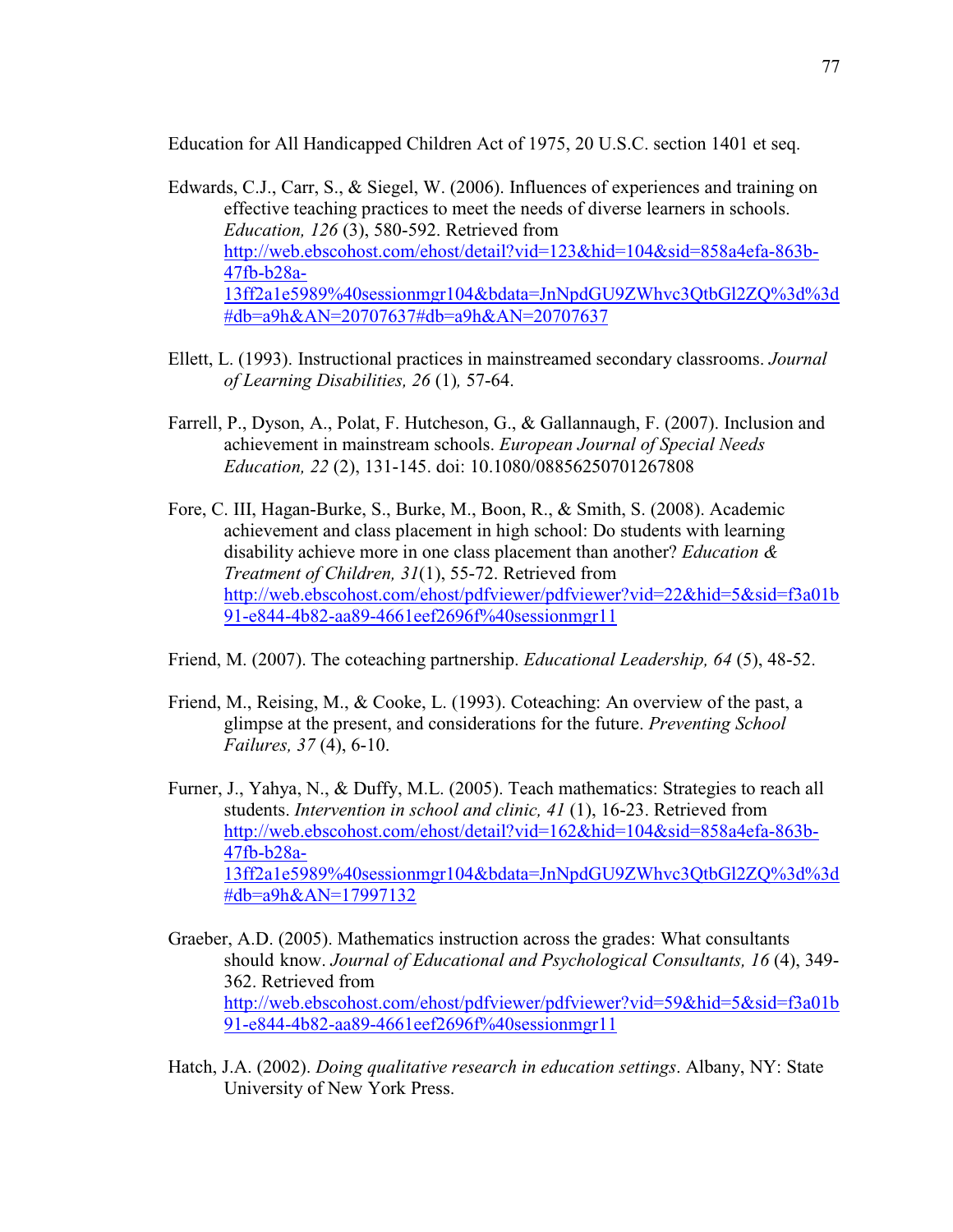Education for All Handicapped Children Act of 1975, 20 U.S.C. section 1401 et seq.

Edwards, C.J., Carr, S., & Siegel, W. (2006). Influences of experiences and training on effective teaching practices to meet the needs of diverse learners in schools. *Education, 126* (3), 580-592. Retrieved from http://web.ebscohost.com/ehost/detail?vid=123&hid=104&sid=858a4efa-863b-47fb-b28a-13ff2a1e5989%40sessionmgr104&bdata=JnNpdGU9ZWhvc3QtbGl2ZQ%3d%3d#db=a9h&AN=20707637#db=a9h&AN=20707637

Ellett, L. (1993). Instructional practices in mainstreamed secondary classrooms. *Journal of Learning Disabilities, 26* (1)*,* 57-64.

Farrell, P., Dyson, A., Polat, F. Hutcheson, G., & Gallannaugh, F. (2007). Inclusion and achievement in mainstream schools. *European Journal of Special Needs Education, 22* (2), 131-145. doi: 10.1080/08856250701267808

Fore, C. III, Hagan-Burke, S., Burke, M., Boon, R., & Smith, S. (2008). Academic achievement and class placement in high school: Do students with learning disability achieve more in one class placement than another? *Education & Treatment of Children, 31*(1), 55-72. Retrieved from http://web.ebscohost.com/ehost/pdfviewer/pdfviewer?vid=22&hid=5&sid=f3a01b91-e844-4b82-aa89-4661eef2696f%40sessionmgr11

Friend, M. (2007). The coteaching partnership. *Educational Leadership, 64* (5), 48-52.

Friend, M., Reising, M., & Cooke, L. (1993). Coteaching: An overview of the past, a glimpse at the present, and considerations for the future. *Preventing School Failures, 37* (4), 6-10.

Furner, J., Yahya, N., & Duffy, M.L. (2005). Teach mathematics: Strategies to reach all students. *Intervention in school and clinic, 41* (1), 16-23. Retrieved from http://web.ebscohost.com/ehost/detail?vid=162&hid=104&sid=858a4efa-863b-47fb-b28a-13ff2a1e5989%40sessionmgr104&bdata=JnNpdGU9ZWhvc3QtbGl2ZQ%3d%3d#db=a9h&AN=17997132

Graeber, A.D. (2005). Mathematics instruction across the grades: What consultants should know. *Journal of Educational and Psychological Consultants, 16* (4), 349-362. Retrieved from http://web.ebscohost.com/ehost/pdfviewer/pdfviewer?vid=59&hid=5&sid=f3a01b91-e844-4b82-aa89-4661eef2696f%40sessionmgr11

Hatch, J.A. (2002). *Doing qualitative research in education settings*. Albany, NY: State University of New York Press.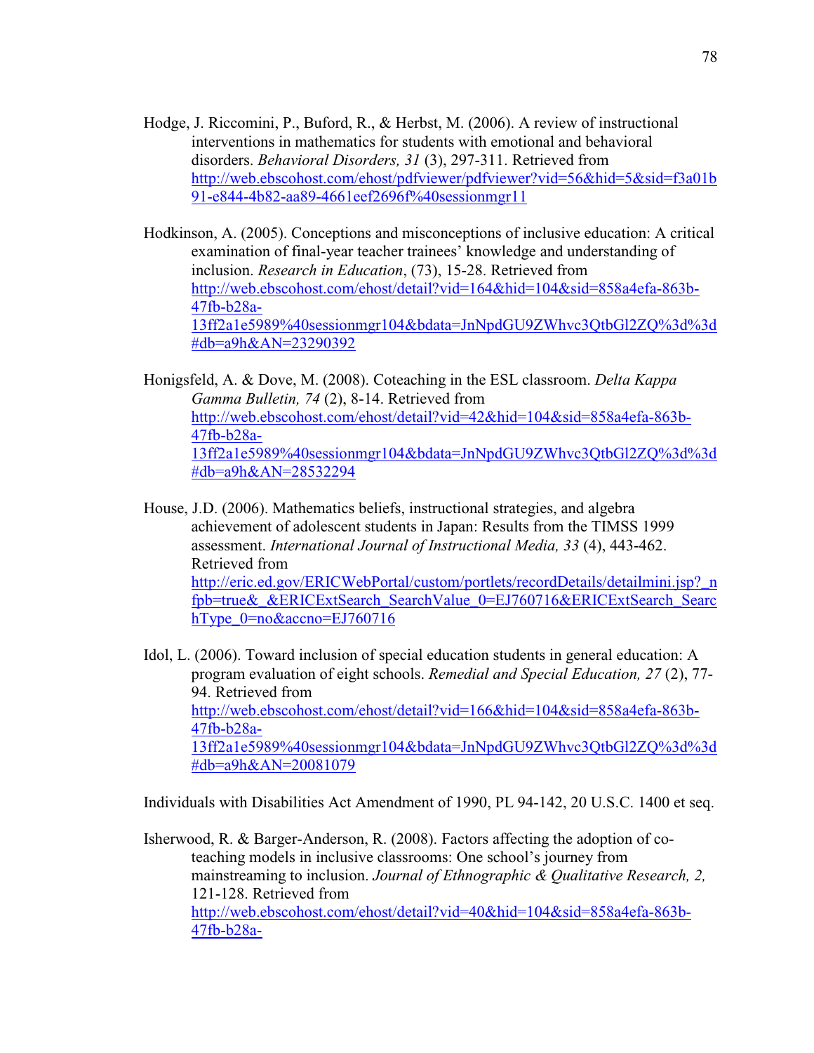Hodge, J. Riccomini, P., Buford, R., & Herbst, M. (2006). A review of instructional interventions in mathematics for students with emotional and behavioral disorders. *Behavioral Disorders, 31* (3), 297-311. Retrieved from http://web.ebscohost.com/ehost/pdfviewer/pdfviewer?vid=56&hid=5&sid=f3a01b91-e844-4b82-aa89-4661eef2696f%40sessionmgr11

Hodkinson, A. (2005). Conceptions and misconceptions of inclusive education: A critical examination of final-year teacher trainees' knowledge and understanding of inclusion. *Research in Education*, (73), 15-28. Retrieved from http://web.ebscohost.com/ehost/detail?vid=164&hid=104&sid=858a4efa-863b-47fb-b28a-13ff2a1e5989%40sessionmgr104&bdata=JnNpdGU9ZWhvc3QtbGl2ZQ%3d%3d#db=a9h&AN=23290392

Honigsfeld, A. & Dove, M. (2008). Coteaching in the ESL classroom. *Delta Kappa Gamma Bulletin, 74* (2), 8-14. Retrieved from http://web.ebscohost.com/ehost/detail?vid=42&hid=104&sid=858a4efa-863b-47fb-b28a-13ff2a1e5989%40sessionmgr104&bdata=JnNpdGU9ZWhvc3QtbGl2ZQ%3d%3d#db=a9h&AN=28532294

House, J.D. (2006). Mathematics beliefs, instructional strategies, and algebra achievement of adolescent students in Japan: Results from the TIMSS 1999 assessment. *International Journal of Instructional Media, 33* (4), 443-462. Retrieved from http://eric.ed.gov/ERICWebPortal/custom/portlets/recordDetails/detailmini.jsp?_nfpb=true&_&ERICExtSearch_SearchValue_0=EJ760716&ERICExtSearch_SearchType_0=no&accno=EJ760716

Idol, L. (2006). Toward inclusion of special education students in general education: A program evaluation of eight schools. *Remedial and Special Education, 27* (2), 77-94. Retrieved from http://web.ebscohost.com/ehost/detail?vid=166&hid=104&sid=858a4efa-863b-47fb-b28a-13ff2a1e5989%40sessionmgr104&bdata=JnNpdGU9ZWhvc3QtbGl2ZQ%3d%3d#db=a9h&AN=20081079

Individuals with Disabilities Act Amendment of 1990, PL 94-142, 20 U.S.C. 1400 et seq.

Isherwood, R. & Barger-Anderson, R. (2008). Factors affecting the adoption of co-teaching models in inclusive classrooms: One school's journey from mainstreaming to inclusion. *Journal of Ethnographic & Qualitative Research, 2,* 121-128. Retrieved from http://web.ebscohost.com/ehost/detail?vid=40&hid=104&sid=858a4efa-863b-47fb-b28a-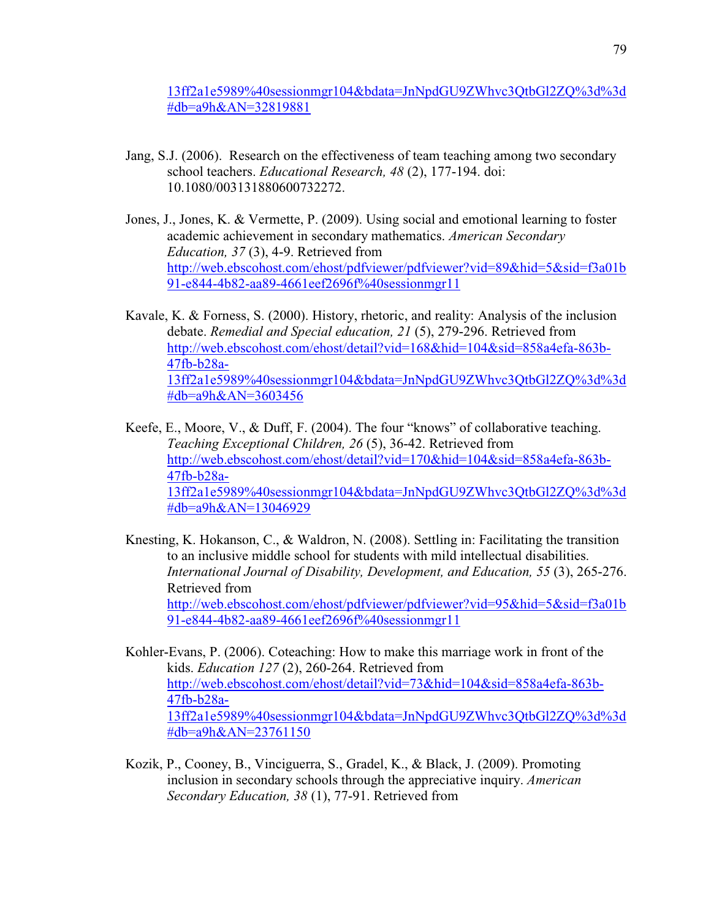13ff2a1e5989%40sessionmgr104&bdata=JnNpdGU9ZWhvc3QtbGl2ZQ%3d%3d#db=a9h&AN=32819881

Jang, S.J. (2006). Research on the effectiveness of team teaching among two secondary school teachers. *Educational Research, 48* (2), 177-194. doi: 10.1080/003131880600732272.

Jones, J., Jones, K. & Vermette, P. (2009). Using social and emotional learning to foster academic achievement in secondary mathematics. *American Secondary Education, 37* (3), 4-9. Retrieved from http://web.ebscohost.com/ehost/pdfviewer/pdfviewer?vid=89&hid=5&sid=f3a01b91-e844-4b82-aa89-4661eef2696f%40sessionmgr11

Kavale, K. & Forness, S. (2000). History, rhetoric, and reality: Analysis of the inclusion debate. *Remedial and Special education, 21* (5), 279-296. Retrieved from http://web.ebscohost.com/ehost/detail?vid=168&hid=104&sid=858a4efa-863b-47fb-b28a-13ff2a1e5989%40sessionmgr104&bdata=JnNpdGU9ZWhvc3QtbGl2ZQ%3d%3d#db=a9h&AN=3603456

Keefe, E., Moore, V., & Duff, F. (2004). The four "knows" of collaborative teaching. *Teaching Exceptional Children, 26* (5), 36-42. Retrieved from http://web.ebscohost.com/ehost/detail?vid=170&hid=104&sid=858a4efa-863b-47fb-b28a-13ff2a1e5989%40sessionmgr104&bdata=JnNpdGU9ZWhvc3QtbGl2ZQ%3d%3d#db=a9h&AN=13046929

Knesting, K. Hokanson, C., & Waldron, N. (2008). Settling in: Facilitating the transition to an inclusive middle school for students with mild intellectual disabilities. *International Journal of Disability, Development, and Education, 55* (3), 265-276. Retrieved from http://web.ebscohost.com/ehost/pdfviewer/pdfviewer?vid=95&hid=5&sid=f3a01b91-e844-4b82-aa89-4661eef2696f%40sessionmgr11

Kohler-Evans, P. (2006). Coteaching: How to make this marriage work in front of the kids. *Education 127* (2), 260-264. Retrieved from http://web.ebscohost.com/ehost/detail?vid=73&hid=104&sid=858a4efa-863b-47fb-b28a-13ff2a1e5989%40sessionmgr104&bdata=JnNpdGU9ZWhvc3QtbGl2ZQ%3d%3d#db=a9h&AN=23761150

Kozik, P., Cooney, B., Vinciguerra, S., Gradel, K., & Black, J. (2009). Promoting inclusion in secondary schools through the appreciative inquiry. *American Secondary Education, 38* (1), 77-91. Retrieved from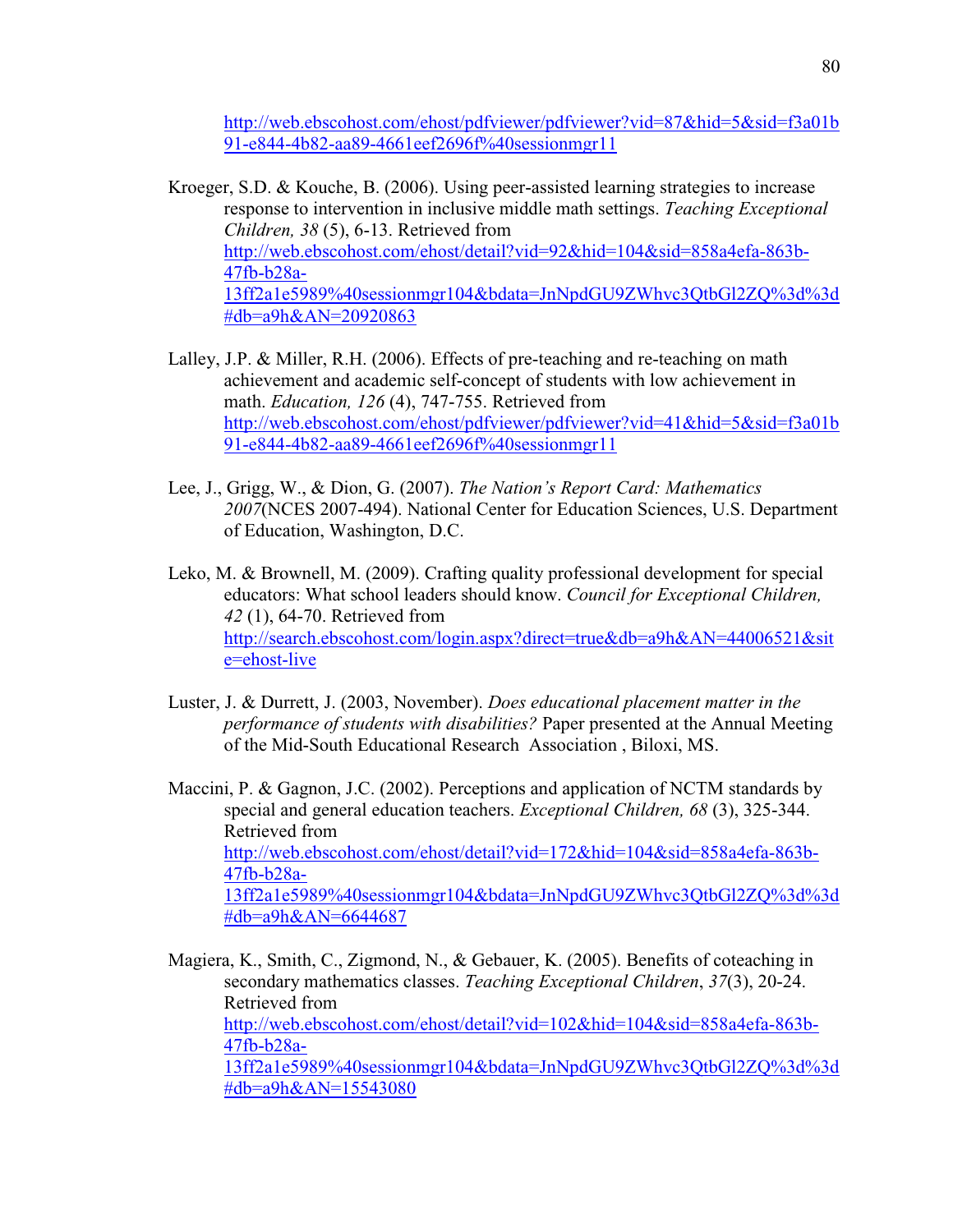http://web.ebscohost.com/ehost/pdfviewer/pdfviewer?vid=87&hid=5&sid=f3a01b91-e844-4b82-aa89-4661eef2696f%40sessionmgr11

Kroeger, S.D. & Kouche, B. (2006). Using peer-assisted learning strategies to increase response to intervention in inclusive middle math settings. *Teaching Exceptional Children, 38* (5), 6-13. Retrieved from http://web.ebscohost.com/ehost/detail?vid=92&hid=104&sid=858a4efa-863b-47fb-b28a-13ff2a1e5989%40sessionmgr104&bdata=JnNpdGU9ZWhvc3QtbGl2ZQ%3d%3d#db=a9h&AN=20920863

Lalley, J.P. & Miller, R.H. (2006). Effects of pre-teaching and re-teaching on math achievement and academic self-concept of students with low achievement in math. *Education, 126* (4), 747-755. Retrieved from http://web.ebscohost.com/ehost/pdfviewer/pdfviewer?vid=41&hid=5&sid=f3a01b91-e844-4b82-aa89-4661eef2696f%40sessionmgr11

Lee, J., Grigg, W., & Dion, G. (2007). *The Nation's Report Card: Mathematics 2007*(NCES 2007-494). National Center for Education Sciences, U.S. Department of Education, Washington, D.C.

Leko, M. & Brownell, M. (2009). Crafting quality professional development for special educators: What school leaders should know. *Council for Exceptional Children, 42* (1), 64-70. Retrieved from http://search.ebscohost.com/login.aspx?direct=true&db=a9h&AN=44006521&site=ehost-live

Luster, J. & Durrett, J. (2003, November). *Does educational placement matter in the performance of students with disabilities?* Paper presented at the Annual Meeting of the Mid-South Educational Research Association , Biloxi, MS.

Maccini, P. & Gagnon, J.C. (2002). Perceptions and application of NCTM standards by special and general education teachers. *Exceptional Children, 68* (3), 325-344. Retrieved from http://web.ebscohost.com/ehost/detail?vid=172&hid=104&sid=858a4efa-863b-47fb-b28a-13ff2a1e5989%40sessionmgr104&bdata=JnNpdGU9ZWhvc3QtbGl2ZQ%3d%3d#db=a9h&AN=6644687

Magiera, K., Smith, C., Zigmond, N., & Gebauer, K. (2005). Benefits of coteaching in secondary mathematics classes. *Teaching Exceptional Children*, *37*(3), 20-24. Retrieved from http://web.ebscohost.com/ehost/detail?vid=102&hid=104&sid=858a4efa-863b-47fb-b28a-13ff2a1e5989%40sessionmgr104&bdata=JnNpdGU9ZWhvc3QtbGl2ZQ%3d%3d#db=a9h&AN=15543080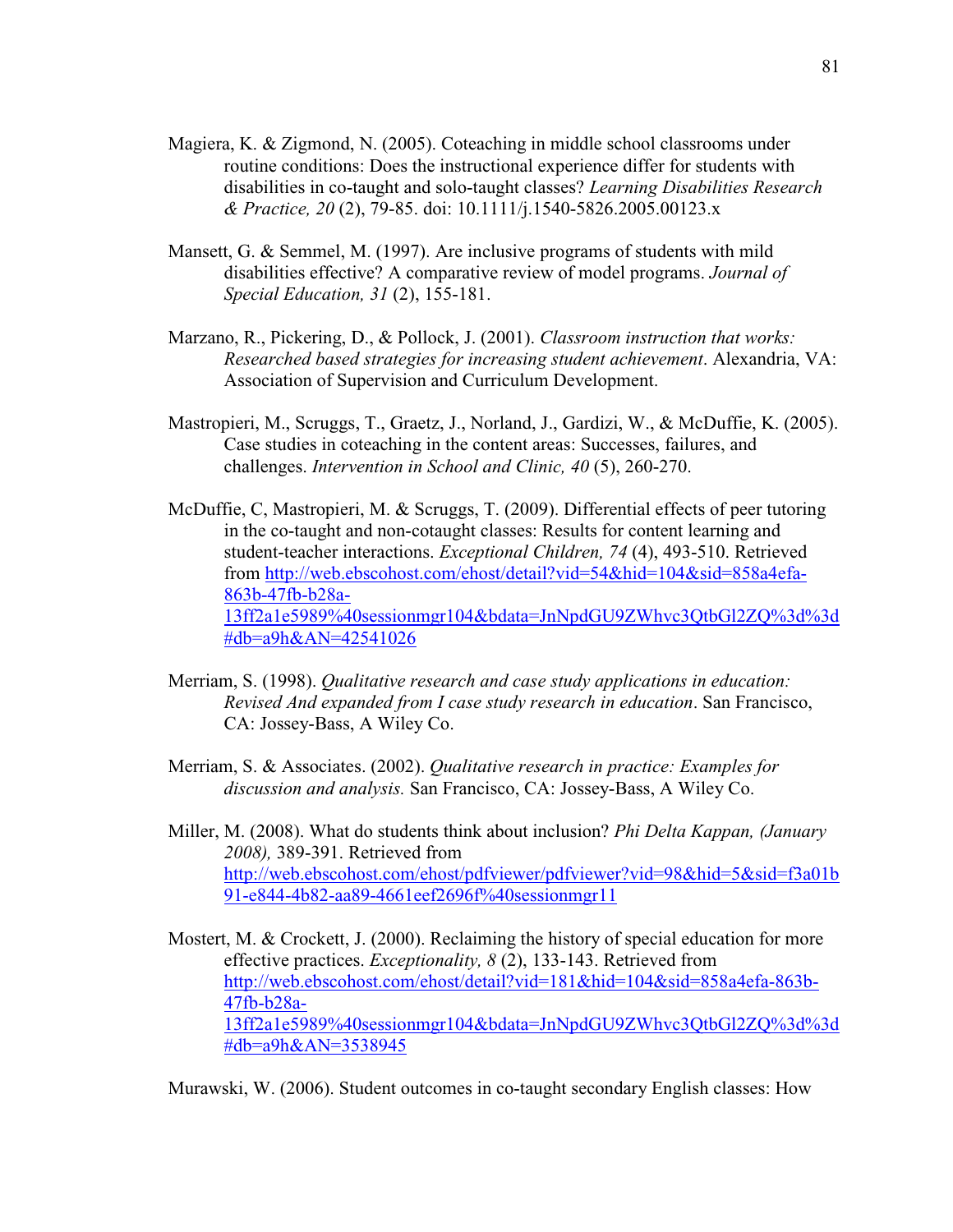Magiera, K. & Zigmond, N. (2005). Coteaching in middle school classrooms under routine conditions: Does the instructional experience differ for students with disabilities in co-taught and solo-taught classes? *Learning Disabilities Research & Practice, 20* (2), 79-85. doi: 10.1111/j.1540-5826.2005.00123.x

Mansett, G. & Semmel, M. (1997). Are inclusive programs of students with mild disabilities effective? A comparative review of model programs. *Journal of Special Education, 31* (2), 155-181.

Marzano, R., Pickering, D., & Pollock, J. (2001). *Classroom instruction that works: Researched based strategies for increasing student achievement*. Alexandria, VA: Association of Supervision and Curriculum Development.

Mastropieri, M., Scruggs, T., Graetz, J., Norland, J., Gardizi, W., & McDuffie, K. (2005). Case studies in coteaching in the content areas: Successes, failures, and challenges. *Intervention in School and Clinic, 40* (5), 260-270.

McDuffie, C, Mastropieri, M. & Scruggs, T. (2009). Differential effects of peer tutoring in the co-taught and non-cotaught classes: Results for content learning and student-teacher interactions. *Exceptional Children, 74* (4), 493-510. Retrieved from http://web.ebscohost.com/ehost/detail?vid=54&hid=104&sid=858a4efa-863b-47fb-b28a-13ff2a1e5989%40sessionmgr104&bdata=JnNpdGU9ZWhvc3QtbGl2ZQ%3d%3d#db=a9h&AN=42541026

Merriam, S. (1998). *Qualitative research and case study applications in education: Revised And expanded from I case study research in education*. San Francisco, CA: Jossey-Bass, A Wiley Co.

Merriam, S. & Associates. (2002). *Qualitative research in practice: Examples for discussion and analysis.* San Francisco, CA: Jossey-Bass, A Wiley Co.

Miller, M. (2008). What do students think about inclusion? *Phi Delta Kappan, (January 2008),* 389-391. Retrieved from http://web.ebscohost.com/ehost/pdfviewer/pdfviewer?vid=98&hid=5&sid=f3a01b91-e844-4b82-aa89-4661eef2696f%40sessionmgr11

Mostert, M. & Crockett, J. (2000). Reclaiming the history of special education for more effective practices. *Exceptionality, 8* (2), 133-143. Retrieved from http://web.ebscohost.com/ehost/detail?vid=181&hid=104&sid=858a4efa-863b-47fb-b28a-13ff2a1e5989%40sessionmgr104&bdata=JnNpdGU9ZWhvc3QtbGl2ZQ%3d%3d#db=a9h&AN=3538945

Murawski, W. (2006). Student outcomes in co-taught secondary English classes: How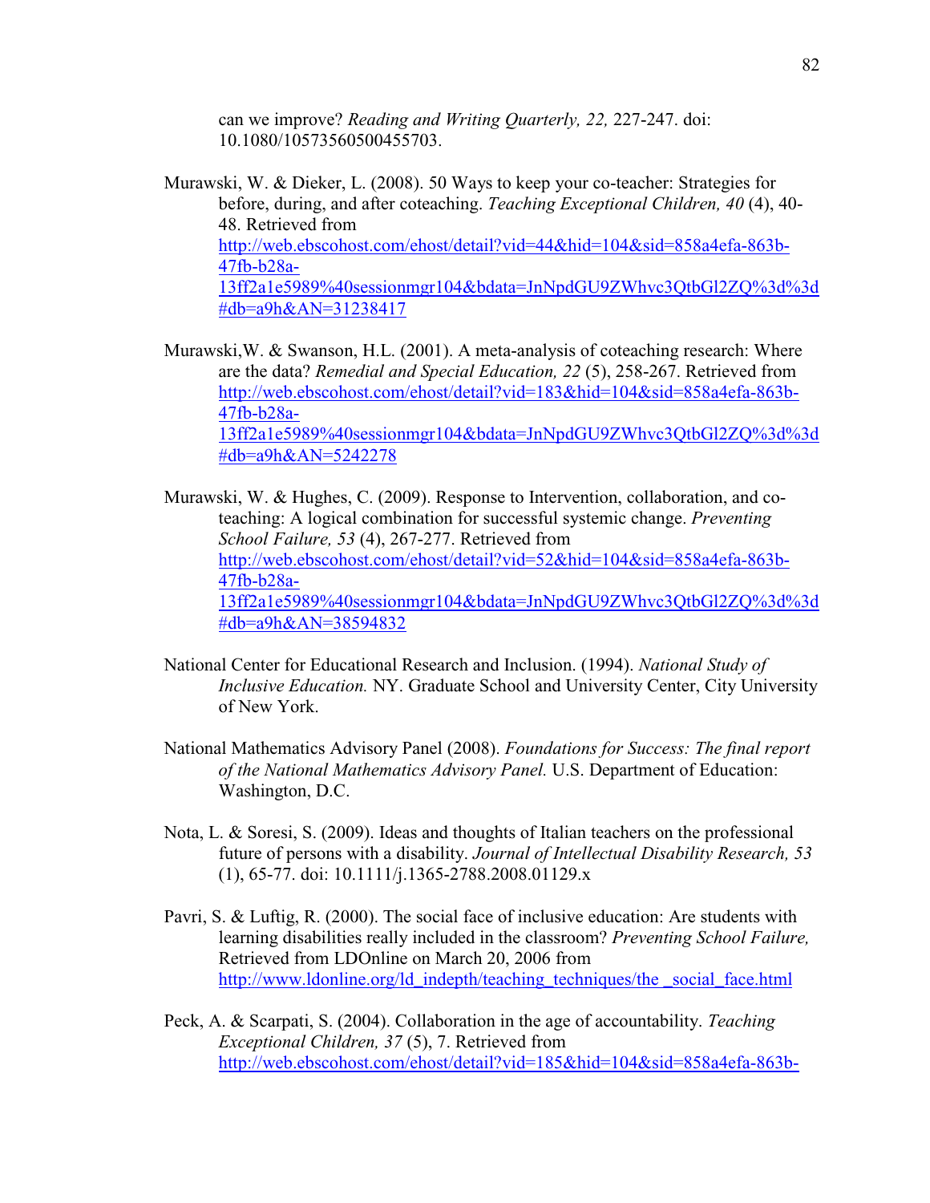can we improve? *Reading and Writing Quarterly, 22,* 227-247. doi: 10.1080/10573560500455703.

Murawski, W. & Dieker, L. (2008). 50 Ways to keep your co-teacher: Strategies for before, during, and after coteaching. *Teaching Exceptional Children, 40* (4), 40-48. Retrieved from http://web.ebscohost.com/ehost/detail?vid=44&hid=104&sid=858a4efa-863b-47fb-b28a-13ff2a1e5989%40sessionmgr104&bdata=JnNpdGU9ZWhvc3QtbGl2ZQ%3d%3d#db=a9h&AN=31238417

Murawski,W. & Swanson, H.L. (2001). A meta-analysis of coteaching research: Where are the data? *Remedial and Special Education, 22* (5), 258-267. Retrieved from http://web.ebscohost.com/ehost/detail?vid=183&hid=104&sid=858a4efa-863b-47fb-b28a-13ff2a1e5989%40sessionmgr104&bdata=JnNpdGU9ZWhvc3QtbGl2ZQ%3d%3d#db=a9h&AN=5242278

Murawski, W. & Hughes, C. (2009). Response to Intervention, collaboration, and co-teaching: A logical combination for successful systemic change. *Preventing School Failure, 53* (4), 267-277. Retrieved from http://web.ebscohost.com/ehost/detail?vid=52&hid=104&sid=858a4efa-863b-47fb-b28a-13ff2a1e5989%40sessionmgr104&bdata=JnNpdGU9ZWhvc3QtbGl2ZQ%3d%3d#db=a9h&AN=38594832

National Center for Educational Research and Inclusion. (1994). *National Study of Inclusive Education.* NY. Graduate School and University Center, City University of New York.

National Mathematics Advisory Panel (2008). *Foundations for Success: The final report of the National Mathematics Advisory Panel.* U.S. Department of Education: Washington, D.C.

Nota, L. & Soresi, S. (2009). Ideas and thoughts of Italian teachers on the professional future of persons with a disability. *Journal of Intellectual Disability Research, 53* (1), 65-77. doi: 10.1111/j.1365-2788.2008.01129.x

Pavri, S. & Luftig, R. (2000). The social face of inclusive education: Are students with learning disabilities really included in the classroom? *Preventing School Failure,* Retrieved from LDOnline on March 20, 2006 from http://www.ldonline.org/ld_indepth/teaching_techniques/the _social_face.html

Peck, A. & Scarpati, S. (2004). Collaboration in the age of accountability. *Teaching Exceptional Children, 37* (5), 7. Retrieved from http://web.ebscohost.com/ehost/detail?vid=185&hid=104&sid=858a4efa-863b-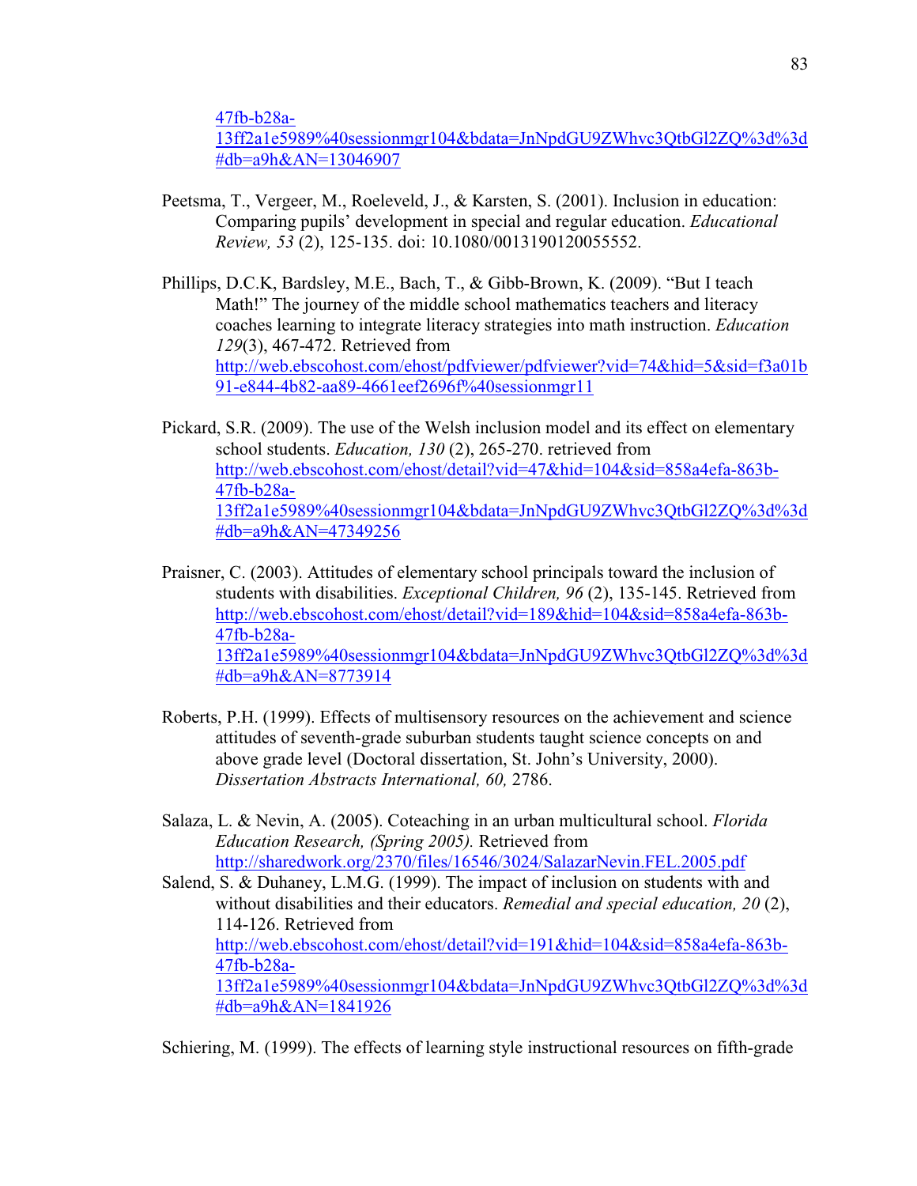47fb-b28a-13ff2a1e5989%40sessionmgr104&bdata=JnNpdGU9ZWhvc3QtbGl2ZQ%3d%3d#db=a9h&AN=13046907

Peetsma, T., Vergeer, M., Roeleveld, J., & Karsten, S. (2001). Inclusion in education: Comparing pupils' development in special and regular education. *Educational Review, 53* (2), 125-135. doi: 10.1080/0013190120055552.

Phillips, D.C.K, Bardsley, M.E., Bach, T., & Gibb-Brown, K. (2009). "But I teach Math!" The journey of the middle school mathematics teachers and literacy coaches learning to integrate literacy strategies into math instruction. *Education 129*(3), 467-472. Retrieved from http://web.ebscohost.com/ehost/pdfviewer/pdfviewer?vid=74&hid=5&sid=f3a01b91-e844-4b82-aa89-4661eef2696f%40sessionmgr11

Pickard, S.R. (2009). The use of the Welsh inclusion model and its effect on elementary school students. *Education, 130* (2), 265-270. retrieved from http://web.ebscohost.com/ehost/detail?vid=47&hid=104&sid=858a4efa-863b-47fb-b28a-13ff2a1e5989%40sessionmgr104&bdata=JnNpdGU9ZWhvc3QtbGl2ZQ%3d%3d#db=a9h&AN=47349256

Praisner, C. (2003). Attitudes of elementary school principals toward the inclusion of students with disabilities. *Exceptional Children, 96* (2), 135-145. Retrieved from http://web.ebscohost.com/ehost/detail?vid=189&hid=104&sid=858a4efa-863b-47fb-b28a-13ff2a1e5989%40sessionmgr104&bdata=JnNpdGU9ZWhvc3QtbGl2ZQ%3d%3d#db=a9h&AN=8773914

Roberts, P.H. (1999). Effects of multisensory resources on the achievement and science attitudes of seventh-grade suburban students taught science concepts on and above grade level (Doctoral dissertation, St. John's University, 2000). *Dissertation Abstracts International, 60,* 2786.

Salaza, L. & Nevin, A. (2005). Coteaching in an urban multicultural school. *Florida Education Research, (Spring 2005).* Retrieved from http://sharedwork.org/2370/files/16546/3024/SalazarNevin.FEL.2005.pdf

Salend, S. & Duhaney, L.M.G. (1999). The impact of inclusion on students with and without disabilities and their educators. *Remedial and special education, 20* (2), 114-126. Retrieved from http://web.ebscohost.com/ehost/detail?vid=191&hid=104&sid=858a4efa-863b-47fb-b28a-13ff2a1e5989%40sessionmgr104&bdata=JnNpdGU9ZWhvc3QtbGl2ZQ%3d%3d#db=a9h&AN=1841926

Schiering, M. (1999). The effects of learning style instructional resources on fifth-grade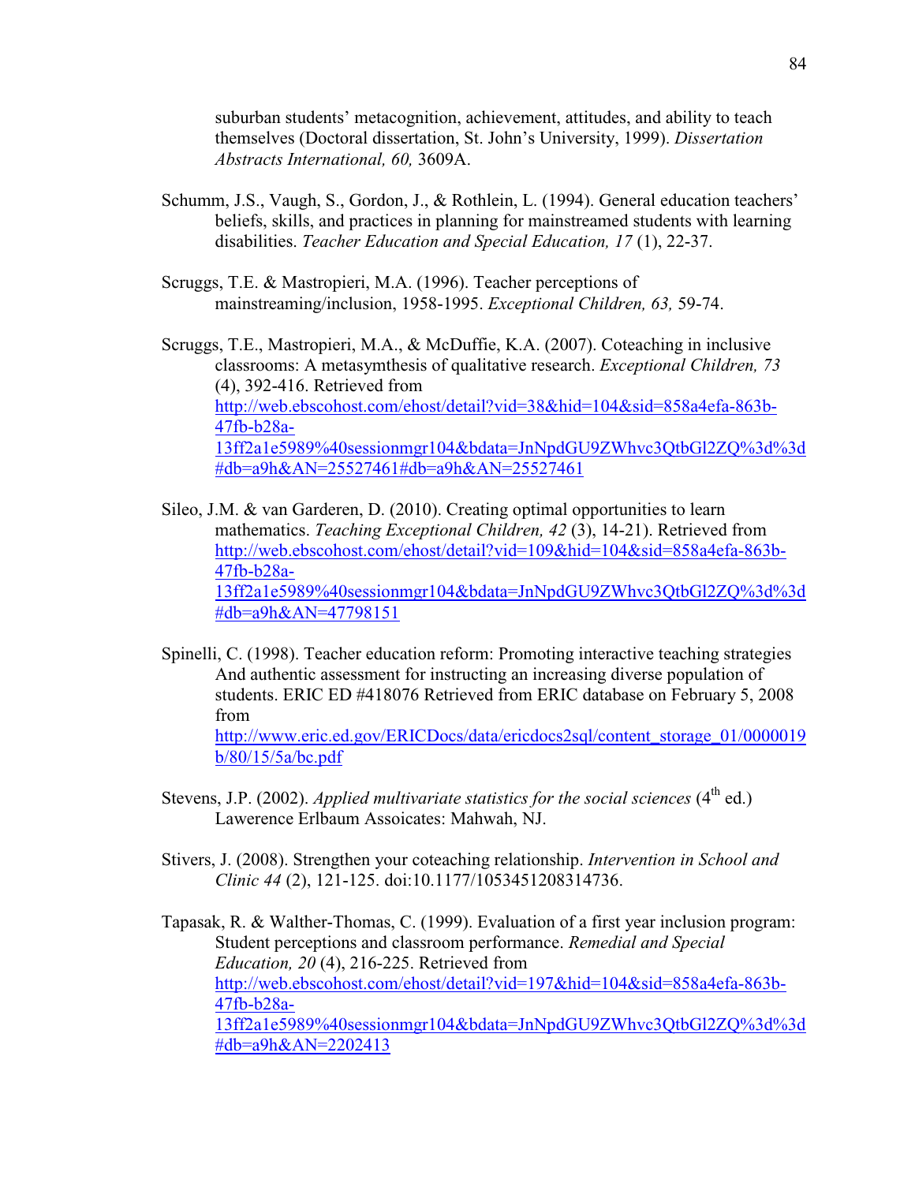suburban students' metacognition, achievement, attitudes, and ability to teach themselves (Doctoral dissertation, St. John's University, 1999). *Dissertation Abstracts International, 60,* 3609A.

Schumm, J.S., Vaugh, S., Gordon, J., & Rothlein, L. (1994). General education teachers' beliefs, skills, and practices in planning for mainstreamed students with learning disabilities. *Teacher Education and Special Education, 17* (1), 22-37.

Scruggs, T.E. & Mastropieri, M.A. (1996). Teacher perceptions of mainstreaming/inclusion, 1958-1995. *Exceptional Children, 63,* 59-74.

Scruggs, T.E., Mastropieri, M.A., & McDuffie, K.A. (2007). Coteaching in inclusive classrooms: A metasymthesis of qualitative research. *Exceptional Children, 73* (4), 392-416. Retrieved from http://web.ebscohost.com/ehost/detail?vid=38&hid=104&sid=858a4efa-863b-47fb-b28a-13ff2a1e5989%40sessionmgr104&bdata=JnNpdGU9ZWhvc3QtbGl2ZQ%3d%3d#db=a9h&AN=25527461#db=a9h&AN=25527461

Sileo, J.M. & van Garderen, D. (2010). Creating optimal opportunities to learn mathematics. *Teaching Exceptional Children, 42* (3), 14-21). Retrieved from http://web.ebscohost.com/ehost/detail?vid=109&hid=104&sid=858a4efa-863b-47fb-b28a-13ff2a1e5989%40sessionmgr104&bdata=JnNpdGU9ZWhvc3QtbGl2ZQ%3d%3d#db=a9h&AN=47798151

Spinelli, C. (1998). Teacher education reform: Promoting interactive teaching strategies And authentic assessment for instructing an increasing diverse population of students. ERIC ED #418076 Retrieved from ERIC database on February 5, 2008 from http://www.eric.ed.gov/ERICDocs/data/ericdocs2sql/content_storage_01/0000019b/80/15/5a/bc.pdf

Stevens, J.P. (2002). *Applied multivariate statistics for the social sciences* (4th ed.) Lawerence Erlbaum Assoicates: Mahwah, NJ.

Stivers, J. (2008). Strengthen your coteaching relationship. *Intervention in School and Clinic 44* (2), 121-125. doi:10.1177/1053451208314736.

Tapasak, R. & Walther-Thomas, C. (1999). Evaluation of a first year inclusion program: Student perceptions and classroom performance. *Remedial and Special Education, 20* (4), 216-225. Retrieved from http://web.ebscohost.com/ehost/detail?vid=197&hid=104&sid=858a4efa-863b-47fb-b28a-13ff2a1e5989%40sessionmgr104&bdata=JnNpdGU9ZWhvc3QtbGl2ZQ%3d%3d#db=a9h&AN=2202413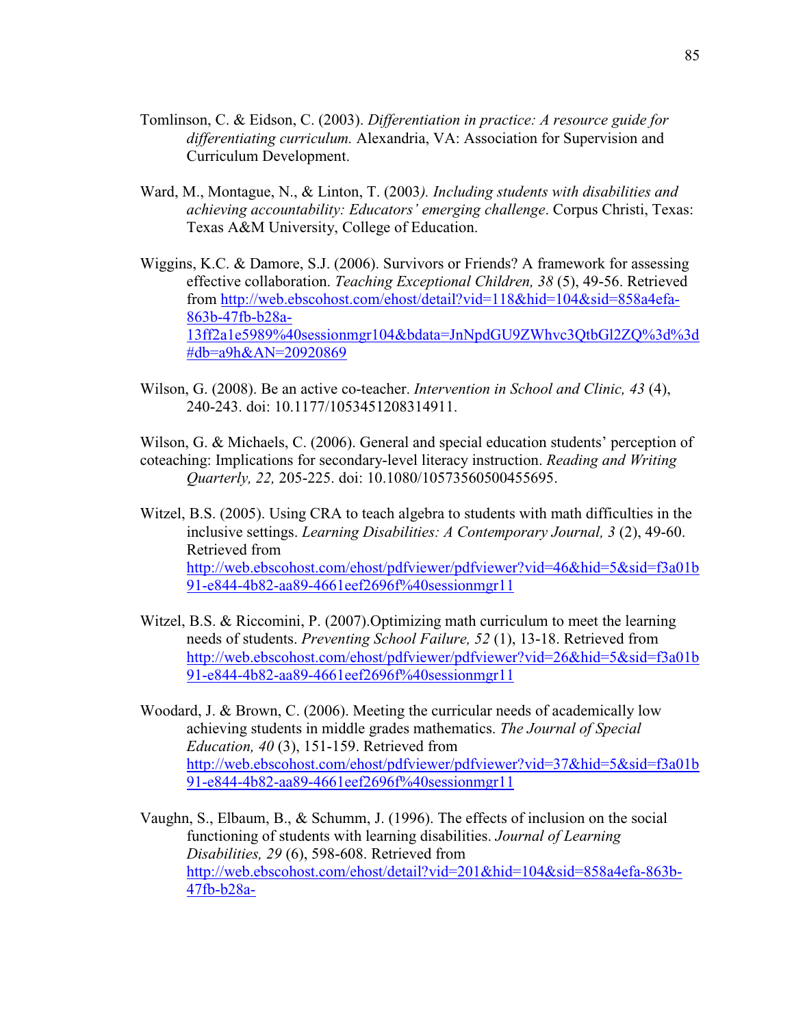Tomlinson, C. & Eidson, C. (2003). *Differentiation in practice: A resource guide for differentiating curriculum.* Alexandria, VA: Association for Supervision and Curriculum Development.

Ward, M., Montague, N., & Linton, T. (2003*). Including students with disabilities and achieving accountability: Educators' emerging challenge*. Corpus Christi, Texas: Texas A&M University, College of Education.

Wiggins, K.C. & Damore, S.J. (2006). Survivors or Friends? A framework for assessing effective collaboration. *Teaching Exceptional Children, 38* (5), 49-56. Retrieved from http://web.ebscohost.com/ehost/detail?vid=118&hid=104&sid=858a4efa-863b-47fb-b28a-13ff2a1e5989%40sessionmgr104&bdata=JnNpdGU9ZWhvc3QtbGl2ZQ%3d%3d#db=a9h&AN=20920869

Wilson, G. (2008). Be an active co-teacher. *Intervention in School and Clinic, 43* (4), 240-243. doi: 10.1177/1053451208314911.

Wilson, G. & Michaels, C. (2006). General and special education students' perception of coteaching: Implications for secondary-level literacy instruction. *Reading and Writing Quarterly, 22,* 205-225. doi: 10.1080/10573560500455695.

Witzel, B.S. (2005). Using CRA to teach algebra to students with math difficulties in the inclusive settings. *Learning Disabilities: A Contemporary Journal, 3* (2), 49-60. Retrieved from http://web.ebscohost.com/ehost/pdfviewer/pdfviewer?vid=46&hid=5&sid=f3a01b91-e844-4b82-aa89-4661eef2696f%40sessionmgr11

Witzel, B.S. & Riccomini, P. (2007).Optimizing math curriculum to meet the learning needs of students. *Preventing School Failure, 52* (1), 13-18. Retrieved from http://web.ebscohost.com/ehost/pdfviewer/pdfviewer?vid=26&hid=5&sid=f3a01b91-e844-4b82-aa89-4661eef2696f%40sessionmgr11

Woodard, J. & Brown, C. (2006). Meeting the curricular needs of academically low achieving students in middle grades mathematics. *The Journal of Special Education, 40* (3), 151-159. Retrieved from http://web.ebscohost.com/ehost/pdfviewer/pdfviewer?vid=37&hid=5&sid=f3a01b91-e844-4b82-aa89-4661eef2696f%40sessionmgr11

Vaughn, S., Elbaum, B., & Schumm, J. (1996). The effects of inclusion on the social functioning of students with learning disabilities. *Journal of Learning Disabilities, 29* (6), 598-608. Retrieved from http://web.ebscohost.com/ehost/detail?vid=201&hid=104&sid=858a4efa-863b-47fb-b28a-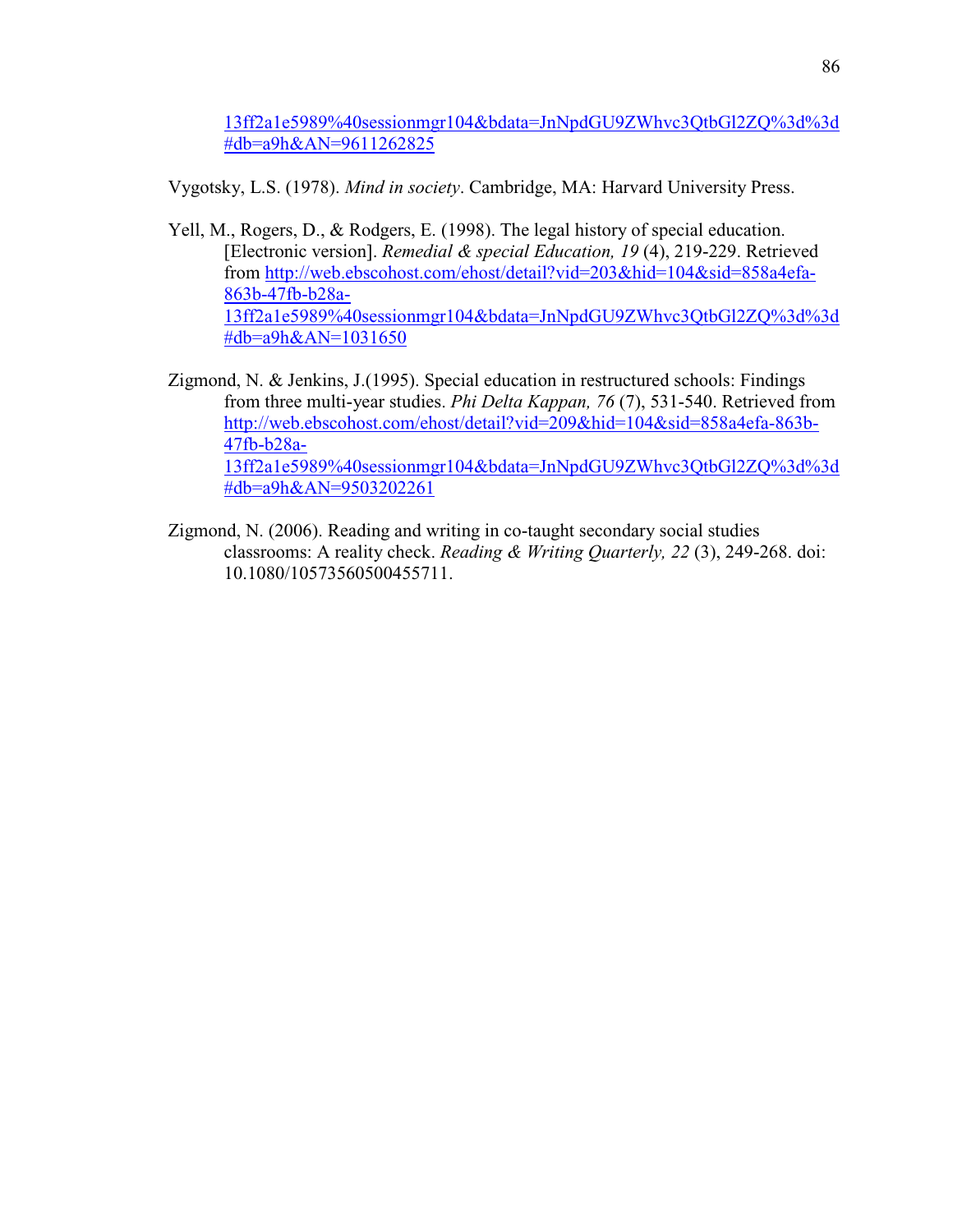13ff2a1e5989%40sessionmgr104&bdata=JnNpdGU9ZWhvc3QtbGl2ZQ%3d%3d#db=a9h&AN=9611262825

Vygotsky, L.S. (1978). *Mind in society*. Cambridge, MA: Harvard University Press.

Yell, M., Rogers, D., & Rodgers, E. (1998). The legal history of special education. [Electronic version]. *Remedial & special Education, 19* (4), 219-229. Retrieved from http://web.ebscohost.com/ehost/detail?vid=203&hid=104&sid=858a4efa-863b-47fb-b28a-13ff2a1e5989%40sessionmgr104&bdata=JnNpdGU9ZWhvc3QtbGl2ZQ%3d%3d#db=a9h&AN=1031650

Zigmond, N. & Jenkins, J.(1995). Special education in restructured schools: Findings from three multi-year studies. *Phi Delta Kappan, 76* (7), 531-540. Retrieved from http://web.ebscohost.com/ehost/detail?vid=209&hid=104&sid=858a4efa-863b-47fb-b28a-13ff2a1e5989%40sessionmgr104&bdata=JnNpdGU9ZWhvc3QtbGl2ZQ%3d%3d#db=a9h&AN=9503202261

Zigmond, N. (2006). Reading and writing in co-taught secondary social studies classrooms: A reality check. *Reading & Writing Quarterly, 22* (3), 249-268. doi: 10.1080/10573560500455711.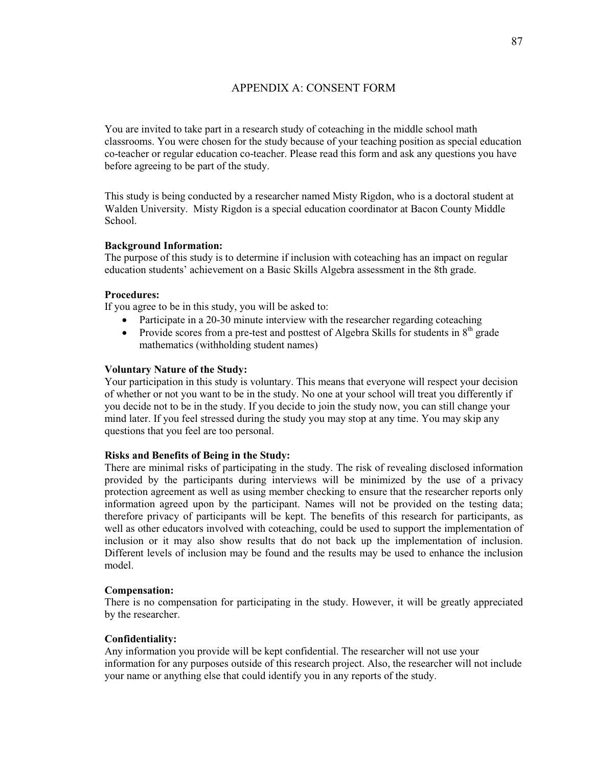## APPENDIX A: CONSENT FORM

You are invited to take part in a research study of coteaching in the middle school math classrooms. You were chosen for the study because of your teaching position as special education co-teacher or regular education co-teacher. Please read this form and ask any questions you have before agreeing to be part of the study.

This study is being conducted by a researcher named Misty Rigdon, who is a doctoral student at Walden University. Misty Rigdon is a special education coordinator at Bacon County Middle School.

**Background Information:**
The purpose of this study is to determine if inclusion with coteaching has an impact on regular education students' achievement on a Basic Skills Algebra assessment in the 8th grade.

**Procedures:**
If you agree to be in this study, you will be asked to:

- Participate in a 20-30 minute interview with the researcher regarding coteaching
- Provide scores from a pre-test and posttest of Algebra Skills for students in 8th grade mathematics (withholding student names)

**Voluntary Nature of the Study:**
Your participation in this study is voluntary. This means that everyone will respect your decision of whether or not you want to be in the study. No one at your school will treat you differently if you decide not to be in the study. If you decide to join the study now, you can still change your mind later. If you feel stressed during the study you may stop at any time. You may skip any questions that you feel are too personal.

**Risks and Benefits of Being in the Study:**
There are minimal risks of participating in the study. The risk of revealing disclosed information provided by the participants during interviews will be minimized by the use of a privacy protection agreement as well as using member checking to ensure that the researcher reports only information agreed upon by the participant. Names will not be provided on the testing data; therefore privacy of participants will be kept. The benefits of this research for participants, as well as other educators involved with coteaching, could be used to support the implementation of inclusion or it may also show results that do not back up the implementation of inclusion. Different levels of inclusion may be found and the results may be used to enhance the inclusion model.

**Compensation:**
There is no compensation for participating in the study. However, it will be greatly appreciated by the researcher.

**Confidentiality:**
Any information you provide will be kept confidential. The researcher will not use your information for any purposes outside of this research project. Also, the researcher will not include your name or anything else that could identify you in any reports of the study.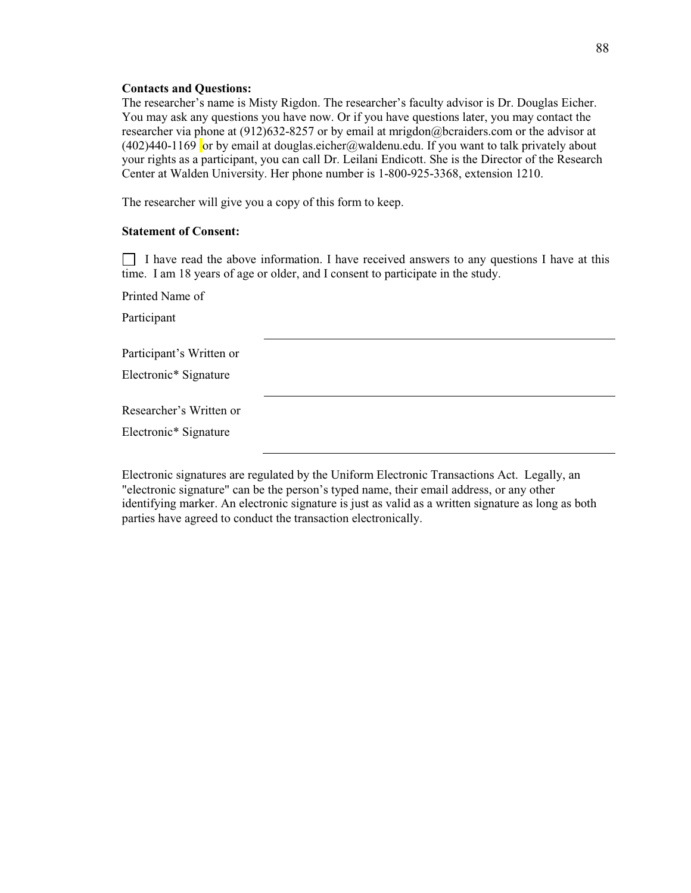**Contacts and Questions:**
The researcher's name is Misty Rigdon. The researcher's faculty advisor is Dr. Douglas Eicher. You may ask any questions you have now. Or if you have questions later, you may contact the researcher via phone at (912)632-8257 or by email at mrigdon@bcraiders.com or the advisor at (402)440-1169 or by email at douglas.eicher@waldenu.edu. If you want to talk privately about your rights as a participant, you can call Dr. Leilani Endicott. She is the Director of the Research Center at Walden University. Her phone number is 1-800-925-3368, extension 1210.

The researcher will give you a copy of this form to keep.

**Statement of Consent:**

☐ I have read the above information. I have received answers to any questions I have at this time. I am 18 years of age or older, and I consent to participate in the study.

Printed Name of Participant ______________________________

Participant's Written or Electronic* Signature ______________________________

Researcher's Written or Electronic* Signature ______________________________

Electronic signatures are regulated by the Uniform Electronic Transactions Act. Legally, an "electronic signature" can be the person's typed name, their email address, or any other identifying marker. An electronic signature is just as valid as a written signature as long as both parties have agreed to conduct the transaction electronically.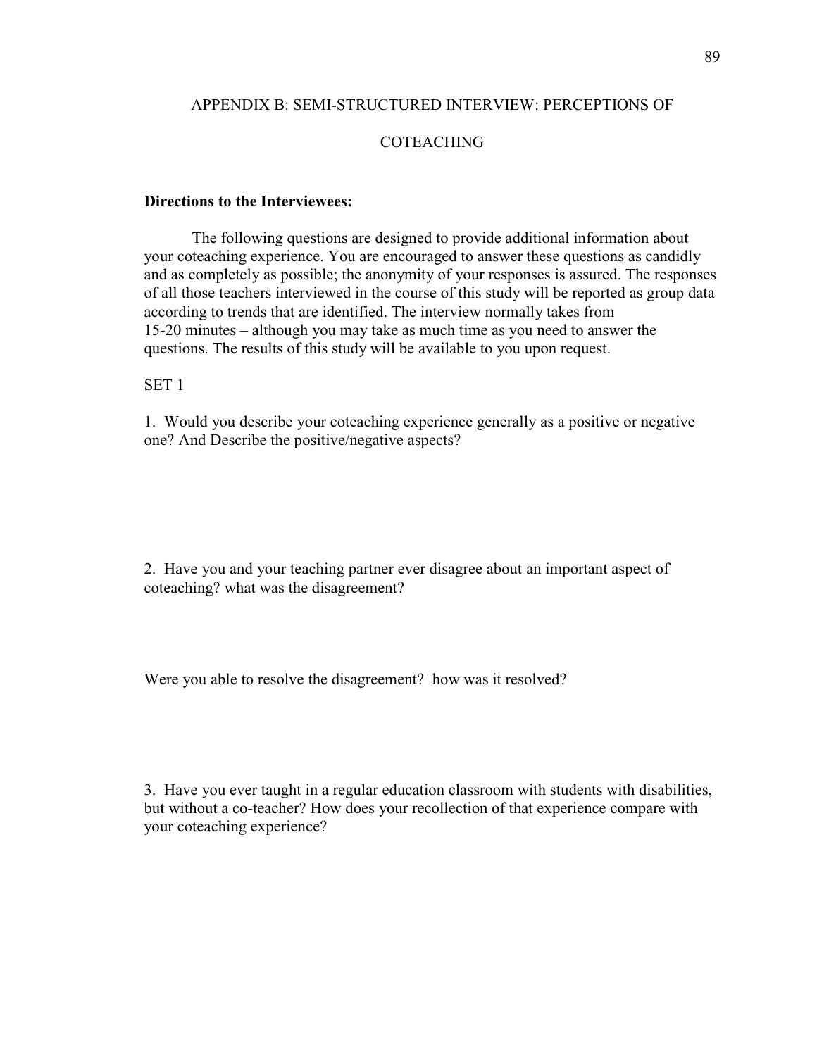## APPENDIX B: SEMI-STRUCTURED INTERVIEW: PERCEPTIONS OF COTEACHING

**Directions to the Interviewees:**

The following questions are designed to provide additional information about your coteaching experience. You are encouraged to answer these questions as candidly and as completely as possible; the anonymity of your responses is assured. The responses of all those teachers interviewed in the course of this study will be reported as group data according to trends that are identified. The interview normally takes from 15-20 minutes – although you may take as much time as you need to answer the questions. The results of this study will be available to you upon request.

SET 1

1. Would you describe your coteaching experience generally as a positive or negative one? And Describe the positive/negative aspects?

2. Have you and your teaching partner ever disagree about an important aspect of coteaching? what was the disagreement?

Were you able to resolve the disagreement? how was it resolved?

3. Have you ever taught in a regular education classroom with students with disabilities, but without a co-teacher? How does your recollection of that experience compare with your coteaching experience?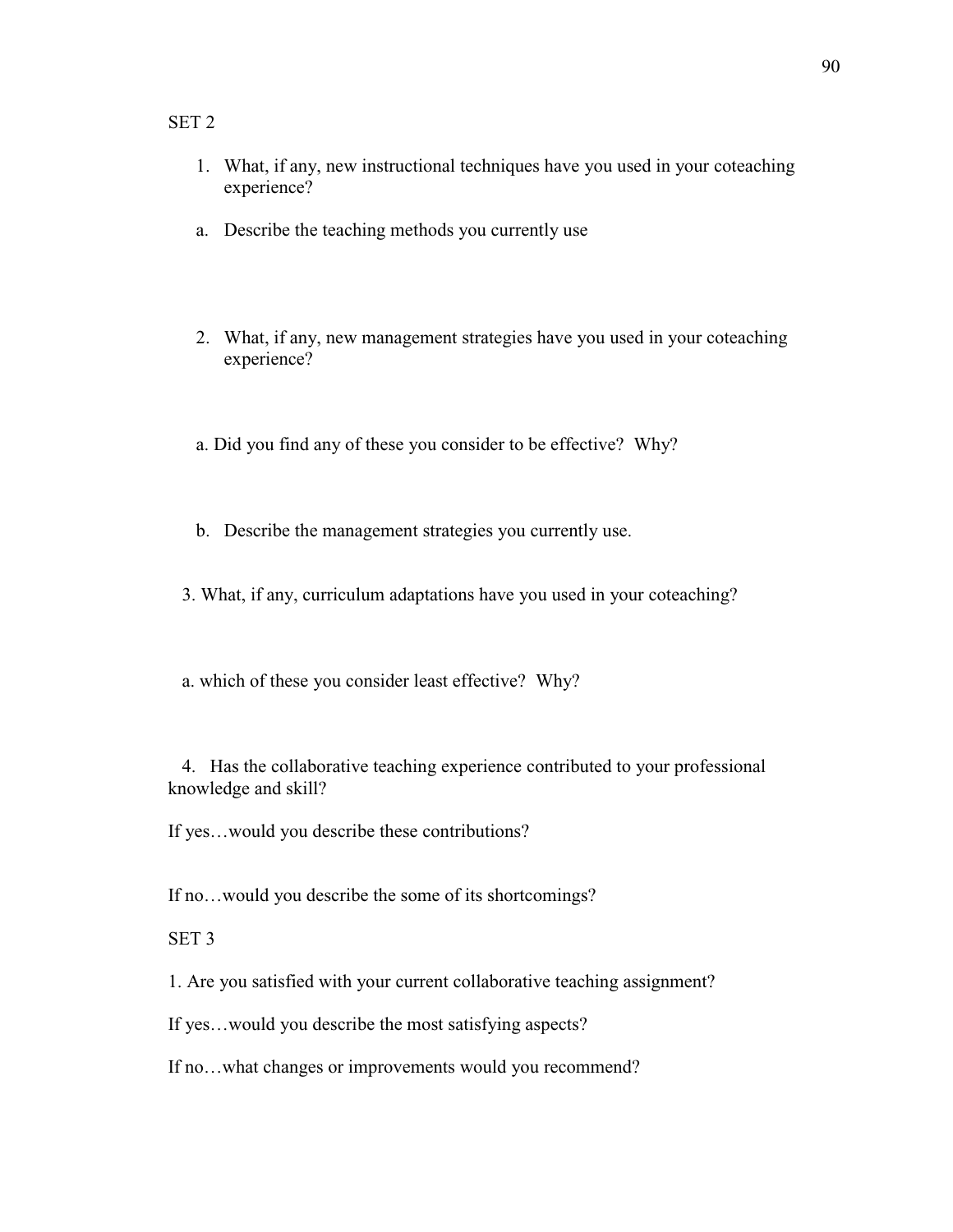SET 2

1. What, if any, new instructional techniques have you used in your coteaching experience?

   a. Describe the teaching methods you currently use

2. What, if any, new management strategies have you used in your coteaching experience?

   a. Did you find any of these you consider to be effective? Why?

   b. Describe the management strategies you currently use.

3. What, if any, curriculum adaptations have you used in your coteaching?

   a. which of these you consider least effective? Why?

4. Has the collaborative teaching experience contributed to your professional knowledge and skill?

If yes…would you describe these contributions?

If no…would you describe the some of its shortcomings?

SET 3

1. Are you satisfied with your current collaborative teaching assignment?

If yes…would you describe the most satisfying aspects?

If no…what changes or improvements would you recommend?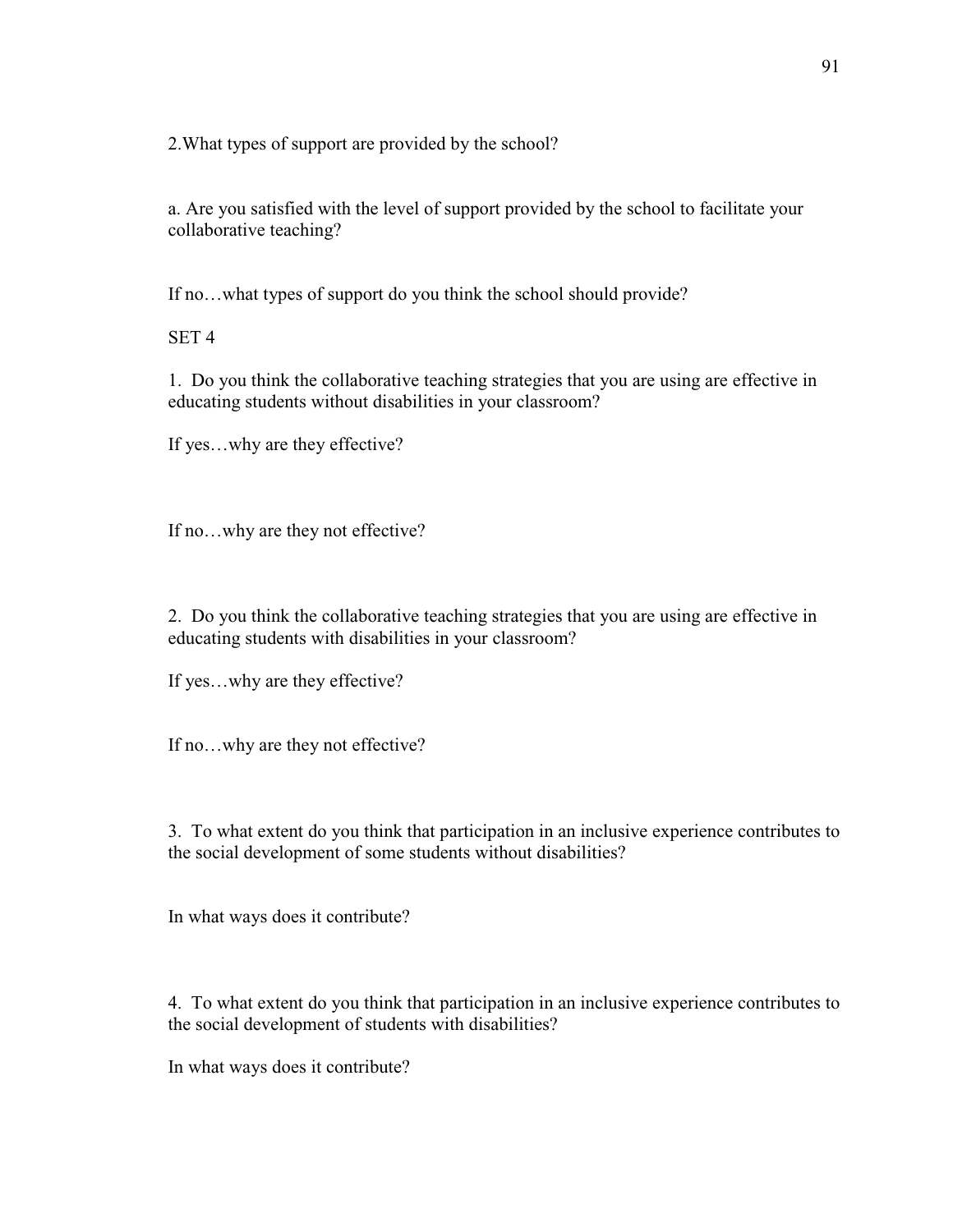2.What types of support are provided by the school?

a. Are you satisfied with the level of support provided by the school to facilitate your collaborative teaching?

If no…what types of support do you think the school should provide?

SET 4

1. Do you think the collaborative teaching strategies that you are using are effective in educating students without disabilities in your classroom?

If yes…why are they effective?

If no…why are they not effective?

2. Do you think the collaborative teaching strategies that you are using are effective in educating students with disabilities in your classroom?

If yes…why are they effective?

If no…why are they not effective?

3. To what extent do you think that participation in an inclusive experience contributes to the social development of some students without disabilities?

In what ways does it contribute?

4. To what extent do you think that participation in an inclusive experience contributes to the social development of students with disabilities?

In what ways does it contribute?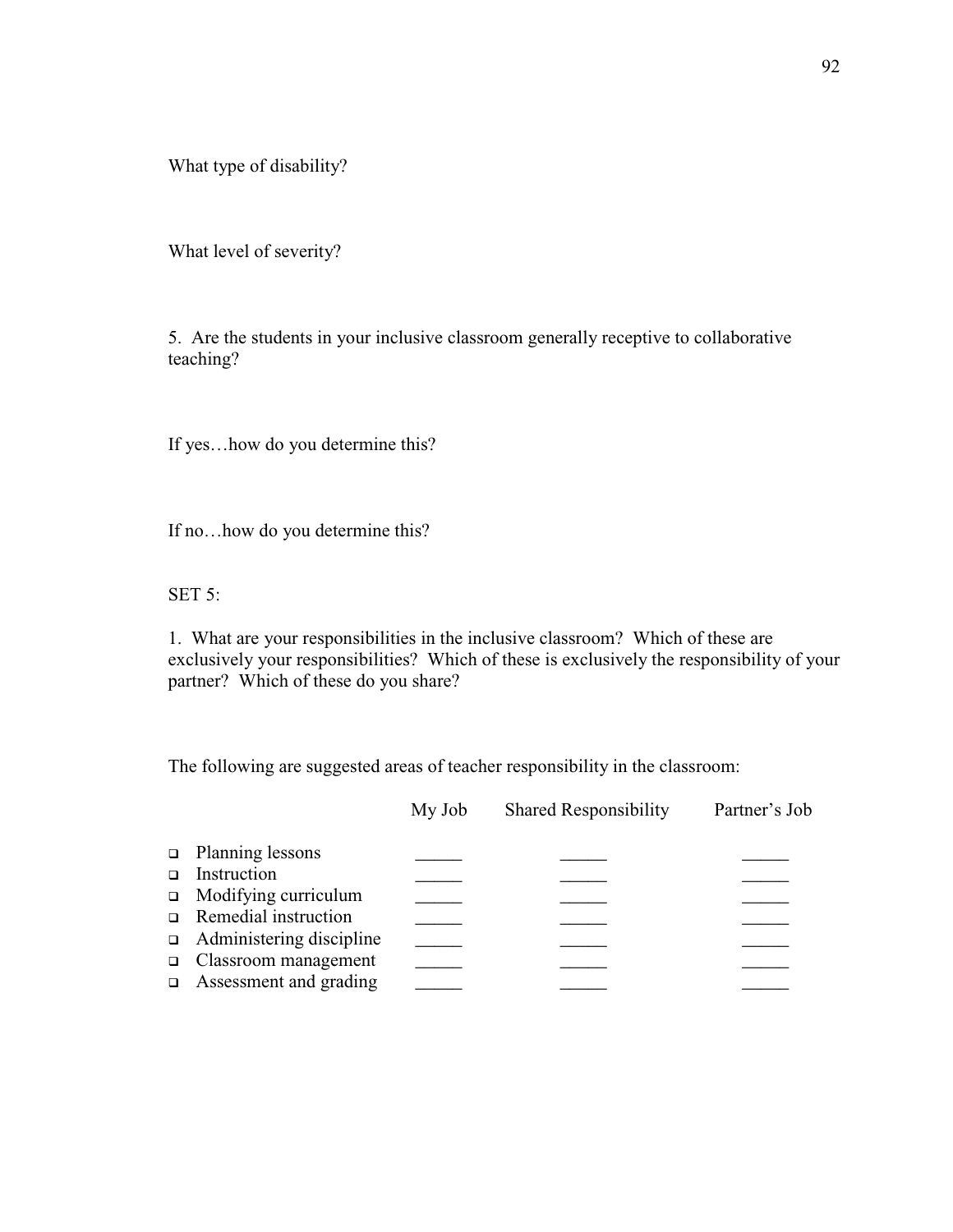What type of disability?

What level of severity?

5. Are the students in your inclusive classroom generally receptive to collaborative teaching?

If yes…how do you determine this?

If no…how do you determine this?

SET 5:

1. What are your responsibilities in the inclusive classroom? Which of these are exclusively your responsibilities? Which of these is exclusively the responsibility of your partner? Which of these do you share?

The following are suggested areas of teacher responsibility in the classroom:

| | My Job | Shared Responsibility | Partner's Job |
|---|---|---|---|
| ❑ Planning lessons | _____ | _____ | _____ |
| ❑ Instruction | _____ | _____ | _____ |
| ❑ Modifying curriculum | _____ | _____ | _____ |
| ❑ Remedial instruction | _____ | _____ | _____ |
| ❑ Administering discipline | _____ | _____ | _____ |
| ❑ Classroom management | _____ | _____ | _____ |
| ❑ Assessment and grading | _____ | _____ | _____ |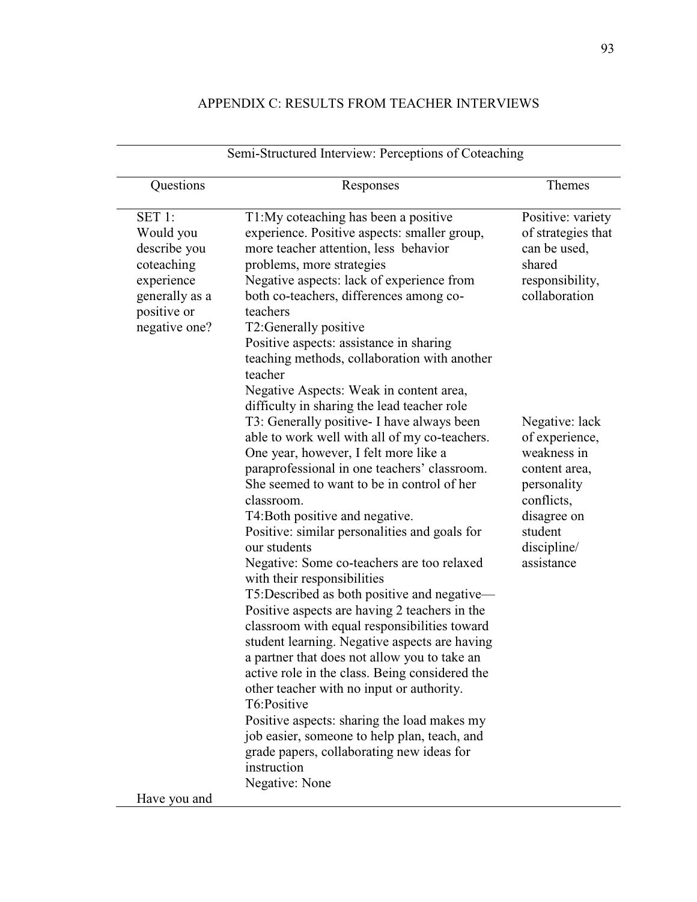## APPENDIX C: RESULTS FROM TEACHER INTERVIEWS

| Semi-Structured Interview: Perceptions of Coteaching | | |
|---|---|---|
| Questions | Responses | Themes |
| SET 1: Would you describe you coteaching experience generally as a positive or negative one? | T1:My coteaching has been a positive experience. Positive aspects: smaller group, more teacher attention, less behavior problems, more strategies<br>Negative aspects: lack of experience from both co-teachers, differences among co-teachers<br>T2:Generally positive<br>Positive aspects: assistance in sharing teaching methods, collaboration with another teacher<br>Negative Aspects: Weak in content area, difficulty in sharing the lead teacher role<br>T3: Generally positive- I have always been able to work well with all of my co-teachers. One year, however, I felt more like a paraprofessional in one teachers' classroom. She seemed to want to be in control of her classroom.<br>T4:Both positive and negative.<br>Positive: similar personalities and goals for our students<br>Negative: Some co-teachers are too relaxed with their responsibilities<br>T5:Described as both positive and negative—Positive aspects are having 2 teachers in the classroom with equal responsibilities toward student learning. Negative aspects are having a partner that does not allow you to take an active role in the class. Being considered the other teacher with no input or authority.<br>T6:Positive<br>Positive aspects: sharing the load makes my job easier, someone to help plan, teach, and grade papers, collaborating new ideas for instruction<br>Negative: None | Positive: variety of strategies that can be used, shared responsibility, collaboration<br><br>Negative: lack of experience, weakness in content area, personality conflicts, disagree on student discipline/ assistance |
| Have you and | | |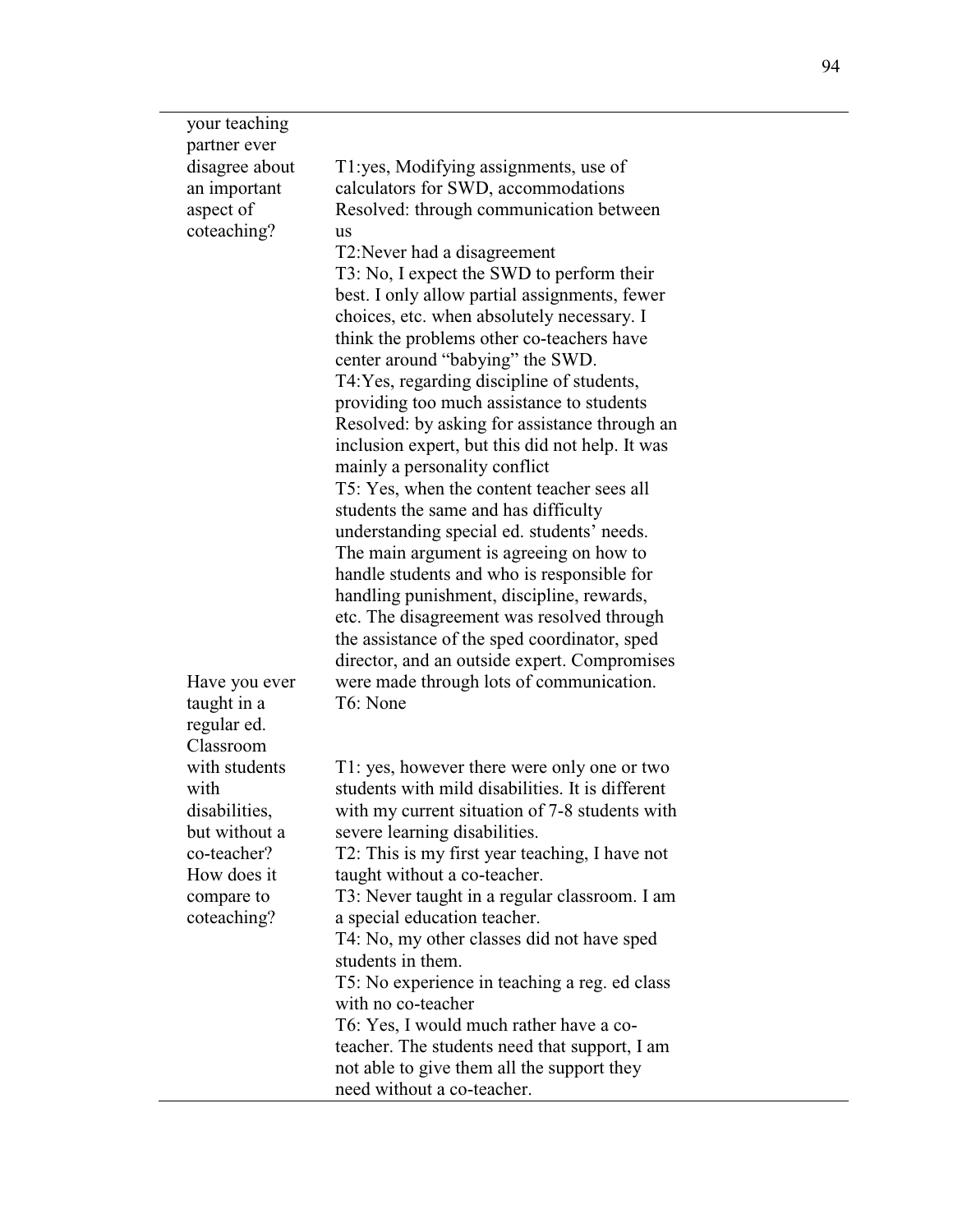| | |
|---|---|
| your teaching partner ever disagree about an important aspect of coteaching? | T1:yes, Modifying assignments, use of calculators for SWD, accommodations<br>Resolved: through communication between us<br>T2:Never had a disagreement<br>T3: No, I expect the SWD to perform their best. I only allow partial assignments, fewer choices, etc. when absolutely necessary. I think the problems other co-teachers have center around "babying" the SWD.<br>T4:Yes, regarding discipline of students, providing too much assistance to students<br>Resolved: by asking for assistance through an inclusion expert, but this did not help. It was mainly a personality conflict<br>T5: Yes, when the content teacher sees all students the same and has difficulty understanding special ed. students' needs. The main argument is agreeing on how to handle students and who is responsible for handling punishment, discipline, rewards, etc. The disagreement was resolved through the assistance of the sped coordinator, sped director, and an outside expert. Compromises were made through lots of communication.<br>T6: None |
| Have you ever taught in a regular ed. Classroom with students with disabilities, but without a co-teacher? How does it compare to coteaching? | T1: yes, however there were only one or two students with mild disabilities. It is different with my current situation of 7-8 students with severe learning disabilities.<br>T2: This is my first year teaching, I have not taught without a co-teacher.<br>T3: Never taught in a regular classroom. I am a special education teacher.<br>T4: No, my other classes did not have sped students in them.<br>T5: No experience in teaching a reg. ed class with no co-teacher<br>T6: Yes, I would much rather have a co-teacher. The students need that support, I am not able to give them all the support they need without a co-teacher. |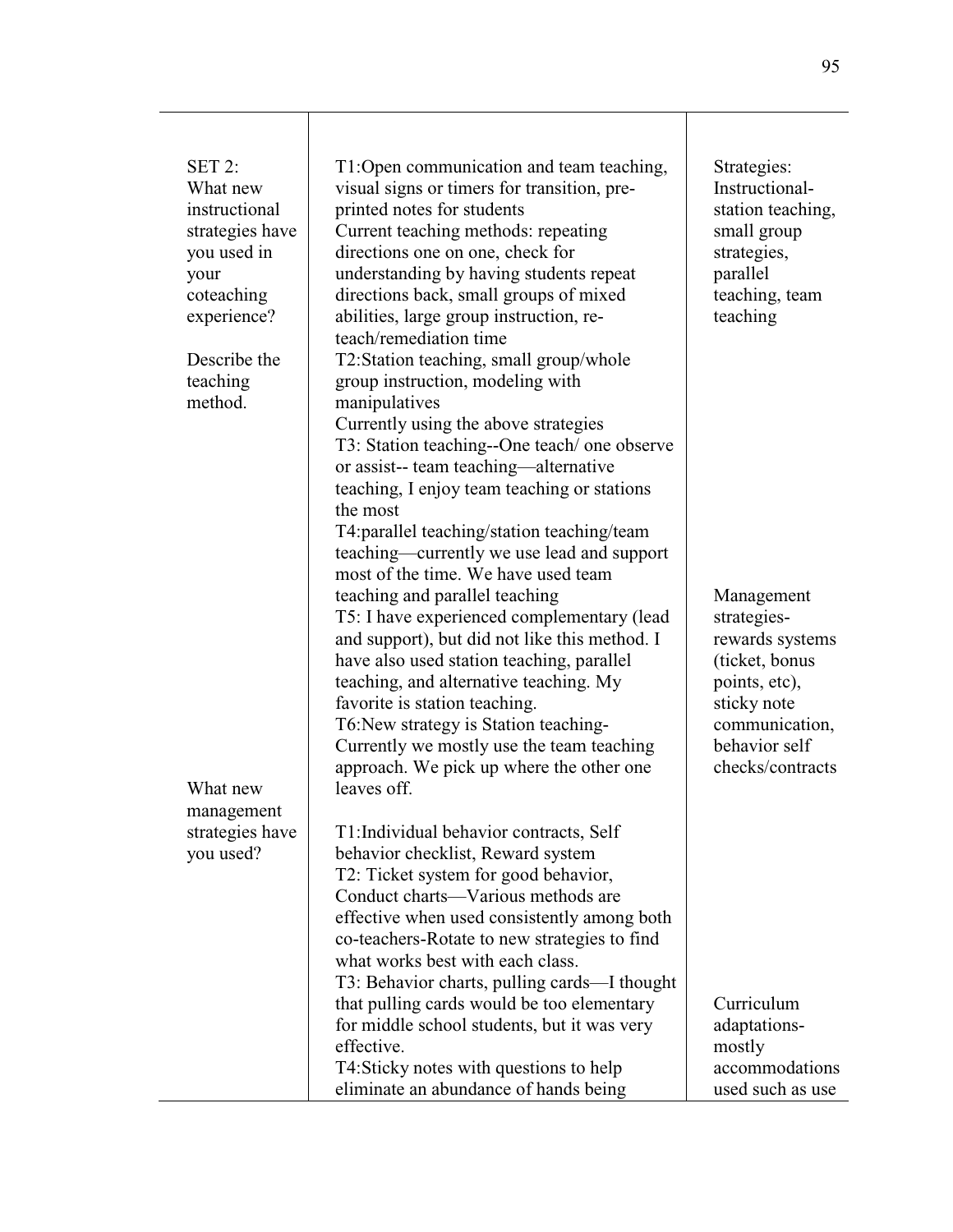| | | |
|---|---|---|
| SET 2:<br>What new instructional strategies have you used in your coteaching experience?<br><br>Describe the teaching method. | T1:Open communication and team teaching, visual signs or timers for transition, pre-printed notes for students<br>Current teaching methods: repeating directions one on one, check for understanding by having students repeat directions back, small groups of mixed abilities, large group instruction, re-teach/remediation time<br>T2:Station teaching, small group/whole group instruction, modeling with manipulatives<br>Currently using the above strategies<br>T3: Station teaching--One teach/ one observe or assist-- team teaching—alternative teaching, I enjoy team teaching or stations the most<br>T4:parallel teaching/station teaching/team teaching—currently we use lead and support most of the time. We have used team teaching and parallel teaching<br>T5: I have experienced complementary (lead and support), but did not like this method. I have also used station teaching, parallel teaching, and alternative teaching. My favorite is station teaching.<br>T6:New strategy is Station teaching-Currently we mostly use the team teaching approach. We pick up where the other one leaves off. | Strategies:<br>Instructional-station teaching, small group strategies, parallel teaching, team teaching<br><br>Management strategies-rewards systems (ticket, bonus points, etc), sticky note communication, behavior self checks/contracts |
| What new management strategies have you used? | T1:Individual behavior contracts, Self behavior checklist, Reward system<br>T2: Ticket system for good behavior, Conduct charts—Various methods are effective when used consistently among both co-teachers-Rotate to new strategies to find what works best with each class.<br>T3: Behavior charts, pulling cards—I thought that pulling cards would be too elementary for middle school students, but it was very effective.<br>T4:Sticky notes with questions to help eliminate an abundance of hands being | Curriculum adaptations-mostly accommodations used such as use |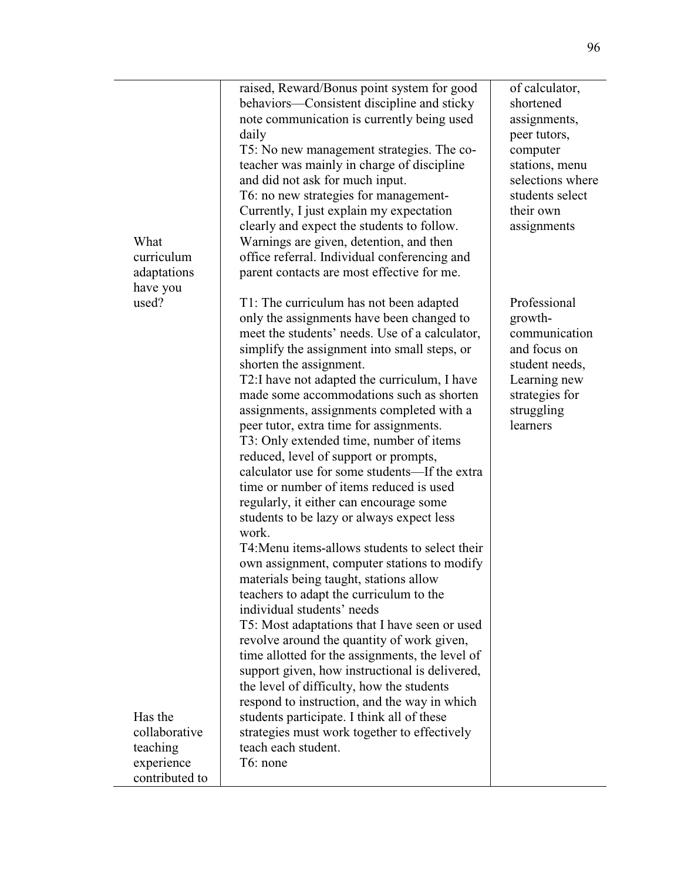| | | |
|---|---|---|
| | raised, Reward/Bonus point system for good behaviors—Consistent discipline and sticky note communication is currently being used daily<br>T5: No new management strategies. The co-teacher was mainly in charge of discipline and did not ask for much input.<br>T6: no new strategies for management- Currently, I just explain my expectation clearly and expect the students to follow. Warnings are given, detention, and then office referral. Individual conferencing and parent contacts are most effective for me. | of calculator, shortened assignments, peer tutors, computer stations, menu selections where students select their own assignments |
| What curriculum adaptations have you used? | T1: The curriculum has not been adapted only the assignments have been changed to meet the students' needs. Use of a calculator, simplify the assignment into small steps, or shorten the assignment.<br>T2:I have not adapted the curriculum, I have made some accommodations such as shorten assignments, assignments completed with a peer tutor, extra time for assignments.<br>T3: Only extended time, number of items reduced, level of support or prompts, calculator use for some students—If the extra time or number of items reduced is used regularly, it either can encourage some students to be lazy or always expect less work.<br>T4:Menu items-allows students to select their own assignment, computer stations to modify materials being taught, stations allow teachers to adapt the curriculum to the individual students' needs<br>T5: Most adaptations that I have seen or used revolve around the quantity of work given, time allotted for the assignments, the level of support given, how instructional is delivered, the level of difficulty, how the students respond to instruction, and the way in which students participate. I think all of these strategies must work together to effectively teach each student.<br>T6: none | Professional growth- communication and focus on student needs, Learning new strategies for struggling learners |
| Has the collaborative teaching experience contributed to | | |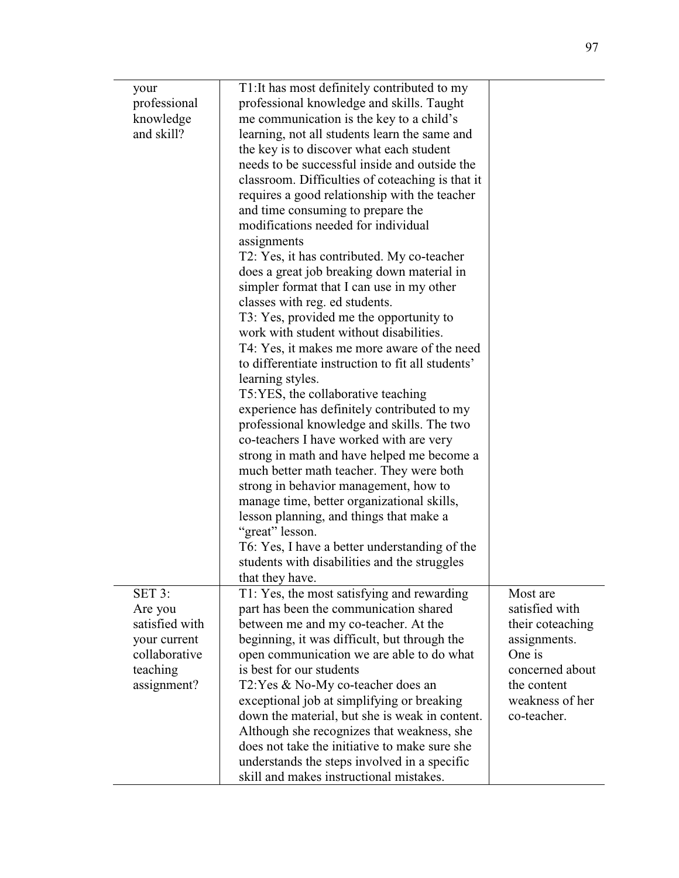| | | |
|---|---|---|
| your professional knowledge and skill? | T1:It has most definitely contributed to my professional knowledge and skills. Taught me communication is the key to a child's learning, not all students learn the same and the key is to discover what each student needs to be successful inside and outside the classroom. Difficulties of coteaching is that it requires a good relationship with the teacher and time consuming to prepare the modifications needed for individual assignments<br>T2: Yes, it has contributed. My co-teacher does a great job breaking down material in simpler format that I can use in my other classes with reg. ed students.<br>T3: Yes, provided me the opportunity to work with student without disabilities.<br>T4: Yes, it makes me more aware of the need to differentiate instruction to fit all students' learning styles.<br>T5:YES, the collaborative teaching experience has definitely contributed to my professional knowledge and skills. The two co-teachers I have worked with are very strong in math and have helped me become a much better math teacher. They were both strong in behavior management, how to manage time, better organizational skills, lesson planning, and things that make a "great" lesson.<br>T6: Yes, I have a better understanding of the students with disabilities and the struggles that they have. | |
| SET 3: Are you satisfied with your current collaborative teaching assignment? | T1: Yes, the most satisfying and rewarding part has been the communication shared between me and my co-teacher. At the beginning, it was difficult, but through the open communication we are able to do what is best for our students<br>T2:Yes & No-My co-teacher does an exceptional job at simplifying or breaking down the material, but she is weak in content. Although she recognizes that weakness, she does not take the initiative to make sure she understands the steps involved in a specific skill and makes instructional mistakes. | Most are satisfied with their coteaching assignments. One is concerned about the content weakness of her co-teacher. |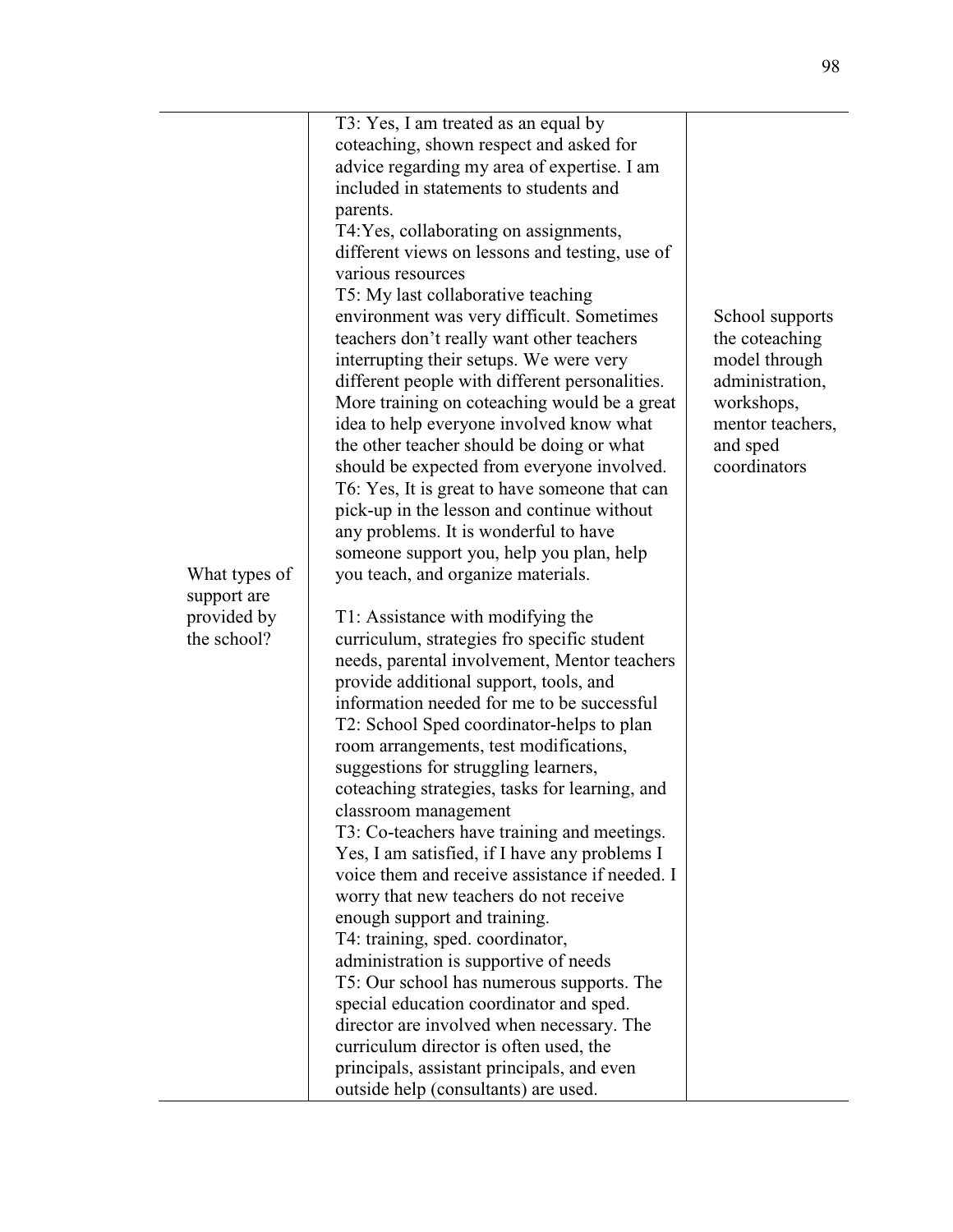| | | |
|---|---|---|
| | T3: Yes, I am treated as an equal by coteaching, shown respect and asked for advice regarding my area of expertise. I am included in statements to students and parents.<br>T4:Yes, collaborating on assignments, different views on lessons and testing, use of various resources<br>T5: My last collaborative teaching environment was very difficult. Sometimes teachers don't really want other teachers interrupting their setups. We were very different people with different personalities. More training on coteaching would be a great idea to help everyone involved know what the other teacher should be doing or what should be expected from everyone involved.<br>T6: Yes, It is great to have someone that can pick-up in the lesson and continue without any problems. It is wonderful to have someone support you, help you plan, help you teach, and organize materials. | |
| What types of support are provided by the school? | T1: Assistance with modifying the curriculum, strategies fro specific student needs, parental involvement, Mentor teachers provide additional support, tools, and information needed for me to be successful<br>T2: School Sped coordinator-helps to plan room arrangements, test modifications, suggestions for struggling learners, coteaching strategies, tasks for learning, and classroom management<br>T3: Co-teachers have training and meetings. Yes, I am satisfied, if I have any problems I voice them and receive assistance if needed. I worry that new teachers do not receive enough support and training.<br>T4: training, sped. coordinator, administration is supportive of needs<br>T5: Our school has numerous supports. The special education coordinator and sped. director are involved when necessary. The curriculum director is often used, the principals, assistant principals, and even outside help (consultants) are used. | School supports the coteaching model through administration, workshops, mentor teachers, and sped coordinators |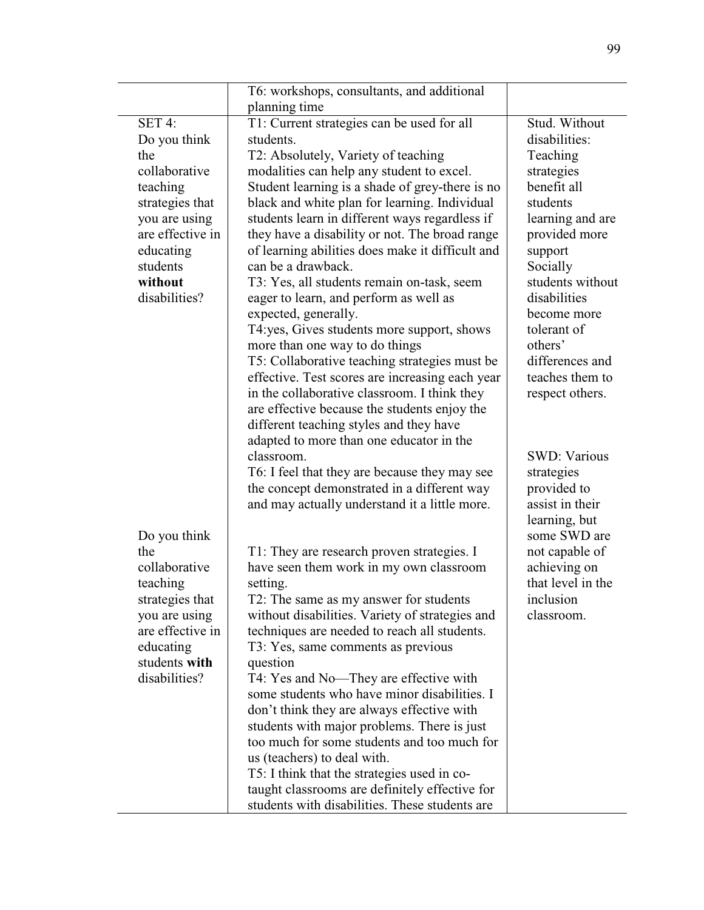|  |  |  |
|---|---|---|
|  | T6: workshops, consultants, and additional planning time |  |
| SET 4: Do you think the collaborative teaching strategies that you are using are effective in educating students **without** disabilities? | T1: Current strategies can be used for all students.<br>T2: Absolutely, Variety of teaching modalities can help any student to excel. Student learning is a shade of grey-there is no black and white plan for learning. Individual students learn in different ways regardless if they have a disability or not. The broad range of learning abilities does make it difficult and can be a drawback.<br>T3: Yes, all students remain on-task, seem eager to learn, and perform as well as expected, generally.<br>T4:yes, Gives students more support, shows more than one way to do things<br>T5: Collaborative teaching strategies must be effective. Test scores are increasing each year in the collaborative classroom. I think they are effective because the students enjoy the different teaching styles and they have adapted to more than one educator in the classroom.<br>T6: I feel that they are because they may see the concept demonstrated in a different way and may actually understand it a little more. | Stud. Without disabilities: Teaching strategies benefit all students learning and are provided more support Socially students without disabilities become more tolerant of others' differences and teaches them to respect others. |
| Do you think the collaborative teaching strategies that you are using are effective in educating students **with** disabilities? | T1: They are research proven strategies. I have seen them work in my own classroom setting.<br>T2: The same as my answer for students without disabilities. Variety of strategies and techniques are needed to reach all students.<br>T3: Yes, same comments as previous question<br>T4: Yes and No—They are effective with some students who have minor disabilities. I don't think they are always effective with students with major problems. There is just too much for some students and too much for us (teachers) to deal with.<br>T5: I think that the strategies used in co-taught classrooms are definitely effective for students with disabilities. These students are | SWD: Various strategies provided to assist in their learning, but some SWD are not capable of achieving on that level in the inclusion classroom. |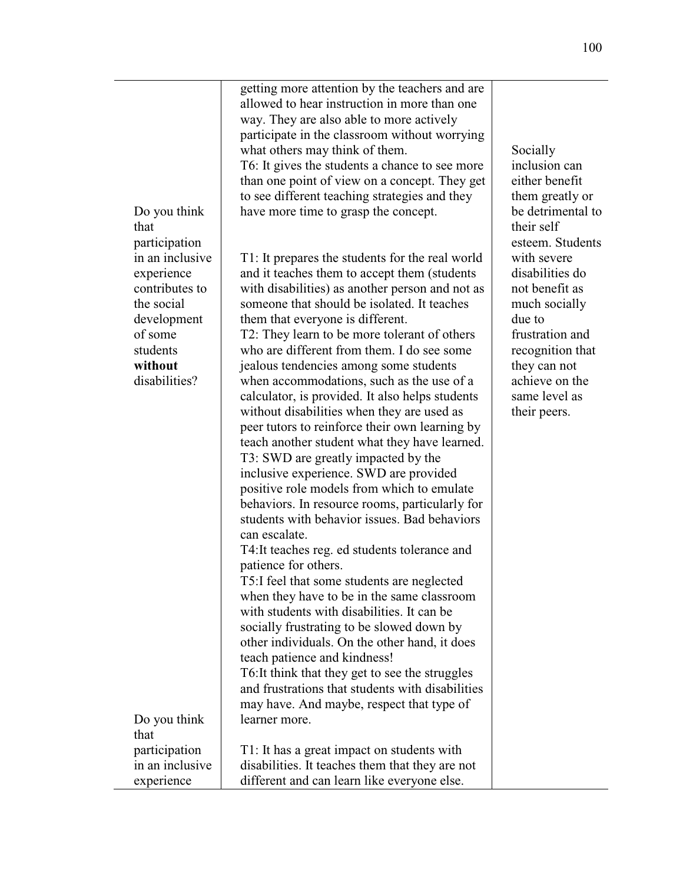| | | |
|---|---|---|
| | getting more attention by the teachers and are allowed to hear instruction in more than one way. They are also able to more actively participate in the classroom without worrying what others may think of them.<br>T6: It gives the students a chance to see more than one point of view on a concept. They get to see different teaching strategies and they have more time to grasp the concept. | |
| Do you think that participation in an inclusive experience contributes to the social development of some students **without** disabilities? | T1: It prepares the students for the real world and it teaches them to accept them (students with disabilities) as another person and not as someone that should be isolated. It teaches them that everyone is different.<br>T2: They learn to be more tolerant of others who are different from them. I do see some jealous tendencies among some students when accommodations, such as the use of a calculator, is provided. It also helps students without disabilities when they are used as peer tutors to reinforce their own learning by teach another student what they have learned.<br>T3: SWD are greatly impacted by the inclusive experience. SWD are provided positive role models from which to emulate behaviors. In resource rooms, particularly for students with behavior issues. Bad behaviors can escalate.<br>T4:It teaches reg. ed students tolerance and patience for others.<br>T5:I feel that some students are neglected when they have to be in the same classroom with students with disabilities. It can be socially frustrating to be slowed down by other individuals. On the other hand, it does teach patience and kindness!<br>T6:It think that they get to see the struggles and frustrations that students with disabilities may have. And maybe, respect that type of learner more. | Socially inclusion can either benefit them greatly or be detrimental to their self esteem. Students with severe disabilities do not benefit as much socially due to frustration and recognition that they can not achieve on the same level as their peers. |
| Do you think that participation in an inclusive experience | T1: It has a great impact on students with disabilities. It teaches them that they are not different and can learn like everyone else. | |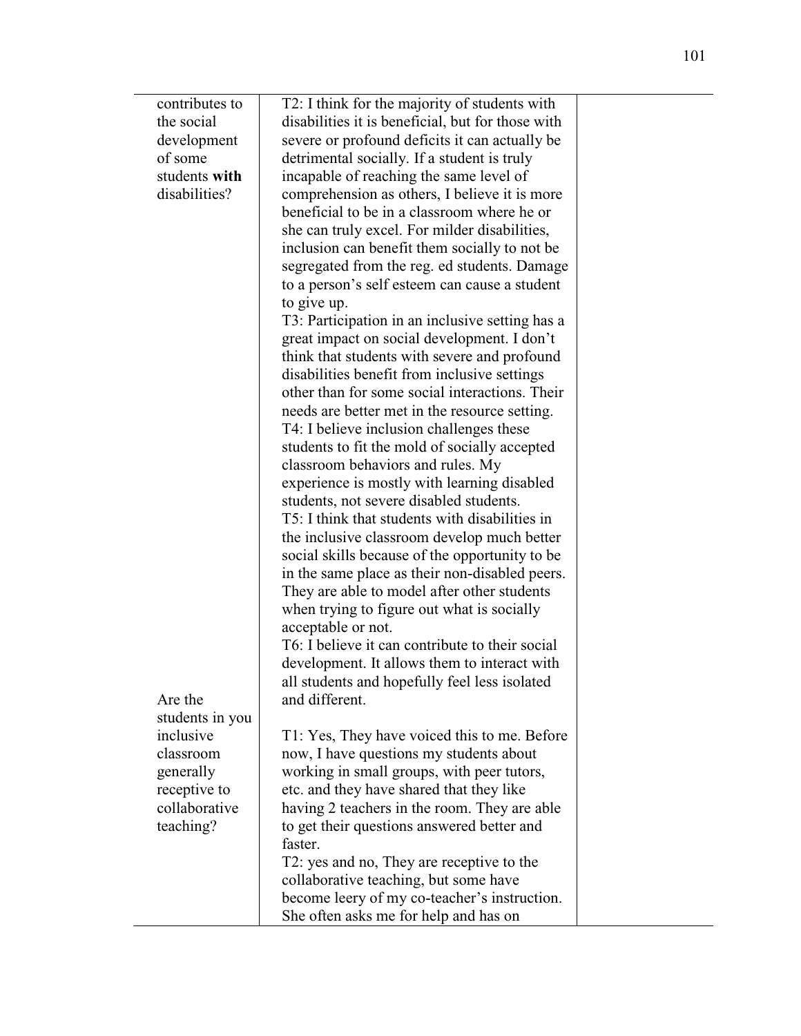| | | |
|---|---|---|
| contributes to the social development of some students **with** disabilities? | T2: I think for the majority of students with disabilities it is beneficial, but for those with severe or profound deficits it can actually be detrimental socially. If a student is truly incapable of reaching the same level of comprehension as others, I believe it is more beneficial to be in a classroom where he or she can truly excel. For milder disabilities, inclusion can benefit them socially to not be segregated from the reg. ed students. Damage to a person's self esteem can cause a student to give up.<br>T3: Participation in an inclusive setting has a great impact on social development. I don't think that students with severe and profound disabilities benefit from inclusive settings other than for some social interactions. Their needs are better met in the resource setting.<br>T4: I believe inclusion challenges these students to fit the mold of socially accepted classroom behaviors and rules. My experience is mostly with learning disabled students, not severe disabled students.<br>T5: I think that students with disabilities in the inclusive classroom develop much better social skills because of the opportunity to be in the same place as their non-disabled peers. They are able to model after other students when trying to figure out what is socially acceptable or not.<br>T6: I believe it can contribute to their social development. It allows them to interact with all students and hopefully feel less isolated and different. | |
| Are the students in you inclusive classroom generally receptive to collaborative teaching? | T1: Yes, They have voiced this to me. Before now, I have questions my students about working in small groups, with peer tutors, etc. and they have shared that they like having 2 teachers in the room. They are able to get their questions answered better and faster.<br>T2: yes and no, They are receptive to the collaborative teaching, but some have become leery of my co-teacher's instruction. She often asks me for help and has on | |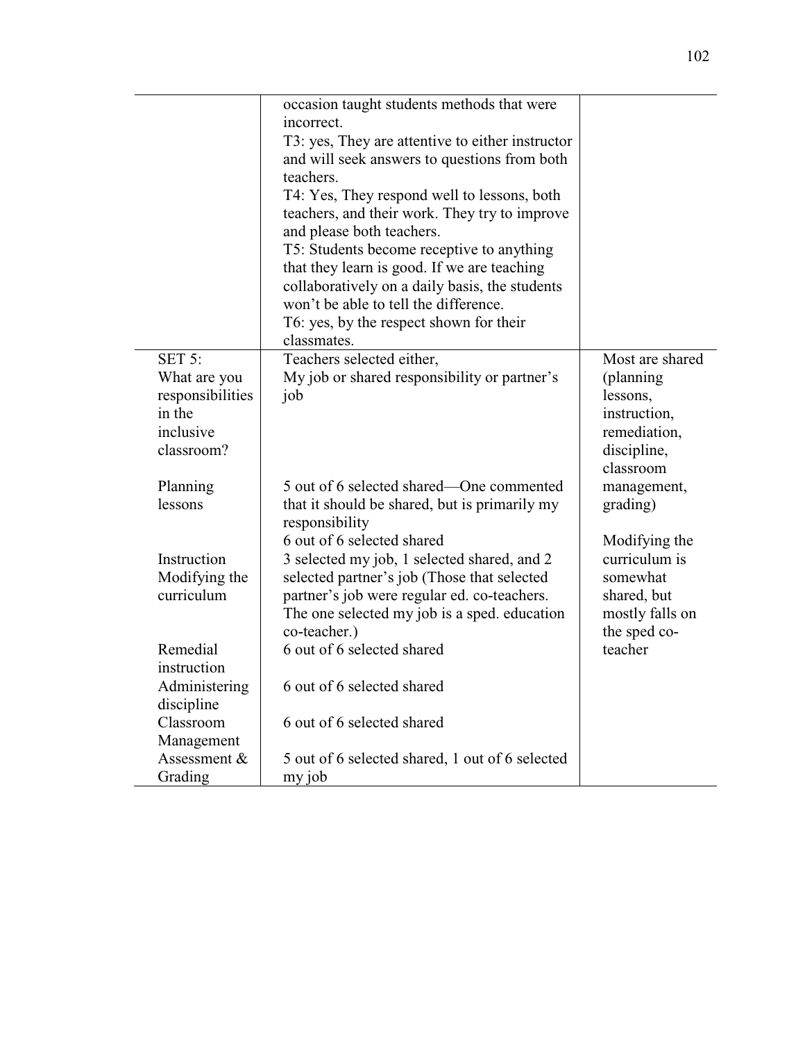| | | |
|---|---|---|
| | occasion taught students methods that were incorrect.<br>T3: yes, They are attentive to either instructor and will seek answers to questions from both teachers.<br>T4: Yes, They respond well to lessons, both teachers, and their work. They try to improve and please both teachers.<br>T5: Students become receptive to anything that they learn is good. If we are teaching collaboratively on a daily basis, the students won't be able to tell the difference.<br>T6: yes, by the respect shown for their classmates. | |
| SET 5:<br>What are you responsibilities in the inclusive classroom? | Teachers selected either,<br>My job or shared responsibility or partner's job | Most are shared (planning lessons, instruction, remediation, discipline, classroom management, grading)<br><br>Modifying the curriculum is somewhat shared, but mostly falls on the sped co-teacher |
| Planning lessons | 5 out of 6 selected shared—One commented that it should be shared, but is primarily my responsibility | |
| Instruction | 6 out of 6 selected shared | |
| Modifying the curriculum | 3 selected my job, 1 selected shared, and 2 selected partner's job (Those that selected partner's job were regular ed. co-teachers. The one selected my job is a sped. education co-teacher.) | |
| Remedial instruction | 6 out of 6 selected shared | |
| Administering discipline | 6 out of 6 selected shared | |
| Classroom Management | 6 out of 6 selected shared | |
| Assessment & Grading | 5 out of 6 selected shared, 1 out of 6 selected my job | |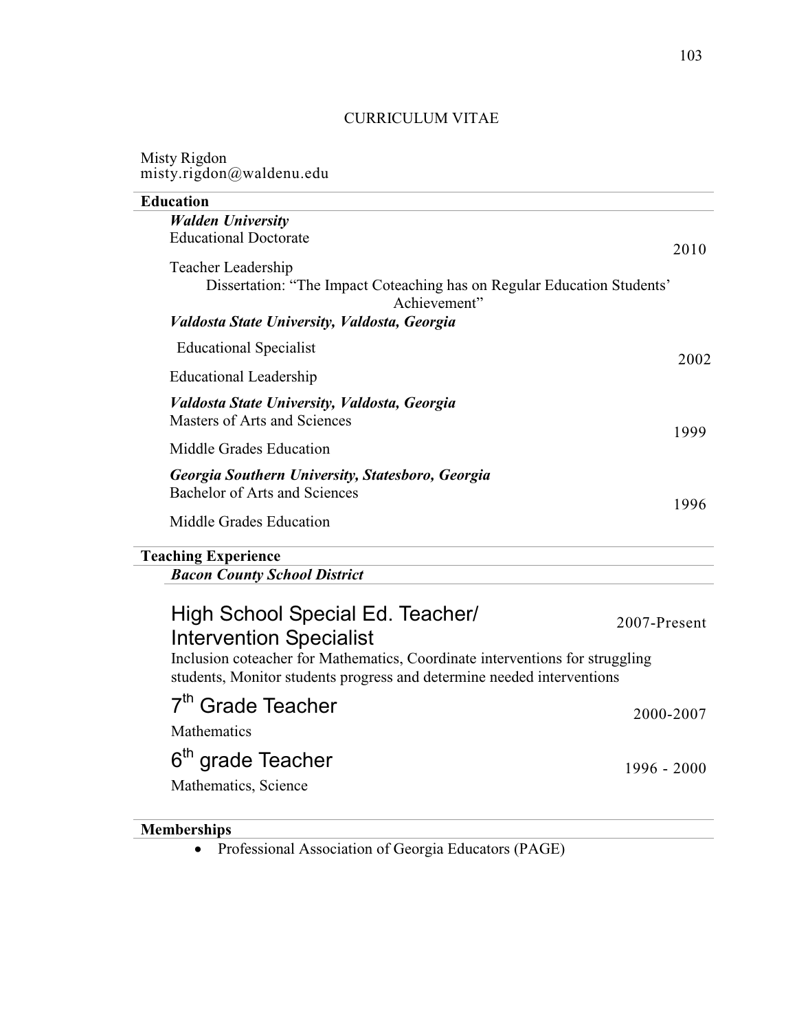# CURRICULUM VITAE

Misty Rigdon
misty.rigdon@waldenu.edu

## Education

***Walden University***
Educational Doctorate — 2010
Teacher Leadership
Dissertation: "The Impact Coteaching has on Regular Education Students' Achievement"

***Valdosta State University, Valdosta, Georgia***
Educational Specialist — 2002
Educational Leadership

***Valdosta State University, Valdosta, Georgia***
Masters of Arts and Sciences — 1999
Middle Grades Education

***Georgia Southern University, Statesboro, Georgia***
Bachelor of Arts and Sciences — 1996
Middle Grades Education

## Teaching Experience

***Bacon County School District***

### High School Special Ed. Teacher/ Intervention Specialist — 2007-Present

Inclusion coteacher for Mathematics, Coordinate interventions for struggling students, Monitor students progress and determine needed interventions

### 7th Grade Teacher — 2000-2007

Mathematics

### 6th grade Teacher — 1996 - 2000

Mathematics, Science

## Memberships

- Professional Association of Georgia Educators (PAGE)